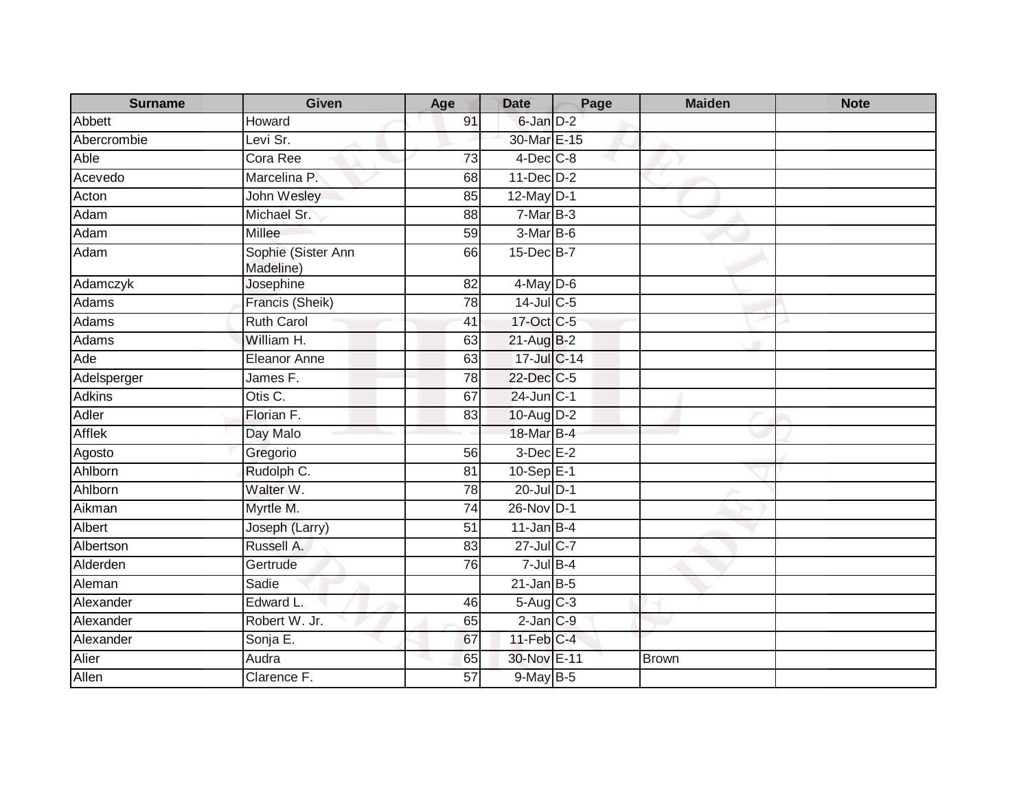| Surname | Given | Age | Date | Page | Maiden | Note |
|---|---|---|---|---|---|---|
| Abbett | Howard | 91 | 6-Jan | D-2 | | |
| Abercrombie | Levi Sr. | | 30-Mar | E-15 | | |
| Able | Cora Ree | 73 | 4-Dec | C-8 | | |
| Acevedo | Marcelina P. | 68 | 11-Dec | D-2 | | |
| Acton | John Wesley | 85 | 12-May | D-1 | | |
| Adam | Michael Sr. | 88 | 7-Mar | B-3 | | |
| Adam | Millee | 59 | 3-Mar | B-6 | | |
| Adam | Sophie (Sister Ann Madeline) | 66 | 15-Dec | B-7 | | |
| Adamczyk | Josephine | 82 | 4-May | D-6 | | |
| Adams | Francis (Sheik) | 78 | 14-Jul | C-5 | | |
| Adams | Ruth Carol | 41 | 17-Oct | C-5 | | |
| Adams | William H. | 63 | 21-Aug | B-2 | | |
| Ade | Eleanor Anne | 63 | 17-Jul | C-14 | | |
| Adelsperger | James F. | 78 | 22-Dec | C-5 | | |
| Adkins | Otis C. | 67 | 24-Jun | C-1 | | |
| Adler | Florian F. | 83 | 10-Aug | D-2 | | |
| Afflek | Day Malo | | 18-Mar | B-4 | | |
| Agosto | Gregorio | 56 | 3-Dec | E-2 | | |
| Ahlborn | Rudolph C. | 81 | 10-Sep | E-1 | | |
| Ahlborn | Walter W. | 78 | 20-Jul | D-1 | | |
| Aikman | Myrtle M. | 74 | 26-Nov | D-1 | | |
| Albert | Joseph (Larry) | 51 | 11-Jan | B-4 | | |
| Albertson | Russell A. | 83 | 27-Jul | C-7 | | |
| Alderden | Gertrude | 76 | 7-Jul | B-4 | | |
| Aleman | Sadie | | 21-Jan | B-5 | | |
| Alexander | Edward L. | 46 | 5-Aug | C-3 | | |
| Alexander | Robert W. Jr. | 65 | 2-Jan | C-9 | | |
| Alexander | Sonja E. | 67 | 11-Feb | C-4 | | |
| Alier | Audra | 65 | 30-Nov | E-11 | Brown | |
| Allen | Clarence F. | 57 | 9-May | B-5 | | |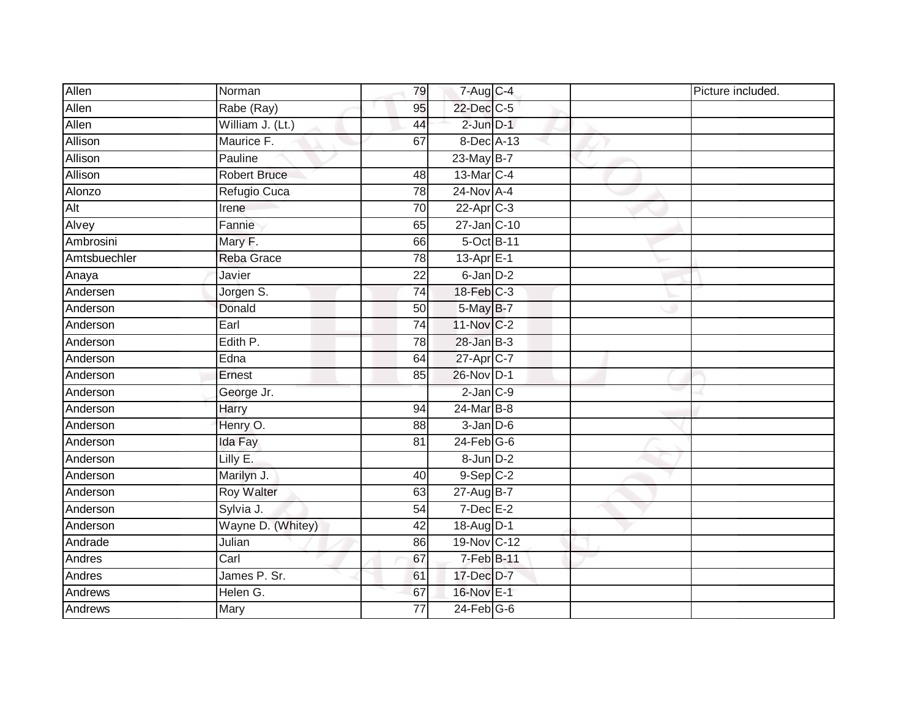| | | | | | | |
|---|---|---|---|---|---|---|
| Allen | Norman | 79 | 7-Aug | C-4 | | Picture included. |
| Allen | Rabe (Ray) | 95 | 22-Dec | C-5 | | |
| Allen | William J. (Lt.) | 44 | 2-Jun | D-1 | | |
| Allison | Maurice F. | 67 | 8-Dec | A-13 | | |
| Allison | Pauline | | 23-May | B-7 | | |
| Allison | Robert Bruce | 48 | 13-Mar | C-4 | | |
| Alonzo | Refugio Cuca | 78 | 24-Nov | A-4 | | |
| Alt | Irene | 70 | 22-Apr | C-3 | | |
| Alvey | Fannie | 65 | 27-Jan | C-10 | | |
| Ambrosini | Mary F. | 66 | 5-Oct | B-11 | | |
| Amtsbuechler | Reba Grace | 78 | 13-Apr | E-1 | | |
| Anaya | Javier | 22 | 6-Jan | D-2 | | |
| Andersen | Jorgen S. | 74 | 18-Feb | C-3 | | |
| Anderson | Donald | 50 | 5-May | B-7 | | |
| Anderson | Earl | 74 | 11-Nov | C-2 | | |
| Anderson | Edith P. | 78 | 28-Jan | B-3 | | |
| Anderson | Edna | 64 | 27-Apr | C-7 | | |
| Anderson | Ernest | 85 | 26-Nov | D-1 | | |
| Anderson | George Jr. | | 2-Jan | C-9 | | |
| Anderson | Harry | 94 | 24-Mar | B-8 | | |
| Anderson | Henry O. | 88 | 3-Jan | D-6 | | |
| Anderson | Ida Fay | 81 | 24-Feb | G-6 | | |
| Anderson | Lilly E. | | 8-Jun | D-2 | | |
| Anderson | Marilyn J. | 40 | 9-Sep | C-2 | | |
| Anderson | Roy Walter | 63 | 27-Aug | B-7 | | |
| Anderson | Sylvia J. | 54 | 7-Dec | E-2 | | |
| Anderson | Wayne D. (Whitey) | 42 | 18-Aug | D-1 | | |
| Andrade | Julian | 86 | 19-Nov | C-12 | | |
| Andres | Carl | 67 | 7-Feb | B-11 | | |
| Andres | James P. Sr. | 61 | 17-Dec | D-7 | | |
| Andrews | Helen G. | 67 | 16-Nov | E-1 | | |
| Andrews | Mary | 77 | 24-Feb | G-6 | | |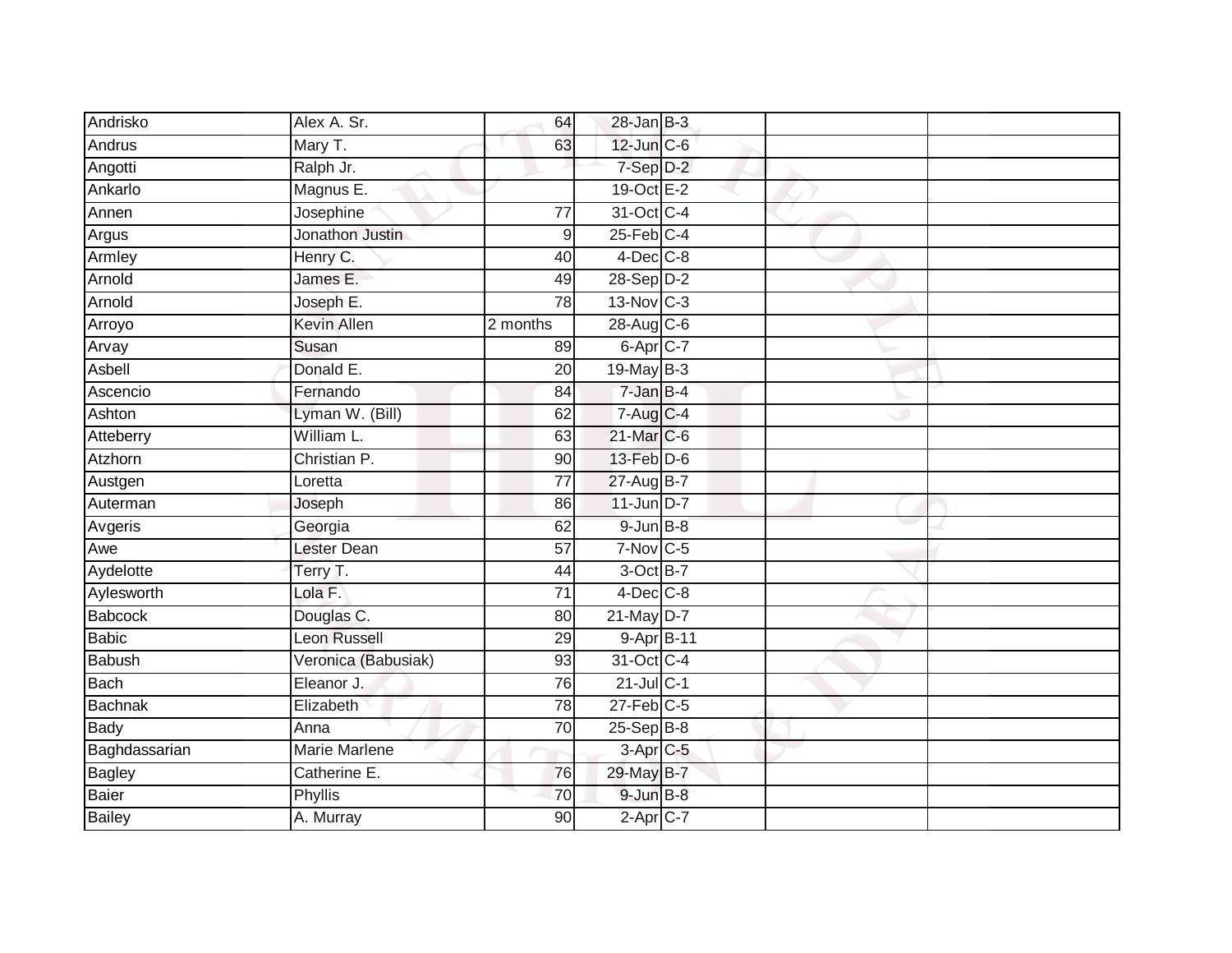| | | | | | | |
|---|---|---|---|---|---|---|
| Andrisko | Alex A. Sr. | 64 | 28-Jan | B-3 | | |
| Andrus | Mary T. | 63 | 12-Jun | C-6 | | |
| Angotti | Ralph Jr. | | 7-Sep | D-2 | | |
| Ankarlo | Magnus E. | | 19-Oct | E-2 | | |
| Annen | Josephine | 77 | 31-Oct | C-4 | | |
| Argus | Jonathon Justin | 9 | 25-Feb | C-4 | | |
| Armley | Henry C. | 40 | 4-Dec | C-8 | | |
| Arnold | James E. | 49 | 28-Sep | D-2 | | |
| Arnold | Joseph E. | 78 | 13-Nov | C-3 | | |
| Arroyo | Kevin Allen | 2 months | 28-Aug | C-6 | | |
| Arvay | Susan | 89 | 6-Apr | C-7 | | |
| Asbell | Donald E. | 20 | 19-May | B-3 | | |
| Ascencio | Fernando | 84 | 7-Jan | B-4 | | |
| Ashton | Lyman W. (Bill) | 62 | 7-Aug | C-4 | | |
| Atteberry | William L. | 63 | 21-Mar | C-6 | | |
| Atzhorn | Christian P. | 90 | 13-Feb | D-6 | | |
| Austgen | Loretta | 77 | 27-Aug | B-7 | | |
| Auterman | Joseph | 86 | 11-Jun | D-7 | | |
| Avgeris | Georgia | 62 | 9-Jun | B-8 | | |
| Awe | Lester Dean | 57 | 7-Nov | C-5 | | |
| Aydelotte | Terry T. | 44 | 3-Oct | B-7 | | |
| Aylesworth | Lola F. | 71 | 4-Dec | C-8 | | |
| Babcock | Douglas C. | 80 | 21-May | D-7 | | |
| Babic | Leon Russell | 29 | 9-Apr | B-11 | | |
| Babush | Veronica (Babusiak) | 93 | 31-Oct | C-4 | | |
| Bach | Eleanor J. | 76 | 21-Jul | C-1 | | |
| Bachnak | Elizabeth | 78 | 27-Feb | C-5 | | |
| Bady | Anna | 70 | 25-Sep | B-8 | | |
| Baghdassarian | Marie Marlene | | 3-Apr | C-5 | | |
| Bagley | Catherine E. | 76 | 29-May | B-7 | | |
| Baier | Phyllis | 70 | 9-Jun | B-8 | | |
| Bailey | A. Murray | 90 | 2-Apr | C-7 | | |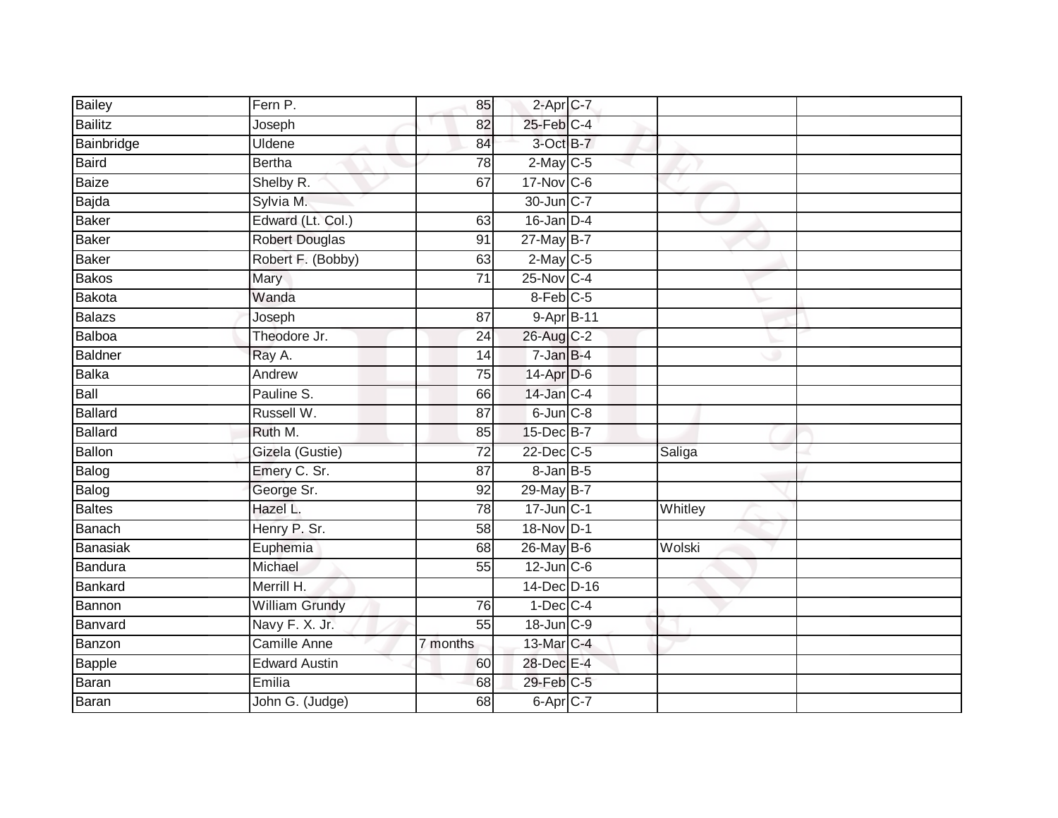| | | | | | | |
|---|---|---|---|---|---|---|
| Bailey | Fern P. | 85 | 2-Apr | C-7 | | |
| Bailitz | Joseph | 82 | 25-Feb | C-4 | | |
| Bainbridge | Uldene | 84 | 3-Oct | B-7 | | |
| Baird | Bertha | 78 | 2-May | C-5 | | |
| Baize | Shelby R. | 67 | 17-Nov | C-6 | | |
| Bajda | Sylvia M. | | 30-Jun | C-7 | | |
| Baker | Edward (Lt. Col.) | 63 | 16-Jan | D-4 | | |
| Baker | Robert Douglas | 91 | 27-May | B-7 | | |
| Baker | Robert F. (Bobby) | 63 | 2-May | C-5 | | |
| Bakos | Mary | 71 | 25-Nov | C-4 | | |
| Bakota | Wanda | | 8-Feb | C-5 | | |
| Balazs | Joseph | 87 | 9-Apr | B-11 | | |
| Balboa | Theodore Jr. | 24 | 26-Aug | C-2 | | |
| Baldner | Ray A. | 14 | 7-Jan | B-4 | | |
| Balka | Andrew | 75 | 14-Apr | D-6 | | |
| Ball | Pauline S. | 66 | 14-Jan | C-4 | | |
| Ballard | Russell W. | 87 | 6-Jun | C-8 | | |
| Ballard | Ruth M. | 85 | 15-Dec | B-7 | | |
| Ballon | Gizela (Gustie) | 72 | 22-Dec | C-5 | Saliga | |
| Balog | Emery C. Sr. | 87 | 8-Jan | B-5 | | |
| Balog | George Sr. | 92 | 29-May | B-7 | | |
| Baltes | Hazel L. | 78 | 17-Jun | C-1 | Whitley | |
| Banach | Henry P. Sr. | 58 | 18-Nov | D-1 | | |
| Banasiak | Euphemia | 68 | 26-May | B-6 | Wolski | |
| Bandura | Michael | 55 | 12-Jun | C-6 | | |
| Bankard | Merrill H. | | 14-Dec | D-16 | | |
| Bannon | William Grundy | 76 | 1-Dec | C-4 | | |
| Banvard | Navy F. X. Jr. | 55 | 18-Jun | C-9 | | |
| Banzon | Camille Anne | 7 months | 13-Mar | C-4 | | |
| Bapple | Edward Austin | 60 | 28-Dec | E-4 | | |
| Baran | Emilia | 68 | 29-Feb | C-5 | | |
| Baran | John G. (Judge) | 68 | 6-Apr | C-7 | | |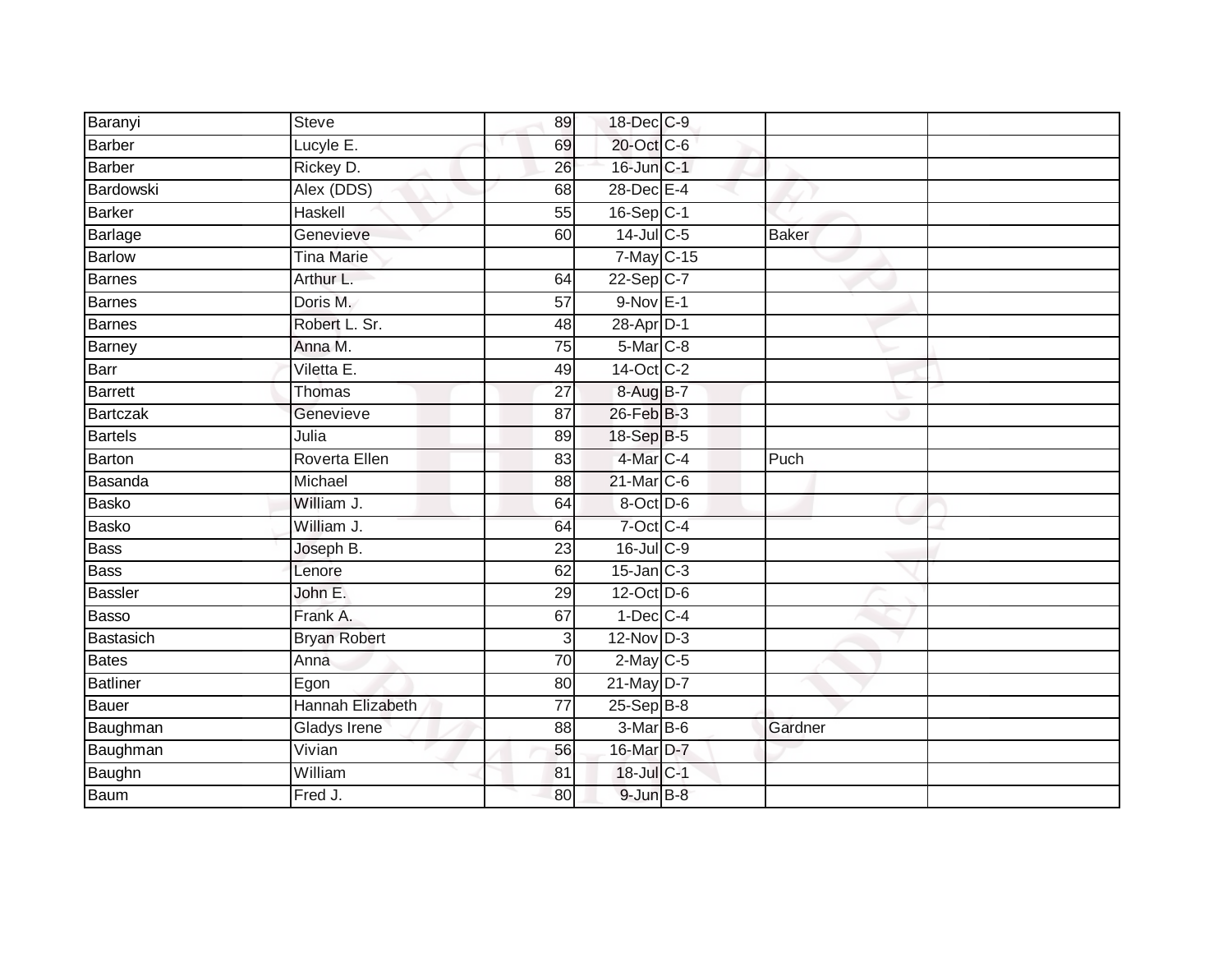| | | | | | | |
|---|---|---|---|---|---|---|
| Baranyi | Steve | 89 | 18-Dec | C-9 | | |
| Barber | Lucyle E. | 69 | 20-Oct | C-6 | | |
| Barber | Rickey D. | 26 | 16-Jun | C-1 | | |
| Bardowski | Alex (DDS) | 68 | 28-Dec | E-4 | | |
| Barker | Haskell | 55 | 16-Sep | C-1 | | |
| Barlage | Genevieve | 60 | 14-Jul | C-5 | Baker | |
| Barlow | Tina Marie | | 7-May | C-15 | | |
| Barnes | Arthur L. | 64 | 22-Sep | C-7 | | |
| Barnes | Doris M. | 57 | 9-Nov | E-1 | | |
| Barnes | Robert L. Sr. | 48 | 28-Apr | D-1 | | |
| Barney | Anna M. | 75 | 5-Mar | C-8 | | |
| Barr | Viletta E. | 49 | 14-Oct | C-2 | | |
| Barrett | Thomas | 27 | 8-Aug | B-7 | | |
| Bartczak | Genevieve | 87 | 26-Feb | B-3 | | |
| Bartels | Julia | 89 | 18-Sep | B-5 | | |
| Barton | Roverta Ellen | 83 | 4-Mar | C-4 | Puch | |
| Basanda | Michael | 88 | 21-Mar | C-6 | | |
| Basko | William J. | 64 | 8-Oct | D-6 | | |
| Basko | William J. | 64 | 7-Oct | C-4 | | |
| Bass | Joseph B. | 23 | 16-Jul | C-9 | | |
| Bass | Lenore | 62 | 15-Jan | C-3 | | |
| Bassler | John E. | 29 | 12-Oct | D-6 | | |
| Basso | Frank A. | 67 | 1-Dec | C-4 | | |
| Bastasich | Bryan Robert | 3 | 12-Nov | D-3 | | |
| Bates | Anna | 70 | 2-May | C-5 | | |
| Batliner | Egon | 80 | 21-May | D-7 | | |
| Bauer | Hannah Elizabeth | 77 | 25-Sep | B-8 | | |
| Baughman | Gladys Irene | 88 | 3-Mar | B-6 | Gardner | |
| Baughman | Vivian | 56 | 16-Mar | D-7 | | |
| Baughn | William | 81 | 18-Jul | C-1 | | |
| Baum | Fred J. | 80 | 9-Jun | B-8 | | |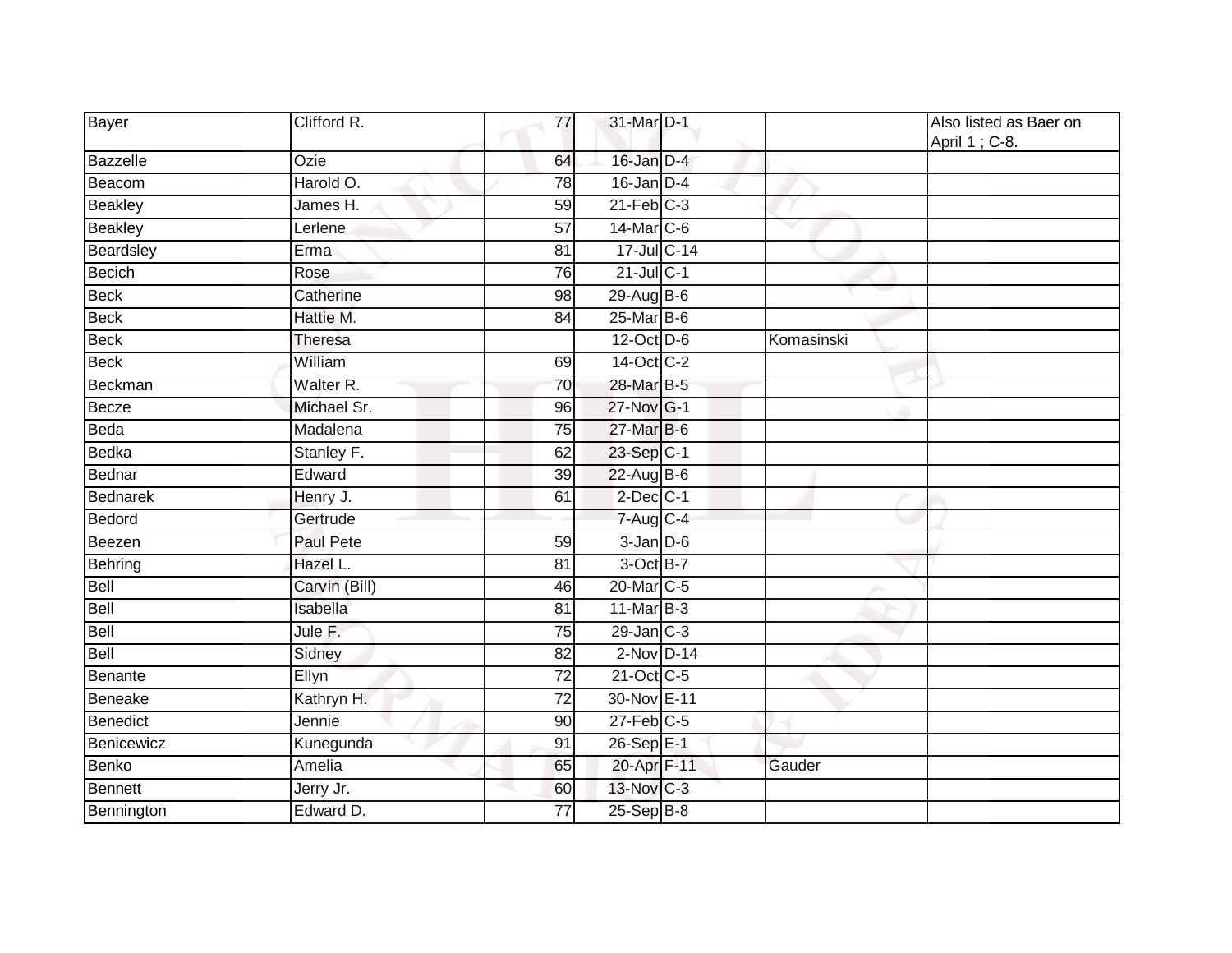| | | | | | | |
|---|---|---|---|---|---|---|
| Bayer | Clifford R. | 77 | 31-Mar | D-1 | | Also listed as Baer on April 1 ; C-8. |
| Bazzelle | Ozie | 64 | 16-Jan | D-4 | | |
| Beacom | Harold O. | 78 | 16-Jan | D-4 | | |
| Beakley | James H. | 59 | 21-Feb | C-3 | | |
| Beakley | Lerlene | 57 | 14-Mar | C-6 | | |
| Beardsley | Erma | 81 | 17-Jul | C-14 | | |
| Becich | Rose | 76 | 21-Jul | C-1 | | |
| Beck | Catherine | 98 | 29-Aug | B-6 | | |
| Beck | Hattie M. | 84 | 25-Mar | B-6 | | |
| Beck | Theresa | | 12-Oct | D-6 | Komasinski | |
| Beck | William | 69 | 14-Oct | C-2 | | |
| Beckman | Walter R. | 70 | 28-Mar | B-5 | | |
| Becze | Michael Sr. | 96 | 27-Nov | G-1 | | |
| Beda | Madalena | 75 | 27-Mar | B-6 | | |
| Bedka | Stanley F. | 62 | 23-Sep | C-1 | | |
| Bednar | Edward | 39 | 22-Aug | B-6 | | |
| Bednarek | Henry J. | 61 | 2-Dec | C-1 | | |
| Bedord | Gertrude | | 7-Aug | C-4 | | |
| Beezen | Paul Pete | 59 | 3-Jan | D-6 | | |
| Behring | Hazel L. | 81 | 3-Oct | B-7 | | |
| Bell | Carvin (Bill) | 46 | 20-Mar | C-5 | | |
| Bell | Isabella | 81 | 11-Mar | B-3 | | |
| Bell | Jule F. | 75 | 29-Jan | C-3 | | |
| Bell | Sidney | 82 | 2-Nov | D-14 | | |
| Benante | Ellyn | 72 | 21-Oct | C-5 | | |
| Beneake | Kathryn H. | 72 | 30-Nov | E-11 | | |
| Benedict | Jennie | 90 | 27-Feb | C-5 | | |
| Benicewicz | Kunegunda | 91 | 26-Sep | E-1 | | |
| Benko | Amelia | 65 | 20-Apr | F-11 | Gauder | |
| Bennett | Jerry Jr. | 60 | 13-Nov | C-3 | | |
| Bennington | Edward D. | 77 | 25-Sep | B-8 | | |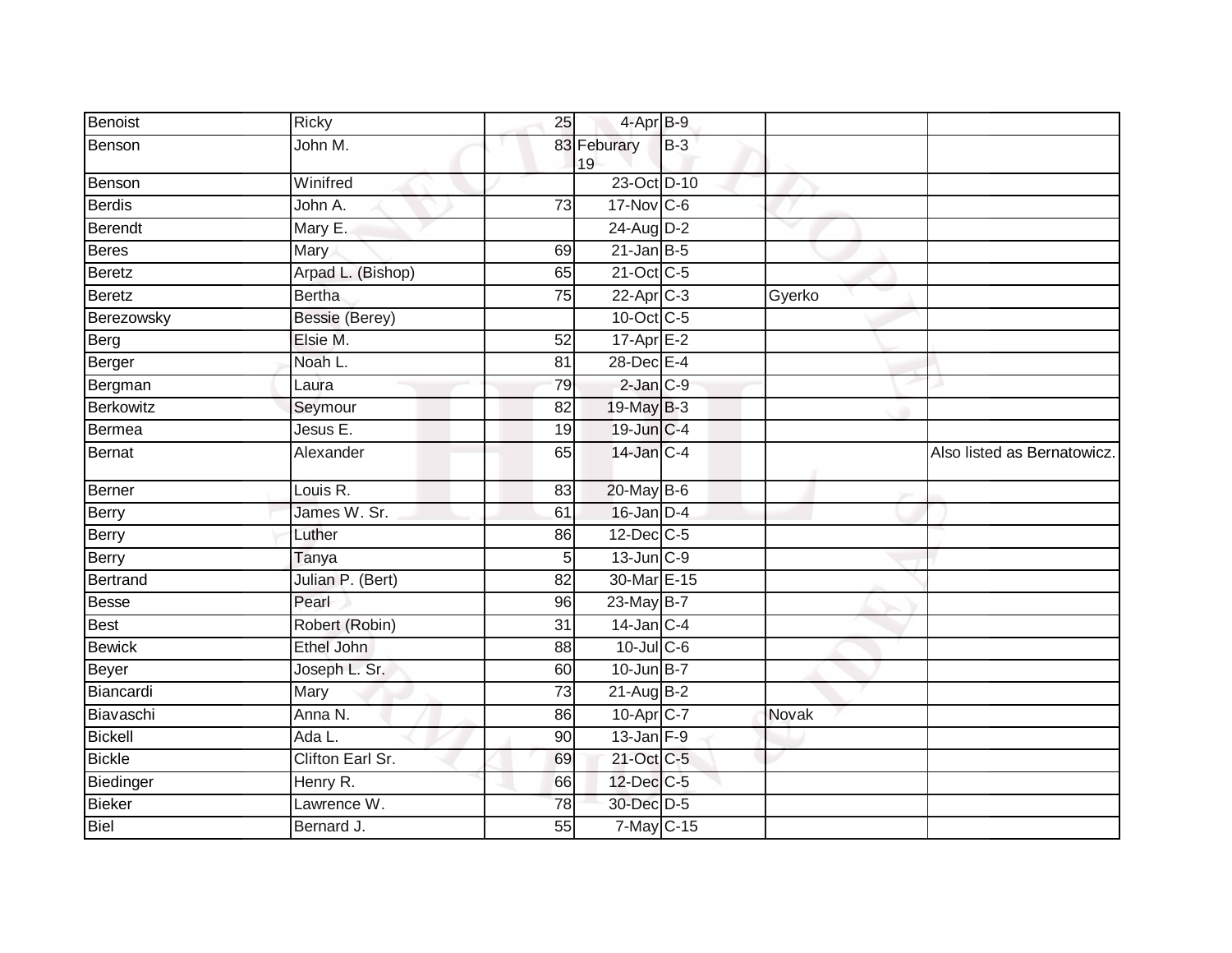| | | | | | | |
|---|---|---|---|---|---|---|
| Benoist | Ricky | 25 | 4-Apr | B-9 | | |
| Benson | John M. | 83 | Feburary 19 | B-3 | | |
| Benson | Winifred | | 23-Oct | D-10 | | |
| Berdis | John A. | 73 | 17-Nov | C-6 | | |
| Berendt | Mary E. | | 24-Aug | D-2 | | |
| Beres | Mary | 69 | 21-Jan | B-5 | | |
| Beretz | Arpad L. (Bishop) | 65 | 21-Oct | C-5 | | |
| Beretz | Bertha | 75 | 22-Apr | C-3 | Gyerko | |
| Berezowsky | Bessie (Berey) | | 10-Oct | C-5 | | |
| Berg | Elsie M. | 52 | 17-Apr | E-2 | | |
| Berger | Noah L. | 81 | 28-Dec | E-4 | | |
| Bergman | Laura | 79 | 2-Jan | C-9 | | |
| Berkowitz | Seymour | 82 | 19-May | B-3 | | |
| Bermea | Jesus E. | 19 | 19-Jun | C-4 | | |
| Bernat | Alexander | 65 | 14-Jan | C-4 | | Also listed as Bernatowicz. |
| Berner | Louis R. | 83 | 20-May | B-6 | | |
| Berry | James W. Sr. | 61 | 16-Jan | D-4 | | |
| Berry | Luther | 86 | 12-Dec | C-5 | | |
| Berry | Tanya | 5 | 13-Jun | C-9 | | |
| Bertrand | Julian P. (Bert) | 82 | 30-Mar | E-15 | | |
| Besse | Pearl | 96 | 23-May | B-7 | | |
| Best | Robert (Robin) | 31 | 14-Jan | C-4 | | |
| Bewick | Ethel John | 88 | 10-Jul | C-6 | | |
| Beyer | Joseph L. Sr. | 60 | 10-Jun | B-7 | | |
| Biancardi | Mary | 73 | 21-Aug | B-2 | | |
| Biavaschi | Anna N. | 86 | 10-Apr | C-7 | Novak | |
| Bickell | Ada L. | 90 | 13-Jan | F-9 | | |
| Bickle | Clifton Earl Sr. | 69 | 21-Oct | C-5 | | |
| Biedinger | Henry R. | 66 | 12-Dec | C-5 | | |
| Bieker | Lawrence W. | 78 | 30-Dec | D-5 | | |
| Biel | Bernard J. | 55 | 7-May | C-15 | | |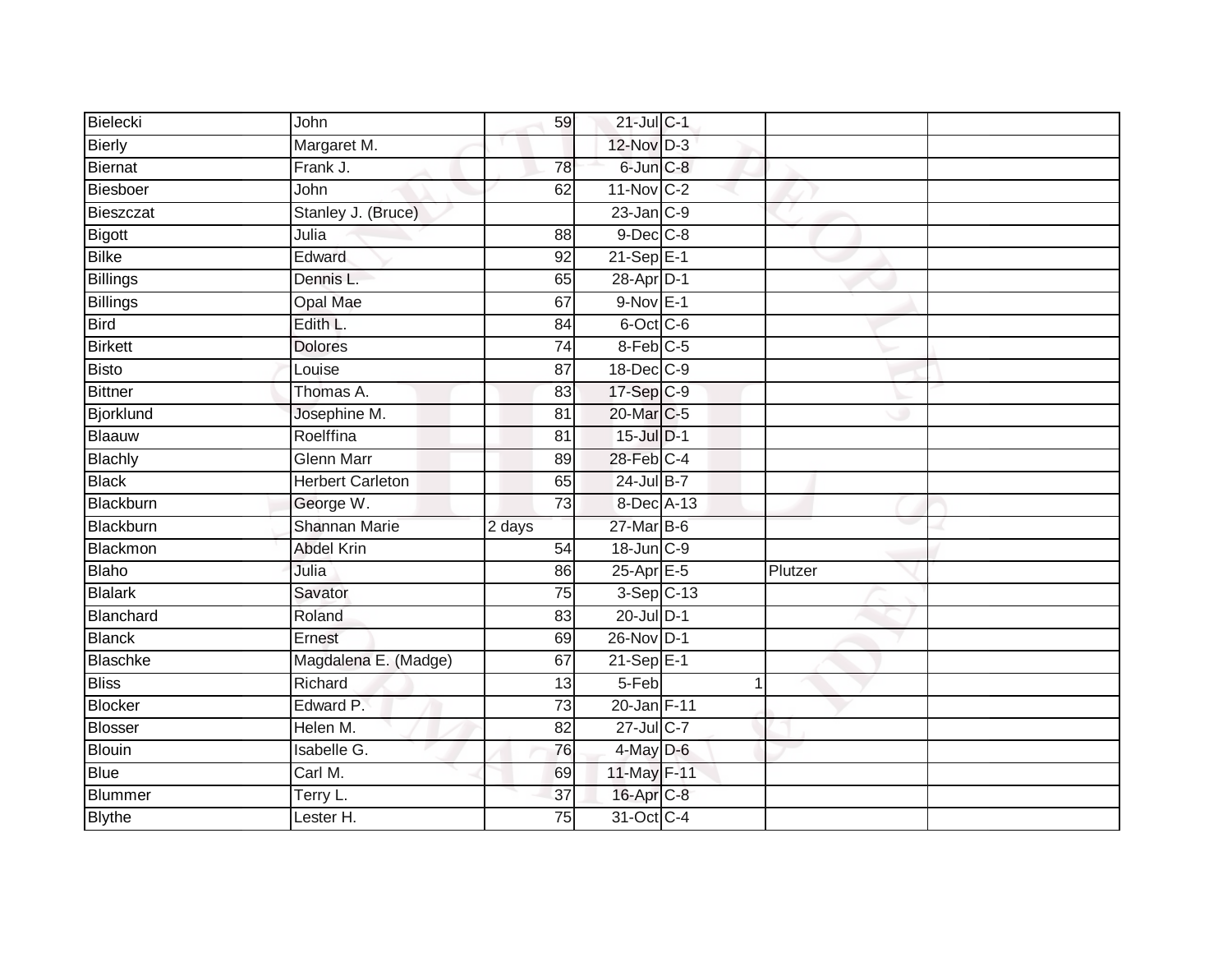| | | | | | | |
|---|---|---|---|---|---|---|
| Bielecki | John | 59 | 21-Jul | C-1 | | |
| Bierly | Margaret M. | | 12-Nov | D-3 | | |
| Biernat | Frank J. | 78 | 6-Jun | C-8 | | |
| Biesboer | John | 62 | 11-Nov | C-2 | | |
| Bieszczat | Stanley J. (Bruce) | | 23-Jan | C-9 | | |
| Bigott | Julia | 88 | 9-Dec | C-8 | | |
| Bilke | Edward | 92 | 21-Sep | E-1 | | |
| Billings | Dennis L. | 65 | 28-Apr | D-1 | | |
| Billings | Opal Mae | 67 | 9-Nov | E-1 | | |
| Bird | Edith L. | 84 | 6-Oct | C-6 | | |
| Birkett | Dolores | 74 | 8-Feb | C-5 | | |
| Bisto | Louise | 87 | 18-Dec | C-9 | | |
| Bittner | Thomas A. | 83 | 17-Sep | C-9 | | |
| Bjorklund | Josephine M. | 81 | 20-Mar | C-5 | | |
| Blaauw | Roelffina | 81 | 15-Jul | D-1 | | |
| Blachly | Glenn Marr | 89 | 28-Feb | C-4 | | |
| Black | Herbert Carleton | 65 | 24-Jul | B-7 | | |
| Blackburn | George W. | 73 | 8-Dec | A-13 | | |
| Blackburn | Shannan Marie | 2 days | 27-Mar | B-6 | | |
| Blackmon | Abdel Krin | 54 | 18-Jun | C-9 | | |
| Blaho | Julia | 86 | 25-Apr | E-5 | Plutzer | |
| Blalark | Savator | 75 | 3-Sep | C-13 | | |
| Blanchard | Roland | 83 | 20-Jul | D-1 | | |
| Blanck | Ernest | 69 | 26-Nov | D-1 | | |
| Blaschke | Magdalena E. (Madge) | 67 | 21-Sep | E-1 | | |
| Bliss | Richard | 13 | 5-Feb | 1 | | |
| Blocker | Edward P. | 73 | 20-Jan | F-11 | | |
| Blosser | Helen M. | 82 | 27-Jul | C-7 | | |
| Blouin | Isabelle G. | 76 | 4-May | D-6 | | |
| Blue | Carl M. | 69 | 11-May | F-11 | | |
| Blummer | Terry L. | 37 | 16-Apr | C-8 | | |
| Blythe | Lester H. | 75 | 31-Oct | C-4 | | |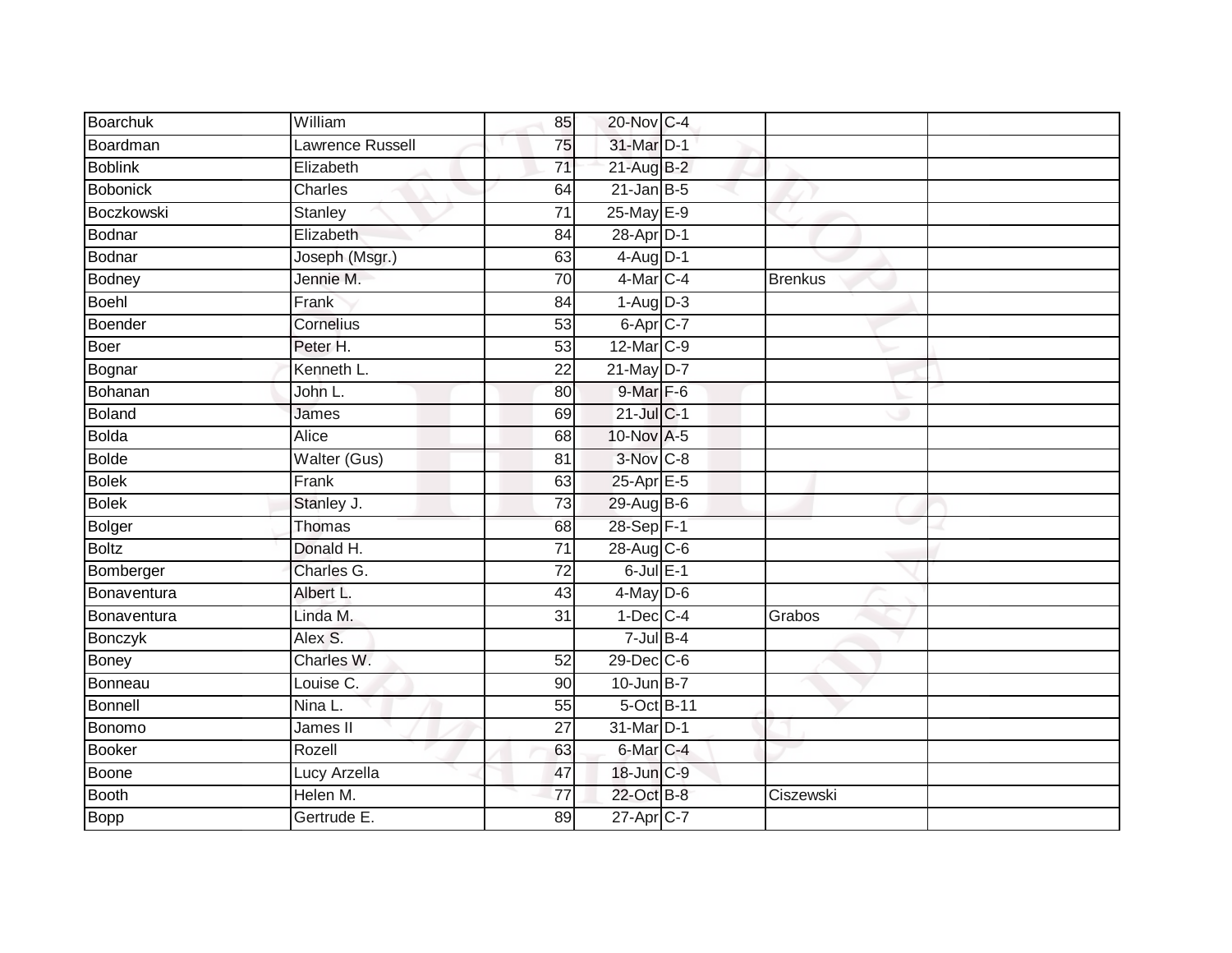| | | | | | | |
|---|---|---|---|---|---|---|
| Boarchuk | William | 85 | 20-Nov | C-4 | | |
| Boardman | Lawrence Russell | 75 | 31-Mar | D-1 | | |
| Boblink | Elizabeth | 71 | 21-Aug | B-2 | | |
| Bobonick | Charles | 64 | 21-Jan | B-5 | | |
| Boczkowski | Stanley | 71 | 25-May | E-9 | | |
| Bodnar | Elizabeth | 84 | 28-Apr | D-1 | | |
| Bodnar | Joseph (Msgr.) | 63 | 4-Aug | D-1 | | |
| Bodney | Jennie M. | 70 | 4-Mar | C-4 | Brenkus | |
| Boehl | Frank | 84 | 1-Aug | D-3 | | |
| Boender | Cornelius | 53 | 6-Apr | C-7 | | |
| Boer | Peter H. | 53 | 12-Mar | C-9 | | |
| Bognar | Kenneth L. | 22 | 21-May | D-7 | | |
| Bohanan | John L. | 80 | 9-Mar | F-6 | | |
| Boland | James | 69 | 21-Jul | C-1 | | |
| Bolda | Alice | 68 | 10-Nov | A-5 | | |
| Bolde | Walter (Gus) | 81 | 3-Nov | C-8 | | |
| Bolek | Frank | 63 | 25-Apr | E-5 | | |
| Bolek | Stanley J. | 73 | 29-Aug | B-6 | | |
| Bolger | Thomas | 68 | 28-Sep | F-1 | | |
| Boltz | Donald H. | 71 | 28-Aug | C-6 | | |
| Bomberger | Charles G. | 72 | 6-Jul | E-1 | | |
| Bonaventura | Albert L. | 43 | 4-May | D-6 | | |
| Bonaventura | Linda M. | 31 | 1-Dec | C-4 | Grabos | |
| Bonczyk | Alex S. | | 7-Jul | B-4 | | |
| Boney | Charles W. | 52 | 29-Dec | C-6 | | |
| Bonneau | Louise C. | 90 | 10-Jun | B-7 | | |
| Bonnell | Nina L. | 55 | 5-Oct | B-11 | | |
| Bonomo | James II | 27 | 31-Mar | D-1 | | |
| Booker | Rozell | 63 | 6-Mar | C-4 | | |
| Boone | Lucy Arzella | 47 | 18-Jun | C-9 | | |
| Booth | Helen M. | 77 | 22-Oct | B-8 | Ciszewski | |
| Bopp | Gertrude E. | 89 | 27-Apr | C-7 | | |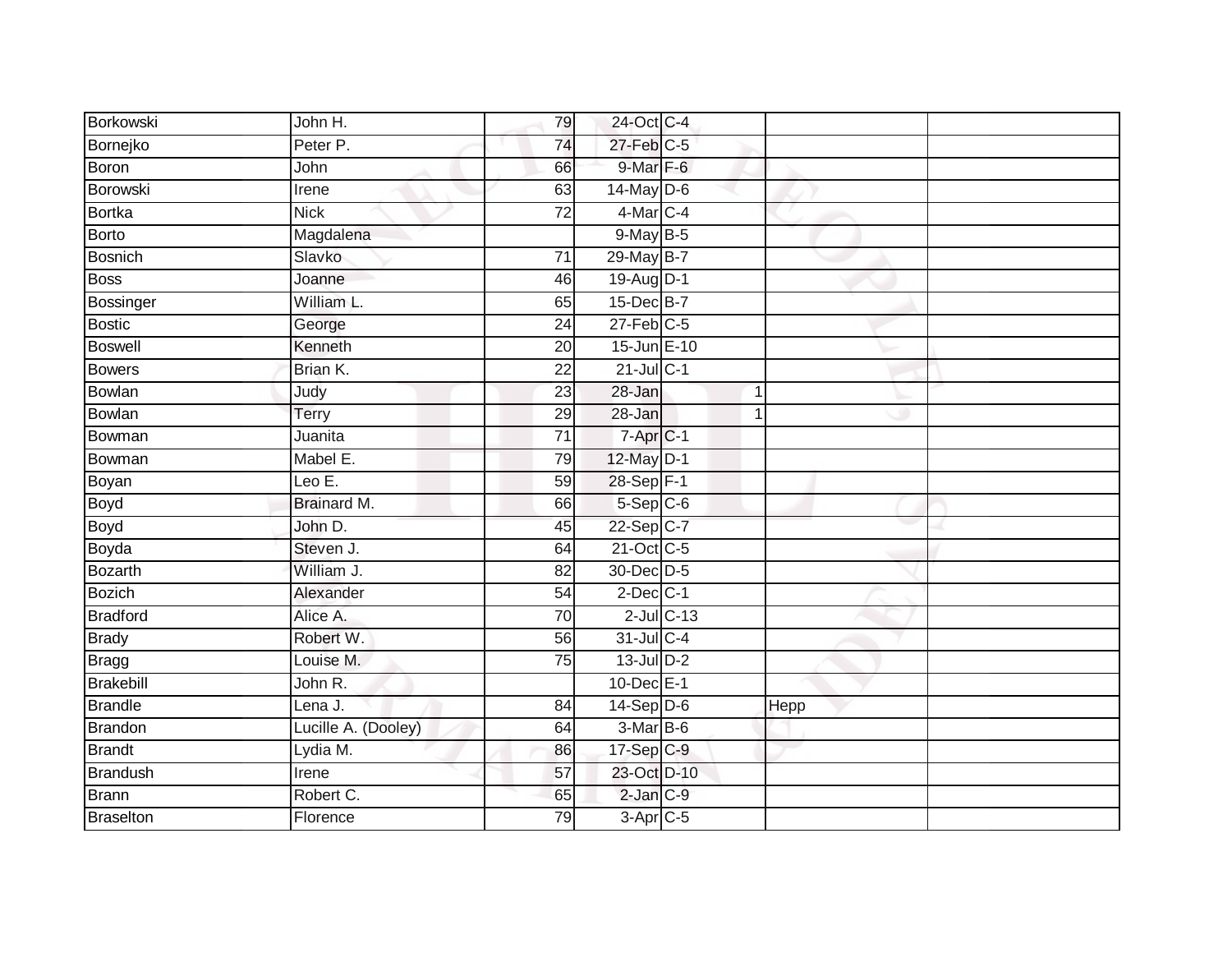| | | | | | | | |
|---|---|---|---|---|---|---|---|
| Borkowski | John H. | 79 | 24-Oct | C-4 | | | |
| Bornejko | Peter P. | 74 | 27-Feb | C-5 | | | |
| Boron | John | 66 | 9-Mar | F-6 | | | |
| Borowski | Irene | 63 | 14-May | D-6 | | | |
| Bortka | Nick | 72 | 4-Mar | C-4 | | | |
| Borto | Magdalena | | 9-May | B-5 | | | |
| Bosnich | Slavko | 71 | 29-May | B-7 | | | |
| Boss | Joanne | 46 | 19-Aug | D-1 | | | |
| Bossinger | William L. | 65 | 15-Dec | B-7 | | | |
| Bostic | George | 24 | 27-Feb | C-5 | | | |
| Boswell | Kenneth | 20 | 15-Jun | E-10 | | | |
| Bowers | Brian K. | 22 | 21-Jul | C-1 | | | |
| Bowlan | Judy | 23 | 28-Jan | | 1 | | |
| Bowlan | Terry | 29 | 28-Jan | | 1 | | |
| Bowman | Juanita | 71 | 7-Apr | C-1 | | | |
| Bowman | Mabel E. | 79 | 12-May | D-1 | | | |
| Boyan | Leo E. | 59 | 28-Sep | F-1 | | | |
| Boyd | Brainard M. | 66 | 5-Sep | C-6 | | | |
| Boyd | John D. | 45 | 22-Sep | C-7 | | | |
| Boyda | Steven J. | 64 | 21-Oct | C-5 | | | |
| Bozarth | William J. | 82 | 30-Dec | D-5 | | | |
| Bozich | Alexander | 54 | 2-Dec | C-1 | | | |
| Bradford | Alice A. | 70 | 2-Jul | C-13 | | | |
| Brady | Robert W. | 56 | 31-Jul | C-4 | | | |
| Bragg | Louise M. | 75 | 13-Jul | D-2 | | | |
| Brakebill | John R. | | 10-Dec | E-1 | | | |
| Brandle | Lena J. | 84 | 14-Sep | D-6 | | Hepp | |
| Brandon | Lucille A. (Dooley) | 64 | 3-Mar | B-6 | | | |
| Brandt | Lydia M. | 86 | 17-Sep | C-9 | | | |
| Brandush | Irene | 57 | 23-Oct | D-10 | | | |
| Brann | Robert C. | 65 | 2-Jan | C-9 | | | |
| Braselton | Florence | 79 | 3-Apr | C-5 | | | |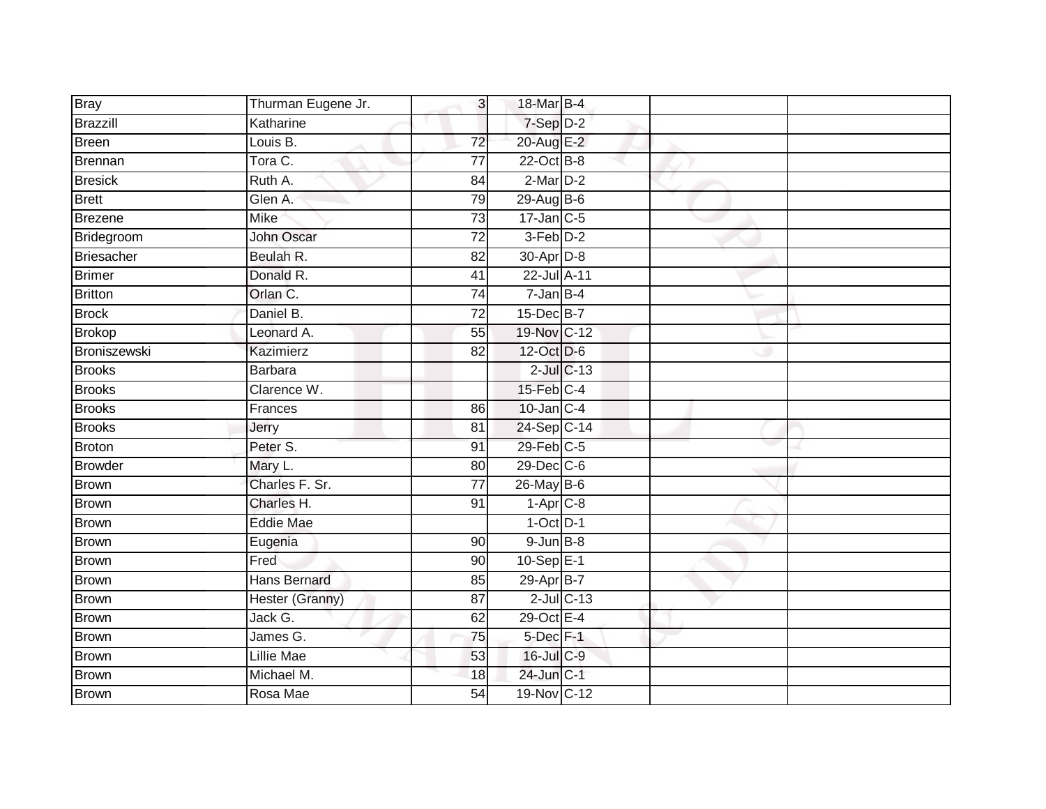| | | | | | | |
|---|---|---|---|---|---|---|
| Bray | Thurman Eugene Jr. | 3 | 18-Mar | B-4 | | |
| Brazzill | Katharine | | 7-Sep | D-2 | | |
| Breen | Louis B. | 72 | 20-Aug | E-2 | | |
| Brennan | Tora C. | 77 | 22-Oct | B-8 | | |
| Bresick | Ruth A. | 84 | 2-Mar | D-2 | | |
| Brett | Glen A. | 79 | 29-Aug | B-6 | | |
| Brezene | Mike | 73 | 17-Jan | C-5 | | |
| Bridegroom | John Oscar | 72 | 3-Feb | D-2 | | |
| Briesacher | Beulah R. | 82 | 30-Apr | D-8 | | |
| Brimer | Donald R. | 41 | 22-Jul | A-11 | | |
| Britton | Orlan C. | 74 | 7-Jan | B-4 | | |
| Brock | Daniel B. | 72 | 15-Dec | B-7 | | |
| Brokop | Leonard A. | 55 | 19-Nov | C-12 | | |
| Broniszewski | Kazimierz | 82 | 12-Oct | D-6 | | |
| Brooks | Barbara | | 2-Jul | C-13 | | |
| Brooks | Clarence W. | | 15-Feb | C-4 | | |
| Brooks | Frances | 86 | 10-Jan | C-4 | | |
| Brooks | Jerry | 81 | 24-Sep | C-14 | | |
| Broton | Peter S. | 91 | 29-Feb | C-5 | | |
| Browder | Mary L. | 80 | 29-Dec | C-6 | | |
| Brown | Charles F. Sr. | 77 | 26-May | B-6 | | |
| Brown | Charles H. | 91 | 1-Apr | C-8 | | |
| Brown | Eddie Mae | | 1-Oct | D-1 | | |
| Brown | Eugenia | 90 | 9-Jun | B-8 | | |
| Brown | Fred | 90 | 10-Sep | E-1 | | |
| Brown | Hans Bernard | 85 | 29-Apr | B-7 | | |
| Brown | Hester (Granny) | 87 | 2-Jul | C-13 | | |
| Brown | Jack G. | 62 | 29-Oct | E-4 | | |
| Brown | James G. | 75 | 5-Dec | F-1 | | |
| Brown | Lillie Mae | 53 | 16-Jul | C-9 | | |
| Brown | Michael M. | 18 | 24-Jun | C-1 | | |
| Brown | Rosa Mae | 54 | 19-Nov | C-12 | | |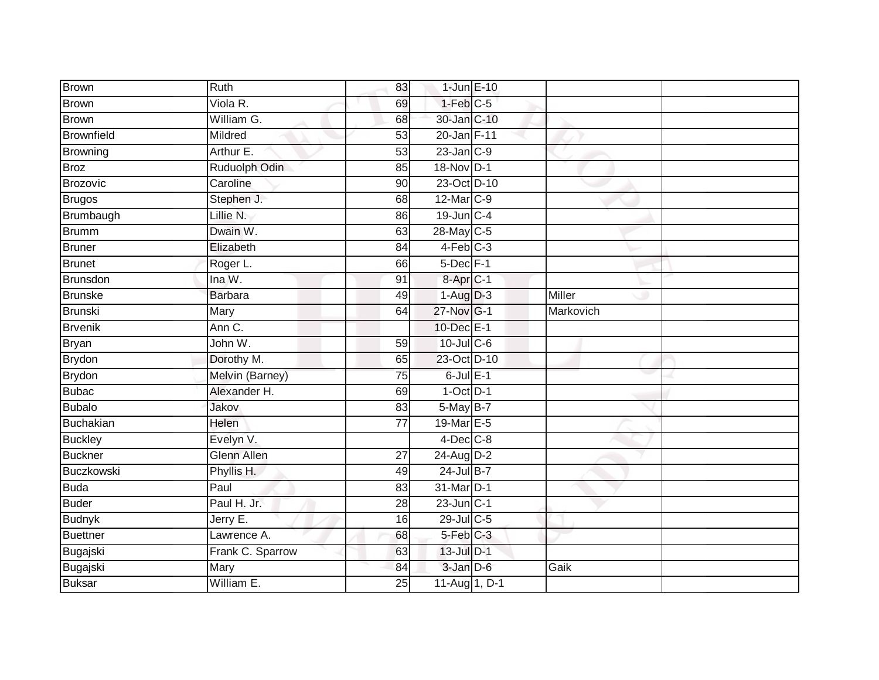| | | | | | | |
|---|---|---|---|---|---|---|
| Brown | Ruth | 83 | 1-Jun | E-10 | | |
| Brown | Viola R. | 69 | 1-Feb | C-5 | | |
| Brown | William G. | 68 | 30-Jan | C-10 | | |
| Brownfield | Mildred | 53 | 20-Jan | F-11 | | |
| Browning | Arthur E. | 53 | 23-Jan | C-9 | | |
| Broz | Ruduolph Odin | 85 | 18-Nov | D-1 | | |
| Brozovic | Caroline | 90 | 23-Oct | D-10 | | |
| Brugos | Stephen J. | 68 | 12-Mar | C-9 | | |
| Brumbaugh | Lillie N. | 86 | 19-Jun | C-4 | | |
| Brumm | Dwain W. | 63 | 28-May | C-5 | | |
| Bruner | Elizabeth | 84 | 4-Feb | C-3 | | |
| Brunet | Roger L. | 66 | 5-Dec | F-1 | | |
| Brunsdon | Ina W. | 91 | 8-Apr | C-1 | | |
| Brunske | Barbara | 49 | 1-Aug | D-3 | Miller | |
| Brunski | Mary | 64 | 27-Nov | G-1 | Markovich | |
| Brvenik | Ann C. | | 10-Dec | E-1 | | |
| Bryan | John W. | 59 | 10-Jul | C-6 | | |
| Brydon | Dorothy M. | 65 | 23-Oct | D-10 | | |
| Brydon | Melvin (Barney) | 75 | 6-Jul | E-1 | | |
| Bubac | Alexander H. | 69 | 1-Oct | D-1 | | |
| Bubalo | Jakov | 83 | 5-May | B-7 | | |
| Buchakian | Helen | 77 | 19-Mar | E-5 | | |
| Buckley | Evelyn V. | | 4-Dec | C-8 | | |
| Buckner | Glenn Allen | 27 | 24-Aug | D-2 | | |
| Buczkowski | Phyllis H. | 49 | 24-Jul | B-7 | | |
| Buda | Paul | 83 | 31-Mar | D-1 | | |
| Buder | Paul H. Jr. | 28 | 23-Jun | C-1 | | |
| Budnyk | Jerry E. | 16 | 29-Jul | C-5 | | |
| Buettner | Lawrence A. | 68 | 5-Feb | C-3 | | |
| Bugajski | Frank C. Sparrow | 63 | 13-Jul | D-1 | | |
| Bugajski | Mary | 84 | 3-Jan | D-6 | Gaik | |
| Buksar | William E. | 25 | 11-Aug | 1, D-1 | | |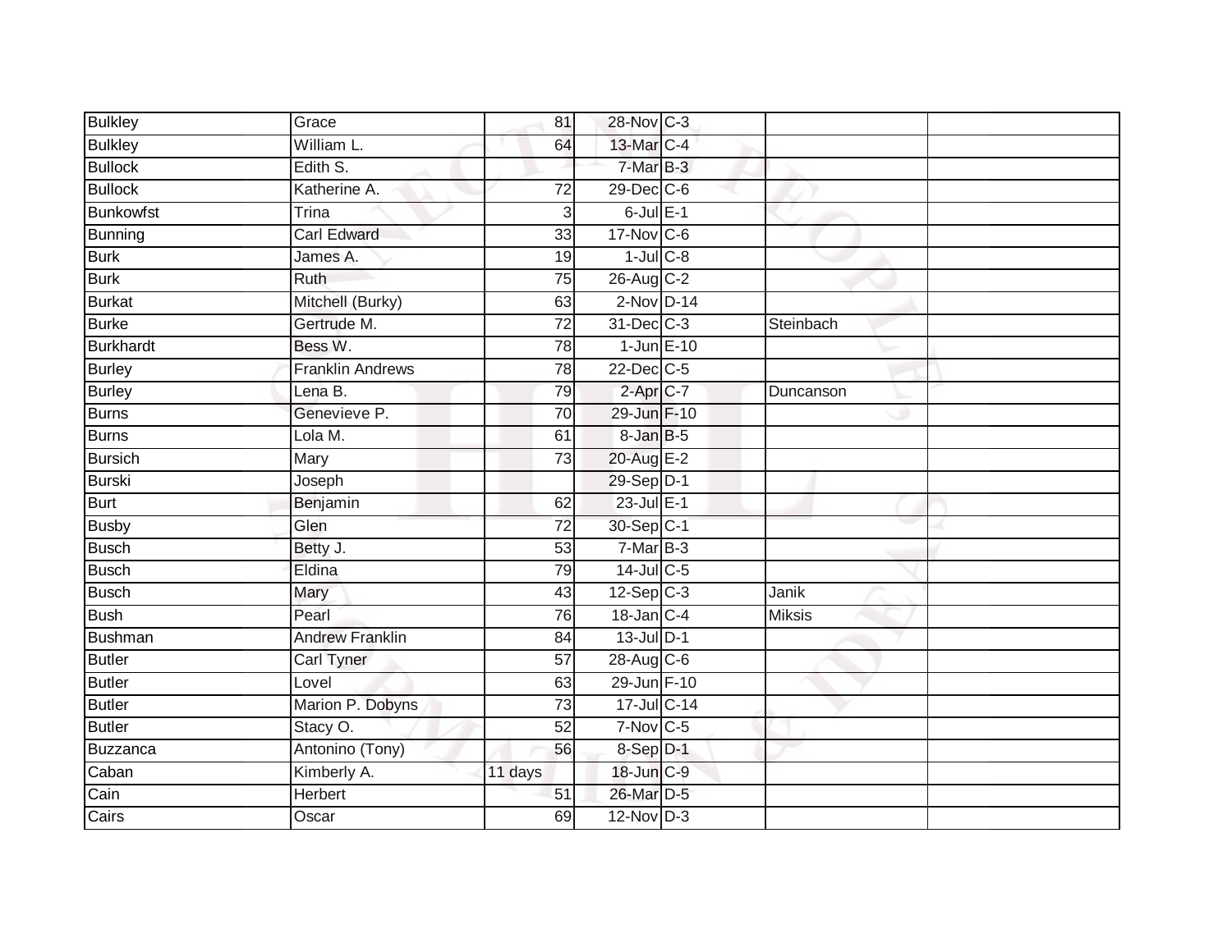| | | | | | | |
|---|---|---|---|---|---|---|
| Bulkley | Grace | 81 | 28-Nov | C-3 | | |
| Bulkley | William L. | 64 | 13-Mar | C-4 | | |
| Bullock | Edith S. | | 7-Mar | B-3 | | |
| Bullock | Katherine A. | 72 | 29-Dec | C-6 | | |
| Bunkowfst | Trina | 3 | 6-Jul | E-1 | | |
| Bunning | Carl Edward | 33 | 17-Nov | C-6 | | |
| Burk | James A. | 19 | 1-Jul | C-8 | | |
| Burk | Ruth | 75 | 26-Aug | C-2 | | |
| Burkat | Mitchell (Burky) | 63 | 2-Nov | D-14 | | |
| Burke | Gertrude M. | 72 | 31-Dec | C-3 | Steinbach | |
| Burkhardt | Bess W. | 78 | 1-Jun | E-10 | | |
| Burley | Franklin Andrews | 78 | 22-Dec | C-5 | | |
| Burley | Lena B. | 79 | 2-Apr | C-7 | Duncanson | |
| Burns | Genevieve P. | 70 | 29-Jun | F-10 | | |
| Burns | Lola M. | 61 | 8-Jan | B-5 | | |
| Bursich | Mary | 73 | 20-Aug | E-2 | | |
| Burski | Joseph | | 29-Sep | D-1 | | |
| Burt | Benjamin | 62 | 23-Jul | E-1 | | |
| Busby | Glen | 72 | 30-Sep | C-1 | | |
| Busch | Betty J. | 53 | 7-Mar | B-3 | | |
| Busch | Eldina | 79 | 14-Jul | C-5 | | |
| Busch | Mary | 43 | 12-Sep | C-3 | Janik | |
| Bush | Pearl | 76 | 18-Jan | C-4 | Miksis | |
| Bushman | Andrew Franklin | 84 | 13-Jul | D-1 | | |
| Butler | Carl Tyner | 57 | 28-Aug | C-6 | | |
| Butler | Lovel | 63 | 29-Jun | F-10 | | |
| Butler | Marion P. Dobyns | 73 | 17-Jul | C-14 | | |
| Butler | Stacy O. | 52 | 7-Nov | C-5 | | |
| Buzzanca | Antonino (Tony) | 56 | 8-Sep | D-1 | | |
| Caban | Kimberly A. | 11 days | 18-Jun | C-9 | | |
| Cain | Herbert | 51 | 26-Mar | D-5 | | |
| Cairs | Oscar | 69 | 12-Nov | D-3 | | |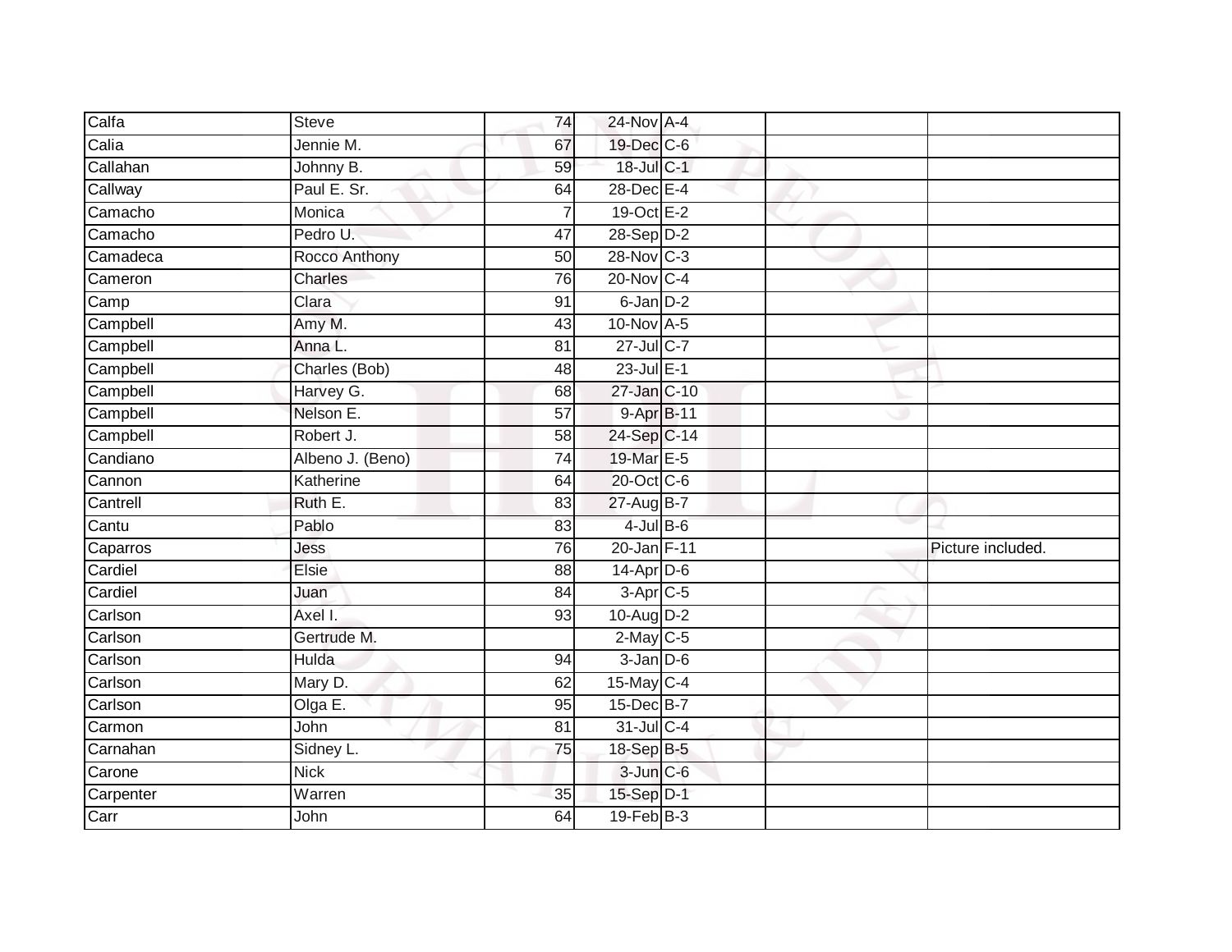| | | | | | | |
|---|---|---|---|---|---|---|
| Calfa | Steve | 74 | 24-Nov | A-4 | | |
| Calia | Jennie M. | 67 | 19-Dec | C-6 | | |
| Callahan | Johnny B. | 59 | 18-Jul | C-1 | | |
| Callway | Paul E. Sr. | 64 | 28-Dec | E-4 | | |
| Camacho | Monica | 7 | 19-Oct | E-2 | | |
| Camacho | Pedro U. | 47 | 28-Sep | D-2 | | |
| Camadeca | Rocco Anthony | 50 | 28-Nov | C-3 | | |
| Cameron | Charles | 76 | 20-Nov | C-4 | | |
| Camp | Clara | 91 | 6-Jan | D-2 | | |
| Campbell | Amy M. | 43 | 10-Nov | A-5 | | |
| Campbell | Anna L. | 81 | 27-Jul | C-7 | | |
| Campbell | Charles (Bob) | 48 | 23-Jul | E-1 | | |
| Campbell | Harvey G. | 68 | 27-Jan | C-10 | | |
| Campbell | Nelson E. | 57 | 9-Apr | B-11 | | |
| Campbell | Robert J. | 58 | 24-Sep | C-14 | | |
| Candiano | Albeno J. (Beno) | 74 | 19-Mar | E-5 | | |
| Cannon | Katherine | 64 | 20-Oct | C-6 | | |
| Cantrell | Ruth E. | 83 | 27-Aug | B-7 | | |
| Cantu | Pablo | 83 | 4-Jul | B-6 | | |
| Caparros | Jess | 76 | 20-Jan | F-11 | | Picture included. |
| Cardiel | Elsie | 88 | 14-Apr | D-6 | | |
| Cardiel | Juan | 84 | 3-Apr | C-5 | | |
| Carlson | Axel I. | 93 | 10-Aug | D-2 | | |
| Carlson | Gertrude M. | | 2-May | C-5 | | |
| Carlson | Hulda | 94 | 3-Jan | D-6 | | |
| Carlson | Mary D. | 62 | 15-May | C-4 | | |
| Carlson | Olga E. | 95 | 15-Dec | B-7 | | |
| Carmon | John | 81 | 31-Jul | C-4 | | |
| Carnahan | Sidney L. | 75 | 18-Sep | B-5 | | |
| Carone | Nick | | 3-Jun | C-6 | | |
| Carpenter | Warren | 35 | 15-Sep | D-1 | | |
| Carr | John | 64 | 19-Feb | B-3 | | |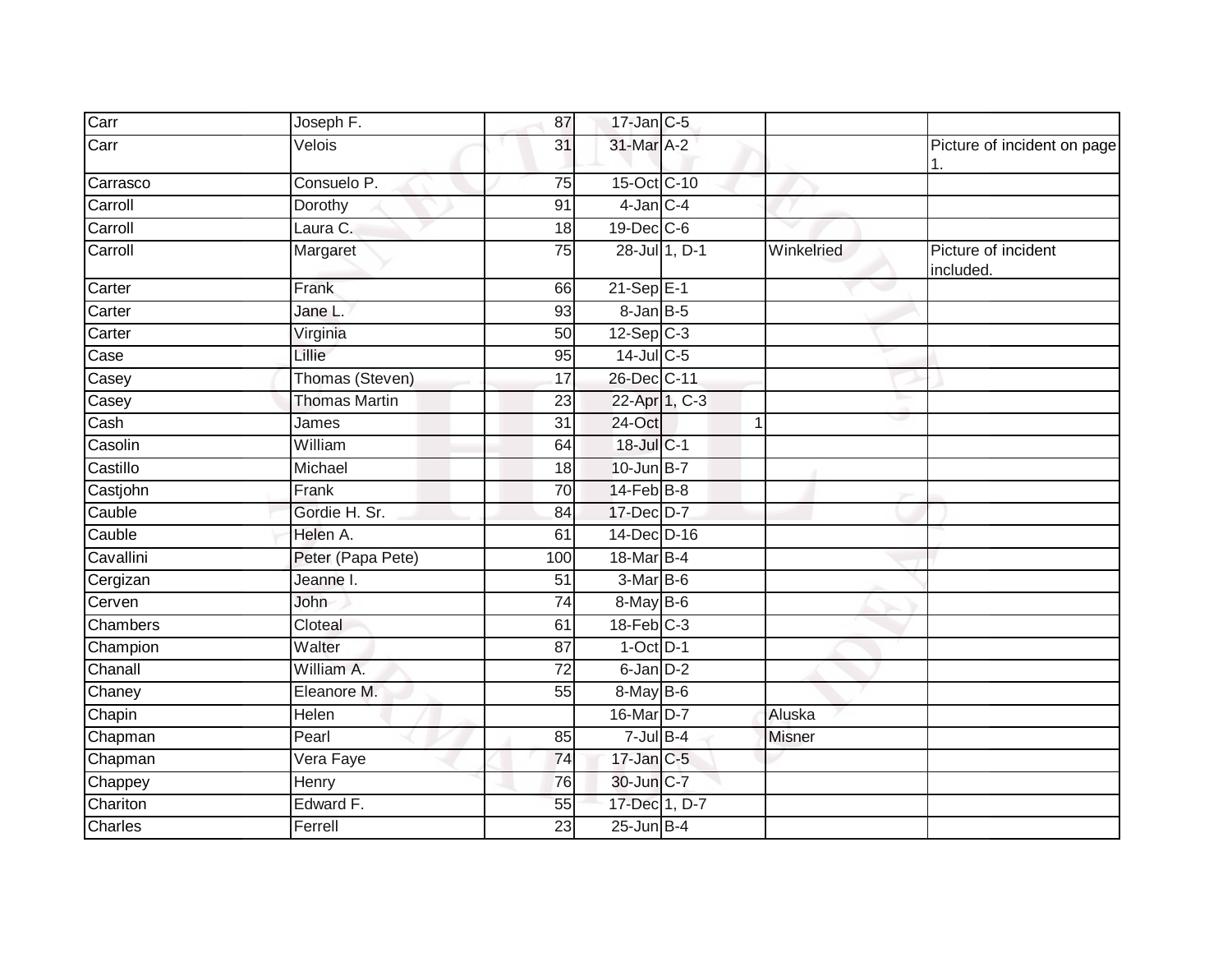| | | | | | | |
|---|---|---|---|---|---|---|
| Carr | Joseph F. | 87 | 17-Jan | C-5 | | |
| Carr | Velois | 31 | 31-Mar | A-2 | | Picture of incident on page 1. |
| Carrasco | Consuelo P. | 75 | 15-Oct | C-10 | | |
| Carroll | Dorothy | 91 | 4-Jan | C-4 | | |
| Carroll | Laura C. | 18 | 19-Dec | C-6 | | |
| Carroll | Margaret | 75 | 28-Jul | 1, D-1 | Winkelried | Picture of incident included. |
| Carter | Frank | 66 | 21-Sep | E-1 | | |
| Carter | Jane L. | 93 | 8-Jan | B-5 | | |
| Carter | Virginia | 50 | 12-Sep | C-3 | | |
| Case | Lillie | 95 | 14-Jul | C-5 | | |
| Casey | Thomas (Steven) | 17 | 26-Dec | C-11 | | |
| Casey | Thomas Martin | 23 | 22-Apr | 1, C-3 | | |
| Cash | James | 31 | 24-Oct | 1 | | |
| Casolin | William | 64 | 18-Jul | C-1 | | |
| Castillo | Michael | 18 | 10-Jun | B-7 | | |
| Castjohn | Frank | 70 | 14-Feb | B-8 | | |
| Cauble | Gordie H. Sr. | 84 | 17-Dec | D-7 | | |
| Cauble | Helen A. | 61 | 14-Dec | D-16 | | |
| Cavallini | Peter (Papa Pete) | 100 | 18-Mar | B-4 | | |
| Cergizan | Jeanne I. | 51 | 3-Mar | B-6 | | |
| Cerven | John | 74 | 8-May | B-6 | | |
| Chambers | Cloteal | 61 | 18-Feb | C-3 | | |
| Champion | Walter | 87 | 1-Oct | D-1 | | |
| Chanall | William A. | 72 | 6-Jan | D-2 | | |
| Chaney | Eleanore M. | 55 | 8-May | B-6 | | |
| Chapin | Helen | | 16-Mar | D-7 | Aluska | |
| Chapman | Pearl | 85 | 7-Jul | B-4 | Misner | |
| Chapman | Vera Faye | 74 | 17-Jan | C-5 | | |
| Chappey | Henry | 76 | 30-Jun | C-7 | | |
| Chariton | Edward F. | 55 | 17-Dec | 1, D-7 | | |
| Charles | Ferrell | 23 | 25-Jun | B-4 | | |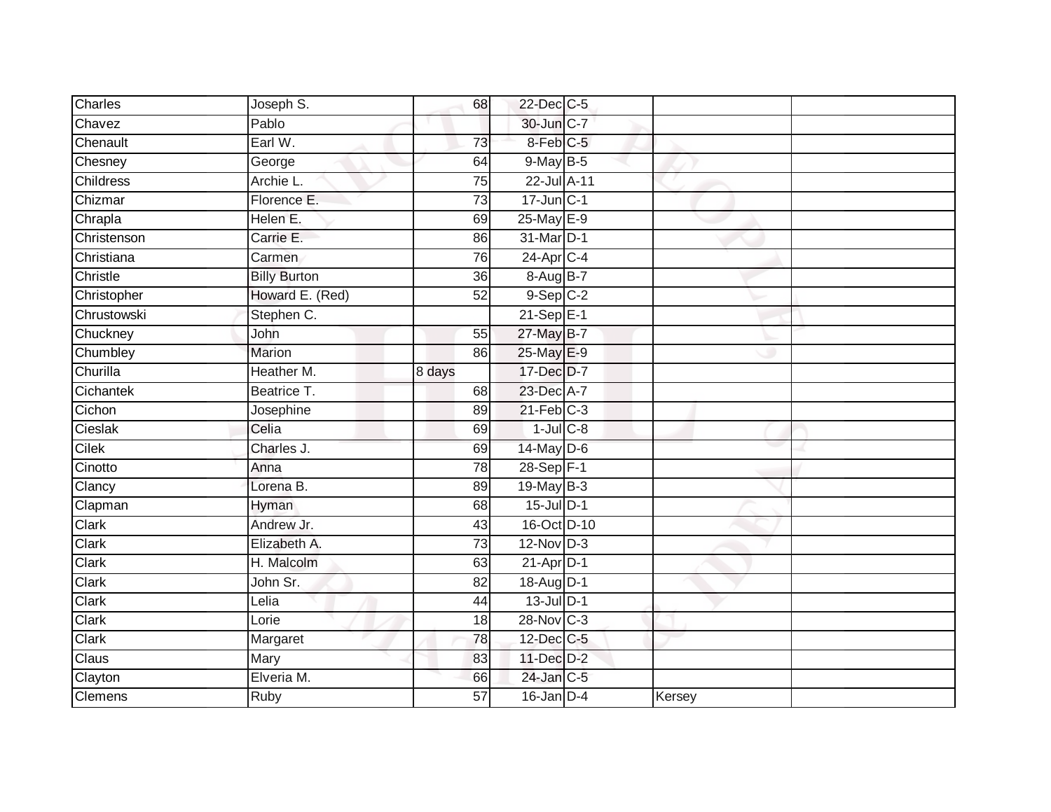| | | | | | | |
|---|---|---|---|---|---|---|
| Charles | Joseph S. | 68 | 22-Dec | C-5 | | |
| Chavez | Pablo | | 30-Jun | C-7 | | |
| Chenault | Earl W. | 73 | 8-Feb | C-5 | | |
| Chesney | George | 64 | 9-May | B-5 | | |
| Childress | Archie L. | 75 | 22-Jul | A-11 | | |
| Chizmar | Florence E. | 73 | 17-Jun | C-1 | | |
| Chrapla | Helen E. | 69 | 25-May | E-9 | | |
| Christenson | Carrie E. | 86 | 31-Mar | D-1 | | |
| Christiana | Carmen | 76 | 24-Apr | C-4 | | |
| Christle | Billy Burton | 36 | 8-Aug | B-7 | | |
| Christopher | Howard E. (Red) | 52 | 9-Sep | C-2 | | |
| Chrustowski | Stephen C. | | 21-Sep | E-1 | | |
| Chuckney | John | 55 | 27-May | B-7 | | |
| Chumbley | Marion | 86 | 25-May | E-9 | | |
| Churilla | Heather M. | 8 days | 17-Dec | D-7 | | |
| Cichantek | Beatrice T. | 68 | 23-Dec | A-7 | | |
| Cichon | Josephine | 89 | 21-Feb | C-3 | | |
| Cieslak | Celia | 69 | 1-Jul | C-8 | | |
| Cilek | Charles J. | 69 | 14-May | D-6 | | |
| Cinotto | Anna | 78 | 28-Sep | F-1 | | |
| Clancy | Lorena B. | 89 | 19-May | B-3 | | |
| Clapman | Hyman | 68 | 15-Jul | D-1 | | |
| Clark | Andrew Jr. | 43 | 16-Oct | D-10 | | |
| Clark | Elizabeth A. | 73 | 12-Nov | D-3 | | |
| Clark | H. Malcolm | 63 | 21-Apr | D-1 | | |
| Clark | John Sr. | 82 | 18-Aug | D-1 | | |
| Clark | Lelia | 44 | 13-Jul | D-1 | | |
| Clark | Lorie | 18 | 28-Nov | C-3 | | |
| Clark | Margaret | 78 | 12-Dec | C-5 | | |
| Claus | Mary | 83 | 11-Dec | D-2 | | |
| Clayton | Elveria M. | 66 | 24-Jan | C-5 | | |
| Clemens | Ruby | 57 | 16-Jan | D-4 | Kersey | |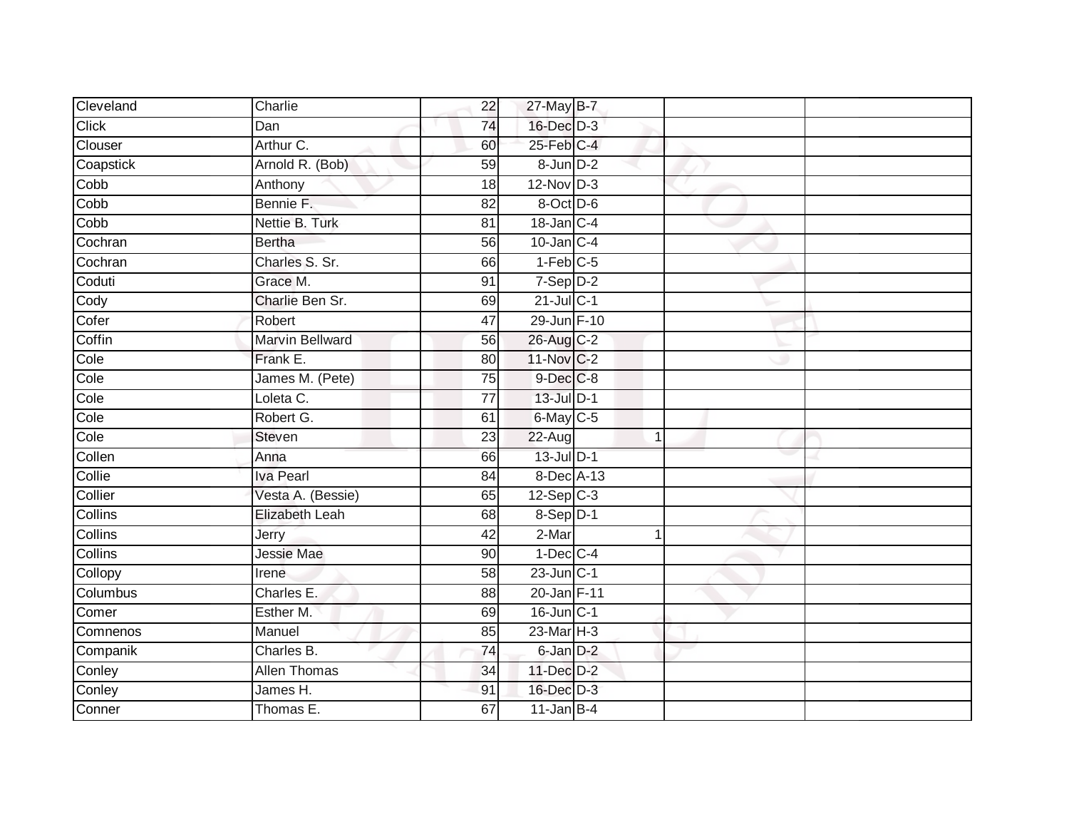| | | | | | | | |
|---|---|---|---|---|---|---|---|
| Cleveland | Charlie | 22 | 27-May | B-7 | | | |
| Click | Dan | 74 | 16-Dec | D-3 | | | |
| Clouser | Arthur C. | 60 | 25-Feb | C-4 | | | |
| Coapstick | Arnold R. (Bob) | 59 | 8-Jun | D-2 | | | |
| Cobb | Anthony | 18 | 12-Nov | D-3 | | | |
| Cobb | Bennie F. | 82 | 8-Oct | D-6 | | | |
| Cobb | Nettie B. Turk | 81 | 18-Jan | C-4 | | | |
| Cochran | Bertha | 56 | 10-Jan | C-4 | | | |
| Cochran | Charles S. Sr. | 66 | 1-Feb | C-5 | | | |
| Coduti | Grace M. | 91 | 7-Sep | D-2 | | | |
| Cody | Charlie Ben Sr. | 69 | 21-Jul | C-1 | | | |
| Cofer | Robert | 47 | 29-Jun | F-10 | | | |
| Coffin | Marvin Bellward | 56 | 26-Aug | C-2 | | | |
| Cole | Frank E. | 80 | 11-Nov | C-2 | | | |
| Cole | James M. (Pete) | 75 | 9-Dec | C-8 | | | |
| Cole | Loleta C. | 77 | 13-Jul | D-1 | | | |
| Cole | Robert G. | 61 | 6-May | C-5 | | | |
| Cole | Steven | 23 | 22-Aug | | 1 | | |
| Collen | Anna | 66 | 13-Jul | D-1 | | | |
| Collie | Iva Pearl | 84 | 8-Dec | A-13 | | | |
| Collier | Vesta A. (Bessie) | 65 | 12-Sep | C-3 | | | |
| Collins | Elizabeth Leah | 68 | 8-Sep | D-1 | | | |
| Collins | Jerry | 42 | 2-Mar | | 1 | | |
| Collins | Jessie Mae | 90 | 1-Dec | C-4 | | | |
| Collopy | Irene | 58 | 23-Jun | C-1 | | | |
| Columbus | Charles E. | 88 | 20-Jan | F-11 | | | |
| Comer | Esther M. | 69 | 16-Jun | C-1 | | | |
| Comnenos | Manuel | 85 | 23-Mar | H-3 | | | |
| Companik | Charles B. | 74 | 6-Jan | D-2 | | | |
| Conley | Allen Thomas | 34 | 11-Dec | D-2 | | | |
| Conley | James H. | 91 | 16-Dec | D-3 | | | |
| Conner | Thomas E. | 67 | 11-Jan | B-4 | | | |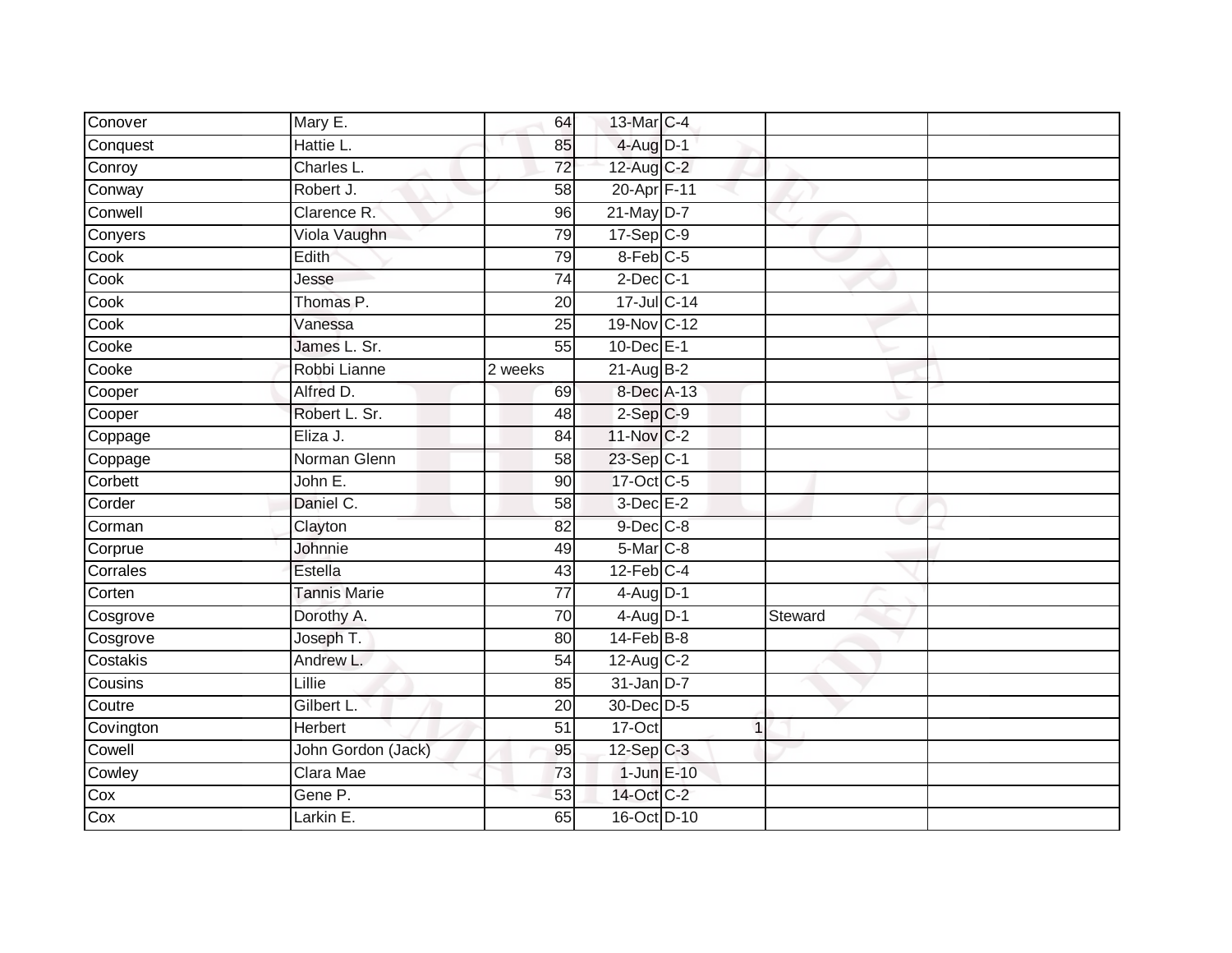| | | | | | | |
|---|---|---|---|---|---|---|
| Conover | Mary E. | 64 | 13-Mar | C-4 | | |
| Conquest | Hattie L. | 85 | 4-Aug | D-1 | | |
| Conroy | Charles L. | 72 | 12-Aug | C-2 | | |
| Conway | Robert J. | 58 | 20-Apr | F-11 | | |
| Conwell | Clarence R. | 96 | 21-May | D-7 | | |
| Conyers | Viola Vaughn | 79 | 17-Sep | C-9 | | |
| Cook | Edith | 79 | 8-Feb | C-5 | | |
| Cook | Jesse | 74 | 2-Dec | C-1 | | |
| Cook | Thomas P. | 20 | 17-Jul | C-14 | | |
| Cook | Vanessa | 25 | 19-Nov | C-12 | | |
| Cooke | James L. Sr. | 55 | 10-Dec | E-1 | | |
| Cooke | Robbi Lianne | 2 weeks | 21-Aug | B-2 | | |
| Cooper | Alfred D. | 69 | 8-Dec | A-13 | | |
| Cooper | Robert L. Sr. | 48 | 2-Sep | C-9 | | |
| Coppage | Eliza J. | 84 | 11-Nov | C-2 | | |
| Coppage | Norman Glenn | 58 | 23-Sep | C-1 | | |
| Corbett | John E. | 90 | 17-Oct | C-5 | | |
| Corder | Daniel C. | 58 | 3-Dec | E-2 | | |
| Corman | Clayton | 82 | 9-Dec | C-8 | | |
| Corprue | Johnnie | 49 | 5-Mar | C-8 | | |
| Corrales | Estella | 43 | 12-Feb | C-4 | | |
| Corten | Tannis Marie | 77 | 4-Aug | D-1 | | |
| Cosgrove | Dorothy A. | 70 | 4-Aug | D-1 | Steward | |
| Cosgrove | Joseph T. | 80 | 14-Feb | B-8 | | |
| Costakis | Andrew L. | 54 | 12-Aug | C-2 | | |
| Cousins | Lillie | 85 | 31-Jan | D-7 | | |
| Coutre | Gilbert L. | 20 | 30-Dec | D-5 | | |
| Covington | Herbert | 51 | 17-Oct | 1 | | |
| Cowell | John Gordon (Jack) | 95 | 12-Sep | C-3 | | |
| Cowley | Clara Mae | 73 | 1-Jun | E-10 | | |
| Cox | Gene P. | 53 | 14-Oct | C-2 | | |
| Cox | Larkin E. | 65 | 16-Oct | D-10 | | |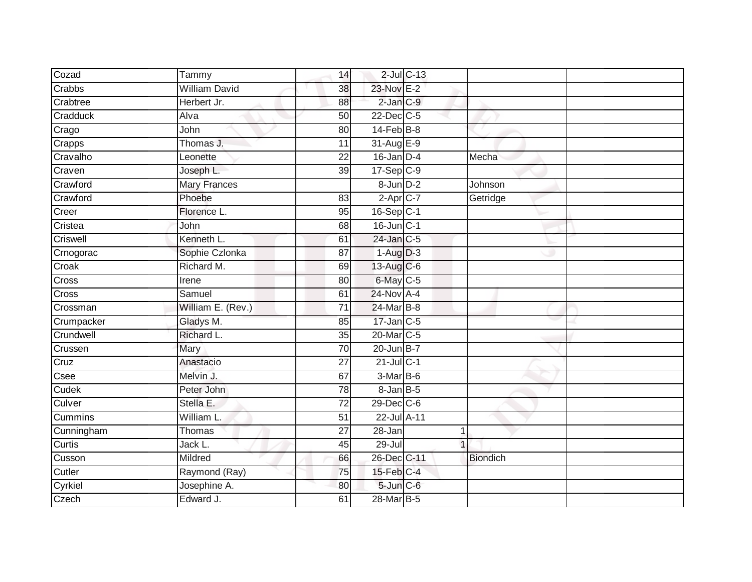| | | | | | | | |
|---|---|---|---|---|---|---|---|
| Cozad | Tammy | 14 | 2-Jul | C-13 | | | |
| Crabbs | William David | 38 | 23-Nov | E-2 | | | |
| Crabtree | Herbert Jr. | 88 | 2-Jan | C-9 | | | |
| Cradduck | Alva | 50 | 22-Dec | C-5 | | | |
| Crago | John | 80 | 14-Feb | B-8 | | | |
| Crapps | Thomas J. | 11 | 31-Aug | E-9 | | | |
| Cravalho | Leonette | 22 | 16-Jan | D-4 | | Mecha | |
| Craven | Joseph L. | 39 | 17-Sep | C-9 | | | |
| Crawford | Mary Frances | | 8-Jun | D-2 | | Johnson | |
| Crawford | Phoebe | 83 | 2-Apr | C-7 | | Getridge | |
| Creer | Florence L. | 95 | 16-Sep | C-1 | | | |
| Cristea | John | 68 | 16-Jun | C-1 | | | |
| Criswell | Kenneth L. | 61 | 24-Jan | C-5 | | | |
| Crnogorac | Sophie Czlonka | 87 | 1-Aug | D-3 | | | |
| Croak | Richard M. | 69 | 13-Aug | C-6 | | | |
| Cross | Irene | 80 | 6-May | C-5 | | | |
| Cross | Samuel | 61 | 24-Nov | A-4 | | | |
| Crossman | William E. (Rev.) | 71 | 24-Mar | B-8 | | | |
| Crumpacker | Gladys M. | 85 | 17-Jan | C-5 | | | |
| Crundwell | Richard L. | 35 | 20-Mar | C-5 | | | |
| Crussen | Mary | 70 | 20-Jun | B-7 | | | |
| Cruz | Anastacio | 27 | 21-Jul | C-1 | | | |
| Csee | Melvin J. | 67 | 3-Mar | B-6 | | | |
| Cudek | Peter John | 78 | 8-Jan | B-5 | | | |
| Culver | Stella E. | 72 | 29-Dec | C-6 | | | |
| Cummins | William L. | 51 | 22-Jul | A-11 | | | |
| Cunningham | Thomas | 27 | 28-Jan | | 1 | | |
| Curtis | Jack L. | 45 | 29-Jul | | 1 | | |
| Cusson | Mildred | 66 | 26-Dec | C-11 | | Biondich | |
| Cutler | Raymond (Ray) | 75 | 15-Feb | C-4 | | | |
| Cyrkiel | Josephine A. | 80 | 5-Jun | C-6 | | | |
| Czech | Edward J. | 61 | 28-Mar | B-5 | | | |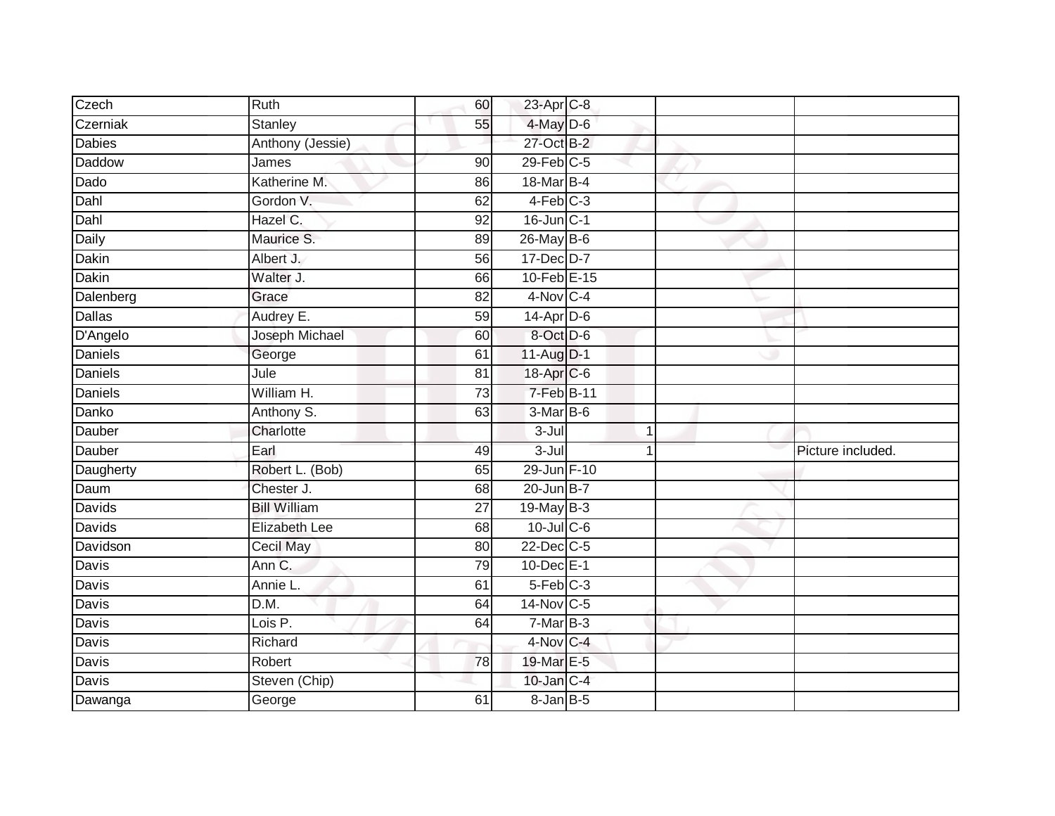| | | | | | | | |
|---|---|---|---|---|---|---|---|
| Czech | Ruth | 60 | 23-Apr | C-8 | | | |
| Czerniak | Stanley | 55 | 4-May | D-6 | | | |
| Dabies | Anthony (Jessie) | | 27-Oct | B-2 | | | |
| Daddow | James | 90 | 29-Feb | C-5 | | | |
| Dado | Katherine M. | 86 | 18-Mar | B-4 | | | |
| Dahl | Gordon V. | 62 | 4-Feb | C-3 | | | |
| Dahl | Hazel C. | 92 | 16-Jun | C-1 | | | |
| Daily | Maurice S. | 89 | 26-May | B-6 | | | |
| Dakin | Albert J. | 56 | 17-Dec | D-7 | | | |
| Dakin | Walter J. | 66 | 10-Feb | E-15 | | | |
| Dalenberg | Grace | 82 | 4-Nov | C-4 | | | |
| Dallas | Audrey E. | 59 | 14-Apr | D-6 | | | |
| D'Angelo | Joseph Michael | 60 | 8-Oct | D-6 | | | |
| Daniels | George | 61 | 11-Aug | D-1 | | | |
| Daniels | Jule | 81 | 18-Apr | C-6 | | | |
| Daniels | William H. | 73 | 7-Feb | B-11 | | | |
| Danko | Anthony S. | 63 | 3-Mar | B-6 | | | |
| Dauber | Charlotte | | 3-Jul | | 1 | | |
| Dauber | Earl | 49 | 3-Jul | | 1 | | Picture included. |
| Daugherty | Robert L. (Bob) | 65 | 29-Jun | F-10 | | | |
| Daum | Chester J. | 68 | 20-Jun | B-7 | | | |
| Davids | Bill William | 27 | 19-May | B-3 | | | |
| Davids | Elizabeth Lee | 68 | 10-Jul | C-6 | | | |
| Davidson | Cecil May | 80 | 22-Dec | C-5 | | | |
| Davis | Ann C. | 79 | 10-Dec | E-1 | | | |
| Davis | Annie L. | 61 | 5-Feb | C-3 | | | |
| Davis | D.M. | 64 | 14-Nov | C-5 | | | |
| Davis | Lois P. | 64 | 7-Mar | B-3 | | | |
| Davis | Richard | | 4-Nov | C-4 | | | |
| Davis | Robert | 78 | 19-Mar | E-5 | | | |
| Davis | Steven (Chip) | | 10-Jan | C-4 | | | |
| Dawanga | George | 61 | 8-Jan | B-5 | | | |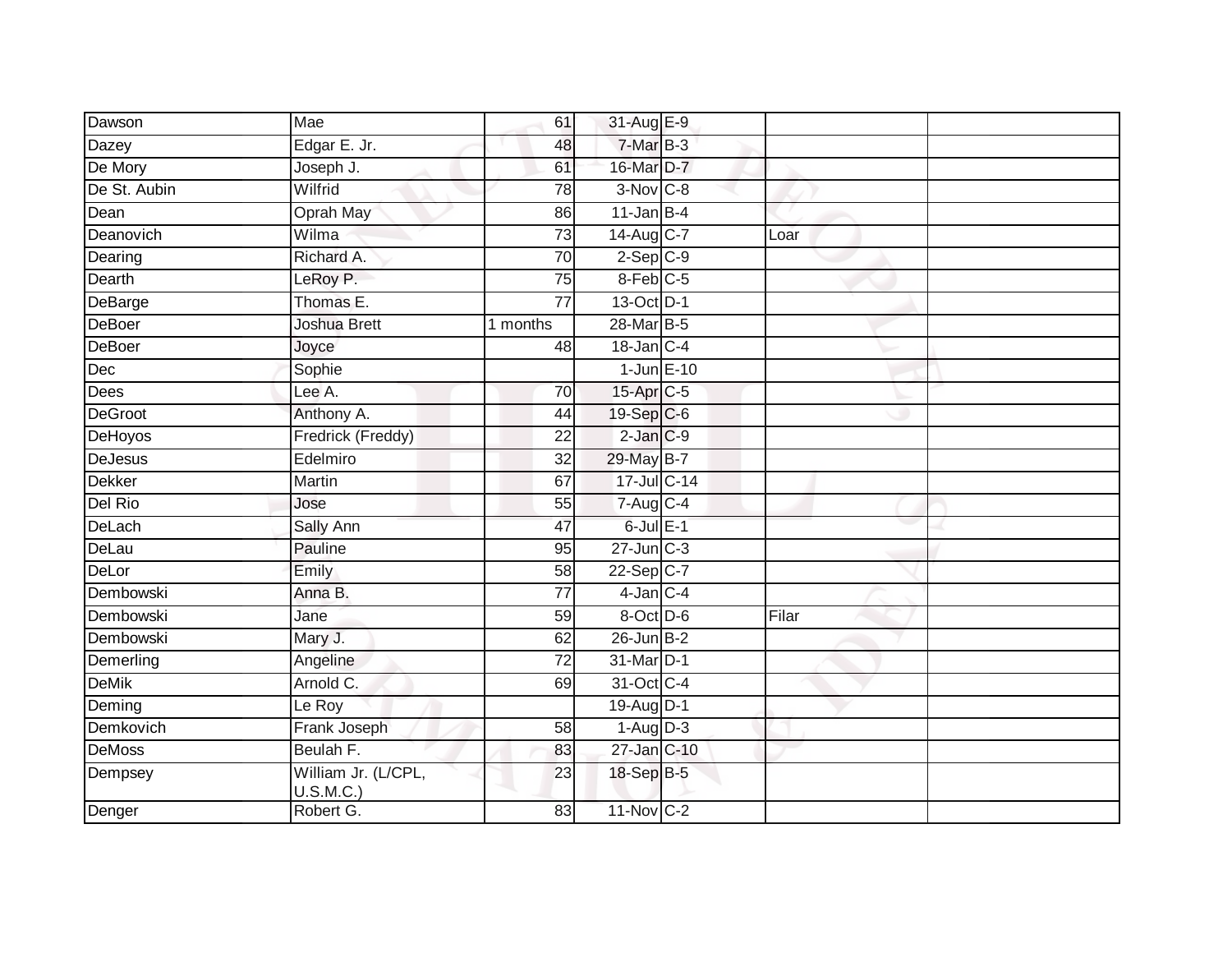| | | | | | | |
|---|---|---|---|---|---|---|
| Dawson | Mae | 61 | 31-Aug | E-9 | | |
| Dazey | Edgar E. Jr. | 48 | 7-Mar | B-3 | | |
| De Mory | Joseph J. | 61 | 16-Mar | D-7 | | |
| De St. Aubin | Wilfrid | 78 | 3-Nov | C-8 | | |
| Dean | Oprah May | 86 | 11-Jan | B-4 | | |
| Deanovich | Wilma | 73 | 14-Aug | C-7 | Loar | |
| Dearing | Richard A. | 70 | 2-Sep | C-9 | | |
| Dearth | LeRoy P. | 75 | 8-Feb | C-5 | | |
| DeBarge | Thomas E. | 77 | 13-Oct | D-1 | | |
| DeBoer | Joshua Brett | 1 months | 28-Mar | B-5 | | |
| DeBoer | Joyce | 48 | 18-Jan | C-4 | | |
| Dec | Sophie | | 1-Jun | E-10 | | |
| Dees | Lee A. | 70 | 15-Apr | C-5 | | |
| DeGroot | Anthony A. | 44 | 19-Sep | C-6 | | |
| DeHoyos | Fredrick (Freddy) | 22 | 2-Jan | C-9 | | |
| DeJesus | Edelmiro | 32 | 29-May | B-7 | | |
| Dekker | Martin | 67 | 17-Jul | C-14 | | |
| Del Rio | Jose | 55 | 7-Aug | C-4 | | |
| DeLach | Sally Ann | 47 | 6-Jul | E-1 | | |
| DeLau | Pauline | 95 | 27-Jun | C-3 | | |
| DeLor | Emily | 58 | 22-Sep | C-7 | | |
| Dembowski | Anna B. | 77 | 4-Jan | C-4 | | |
| Dembowski | Jane | 59 | 8-Oct | D-6 | Filar | |
| Dembowski | Mary J. | 62 | 26-Jun | B-2 | | |
| Demerling | Angeline | 72 | 31-Mar | D-1 | | |
| DeMik | Arnold C. | 69 | 31-Oct | C-4 | | |
| Deming | Le Roy | | 19-Aug | D-1 | | |
| Demkovich | Frank Joseph | 58 | 1-Aug | D-3 | | |
| DeMoss | Beulah F. | 83 | 27-Jan | C-10 | | |
| Dempsey | William Jr. (L/CPL, U.S.M.C.) | 23 | 18-Sep | B-5 | | |
| Denger | Robert G. | 83 | 11-Nov | C-2 | | |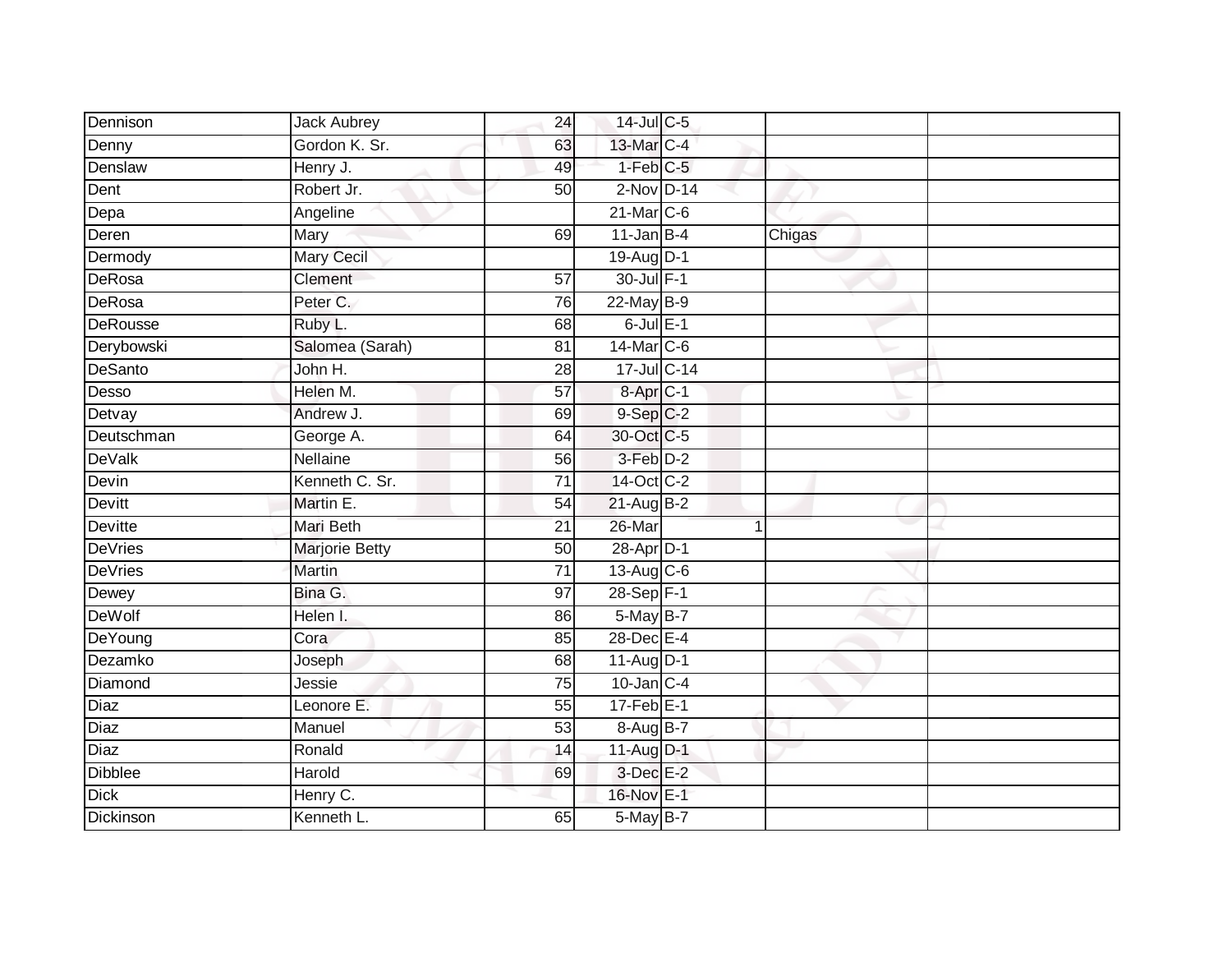| | | | | | | | |
|---|---|---|---|---|---|---|---|
| Dennison | Jack Aubrey | 24 | 14-Jul | C-5 | | | |
| Denny | Gordon K. Sr. | 63 | 13-Mar | C-4 | | | |
| Denslaw | Henry J. | 49 | 1-Feb | C-5 | | | |
| Dent | Robert Jr. | 50 | 2-Nov | D-14 | | | |
| Depa | Angeline | | 21-Mar | C-6 | | | |
| Deren | Mary | 69 | 11-Jan | B-4 | | Chigas | |
| Dermody | Mary Cecil | | 19-Aug | D-1 | | | |
| DeRosa | Clement | 57 | 30-Jul | F-1 | | | |
| DeRosa | Peter C. | 76 | 22-May | B-9 | | | |
| DeRousse | Ruby L. | 68 | 6-Jul | E-1 | | | |
| Derybowski | Salomea (Sarah) | 81 | 14-Mar | C-6 | | | |
| DeSanto | John H. | 28 | 17-Jul | C-14 | | | |
| Desso | Helen M. | 57 | 8-Apr | C-1 | | | |
| Detvay | Andrew J. | 69 | 9-Sep | C-2 | | | |
| Deutschman | George A. | 64 | 30-Oct | C-5 | | | |
| DeValk | Nellaine | 56 | 3-Feb | D-2 | | | |
| Devin | Kenneth C. Sr. | 71 | 14-Oct | C-2 | | | |
| Devitt | Martin E. | 54 | 21-Aug | B-2 | | | |
| Devitte | Mari Beth | 21 | 26-Mar | | 1 | | |
| DeVries | Marjorie Betty | 50 | 28-Apr | D-1 | | | |
| DeVries | Martin | 71 | 13-Aug | C-6 | | | |
| Dewey | Bina G. | 97 | 28-Sep | F-1 | | | |
| DeWolf | Helen I. | 86 | 5-May | B-7 | | | |
| DeYoung | Cora | 85 | 28-Dec | E-4 | | | |
| Dezamko | Joseph | 68 | 11-Aug | D-1 | | | |
| Diamond | Jessie | 75 | 10-Jan | C-4 | | | |
| Diaz | Leonore E. | 55 | 17-Feb | E-1 | | | |
| Diaz | Manuel | 53 | 8-Aug | B-7 | | | |
| Diaz | Ronald | 14 | 11-Aug | D-1 | | | |
| Dibblee | Harold | 69 | 3-Dec | E-2 | | | |
| Dick | Henry C. | | 16-Nov | E-1 | | | |
| Dickinson | Kenneth L. | 65 | 5-May | B-7 | | | |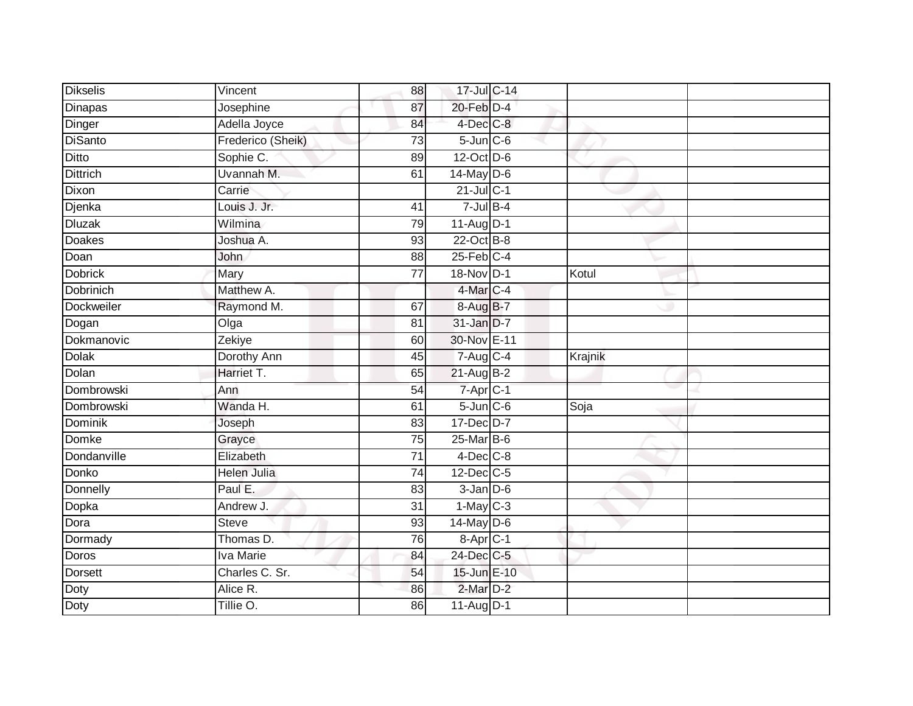| | | | | | | |
|---|---|---|---|---|---|---|
| Dikselis | Vincent | 88 | 17-Jul | C-14 | | |
| Dinapas | Josephine | 87 | 20-Feb | D-4 | | |
| Dinger | Adella Joyce | 84 | 4-Dec | C-8 | | |
| DiSanto | Frederico (Sheik) | 73 | 5-Jun | C-6 | | |
| Ditto | Sophie C. | 89 | 12-Oct | D-6 | | |
| Dittrich | Uvannah M. | 61 | 14-May | D-6 | | |
| Dixon | Carrie | | 21-Jul | C-1 | | |
| Djenka | Louis J. Jr. | 41 | 7-Jul | B-4 | | |
| Dluzak | Wilmina | 79 | 11-Aug | D-1 | | |
| Doakes | Joshua A. | 93 | 22-Oct | B-8 | | |
| Doan | John | 88 | 25-Feb | C-4 | | |
| Dobrick | Mary | 77 | 18-Nov | D-1 | Kotul | |
| Dobrinich | Matthew A. | | 4-Mar | C-4 | | |
| Dockweiler | Raymond M. | 67 | 8-Aug | B-7 | | |
| Dogan | Olga | 81 | 31-Jan | D-7 | | |
| Dokmanovic | Zekiye | 60 | 30-Nov | E-11 | | |
| Dolak | Dorothy Ann | 45 | 7-Aug | C-4 | Krajnik | |
| Dolan | Harriet T. | 65 | 21-Aug | B-2 | | |
| Dombrowski | Ann | 54 | 7-Apr | C-1 | | |
| Dombrowski | Wanda H. | 61 | 5-Jun | C-6 | Soja | |
| Dominik | Joseph | 83 | 17-Dec | D-7 | | |
| Domke | Grayce | 75 | 25-Mar | B-6 | | |
| Dondanville | Elizabeth | 71 | 4-Dec | C-8 | | |
| Donko | Helen Julia | 74 | 12-Dec | C-5 | | |
| Donnelly | Paul E. | 83 | 3-Jan | D-6 | | |
| Dopka | Andrew J. | 31 | 1-May | C-3 | | |
| Dora | Steve | 93 | 14-May | D-6 | | |
| Dormady | Thomas D. | 76 | 8-Apr | C-1 | | |
| Doros | Iva Marie | 84 | 24-Dec | C-5 | | |
| Dorsett | Charles C. Sr. | 54 | 15-Jun | E-10 | | |
| Doty | Alice R. | 86 | 2-Mar | D-2 | | |
| Doty | Tillie O. | 86 | 11-Aug | D-1 | | |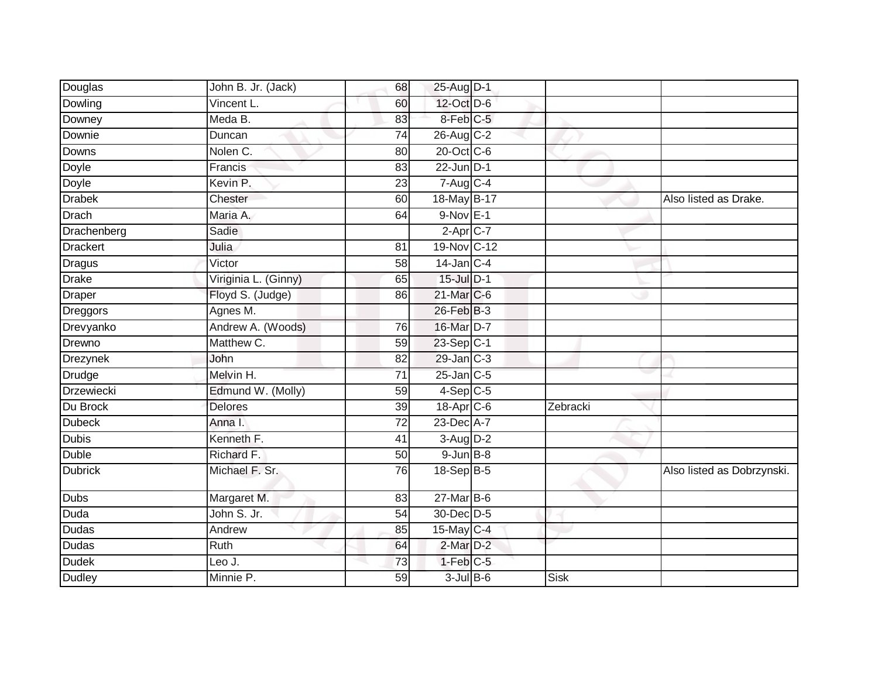| | | | | | | |
|---|---|---|---|---|---|---|
| Douglas | John B. Jr. (Jack) | 68 | 25-Aug | D-1 | | |
| Dowling | Vincent L. | 60 | 12-Oct | D-6 | | |
| Downey | Meda B. | 83 | 8-Feb | C-5 | | |
| Downie | Duncan | 74 | 26-Aug | C-2 | | |
| Downs | Nolen C. | 80 | 20-Oct | C-6 | | |
| Doyle | Francis | 83 | 22-Jun | D-1 | | |
| Doyle | Kevin P. | 23 | 7-Aug | C-4 | | |
| Drabek | Chester | 60 | 18-May | B-17 | | Also listed as Drake. |
| Drach | Maria A. | 64 | 9-Nov | E-1 | | |
| Drachenberg | Sadie | | 2-Apr | C-7 | | |
| Drackert | Julia | 81 | 19-Nov | C-12 | | |
| Dragus | Victor | 58 | 14-Jan | C-4 | | |
| Drake | Viriginia L. (Ginny) | 65 | 15-Jul | D-1 | | |
| Draper | Floyd S. (Judge) | 86 | 21-Mar | C-6 | | |
| Dreggors | Agnes M. | | 26-Feb | B-3 | | |
| Drevyanko | Andrew A. (Woods) | 76 | 16-Mar | D-7 | | |
| Drewno | Matthew C. | 59 | 23-Sep | C-1 | | |
| Drezynek | John | 82 | 29-Jan | C-3 | | |
| Drudge | Melvin H. | 71 | 25-Jan | C-5 | | |
| Drzewiecki | Edmund W. (Molly) | 59 | 4-Sep | C-5 | | |
| Du Brock | Delores | 39 | 18-Apr | C-6 | Zebracki | |
| Dubeck | Anna I. | 72 | 23-Dec | A-7 | | |
| Dubis | Kenneth F. | 41 | 3-Aug | D-2 | | |
| Duble | Richard F. | 50 | 9-Jun | B-8 | | |
| Dubrick | Michael F. Sr. | 76 | 18-Sep | B-5 | | Also listed as Dobrzynski. |
| Dubs | Margaret M. | 83 | 27-Mar | B-6 | | |
| Duda | John S. Jr. | 54 | 30-Dec | D-5 | | |
| Dudas | Andrew | 85 | 15-May | C-4 | | |
| Dudas | Ruth | 64 | 2-Mar | D-2 | | |
| Dudek | Leo J. | 73 | 1-Feb | C-5 | | |
| Dudley | Minnie P. | 59 | 3-Jul | B-6 | Sisk | |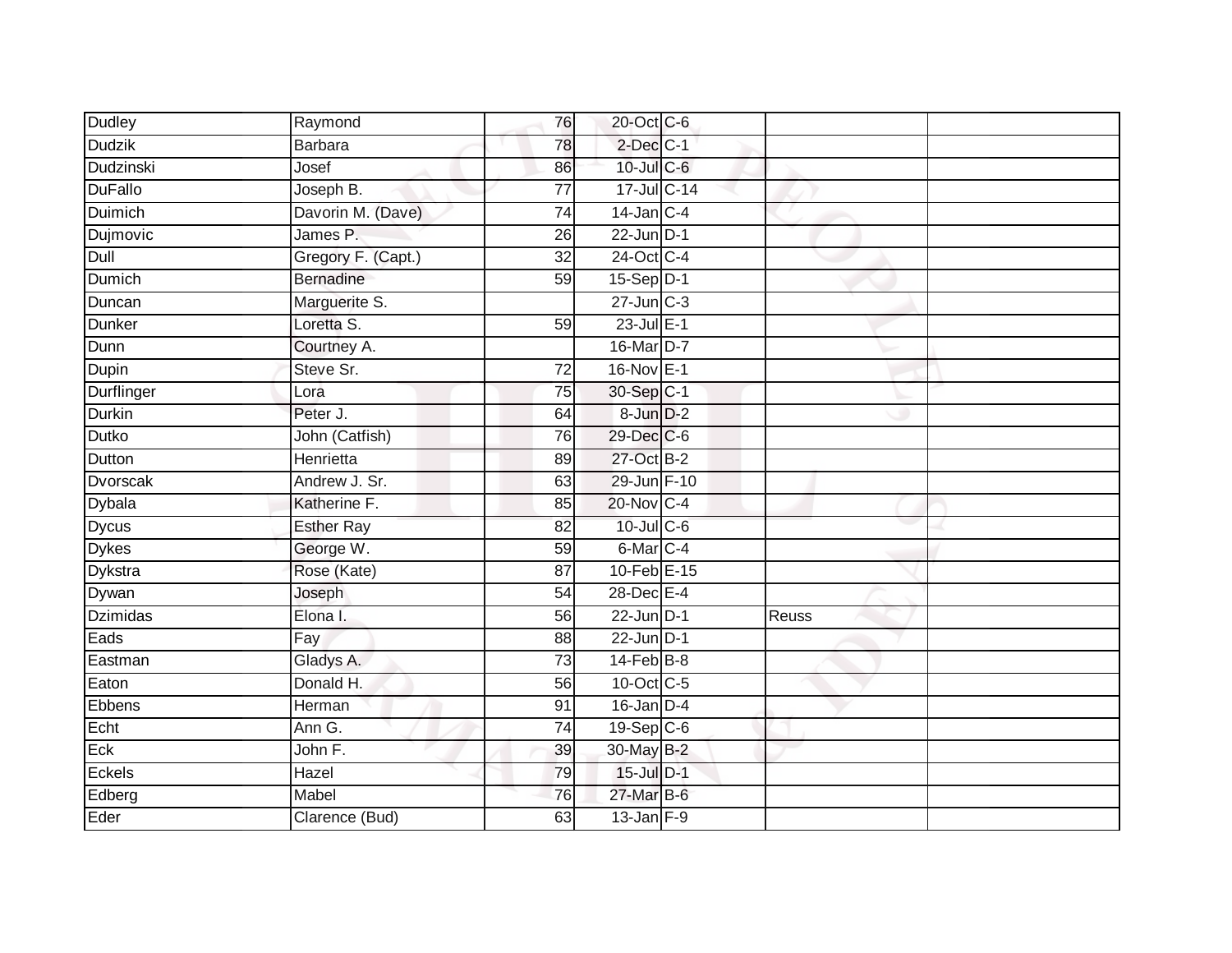| | | | | | | |
|---|---|---|---|---|---|---|
| Dudley | Raymond | 76 | 20-Oct | C-6 | | |
| Dudzik | Barbara | 78 | 2-Dec | C-1 | | |
| Dudzinski | Josef | 86 | 10-Jul | C-6 | | |
| DuFallo | Joseph B. | 77 | 17-Jul | C-14 | | |
| Duimich | Davorin M. (Dave) | 74 | 14-Jan | C-4 | | |
| Dujmovic | James P. | 26 | 22-Jun | D-1 | | |
| Dull | Gregory F. (Capt.) | 32 | 24-Oct | C-4 | | |
| Dumich | Bernadine | 59 | 15-Sep | D-1 | | |
| Duncan | Marguerite S. | | 27-Jun | C-3 | | |
| Dunker | Loretta S. | 59 | 23-Jul | E-1 | | |
| Dunn | Courtney A. | | 16-Mar | D-7 | | |
| Dupin | Steve Sr. | 72 | 16-Nov | E-1 | | |
| Durflinger | Lora | 75 | 30-Sep | C-1 | | |
| Durkin | Peter J. | 64 | 8-Jun | D-2 | | |
| Dutko | John (Catfish) | 76 | 29-Dec | C-6 | | |
| Dutton | Henrietta | 89 | 27-Oct | B-2 | | |
| Dvorscak | Andrew J. Sr. | 63 | 29-Jun | F-10 | | |
| Dybala | Katherine F. | 85 | 20-Nov | C-4 | | |
| Dycus | Esther Ray | 82 | 10-Jul | C-6 | | |
| Dykes | George W. | 59 | 6-Mar | C-4 | | |
| Dykstra | Rose (Kate) | 87 | 10-Feb | E-15 | | |
| Dywan | Joseph | 54 | 28-Dec | E-4 | | |
| Dzimidas | Elona I. | 56 | 22-Jun | D-1 | Reuss | |
| Eads | Fay | 88 | 22-Jun | D-1 | | |
| Eastman | Gladys A. | 73 | 14-Feb | B-8 | | |
| Eaton | Donald H. | 56 | 10-Oct | C-5 | | |
| Ebbens | Herman | 91 | 16-Jan | D-4 | | |
| Echt | Ann G. | 74 | 19-Sep | C-6 | | |
| Eck | John F. | 39 | 30-May | B-2 | | |
| Eckels | Hazel | 79 | 15-Jul | D-1 | | |
| Edberg | Mabel | 76 | 27-Mar | B-6 | | |
| Eder | Clarence (Bud) | 63 | 13-Jan | F-9 | | |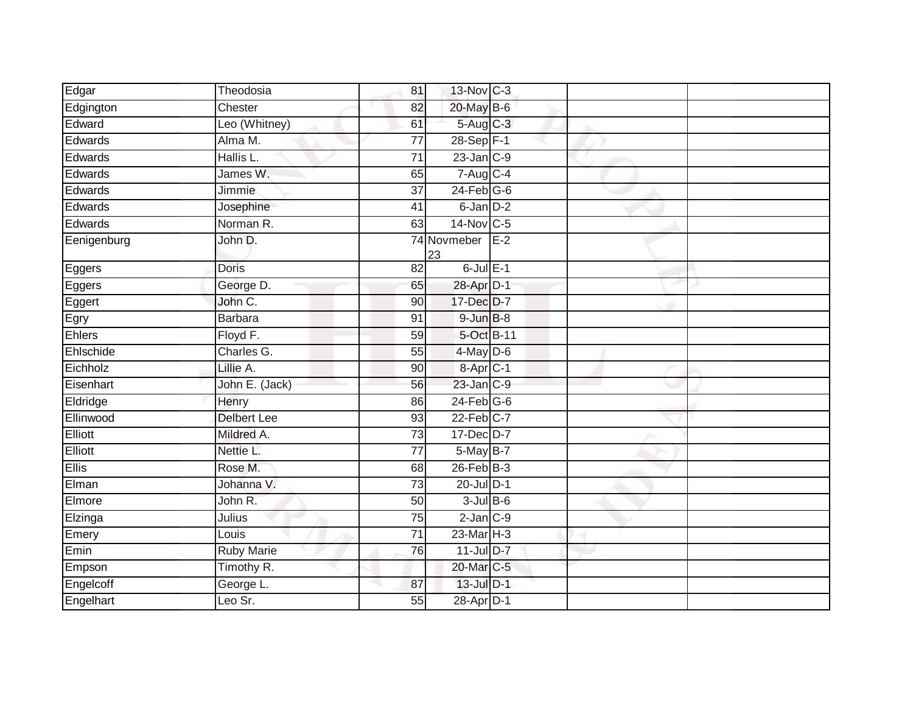| | | | | | | |
|---|---|---|---|---|---|---|
| Edgar | Theodosia | 81 | 13-Nov | C-3 | | |
| Edgington | Chester | 82 | 20-May | B-6 | | |
| Edward | Leo (Whitney) | 61 | 5-Aug | C-3 | | |
| Edwards | Alma M. | 77 | 28-Sep | F-1 | | |
| Edwards | Hallis L. | 71 | 23-Jan | C-9 | | |
| Edwards | James W. | 65 | 7-Aug | C-4 | | |
| Edwards | Jimmie | 37 | 24-Feb | G-6 | | |
| Edwards | Josephine | 41 | 6-Jan | D-2 | | |
| Edwards | Norman R. | 63 | 14-Nov | C-5 | | |
| Eenigenburg | John D. | 74 | Novmeber 23 | E-2 | | |
| Eggers | Doris | 82 | 6-Jul | E-1 | | |
| Eggers | George D. | 65 | 28-Apr | D-1 | | |
| Eggert | John C. | 90 | 17-Dec | D-7 | | |
| Egry | Barbara | 91 | 9-Jun | B-8 | | |
| Ehlers | Floyd F. | 59 | 5-Oct | B-11 | | |
| Ehlschide | Charles G. | 55 | 4-May | D-6 | | |
| Eichholz | Lillie A. | 90 | 8-Apr | C-1 | | |
| Eisenhart | John E. (Jack) | 56 | 23-Jan | C-9 | | |
| Eldridge | Henry | 86 | 24-Feb | G-6 | | |
| Ellinwood | Delbert Lee | 93 | 22-Feb | C-7 | | |
| Elliott | Mildred A. | 73 | 17-Dec | D-7 | | |
| Elliott | Nettie L. | 77 | 5-May | B-7 | | |
| Ellis | Rose M. | 68 | 26-Feb | B-3 | | |
| Elman | Johanna V. | 73 | 20-Jul | D-1 | | |
| Elmore | John R. | 50 | 3-Jul | B-6 | | |
| Elzinga | Julius | 75 | 2-Jan | C-9 | | |
| Emery | Louis | 71 | 23-Mar | H-3 | | |
| Emin | Ruby Marie | 76 | 11-Jul | D-7 | | |
| Empson | Timothy R. | | 20-Mar | C-5 | | |
| Engelcoff | George L. | 87 | 13-Jul | D-1 | | |
| Engelhart | Leo Sr. | 55 | 28-Apr | D-1 | | |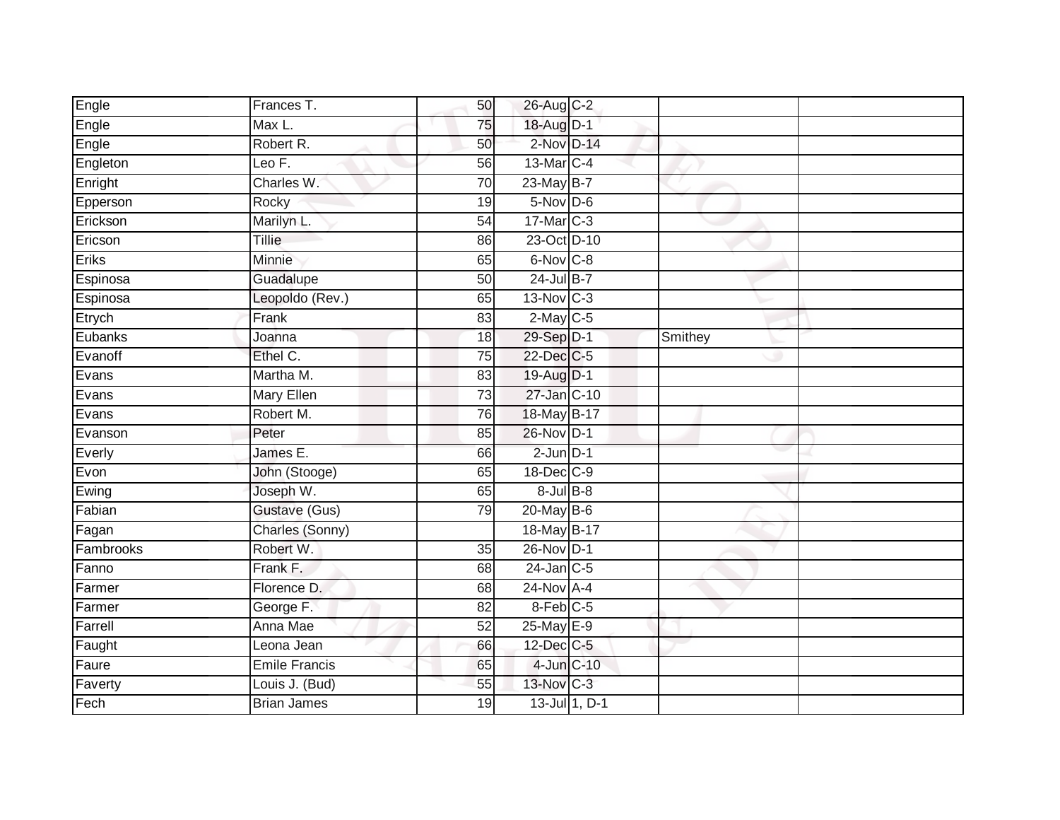| | | | | | | |
|---|---|---|---|---|---|---|
| Engle | Frances T. | 50 | 26-Aug | C-2 | | |
| Engle | Max L. | 75 | 18-Aug | D-1 | | |
| Engle | Robert R. | 50 | 2-Nov | D-14 | | |
| Engleton | Leo F. | 56 | 13-Mar | C-4 | | |
| Enright | Charles W. | 70 | 23-May | B-7 | | |
| Epperson | Rocky | 19 | 5-Nov | D-6 | | |
| Erickson | Marilyn L. | 54 | 17-Mar | C-3 | | |
| Ericson | Tillie | 86 | 23-Oct | D-10 | | |
| Eriks | Minnie | 65 | 6-Nov | C-8 | | |
| Espinosa | Guadalupe | 50 | 24-Jul | B-7 | | |
| Espinosa | Leopoldo (Rev.) | 65 | 13-Nov | C-3 | | |
| Etrych | Frank | 83 | 2-May | C-5 | | |
| Eubanks | Joanna | 18 | 29-Sep | D-1 | Smithey | |
| Evanoff | Ethel C. | 75 | 22-Dec | C-5 | | |
| Evans | Martha M. | 83 | 19-Aug | D-1 | | |
| Evans | Mary Ellen | 73 | 27-Jan | C-10 | | |
| Evans | Robert M. | 76 | 18-May | B-17 | | |
| Evanson | Peter | 85 | 26-Nov | D-1 | | |
| Everly | James E. | 66 | 2-Jun | D-1 | | |
| Evon | John (Stooge) | 65 | 18-Dec | C-9 | | |
| Ewing | Joseph W. | 65 | 8-Jul | B-8 | | |
| Fabian | Gustave (Gus) | 79 | 20-May | B-6 | | |
| Fagan | Charles (Sonny) | | 18-May | B-17 | | |
| Fambrooks | Robert W. | 35 | 26-Nov | D-1 | | |
| Fanno | Frank F. | 68 | 24-Jan | C-5 | | |
| Farmer | Florence D. | 68 | 24-Nov | A-4 | | |
| Farmer | George F. | 82 | 8-Feb | C-5 | | |
| Farrell | Anna Mae | 52 | 25-May | E-9 | | |
| Faught | Leona Jean | 66 | 12-Dec | C-5 | | |
| Faure | Emile Francis | 65 | 4-Jun | C-10 | | |
| Faverty | Louis J. (Bud) | 55 | 13-Nov | C-3 | | |
| Fech | Brian James | 19 | 13-Jul | 1, D-1 | | |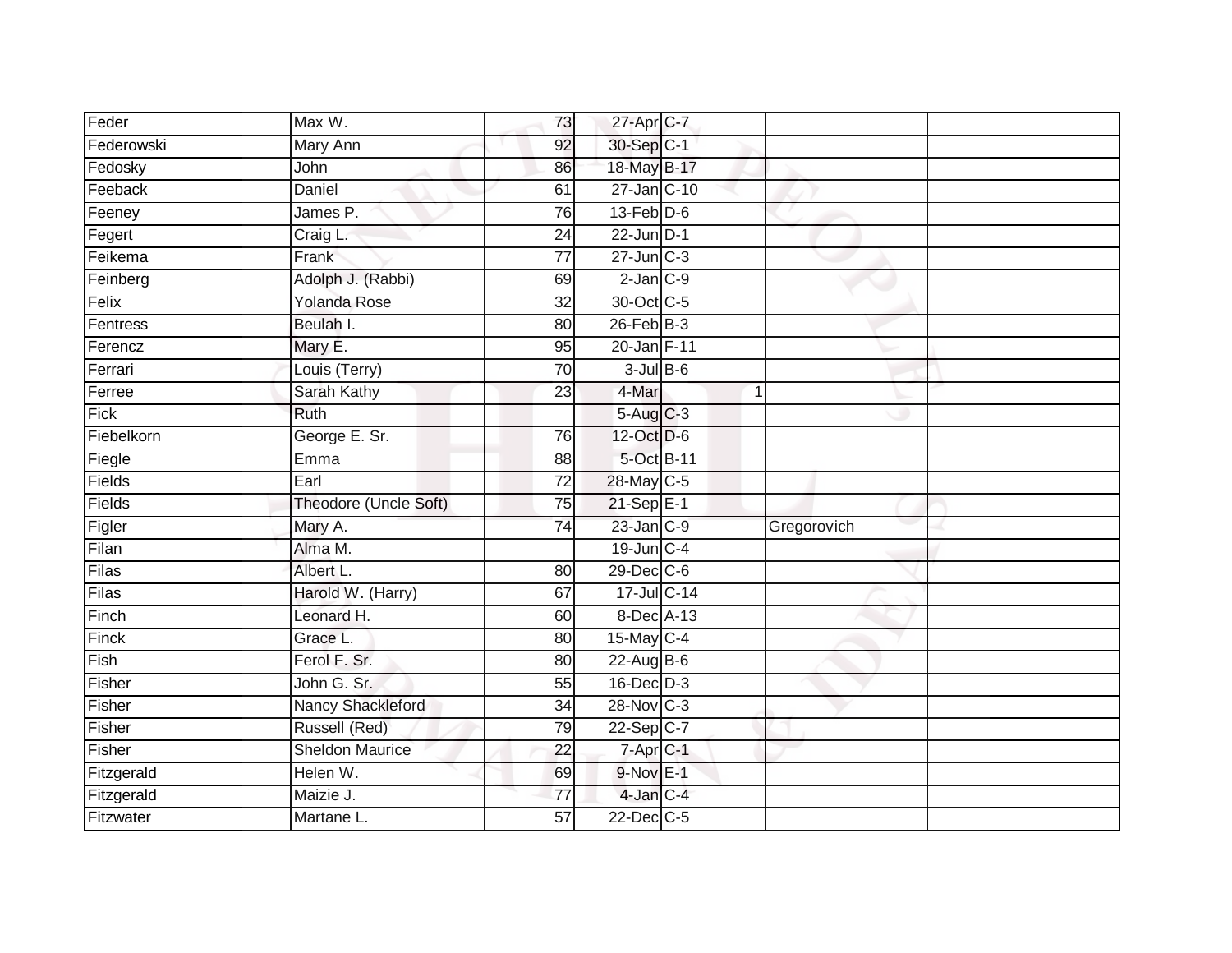| | | | | | | |
|---|---|---|---|---|---|---|
| Feder | Max W. | 73 | 27-Apr | C-7 | | |
| Federowski | Mary Ann | 92 | 30-Sep | C-1 | | |
| Fedosky | John | 86 | 18-May | B-17 | | |
| Feeback | Daniel | 61 | 27-Jan | C-10 | | |
| Feeney | James P. | 76 | 13-Feb | D-6 | | |
| Fegert | Craig L. | 24 | 22-Jun | D-1 | | |
| Feikema | Frank | 77 | 27-Jun | C-3 | | |
| Feinberg | Adolph J. (Rabbi) | 69 | 2-Jan | C-9 | | |
| Felix | Yolanda Rose | 32 | 30-Oct | C-5 | | |
| Fentress | Beulah I. | 80 | 26-Feb | B-3 | | |
| Ferencz | Mary E. | 95 | 20-Jan | F-11 | | |
| Ferrari | Louis (Terry) | 70 | 3-Jul | B-6 | | |
| Ferree | Sarah Kathy | 23 | 4-Mar | 1 | | |
| Fick | Ruth | | 5-Aug | C-3 | | |
| Fiebelkorn | George E. Sr. | 76 | 12-Oct | D-6 | | |
| Fiegle | Emma | 88 | 5-Oct | B-11 | | |
| Fields | Earl | 72 | 28-May | C-5 | | |
| Fields | Theodore (Uncle Soft) | 75 | 21-Sep | E-1 | | |
| Figler | Mary A. | 74 | 23-Jan | C-9 | Gregorovich | |
| Filan | Alma M. | | 19-Jun | C-4 | | |
| Filas | Albert L. | 80 | 29-Dec | C-6 | | |
| Filas | Harold W. (Harry) | 67 | 17-Jul | C-14 | | |
| Finch | Leonard H. | 60 | 8-Dec | A-13 | | |
| Finck | Grace L. | 80 | 15-May | C-4 | | |
| Fish | Ferol F. Sr. | 80 | 22-Aug | B-6 | | |
| Fisher | John G. Sr. | 55 | 16-Dec | D-3 | | |
| Fisher | Nancy Shackleford | 34 | 28-Nov | C-3 | | |
| Fisher | Russell (Red) | 79 | 22-Sep | C-7 | | |
| Fisher | Sheldon Maurice | 22 | 7-Apr | C-1 | | |
| Fitzgerald | Helen W. | 69 | 9-Nov | E-1 | | |
| Fitzgerald | Maizie J. | 77 | 4-Jan | C-4 | | |
| Fitzwater | Martane L. | 57 | 22-Dec | C-5 | | |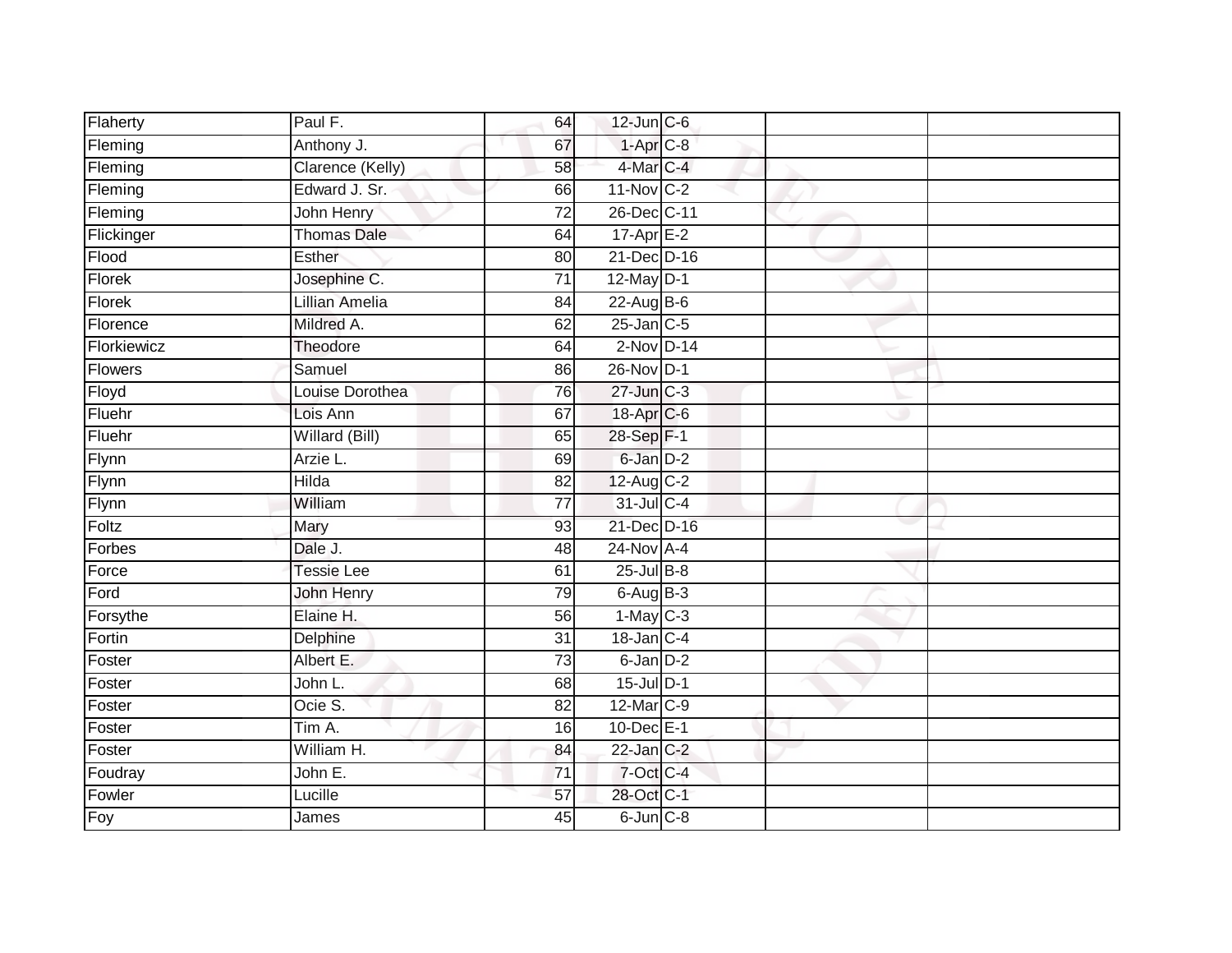| | | | | | | |
|---|---|---|---|---|---|---|
| Flaherty | Paul F. | 64 | 12-Jun | C-6 | | |
| Fleming | Anthony J. | 67 | 1-Apr | C-8 | | |
| Fleming | Clarence (Kelly) | 58 | 4-Mar | C-4 | | |
| Fleming | Edward J. Sr. | 66 | 11-Nov | C-2 | | |
| Fleming | John Henry | 72 | 26-Dec | C-11 | | |
| Flickinger | Thomas Dale | 64 | 17-Apr | E-2 | | |
| Flood | Esther | 80 | 21-Dec | D-16 | | |
| Florek | Josephine C. | 71 | 12-May | D-1 | | |
| Florek | Lillian Amelia | 84 | 22-Aug | B-6 | | |
| Florence | Mildred A. | 62 | 25-Jan | C-5 | | |
| Florkiewicz | Theodore | 64 | 2-Nov | D-14 | | |
| Flowers | Samuel | 86 | 26-Nov | D-1 | | |
| Floyd | Louise Dorothea | 76 | 27-Jun | C-3 | | |
| Fluehr | Lois Ann | 67 | 18-Apr | C-6 | | |
| Fluehr | Willard (Bill) | 65 | 28-Sep | F-1 | | |
| Flynn | Arzie L. | 69 | 6-Jan | D-2 | | |
| Flynn | Hilda | 82 | 12-Aug | C-2 | | |
| Flynn | William | 77 | 31-Jul | C-4 | | |
| Foltz | Mary | 93 | 21-Dec | D-16 | | |
| Forbes | Dale J. | 48 | 24-Nov | A-4 | | |
| Force | Tessie Lee | 61 | 25-Jul | B-8 | | |
| Ford | John Henry | 79 | 6-Aug | B-3 | | |
| Forsythe | Elaine H. | 56 | 1-May | C-3 | | |
| Fortin | Delphine | 31 | 18-Jan | C-4 | | |
| Foster | Albert E. | 73 | 6-Jan | D-2 | | |
| Foster | John L. | 68 | 15-Jul | D-1 | | |
| Foster | Ocie S. | 82 | 12-Mar | C-9 | | |
| Foster | Tim A. | 16 | 10-Dec | E-1 | | |
| Foster | William H. | 84 | 22-Jan | C-2 | | |
| Foudray | John E. | 71 | 7-Oct | C-4 | | |
| Fowler | Lucille | 57 | 28-Oct | C-1 | | |
| Foy | James | 45 | 6-Jun | C-8 | | |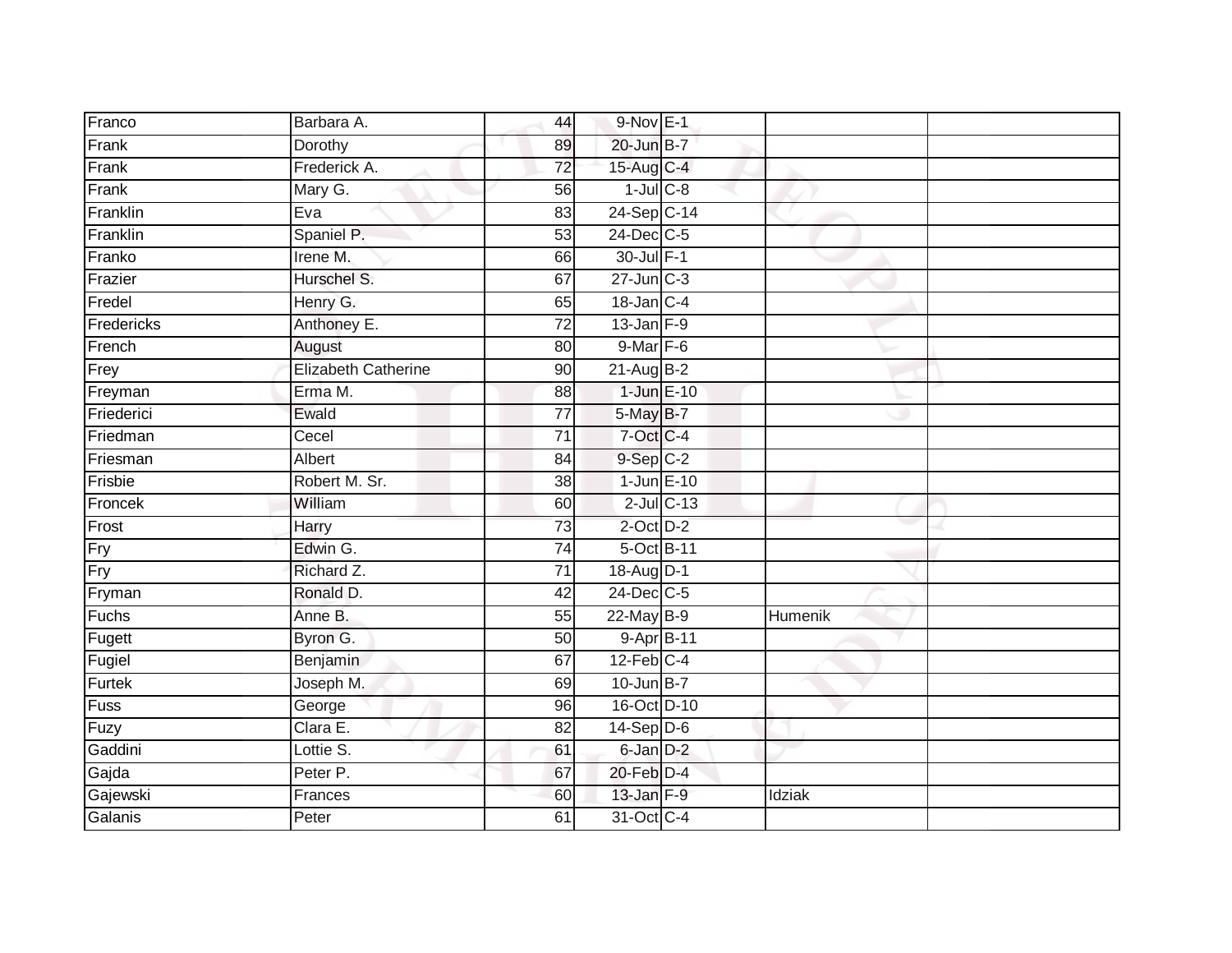| | | | | | | |
|---|---|---|---|---|---|---|
| Franco | Barbara A. | 44 | 9-Nov | E-1 | | |
| Frank | Dorothy | 89 | 20-Jun | B-7 | | |
| Frank | Frederick A. | 72 | 15-Aug | C-4 | | |
| Frank | Mary G. | 56 | 1-Jul | C-8 | | |
| Franklin | Eva | 83 | 24-Sep | C-14 | | |
| Franklin | Spaniel P. | 53 | 24-Dec | C-5 | | |
| Franko | Irene M. | 66 | 30-Jul | F-1 | | |
| Frazier | Hurschel S. | 67 | 27-Jun | C-3 | | |
| Fredel | Henry G. | 65 | 18-Jan | C-4 | | |
| Fredericks | Anthoney E. | 72 | 13-Jan | F-9 | | |
| French | August | 80 | 9-Mar | F-6 | | |
| Frey | Elizabeth Catherine | 90 | 21-Aug | B-2 | | |
| Freyman | Erma M. | 88 | 1-Jun | E-10 | | |
| Friederici | Ewald | 77 | 5-May | B-7 | | |
| Friedman | Cecel | 71 | 7-Oct | C-4 | | |
| Friesman | Albert | 84 | 9-Sep | C-2 | | |
| Frisbie | Robert M. Sr. | 38 | 1-Jun | E-10 | | |
| Froncek | William | 60 | 2-Jul | C-13 | | |
| Frost | Harry | 73 | 2-Oct | D-2 | | |
| Fry | Edwin G. | 74 | 5-Oct | B-11 | | |
| Fry | Richard Z. | 71 | 18-Aug | D-1 | | |
| Fryman | Ronald D. | 42 | 24-Dec | C-5 | | |
| Fuchs | Anne B. | 55 | 22-May | B-9 | Humenik | |
| Fugett | Byron G. | 50 | 9-Apr | B-11 | | |
| Fugiel | Benjamin | 67 | 12-Feb | C-4 | | |
| Furtek | Joseph M. | 69 | 10-Jun | B-7 | | |
| Fuss | George | 96 | 16-Oct | D-10 | | |
| Fuzy | Clara E. | 82 | 14-Sep | D-6 | | |
| Gaddini | Lottie S. | 61 | 6-Jan | D-2 | | |
| Gajda | Peter P. | 67 | 20-Feb | D-4 | | |
| Gajewski | Frances | 60 | 13-Jan | F-9 | Idziak | |
| Galanis | Peter | 61 | 31-Oct | C-4 | | |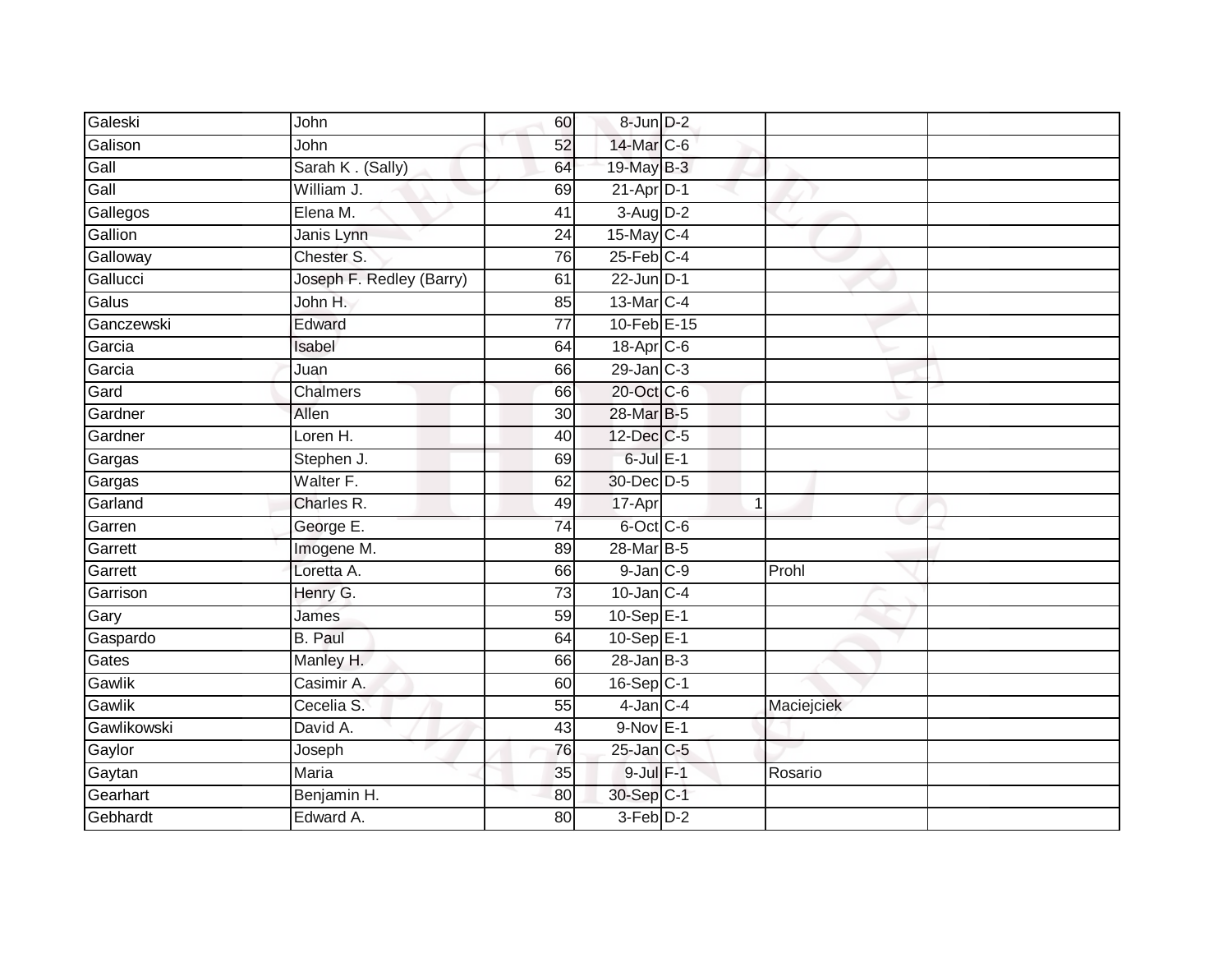| | | | | | | | |
|---|---|---|---|---|---|---|---|
| Galeski | John | 60 | 8-Jun | D-2 | | | |
| Galison | John | 52 | 14-Mar | C-6 | | | |
| Gall | Sarah K . (Sally) | 64 | 19-May | B-3 | | | |
| Gall | William J. | 69 | 21-Apr | D-1 | | | |
| Gallegos | Elena M. | 41 | 3-Aug | D-2 | | | |
| Gallion | Janis Lynn | 24 | 15-May | C-4 | | | |
| Galloway | Chester S. | 76 | 25-Feb | C-4 | | | |
| Gallucci | Joseph F. Redley (Barry) | 61 | 22-Jun | D-1 | | | |
| Galus | John H. | 85 | 13-Mar | C-4 | | | |
| Ganczewski | Edward | 77 | 10-Feb | E-15 | | | |
| Garcia | Isabel | 64 | 18-Apr | C-6 | | | |
| Garcia | Juan | 66 | 29-Jan | C-3 | | | |
| Gard | Chalmers | 66 | 20-Oct | C-6 | | | |
| Gardner | Allen | 30 | 28-Mar | B-5 | | | |
| Gardner | Loren H. | 40 | 12-Dec | C-5 | | | |
| Gargas | Stephen J. | 69 | 6-Jul | E-1 | | | |
| Gargas | Walter F. | 62 | 30-Dec | D-5 | | | |
| Garland | Charles R. | 49 | 17-Apr | | 1 | | |
| Garren | George E. | 74 | 6-Oct | C-6 | | | |
| Garrett | Imogene M. | 89 | 28-Mar | B-5 | | | |
| Garrett | Loretta A. | 66 | 9-Jan | C-9 | | Prohl | |
| Garrison | Henry G. | 73 | 10-Jan | C-4 | | | |
| Gary | James | 59 | 10-Sep | E-1 | | | |
| Gaspardo | B. Paul | 64 | 10-Sep | E-1 | | | |
| Gates | Manley H. | 66 | 28-Jan | B-3 | | | |
| Gawlik | Casimir A. | 60 | 16-Sep | C-1 | | | |
| Gawlik | Cecelia S. | 55 | 4-Jan | C-4 | | Maciejciek | |
| Gawlikowski | David A. | 43 | 9-Nov | E-1 | | | |
| Gaylor | Joseph | 76 | 25-Jan | C-5 | | | |
| Gaytan | Maria | 35 | 9-Jul | F-1 | | Rosario | |
| Gearhart | Benjamin H. | 80 | 30-Sep | C-1 | | | |
| Gebhardt | Edward A. | 80 | 3-Feb | D-2 | | | |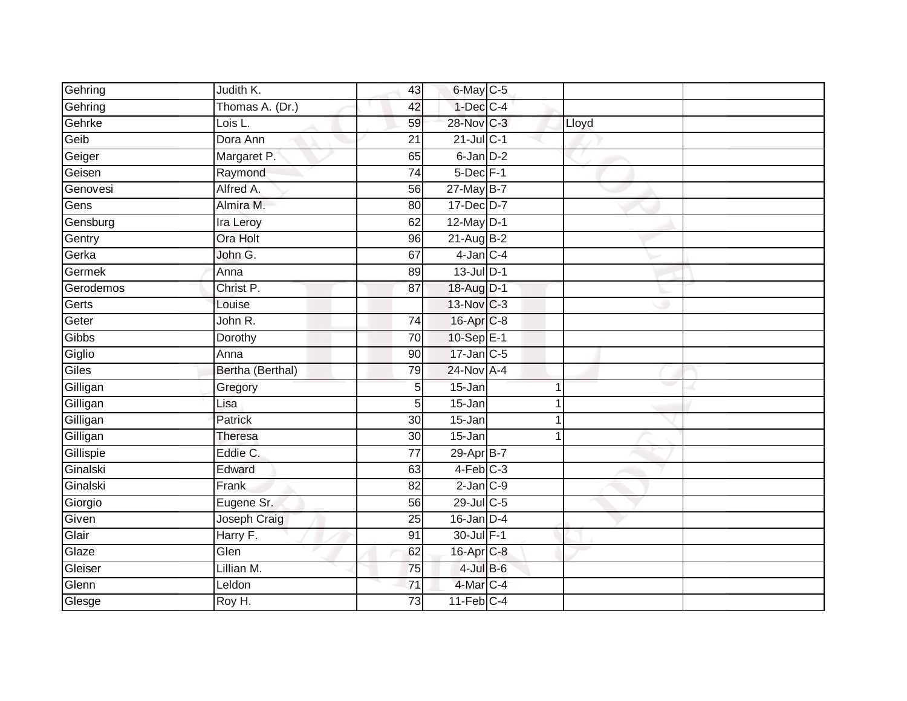| | | | | | | | |
|---|---|---|---|---|---|---|---|
| Gehring | Judith K. | 43 | 6-May | C-5 | | | |
| Gehring | Thomas A. (Dr.) | 42 | 1-Dec | C-4 | | | |
| Gehrke | Lois L. | 59 | 28-Nov | C-3 | | Lloyd | |
| Geib | Dora Ann | 21 | 21-Jul | C-1 | | | |
| Geiger | Margaret P. | 65 | 6-Jan | D-2 | | | |
| Geisen | Raymond | 74 | 5-Dec | F-1 | | | |
| Genovesi | Alfred A. | 56 | 27-May | B-7 | | | |
| Gens | Almira M. | 80 | 17-Dec | D-7 | | | |
| Gensburg | Ira Leroy | 62 | 12-May | D-1 | | | |
| Gentry | Ora Holt | 96 | 21-Aug | B-2 | | | |
| Gerka | John G. | 67 | 4-Jan | C-4 | | | |
| Germek | Anna | 89 | 13-Jul | D-1 | | | |
| Gerodemos | Christ P. | 87 | 18-Aug | D-1 | | | |
| Gerts | Louise | | 13-Nov | C-3 | | | |
| Geter | John R. | 74 | 16-Apr | C-8 | | | |
| Gibbs | Dorothy | 70 | 10-Sep | E-1 | | | |
| Giglio | Anna | 90 | 17-Jan | C-5 | | | |
| Giles | Bertha (Berthal) | 79 | 24-Nov | A-4 | | | |
| Gilligan | Gregory | 5 | 15-Jan | | 1 | | |
| Gilligan | Lisa | 5 | 15-Jan | | 1 | | |
| Gilligan | Patrick | 30 | 15-Jan | | 1 | | |
| Gilligan | Theresa | 30 | 15-Jan | | 1 | | |
| Gillispie | Eddie C. | 77 | 29-Apr | B-7 | | | |
| Ginalski | Edward | 63 | 4-Feb | C-3 | | | |
| Ginalski | Frank | 82 | 2-Jan | C-9 | | | |
| Giorgio | Eugene Sr. | 56 | 29-Jul | C-5 | | | |
| Given | Joseph Craig | 25 | 16-Jan | D-4 | | | |
| Glair | Harry F. | 91 | 30-Jul | F-1 | | | |
| Glaze | Glen | 62 | 16-Apr | C-8 | | | |
| Gleiser | Lillian M. | 75 | 4-Jul | B-6 | | | |
| Glenn | Leldon | 71 | 4-Mar | C-4 | | | |
| Glesge | Roy H. | 73 | 11-Feb | C-4 | | | |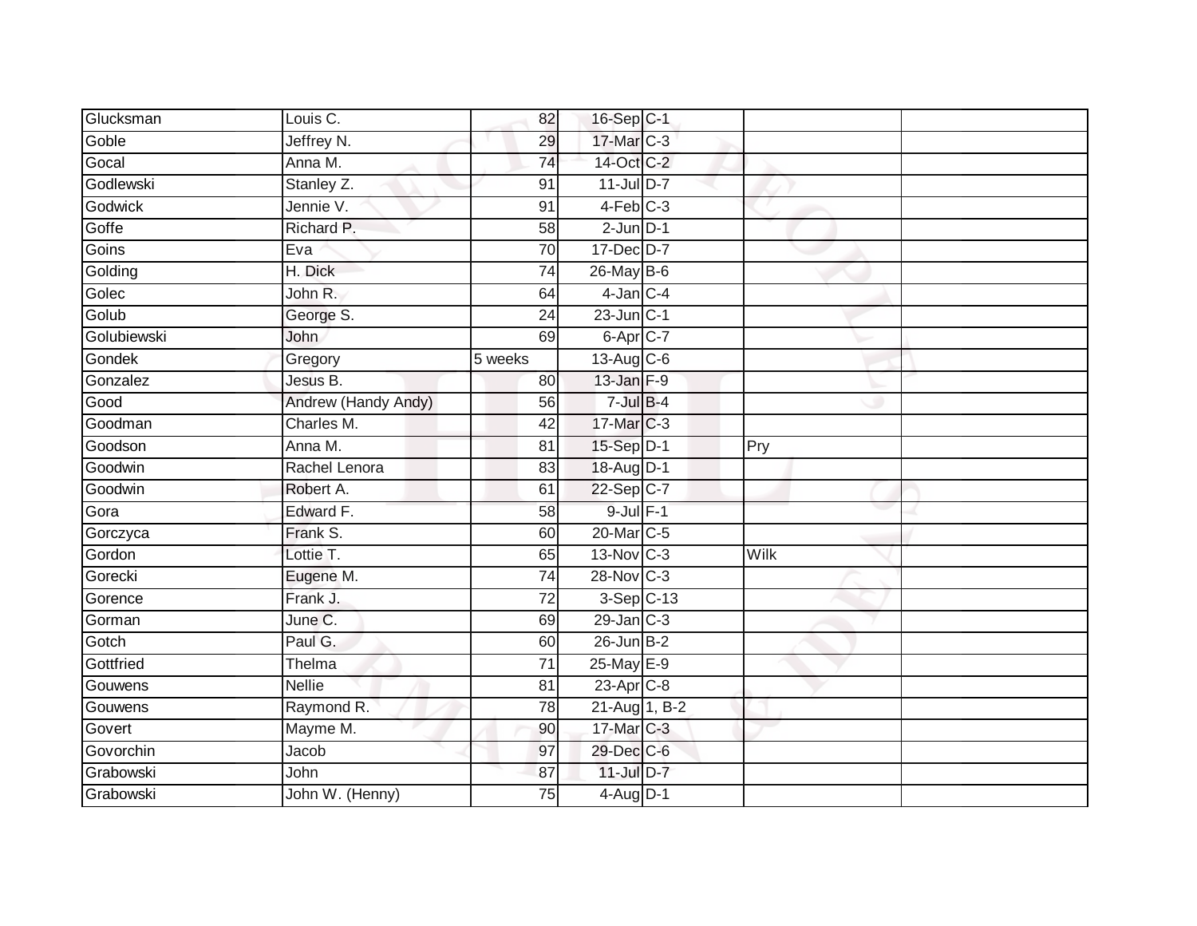| | | | | | | |
|---|---|---|---|---|---|---|
| Glucksman | Louis C. | 82 | 16-Sep | C-1 | | |
| Goble | Jeffrey N. | 29 | 17-Mar | C-3 | | |
| Gocal | Anna M. | 74 | 14-Oct | C-2 | | |
| Godlewski | Stanley Z. | 91 | 11-Jul | D-7 | | |
| Godwick | Jennie V. | 91 | 4-Feb | C-3 | | |
| Goffe | Richard P. | 58 | 2-Jun | D-1 | | |
| Goins | Eva | 70 | 17-Dec | D-7 | | |
| Golding | H. Dick | 74 | 26-May | B-6 | | |
| Golec | John R. | 64 | 4-Jan | C-4 | | |
| Golub | George S. | 24 | 23-Jun | C-1 | | |
| Golubiewski | John | 69 | 6-Apr | C-7 | | |
| Gondek | Gregory | 5 weeks | 13-Aug | C-6 | | |
| Gonzalez | Jesus B. | 80 | 13-Jan | F-9 | | |
| Good | Andrew (Handy Andy) | 56 | 7-Jul | B-4 | | |
| Goodman | Charles M. | 42 | 17-Mar | C-3 | | |
| Goodson | Anna M. | 81 | 15-Sep | D-1 | Pry | |
| Goodwin | Rachel Lenora | 83 | 18-Aug | D-1 | | |
| Goodwin | Robert A. | 61 | 22-Sep | C-7 | | |
| Gora | Edward F. | 58 | 9-Jul | F-1 | | |
| Gorczyca | Frank S. | 60 | 20-Mar | C-5 | | |
| Gordon | Lottie T. | 65 | 13-Nov | C-3 | Wilk | |
| Gorecki | Eugene M. | 74 | 28-Nov | C-3 | | |
| Gorence | Frank J. | 72 | 3-Sep | C-13 | | |
| Gorman | June C. | 69 | 29-Jan | C-3 | | |
| Gotch | Paul G. | 60 | 26-Jun | B-2 | | |
| Gottfried | Thelma | 71 | 25-May | E-9 | | |
| Gouwens | Nellie | 81 | 23-Apr | C-8 | | |
| Gouwens | Raymond R. | 78 | 21-Aug | 1, B-2 | | |
| Govert | Mayme M. | 90 | 17-Mar | C-3 | | |
| Govorchin | Jacob | 97 | 29-Dec | C-6 | | |
| Grabowski | John | 87 | 11-Jul | D-7 | | |
| Grabowski | John W. (Henny) | 75 | 4-Aug | D-1 | | |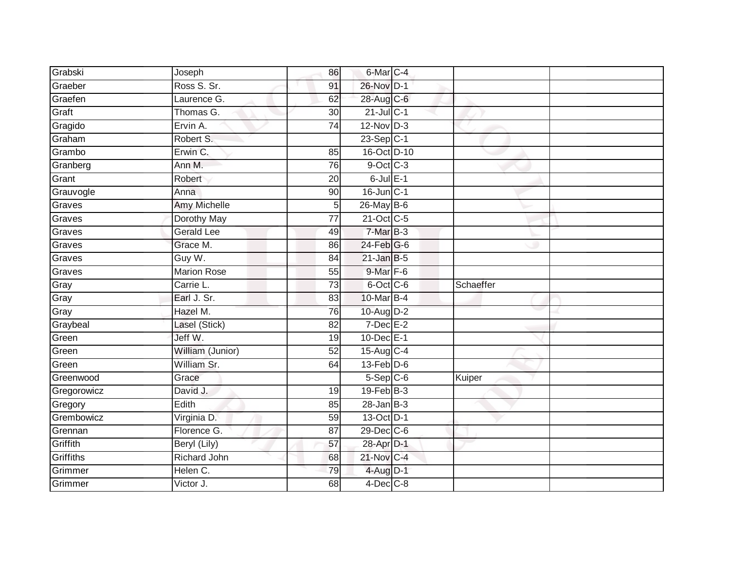| | | | | | | |
|---|---|---|---|---|---|---|
| Grabski | Joseph | 86 | 6-Mar | C-4 | | |
| Graeber | Ross S. Sr. | 91 | 26-Nov | D-1 | | |
| Graefen | Laurence G. | 62 | 28-Aug | C-6 | | |
| Graft | Thomas G. | 30 | 21-Jul | C-1 | | |
| Gragido | Ervin A. | 74 | 12-Nov | D-3 | | |
| Graham | Robert S. | | 23-Sep | C-1 | | |
| Grambo | Erwin C. | 85 | 16-Oct | D-10 | | |
| Granberg | Ann M. | 76 | 9-Oct | C-3 | | |
| Grant | Robert | 20 | 6-Jul | E-1 | | |
| Grauvogle | Anna | 90 | 16-Jun | C-1 | | |
| Graves | Amy Michelle | 5 | 26-May | B-6 | | |
| Graves | Dorothy May | 77 | 21-Oct | C-5 | | |
| Graves | Gerald Lee | 49 | 7-Mar | B-3 | | |
| Graves | Grace M. | 86 | 24-Feb | G-6 | | |
| Graves | Guy W. | 84 | 21-Jan | B-5 | | |
| Graves | Marion Rose | 55 | 9-Mar | F-6 | | |
| Gray | Carrie L. | 73 | 6-Oct | C-6 | Schaeffer | |
| Gray | Earl J. Sr. | 83 | 10-Mar | B-4 | | |
| Gray | Hazel M. | 76 | 10-Aug | D-2 | | |
| Graybeal | Lasel (Stick) | 82 | 7-Dec | E-2 | | |
| Green | Jeff W. | 19 | 10-Dec | E-1 | | |
| Green | William (Junior) | 52 | 15-Aug | C-4 | | |
| Green | William Sr. | 64 | 13-Feb | D-6 | | |
| Greenwood | Grace | | 5-Sep | C-6 | Kuiper | |
| Gregorowicz | David J. | 19 | 19-Feb | B-3 | | |
| Gregory | Edith | 85 | 28-Jan | B-3 | | |
| Grembowicz | Virginia D. | 59 | 13-Oct | D-1 | | |
| Grennan | Florence G. | 87 | 29-Dec | C-6 | | |
| Griffith | Beryl (Lily) | 57 | 28-Apr | D-1 | | |
| Griffiths | Richard John | 68 | 21-Nov | C-4 | | |
| Grimmer | Helen C. | 79 | 4-Aug | D-1 | | |
| Grimmer | Victor J. | 68 | 4-Dec | C-8 | | |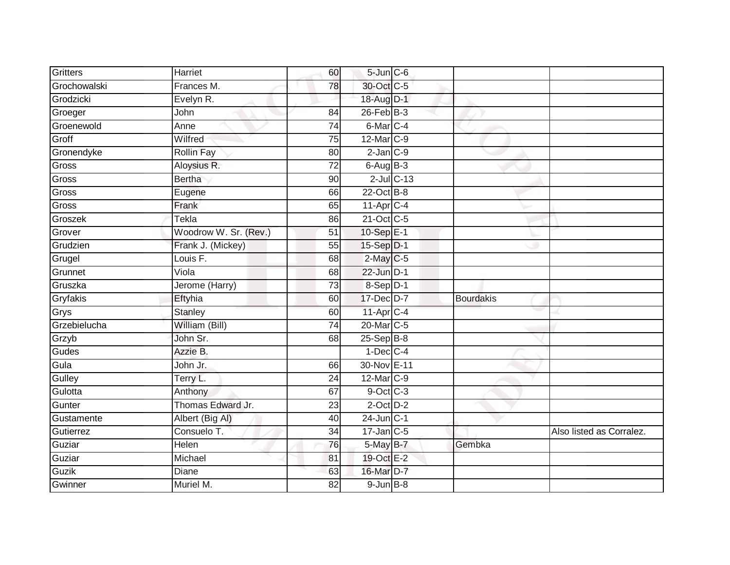| | | | | | | |
|---|---|---|---|---|---|---|
| Gritters | Harriet | 60 | 5-Jun | C-6 | | |
| Grochowalski | Frances M. | 78 | 30-Oct | C-5 | | |
| Grodzicki | Evelyn R. | | 18-Aug | D-1 | | |
| Groeger | John | 84 | 26-Feb | B-3 | | |
| Groenewold | Anne | 74 | 6-Mar | C-4 | | |
| Groff | Wilfred | 75 | 12-Mar | C-9 | | |
| Gronendyke | Rollin Fay | 80 | 2-Jan | C-9 | | |
| Gross | Aloysius R. | 72 | 6-Aug | B-3 | | |
| Gross | Bertha | 90 | 2-Jul | C-13 | | |
| Gross | Eugene | 66 | 22-Oct | B-8 | | |
| Gross | Frank | 65 | 11-Apr | C-4 | | |
| Groszek | Tekla | 86 | 21-Oct | C-5 | | |
| Grover | Woodrow W. Sr. (Rev.) | 51 | 10-Sep | E-1 | | |
| Grudzien | Frank J. (Mickey) | 55 | 15-Sep | D-1 | | |
| Grugel | Louis F. | 68 | 2-May | C-5 | | |
| Grunnet | Viola | 68 | 22-Jun | D-1 | | |
| Gruszka | Jerome (Harry) | 73 | 8-Sep | D-1 | | |
| Gryfakis | Eftyhia | 60 | 17-Dec | D-7 | Bourdakis | |
| Grys | Stanley | 60 | 11-Apr | C-4 | | |
| Grzebielucha | William (Bill) | 74 | 20-Mar | C-5 | | |
| Grzyb | John Sr. | 68 | 25-Sep | B-8 | | |
| Gudes | Azzie B. | | 1-Dec | C-4 | | |
| Gula | John Jr. | 66 | 30-Nov | E-11 | | |
| Gulley | Terry L. | 24 | 12-Mar | C-9 | | |
| Gulotta | Anthony | 67 | 9-Oct | C-3 | | |
| Gunter | Thomas Edward Jr. | 23 | 2-Oct | D-2 | | |
| Gustamente | Albert (Big Al) | 40 | 24-Jun | C-1 | | |
| Gutierrez | Consuelo T. | 34 | 17-Jan | C-5 | | Also listed as Corralez. |
| Guziar | Helen | 76 | 5-May | B-7 | Gembka | |
| Guziar | Michael | 81 | 19-Oct | E-2 | | |
| Guzik | Diane | 63 | 16-Mar | D-7 | | |
| Gwinner | Muriel M. | 82 | 9-Jun | B-8 | | |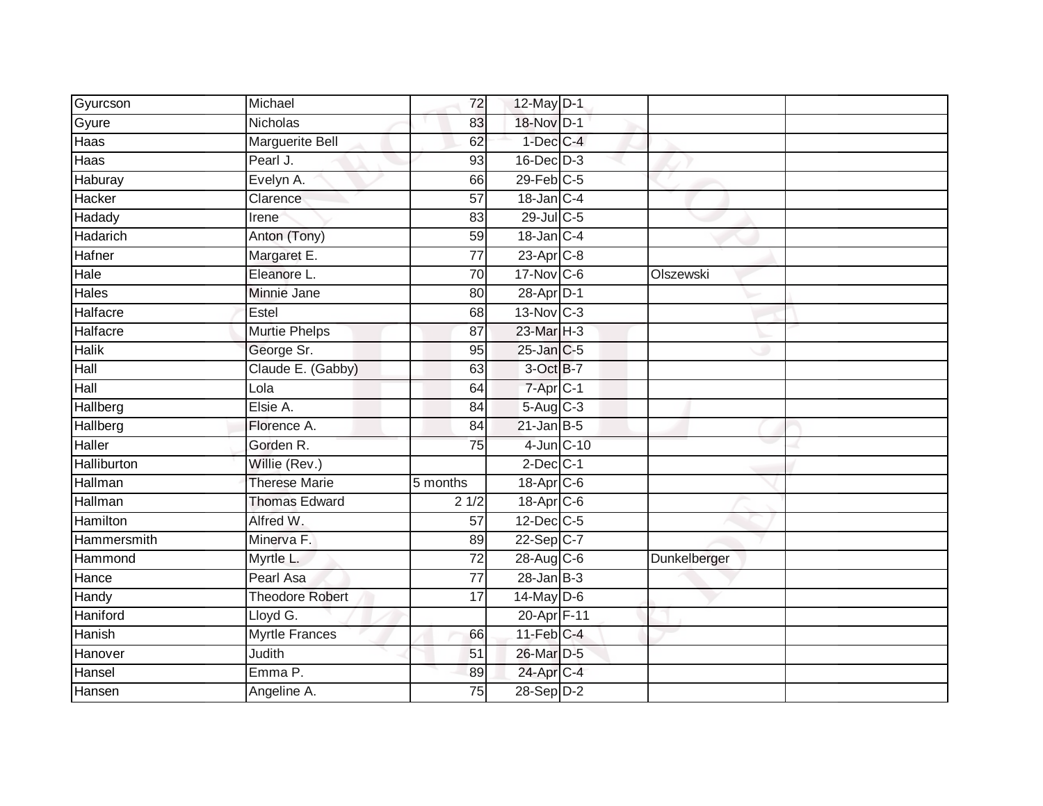| | | | | | | |
|---|---|---|---|---|---|---|
| Gyurcson | Michael | 72 | 12-May | D-1 | | |
| Gyure | Nicholas | 83 | 18-Nov | D-1 | | |
| Haas | Marguerite Bell | 62 | 1-Dec | C-4 | | |
| Haas | Pearl J. | 93 | 16-Dec | D-3 | | |
| Haburay | Evelyn A. | 66 | 29-Feb | C-5 | | |
| Hacker | Clarence | 57 | 18-Jan | C-4 | | |
| Hadady | Irene | 83 | 29-Jul | C-5 | | |
| Hadarich | Anton (Tony) | 59 | 18-Jan | C-4 | | |
| Hafner | Margaret E. | 77 | 23-Apr | C-8 | | |
| Hale | Eleanore L. | 70 | 17-Nov | C-6 | Olszewski | |
| Hales | Minnie Jane | 80 | 28-Apr | D-1 | | |
| Halfacre | Estel | 68 | 13-Nov | C-3 | | |
| Halfacre | Murtie Phelps | 87 | 23-Mar | H-3 | | |
| Halik | George Sr. | 95 | 25-Jan | C-5 | | |
| Hall | Claude E. (Gabby) | 63 | 3-Oct | B-7 | | |
| Hall | Lola | 64 | 7-Apr | C-1 | | |
| Hallberg | Elsie A. | 84 | 5-Aug | C-3 | | |
| Hallberg | Florence A. | 84 | 21-Jan | B-5 | | |
| Haller | Gorden R. | 75 | 4-Jun | C-10 | | |
| Halliburton | Willie (Rev.) | | 2-Dec | C-1 | | |
| Hallman | Therese Marie | 5 months | 18-Apr | C-6 | | |
| Hallman | Thomas Edward | 2 1/2 | 18-Apr | C-6 | | |
| Hamilton | Alfred W. | 57 | 12-Dec | C-5 | | |
| Hammersmith | Minerva F. | 89 | 22-Sep | C-7 | | |
| Hammond | Myrtle L. | 72 | 28-Aug | C-6 | Dunkelberger | |
| Hance | Pearl Asa | 77 | 28-Jan | B-3 | | |
| Handy | Theodore Robert | 17 | 14-May | D-6 | | |
| Haniford | Lloyd G. | | 20-Apr | F-11 | | |
| Hanish | Myrtle Frances | 66 | 11-Feb | C-4 | | |
| Hanover | Judith | 51 | 26-Mar | D-5 | | |
| Hansel | Emma P. | 89 | 24-Apr | C-4 | | |
| Hansen | Angeline A. | 75 | 28-Sep | D-2 | | |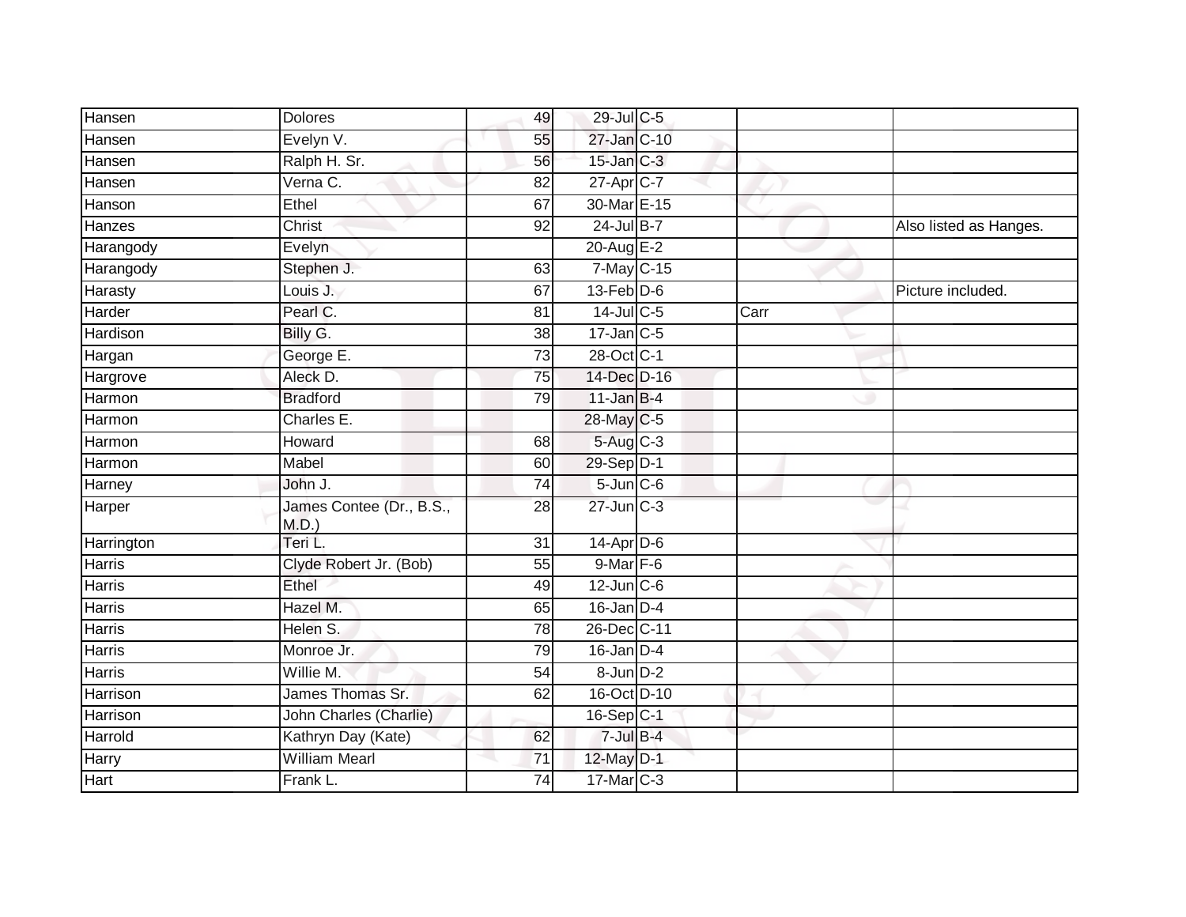| | | | | | | |
|---|---|---|---|---|---|---|
| Hansen | Dolores | 49 | 29-Jul | C-5 | | |
| Hansen | Evelyn V. | 55 | 27-Jan | C-10 | | |
| Hansen | Ralph H. Sr. | 56 | 15-Jan | C-3 | | |
| Hansen | Verna C. | 82 | 27-Apr | C-7 | | |
| Hanson | Ethel | 67 | 30-Mar | E-15 | | |
| Hanzes | Christ | 92 | 24-Jul | B-7 | | Also listed as Hanges. |
| Harangody | Evelyn | | 20-Aug | E-2 | | |
| Harangody | Stephen J. | 63 | 7-May | C-15 | | |
| Harasty | Louis J. | 67 | 13-Feb | D-6 | | Picture included. |
| Harder | Pearl C. | 81 | 14-Jul | C-5 | Carr | |
| Hardison | Billy G. | 38 | 17-Jan | C-5 | | |
| Hargan | George E. | 73 | 28-Oct | C-1 | | |
| Hargrove | Aleck D. | 75 | 14-Dec | D-16 | | |
| Harmon | Bradford | 79 | 11-Jan | B-4 | | |
| Harmon | Charles E. | | 28-May | C-5 | | |
| Harmon | Howard | 68 | 5-Aug | C-3 | | |
| Harmon | Mabel | 60 | 29-Sep | D-1 | | |
| Harney | John J. | 74 | 5-Jun | C-6 | | |
| Harper | James Contee (Dr., B.S., M.D.) | 28 | 27-Jun | C-3 | | |
| Harrington | Teri L. | 31 | 14-Apr | D-6 | | |
| Harris | Clyde Robert Jr. (Bob) | 55 | 9-Mar | F-6 | | |
| Harris | Ethel | 49 | 12-Jun | C-6 | | |
| Harris | Hazel M. | 65 | 16-Jan | D-4 | | |
| Harris | Helen S. | 78 | 26-Dec | C-11 | | |
| Harris | Monroe Jr. | 79 | 16-Jan | D-4 | | |
| Harris | Willie M. | 54 | 8-Jun | D-2 | | |
| Harrison | James Thomas Sr. | 62 | 16-Oct | D-10 | | |
| Harrison | John Charles (Charlie) | | 16-Sep | C-1 | | |
| Harrold | Kathryn Day (Kate) | 62 | 7-Jul | B-4 | | |
| Harry | William Mearl | 71 | 12-May | D-1 | | |
| Hart | Frank L. | 74 | 17-Mar | C-3 | | |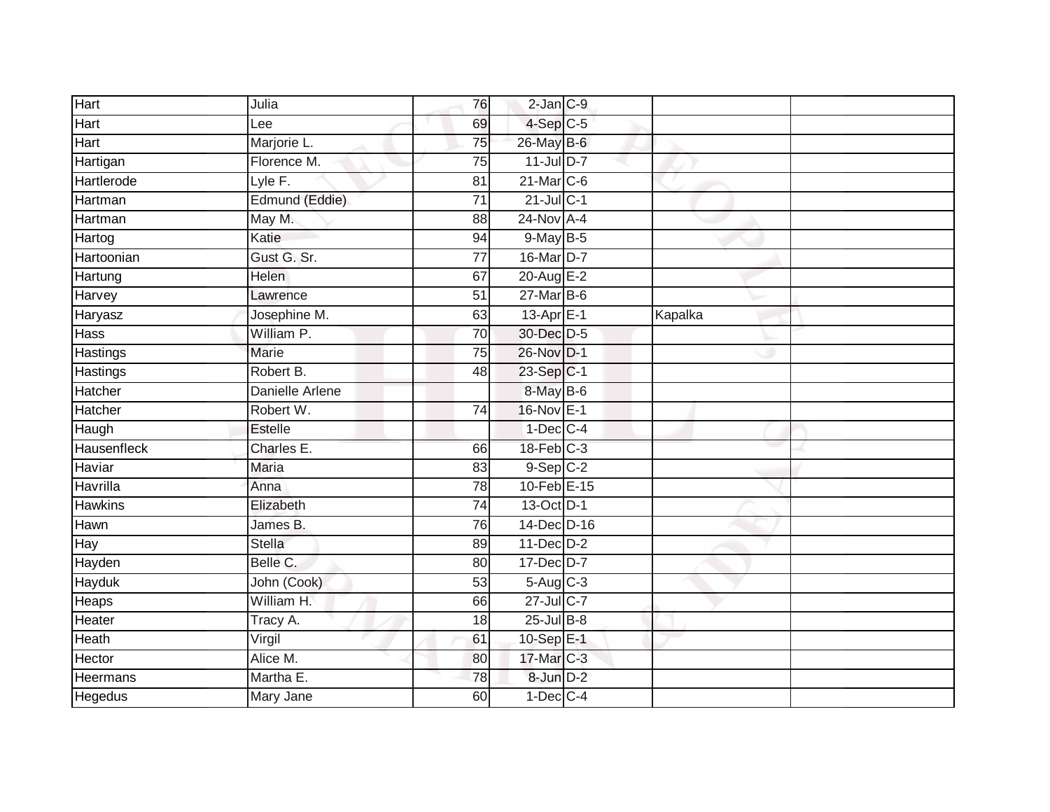| | | | | | | |
|---|---|---|---|---|---|---|
| Hart | Julia | 76 | 2-Jan | C-9 | | |
| Hart | Lee | 69 | 4-Sep | C-5 | | |
| Hart | Marjorie L. | 75 | 26-May | B-6 | | |
| Hartigan | Florence M. | 75 | 11-Jul | D-7 | | |
| Hartlerode | Lyle F. | 81 | 21-Mar | C-6 | | |
| Hartman | Edmund (Eddie) | 71 | 21-Jul | C-1 | | |
| Hartman | May M. | 88 | 24-Nov | A-4 | | |
| Hartog | Katie | 94 | 9-May | B-5 | | |
| Hartoonian | Gust G. Sr. | 77 | 16-Mar | D-7 | | |
| Hartung | Helen | 67 | 20-Aug | E-2 | | |
| Harvey | Lawrence | 51 | 27-Mar | B-6 | | |
| Haryasz | Josephine M. | 63 | 13-Apr | E-1 | Kapalka | |
| Hass | William P. | 70 | 30-Dec | D-5 | | |
| Hastings | Marie | 75 | 26-Nov | D-1 | | |
| Hastings | Robert B. | 48 | 23-Sep | C-1 | | |
| Hatcher | Danielle Arlene | | 8-May | B-6 | | |
| Hatcher | Robert W. | 74 | 16-Nov | E-1 | | |
| Haugh | Estelle | | 1-Dec | C-4 | | |
| Hausenfleck | Charles E. | 66 | 18-Feb | C-3 | | |
| Haviar | Maria | 83 | 9-Sep | C-2 | | |
| Havrilla | Anna | 78 | 10-Feb | E-15 | | |
| Hawkins | Elizabeth | 74 | 13-Oct | D-1 | | |
| Hawn | James B. | 76 | 14-Dec | D-16 | | |
| Hay | Stella | 89 | 11-Dec | D-2 | | |
| Hayden | Belle C. | 80 | 17-Dec | D-7 | | |
| Hayduk | John (Cook) | 53 | 5-Aug | C-3 | | |
| Heaps | William H. | 66 | 27-Jul | C-7 | | |
| Heater | Tracy A. | 18 | 25-Jul | B-8 | | |
| Heath | Virgil | 61 | 10-Sep | E-1 | | |
| Hector | Alice M. | 80 | 17-Mar | C-3 | | |
| Heermans | Martha E. | 78 | 8-Jun | D-2 | | |
| Hegedus | Mary Jane | 60 | 1-Dec | C-4 | | |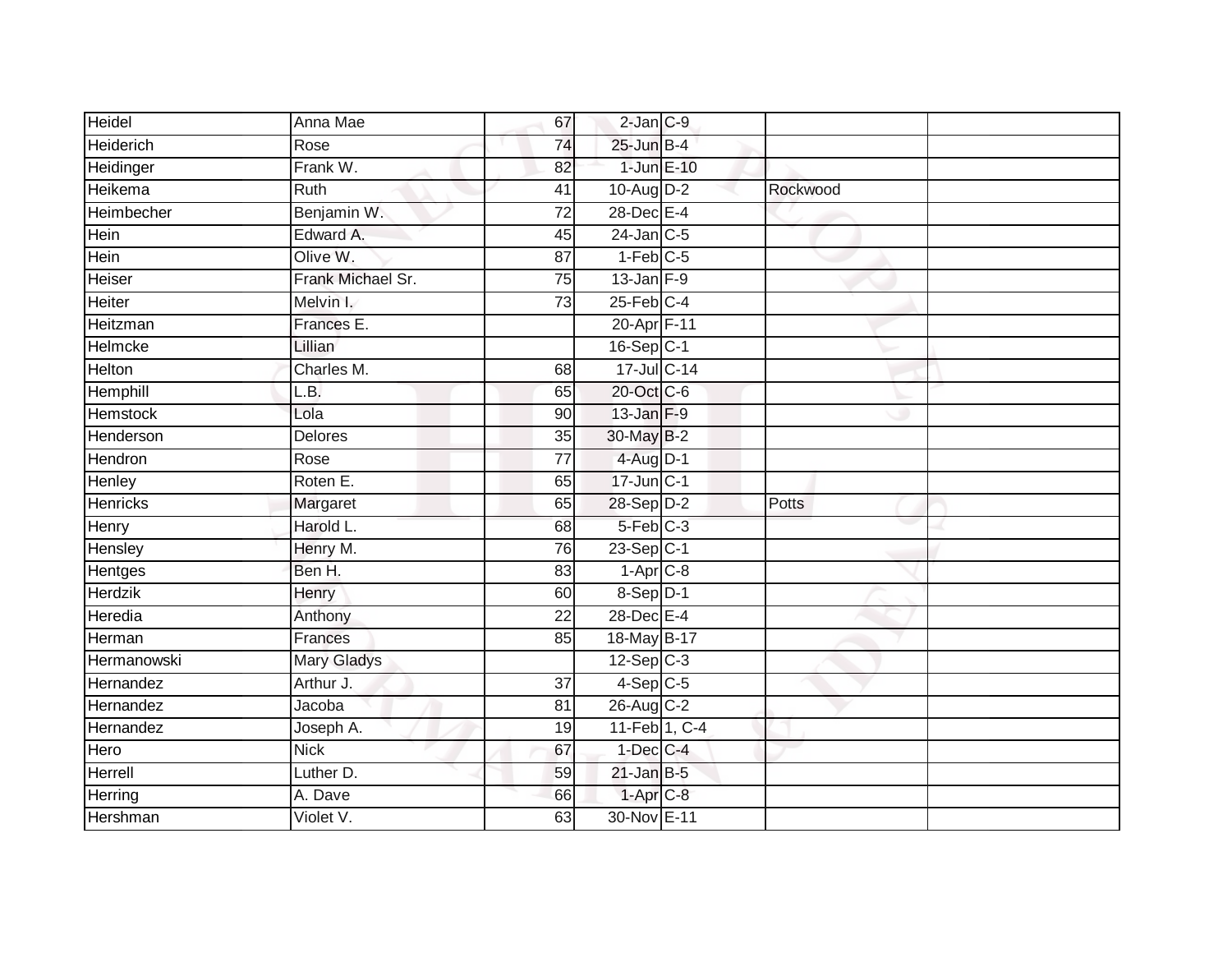| | | | | | | |
|---|---|---|---|---|---|---|
| Heidel | Anna Mae | 67 | 2-Jan | C-9 | | |
| Heiderich | Rose | 74 | 25-Jun | B-4 | | |
| Heidinger | Frank W. | 82 | 1-Jun | E-10 | | |
| Heikema | Ruth | 41 | 10-Aug | D-2 | Rockwood | |
| Heimbecher | Benjamin W. | 72 | 28-Dec | E-4 | | |
| Hein | Edward A. | 45 | 24-Jan | C-5 | | |
| Hein | Olive W. | 87 | 1-Feb | C-5 | | |
| Heiser | Frank Michael Sr. | 75 | 13-Jan | F-9 | | |
| Heiter | Melvin I. | 73 | 25-Feb | C-4 | | |
| Heitzman | Frances E. | | 20-Apr | F-11 | | |
| Helmcke | Lillian | | 16-Sep | C-1 | | |
| Helton | Charles M. | 68 | 17-Jul | C-14 | | |
| Hemphill | L.B. | 65 | 20-Oct | C-6 | | |
| Hemstock | Lola | 90 | 13-Jan | F-9 | | |
| Henderson | Delores | 35 | 30-May | B-2 | | |
| Hendron | Rose | 77 | 4-Aug | D-1 | | |
| Henley | Roten E. | 65 | 17-Jun | C-1 | | |
| Henricks | Margaret | 65 | 28-Sep | D-2 | Potts | |
| Henry | Harold L. | 68 | 5-Feb | C-3 | | |
| Hensley | Henry M. | 76 | 23-Sep | C-1 | | |
| Hentges | Ben H. | 83 | 1-Apr | C-8 | | |
| Herdzik | Henry | 60 | 8-Sep | D-1 | | |
| Heredia | Anthony | 22 | 28-Dec | E-4 | | |
| Herman | Frances | 85 | 18-May | B-17 | | |
| Hermanowski | Mary Gladys | | 12-Sep | C-3 | | |
| Hernandez | Arthur J. | 37 | 4-Sep | C-5 | | |
| Hernandez | Jacoba | 81 | 26-Aug | C-2 | | |
| Hernandez | Joseph A. | 19 | 11-Feb | 1, C-4 | | |
| Hero | Nick | 67 | 1-Dec | C-4 | | |
| Herrell | Luther D. | 59 | 21-Jan | B-5 | | |
| Herring | A. Dave | 66 | 1-Apr | C-8 | | |
| Hershman | Violet V. | 63 | 30-Nov | E-11 | | |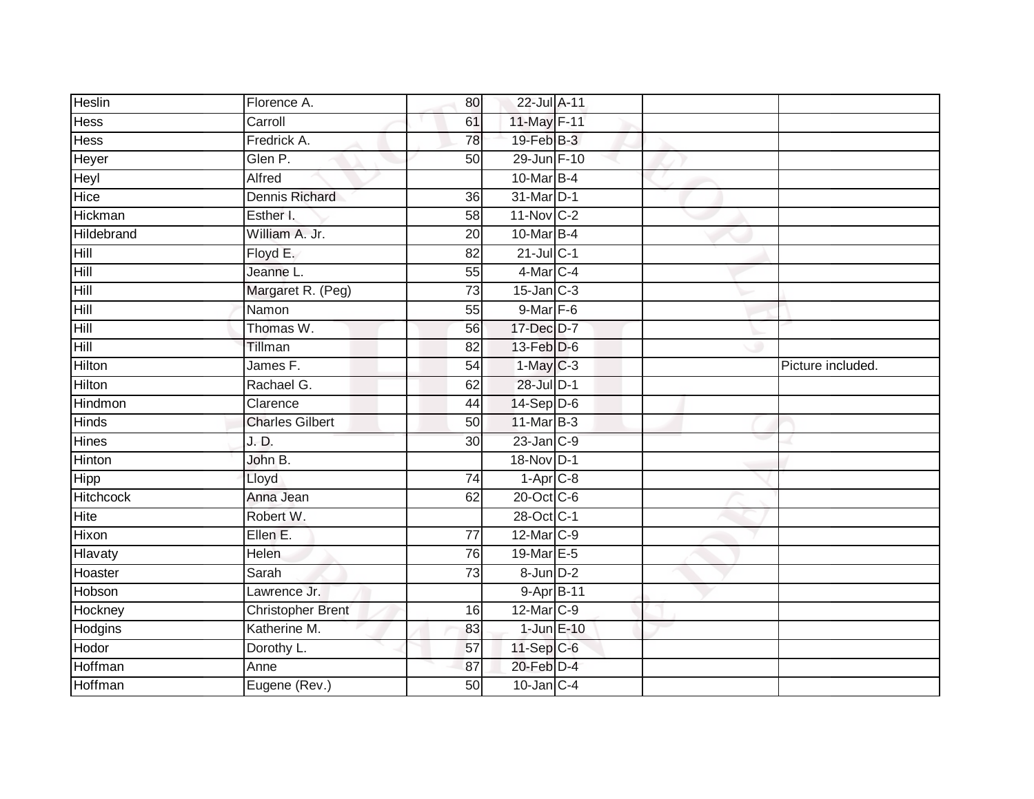| | | | | | | |
|---|---|---|---|---|---|---|
| Heslin | Florence A. | 80 | 22-Jul | A-11 | | |
| Hess | Carroll | 61 | 11-May | F-11 | | |
| Hess | Fredrick A. | 78 | 19-Feb | B-3 | | |
| Heyer | Glen P. | 50 | 29-Jun | F-10 | | |
| Heyl | Alfred | | 10-Mar | B-4 | | |
| Hice | Dennis Richard | 36 | 31-Mar | D-1 | | |
| Hickman | Esther I. | 58 | 11-Nov | C-2 | | |
| Hildebrand | William A. Jr. | 20 | 10-Mar | B-4 | | |
| Hill | Floyd E. | 82 | 21-Jul | C-1 | | |
| Hill | Jeanne L. | 55 | 4-Mar | C-4 | | |
| Hill | Margaret R. (Peg) | 73 | 15-Jan | C-3 | | |
| Hill | Namon | 55 | 9-Mar | F-6 | | |
| Hill | Thomas W. | 56 | 17-Dec | D-7 | | |
| Hill | Tillman | 82 | 13-Feb | D-6 | | |
| Hilton | James F. | 54 | 1-May | C-3 | | Picture included. |
| Hilton | Rachael G. | 62 | 28-Jul | D-1 | | |
| Hindmon | Clarence | 44 | 14-Sep | D-6 | | |
| Hinds | Charles Gilbert | 50 | 11-Mar | B-3 | | |
| Hines | J. D. | 30 | 23-Jan | C-9 | | |
| Hinton | John B. | | 18-Nov | D-1 | | |
| Hipp | Lloyd | 74 | 1-Apr | C-8 | | |
| Hitchcock | Anna Jean | 62 | 20-Oct | C-6 | | |
| Hite | Robert W. | | 28-Oct | C-1 | | |
| Hixon | Ellen E. | 77 | 12-Mar | C-9 | | |
| Hlavaty | Helen | 76 | 19-Mar | E-5 | | |
| Hoaster | Sarah | 73 | 8-Jun | D-2 | | |
| Hobson | Lawrence Jr. | | 9-Apr | B-11 | | |
| Hockney | Christopher Brent | 16 | 12-Mar | C-9 | | |
| Hodgins | Katherine M. | 83 | 1-Jun | E-10 | | |
| Hodor | Dorothy L. | 57 | 11-Sep | C-6 | | |
| Hoffman | Anne | 87 | 20-Feb | D-4 | | |
| Hoffman | Eugene (Rev.) | 50 | 10-Jan | C-4 | | |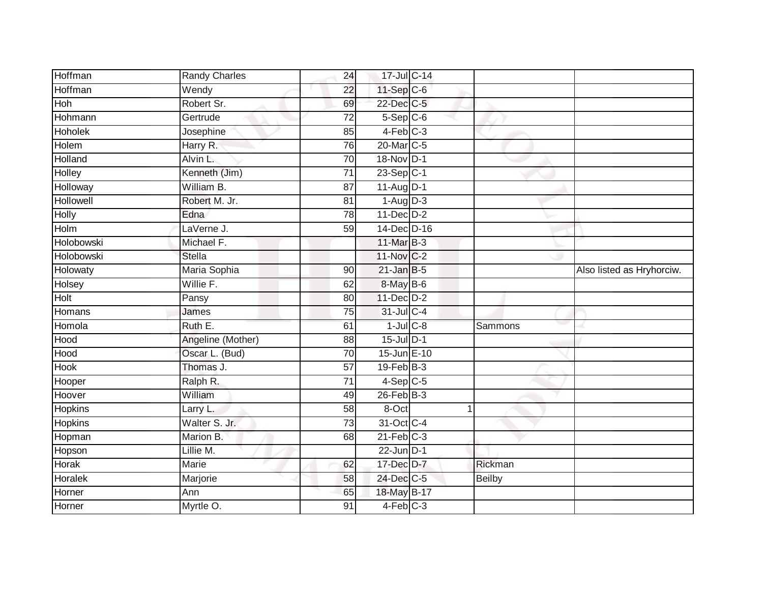| | | | | | | |
|---|---|---|---|---|---|---|
| Hoffman | Randy Charles | 24 | 17-Jul | C-14 | | |
| Hoffman | Wendy | 22 | 11-Sep | C-6 | | |
| Hoh | Robert Sr. | 69 | 22-Dec | C-5 | | |
| Hohmann | Gertrude | 72 | 5-Sep | C-6 | | |
| Hoholek | Josephine | 85 | 4-Feb | C-3 | | |
| Holem | Harry R. | 76 | 20-Mar | C-5 | | |
| Holland | Alvin L. | 70 | 18-Nov | D-1 | | |
| Holley | Kenneth (Jim) | 71 | 23-Sep | C-1 | | |
| Holloway | William B. | 87 | 11-Aug | D-1 | | |
| Hollowell | Robert M. Jr. | 81 | 1-Aug | D-3 | | |
| Holly | Edna | 78 | 11-Dec | D-2 | | |
| Holm | LaVerne J. | 59 | 14-Dec | D-16 | | |
| Holobowski | Michael F. | | 11-Mar | B-3 | | |
| Holobowski | Stella | | 11-Nov | C-2 | | |
| Holowaty | Maria Sophia | 90 | 21-Jan | B-5 | | Also listed as Hryhorciw. |
| Holsey | Willie F. | 62 | 8-May | B-6 | | |
| Holt | Pansy | 80 | 11-Dec | D-2 | | |
| Homans | James | 75 | 31-Jul | C-4 | | |
| Homola | Ruth E. | 61 | 1-Jul | C-8 | Sammons | |
| Hood | Angeline (Mother) | 88 | 15-Jul | D-1 | | |
| Hood | Oscar L. (Bud) | 70 | 15-Jun | E-10 | | |
| Hook | Thomas J. | 57 | 19-Feb | B-3 | | |
| Hooper | Ralph R. | 71 | 4-Sep | C-5 | | |
| Hoover | William | 49 | 26-Feb | B-3 | | |
| Hopkins | Larry L. | 58 | 8-Oct | 1 | | |
| Hopkins | Walter S. Jr. | 73 | 31-Oct | C-4 | | |
| Hopman | Marion B. | 68 | 21-Feb | C-3 | | |
| Hopson | Lillie M. | | 22-Jun | D-1 | | |
| Horak | Marie | 62 | 17-Dec | D-7 | Rickman | |
| Horalek | Marjorie | 58 | 24-Dec | C-5 | Beilby | |
| Horner | Ann | 65 | 18-May | B-17 | | |
| Horner | Myrtle O. | 91 | 4-Feb | C-3 | | |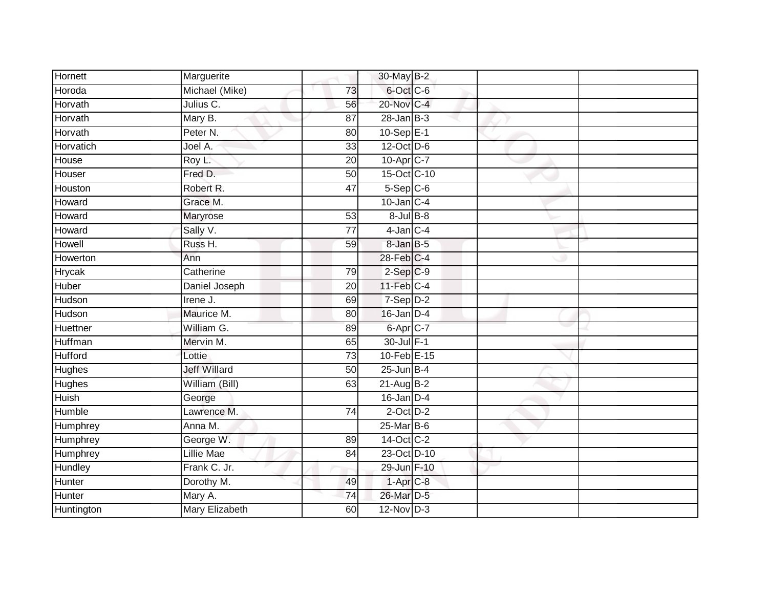| | | | | | | |
|---|---|---|---|---|---|---|
| Hornett | Marguerite | | 30-May | B-2 | | |
| Horoda | Michael (Mike) | 73 | 6-Oct | C-6 | | |
| Horvath | Julius C. | 56 | 20-Nov | C-4 | | |
| Horvath | Mary B. | 87 | 28-Jan | B-3 | | |
| Horvath | Peter N. | 80 | 10-Sep | E-1 | | |
| Horvatich | Joel A. | 33 | 12-Oct | D-6 | | |
| House | Roy L. | 20 | 10-Apr | C-7 | | |
| Houser | Fred D. | 50 | 15-Oct | C-10 | | |
| Houston | Robert R. | 47 | 5-Sep | C-6 | | |
| Howard | Grace M. | | 10-Jan | C-4 | | |
| Howard | Maryrose | 53 | 8-Jul | B-8 | | |
| Howard | Sally V. | 77 | 4-Jan | C-4 | | |
| Howell | Russ H. | 59 | 8-Jan | B-5 | | |
| Howerton | Ann | | 28-Feb | C-4 | | |
| Hrycak | Catherine | 79 | 2-Sep | C-9 | | |
| Huber | Daniel Joseph | 20 | 11-Feb | C-4 | | |
| Hudson | Irene J. | 69 | 7-Sep | D-2 | | |
| Hudson | Maurice M. | 80 | 16-Jan | D-4 | | |
| Huettner | William G. | 89 | 6-Apr | C-7 | | |
| Huffman | Mervin M. | 65 | 30-Jul | F-1 | | |
| Hufford | Lottie | 73 | 10-Feb | E-15 | | |
| Hughes | Jeff Willard | 50 | 25-Jun | B-4 | | |
| Hughes | William (Bill) | 63 | 21-Aug | B-2 | | |
| Huish | George | | 16-Jan | D-4 | | |
| Humble | Lawrence M. | 74 | 2-Oct | D-2 | | |
| Humphrey | Anna M. | | 25-Mar | B-6 | | |
| Humphrey | George W. | 89 | 14-Oct | C-2 | | |
| Humphrey | Lillie Mae | 84 | 23-Oct | D-10 | | |
| Hundley | Frank C. Jr. | | 29-Jun | F-10 | | |
| Hunter | Dorothy M. | 49 | 1-Apr | C-8 | | |
| Hunter | Mary A. | 74 | 26-Mar | D-5 | | |
| Huntington | Mary Elizabeth | 60 | 12-Nov | D-3 | | |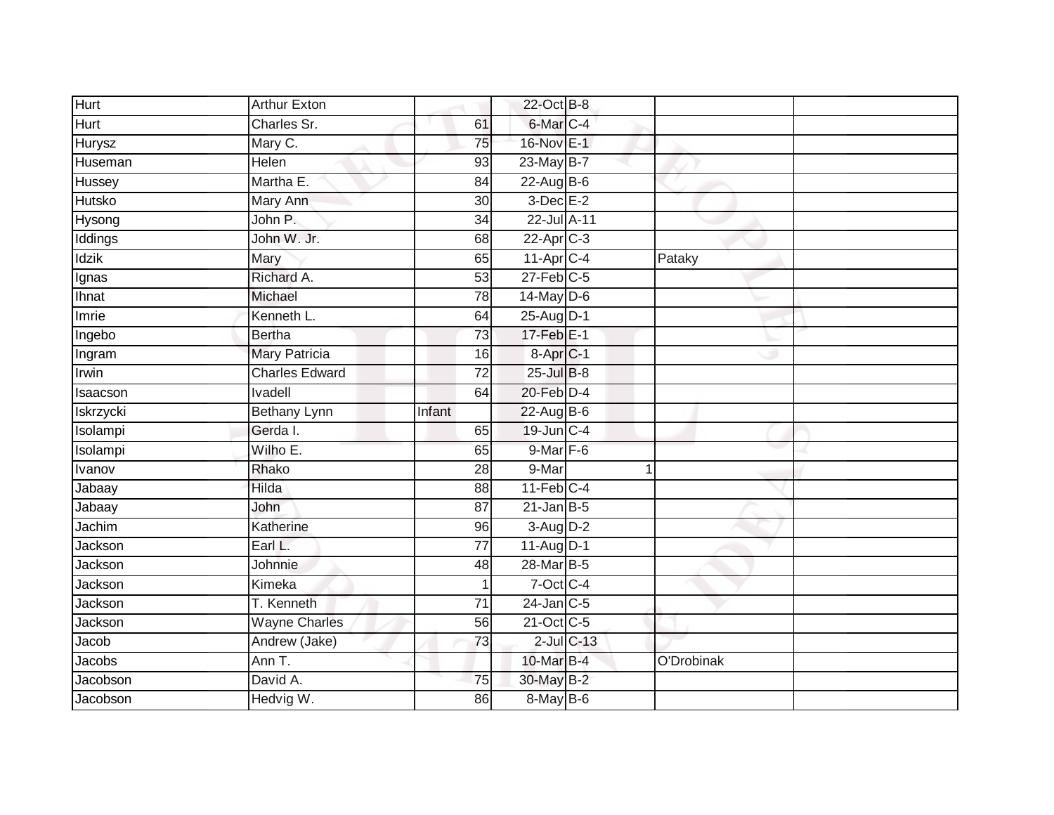| | | | | | | |
|---|---|---|---|---|---|---|
| Hurt | Arthur Exton | | 22-Oct | B-8 | | |
| Hurt | Charles Sr. | 61 | 6-Mar | C-4 | | |
| Hurysz | Mary C. | 75 | 16-Nov | E-1 | | |
| Huseman | Helen | 93 | 23-May | B-7 | | |
| Hussey | Martha E. | 84 | 22-Aug | B-6 | | |
| Hutsko | Mary Ann | 30 | 3-Dec | E-2 | | |
| Hysong | John P. | 34 | 22-Jul | A-11 | | |
| Iddings | John W. Jr. | 68 | 22-Apr | C-3 | | |
| Idzik | Mary | 65 | 11-Apr | C-4 | Pataky | |
| Ignas | Richard A. | 53 | 27-Feb | C-5 | | |
| Ihnat | Michael | 78 | 14-May | D-6 | | |
| Imrie | Kenneth L. | 64 | 25-Aug | D-1 | | |
| Ingebo | Bertha | 73 | 17-Feb | E-1 | | |
| Ingram | Mary Patricia | 16 | 8-Apr | C-1 | | |
| Irwin | Charles Edward | 72 | 25-Jul | B-8 | | |
| Isaacson | Ivadell | 64 | 20-Feb | D-4 | | |
| Iskrzycki | Bethany Lynn | Infant | 22-Aug | B-6 | | |
| Isolampi | Gerda I. | 65 | 19-Jun | C-4 | | |
| Isolampi | Wilho E. | 65 | 9-Mar | F-6 | | |
| Ivanov | Rhako | 28 | 9-Mar | 1 | | |
| Jabaay | Hilda | 88 | 11-Feb | C-4 | | |
| Jabaay | John | 87 | 21-Jan | B-5 | | |
| Jachim | Katherine | 96 | 3-Aug | D-2 | | |
| Jackson | Earl L. | 77 | 11-Aug | D-1 | | |
| Jackson | Johnnie | 48 | 28-Mar | B-5 | | |
| Jackson | Kimeka | 1 | 7-Oct | C-4 | | |
| Jackson | T. Kenneth | 71 | 24-Jan | C-5 | | |
| Jackson | Wayne Charles | 56 | 21-Oct | C-5 | | |
| Jacob | Andrew (Jake) | 73 | 2-Jul | C-13 | | |
| Jacobs | Ann T. | | 10-Mar | B-4 | O'Drobinak | |
| Jacobson | David A. | 75 | 30-May | B-2 | | |
| Jacobson | Hedvig W. | 86 | 8-May | B-6 | | |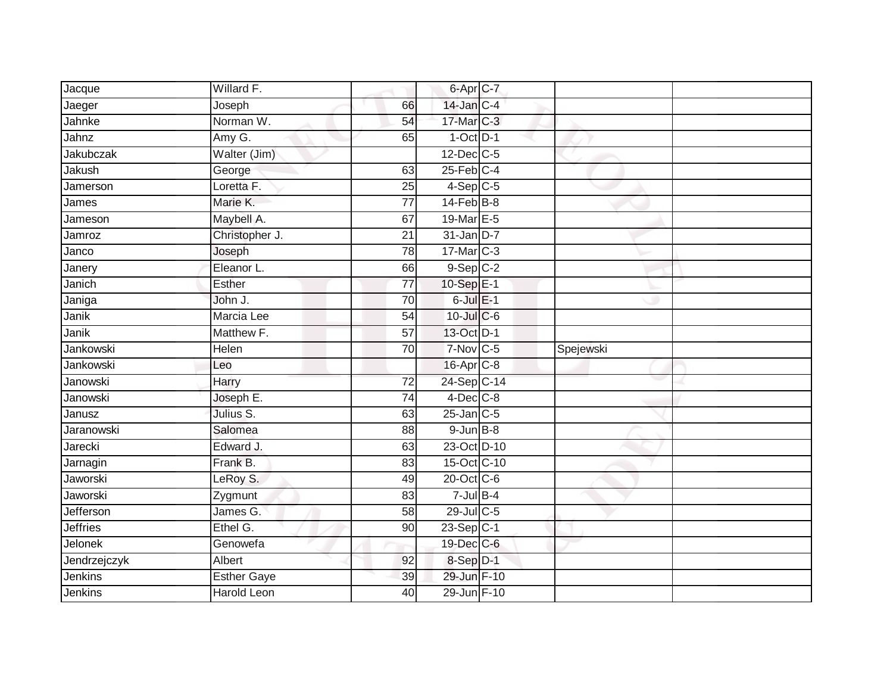| | | | | | | |
|---|---|---|---|---|---|---|
| Jacque | Willard F. | | 6-Apr | C-7 | | |
| Jaeger | Joseph | 66 | 14-Jan | C-4 | | |
| Jahnke | Norman W. | 54 | 17-Mar | C-3 | | |
| Jahnz | Amy G. | 65 | 1-Oct | D-1 | | |
| Jakubczak | Walter (Jim) | | 12-Dec | C-5 | | |
| Jakush | George | 63 | 25-Feb | C-4 | | |
| Jamerson | Loretta F. | 25 | 4-Sep | C-5 | | |
| James | Marie K. | 77 | 14-Feb | B-8 | | |
| Jameson | Maybell A. | 67 | 19-Mar | E-5 | | |
| Jamroz | Christopher J. | 21 | 31-Jan | D-7 | | |
| Janco | Joseph | 78 | 17-Mar | C-3 | | |
| Janery | Eleanor L. | 66 | 9-Sep | C-2 | | |
| Janich | Esther | 77 | 10-Sep | E-1 | | |
| Janiga | John J. | 70 | 6-Jul | E-1 | | |
| Janik | Marcia Lee | 54 | 10-Jul | C-6 | | |
| Janik | Matthew F. | 57 | 13-Oct | D-1 | | |
| Jankowski | Helen | 70 | 7-Nov | C-5 | Spejewski | |
| Jankowski | Leo | | 16-Apr | C-8 | | |
| Janowski | Harry | 72 | 24-Sep | C-14 | | |
| Janowski | Joseph E. | 74 | 4-Dec | C-8 | | |
| Janusz | Julius S. | 63 | 25-Jan | C-5 | | |
| Jaranowski | Salomea | 88 | 9-Jun | B-8 | | |
| Jarecki | Edward J. | 63 | 23-Oct | D-10 | | |
| Jarnagin | Frank B. | 83 | 15-Oct | C-10 | | |
| Jaworski | LeRoy S. | 49 | 20-Oct | C-6 | | |
| Jaworski | Zygmunt | 83 | 7-Jul | B-4 | | |
| Jefferson | James G. | 58 | 29-Jul | C-5 | | |
| Jeffries | Ethel G. | 90 | 23-Sep | C-1 | | |
| Jelonek | Genowefa | | 19-Dec | C-6 | | |
| Jendrzejczyk | Albert | 92 | 8-Sep | D-1 | | |
| Jenkins | Esther Gaye | 39 | 29-Jun | F-10 | | |
| Jenkins | Harold Leon | 40 | 29-Jun | F-10 | | |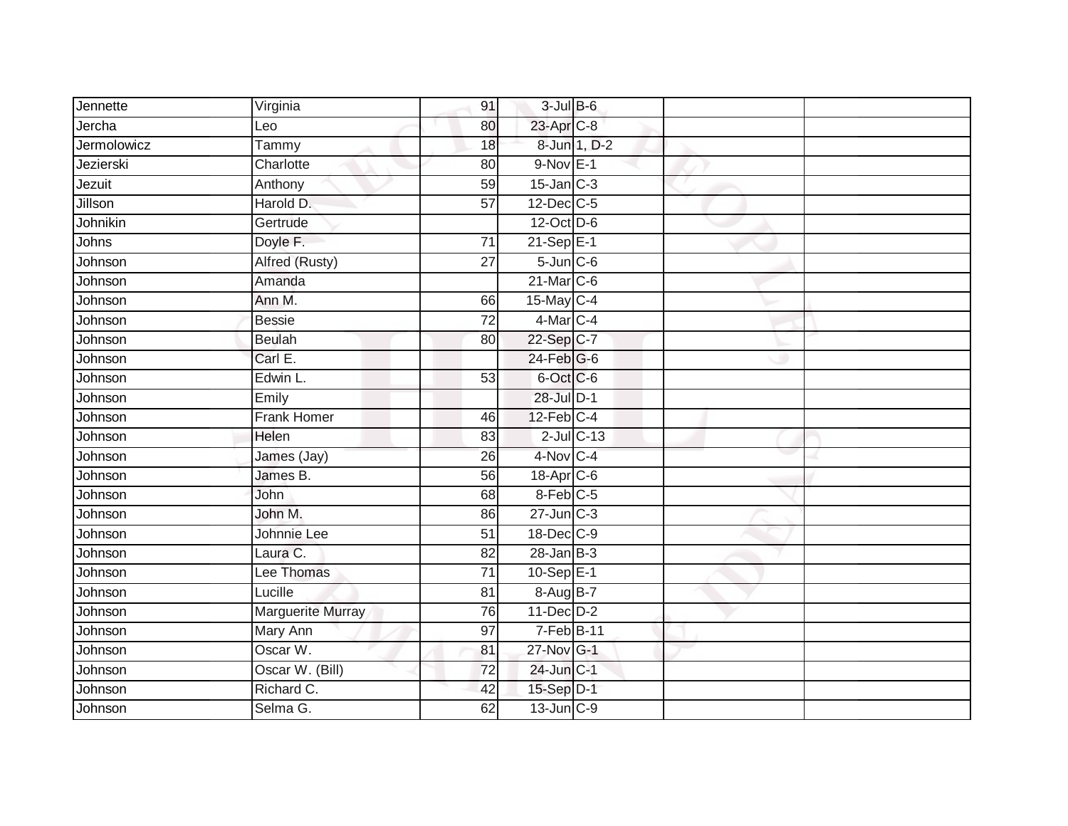| | | | | | | |
|---|---|---|---|---|---|---|
| Jennette | Virginia | 91 | 3-Jul | B-6 | | |
| Jercha | Leo | 80 | 23-Apr | C-8 | | |
| Jermolowicz | Tammy | 18 | 8-Jun | 1, D-2 | | |
| Jezierski | Charlotte | 80 | 9-Nov | E-1 | | |
| Jezuit | Anthony | 59 | 15-Jan | C-3 | | |
| Jillson | Harold D. | 57 | 12-Dec | C-5 | | |
| Johnikin | Gertrude | | 12-Oct | D-6 | | |
| Johns | Doyle F. | 71 | 21-Sep | E-1 | | |
| Johnson | Alfred (Rusty) | 27 | 5-Jun | C-6 | | |
| Johnson | Amanda | | 21-Mar | C-6 | | |
| Johnson | Ann M. | 66 | 15-May | C-4 | | |
| Johnson | Bessie | 72 | 4-Mar | C-4 | | |
| Johnson | Beulah | 80 | 22-Sep | C-7 | | |
| Johnson | Carl E. | | 24-Feb | G-6 | | |
| Johnson | Edwin L. | 53 | 6-Oct | C-6 | | |
| Johnson | Emily | | 28-Jul | D-1 | | |
| Johnson | Frank Homer | 46 | 12-Feb | C-4 | | |
| Johnson | Helen | 83 | 2-Jul | C-13 | | |
| Johnson | James (Jay) | 26 | 4-Nov | C-4 | | |
| Johnson | James B. | 56 | 18-Apr | C-6 | | |
| Johnson | John | 68 | 8-Feb | C-5 | | |
| Johnson | John M. | 86 | 27-Jun | C-3 | | |
| Johnson | Johnnie Lee | 51 | 18-Dec | C-9 | | |
| Johnson | Laura C. | 82 | 28-Jan | B-3 | | |
| Johnson | Lee Thomas | 71 | 10-Sep | E-1 | | |
| Johnson | Lucille | 81 | 8-Aug | B-7 | | |
| Johnson | Marguerite Murray | 76 | 11-Dec | D-2 | | |
| Johnson | Mary Ann | 97 | 7-Feb | B-11 | | |
| Johnson | Oscar W. | 81 | 27-Nov | G-1 | | |
| Johnson | Oscar W. (Bill) | 72 | 24-Jun | C-1 | | |
| Johnson | Richard C. | 42 | 15-Sep | D-1 | | |
| Johnson | Selma G. | 62 | 13-Jun | C-9 | | |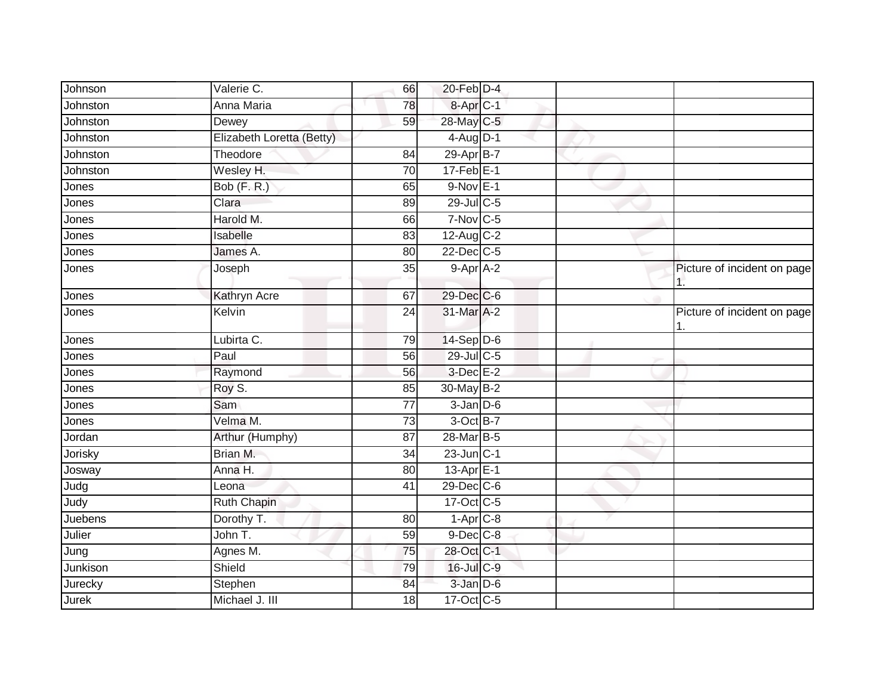| | | | | | | |
|---|---|---|---|---|---|---|
| Johnson | Valerie C. | 66 | 20-Feb | D-4 | | |
| Johnston | Anna Maria | 78 | 8-Apr | C-1 | | |
| Johnston | Dewey | 59 | 28-May | C-5 | | |
| Johnston | Elizabeth Loretta (Betty) | | 4-Aug | D-1 | | |
| Johnston | Theodore | 84 | 29-Apr | B-7 | | |
| Johnston | Wesley H. | 70 | 17-Feb | E-1 | | |
| Jones | Bob (F. R.) | 65 | 9-Nov | E-1 | | |
| Jones | Clara | 89 | 29-Jul | C-5 | | |
| Jones | Harold M. | 66 | 7-Nov | C-5 | | |
| Jones | Isabelle | 83 | 12-Aug | C-2 | | |
| Jones | James A. | 80 | 22-Dec | C-5 | | |
| Jones | Joseph | 35 | 9-Apr | A-2 | | Picture of incident on page 1. |
| Jones | Kathryn Acre | 67 | 29-Dec | C-6 | | |
| Jones | Kelvin | 24 | 31-Mar | A-2 | | Picture of incident on page 1. |
| Jones | Lubirta C. | 79 | 14-Sep | D-6 | | |
| Jones | Paul | 56 | 29-Jul | C-5 | | |
| Jones | Raymond | 56 | 3-Dec | E-2 | | |
| Jones | Roy S. | 85 | 30-May | B-2 | | |
| Jones | Sam | 77 | 3-Jan | D-6 | | |
| Jones | Velma M. | 73 | 3-Oct | B-7 | | |
| Jordan | Arthur (Humphy) | 87 | 28-Mar | B-5 | | |
| Jorisky | Brian M. | 34 | 23-Jun | C-1 | | |
| Josway | Anna H. | 80 | 13-Apr | E-1 | | |
| Judg | Leona | 41 | 29-Dec | C-6 | | |
| Judy | Ruth Chapin | | 17-Oct | C-5 | | |
| Juebens | Dorothy T. | 80 | 1-Apr | C-8 | | |
| Julier | John T. | 59 | 9-Dec | C-8 | | |
| Jung | Agnes M. | 75 | 28-Oct | C-1 | | |
| Junkison | Shield | 79 | 16-Jul | C-9 | | |
| Jurecky | Stephen | 84 | 3-Jan | D-6 | | |
| Jurek | Michael J. III | 18 | 17-Oct | C-5 | | |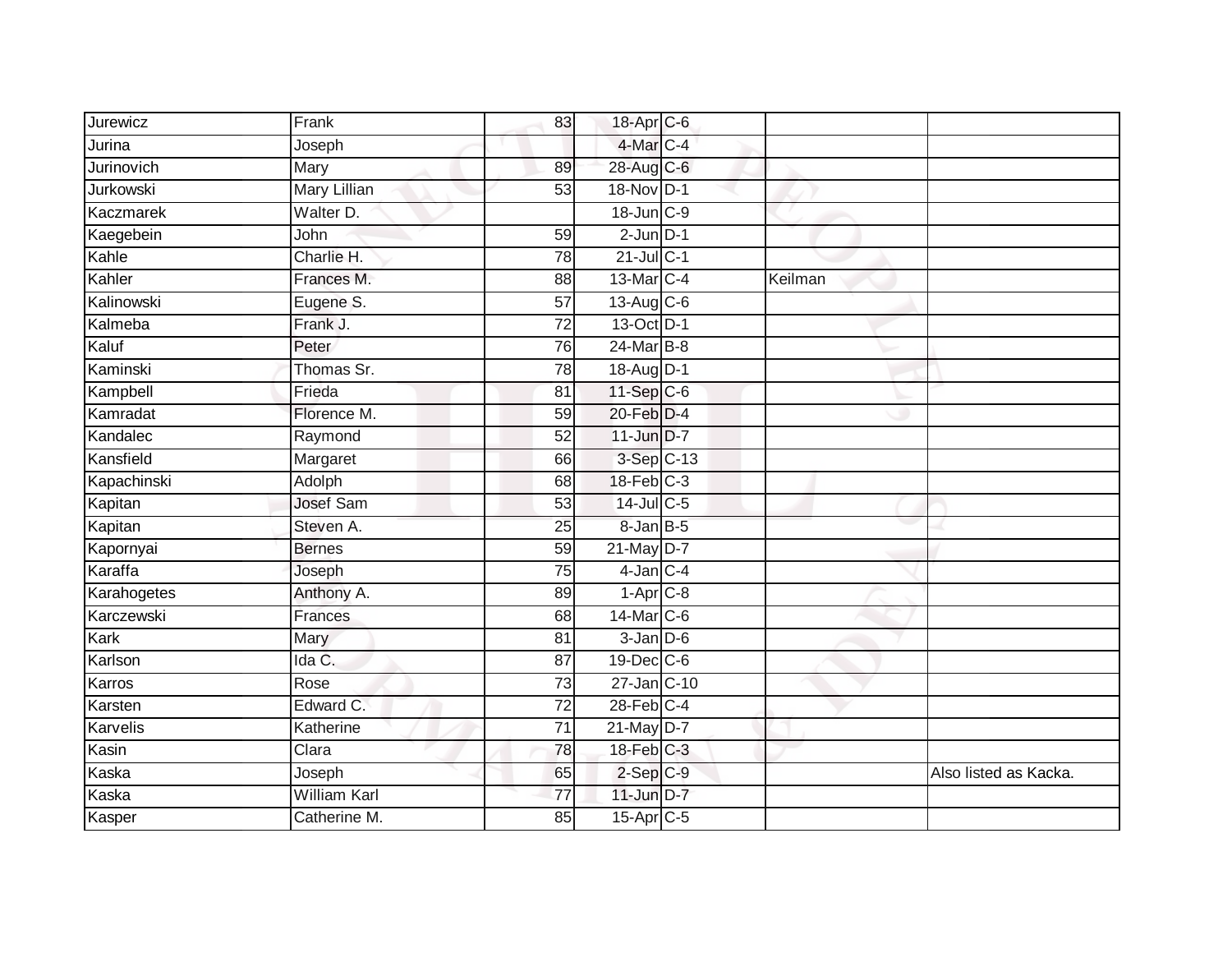| Jurewicz | Frank | 83 | 18-Apr | C-6 | | |
|---|---|---|---|---|---|---|
| Jurina | Joseph | | 4-Mar | C-4 | | |
| Jurinovich | Mary | 89 | 28-Aug | C-6 | | |
| Jurkowski | Mary Lillian | 53 | 18-Nov | D-1 | | |
| Kaczmarek | Walter D. | | 18-Jun | C-9 | | |
| Kaegebein | John | 59 | 2-Jun | D-1 | | |
| Kahle | Charlie H. | 78 | 21-Jul | C-1 | | |
| Kahler | Frances M. | 88 | 13-Mar | C-4 | Keilman | |
| Kalinowski | Eugene S. | 57 | 13-Aug | C-6 | | |
| Kalmeba | Frank J. | 72 | 13-Oct | D-1 | | |
| Kaluf | Peter | 76 | 24-Mar | B-8 | | |
| Kaminski | Thomas Sr. | 78 | 18-Aug | D-1 | | |
| Kampbell | Frieda | 81 | 11-Sep | C-6 | | |
| Kamradat | Florence M. | 59 | 20-Feb | D-4 | | |
| Kandalec | Raymond | 52 | 11-Jun | D-7 | | |
| Kansfield | Margaret | 66 | 3-Sep | C-13 | | |
| Kapachinski | Adolph | 68 | 18-Feb | C-3 | | |
| Kapitan | Josef Sam | 53 | 14-Jul | C-5 | | |
| Kapitan | Steven A. | 25 | 8-Jan | B-5 | | |
| Kapornyai | Bernes | 59 | 21-May | D-7 | | |
| Karaffa | Joseph | 75 | 4-Jan | C-4 | | |
| Karahogetes | Anthony A. | 89 | 1-Apr | C-8 | | |
| Karczewski | Frances | 68 | 14-Mar | C-6 | | |
| Kark | Mary | 81 | 3-Jan | D-6 | | |
| Karlson | Ida C. | 87 | 19-Dec | C-6 | | |
| Karros | Rose | 73 | 27-Jan | C-10 | | |
| Karsten | Edward C. | 72 | 28-Feb | C-4 | | |
| Karvelis | Katherine | 71 | 21-May | D-7 | | |
| Kasin | Clara | 78 | 18-Feb | C-3 | | |
| Kaska | Joseph | 65 | 2-Sep | C-9 | | Also listed as Kacka. |
| Kaska | William Karl | 77 | 11-Jun | D-7 | | |
| Kasper | Catherine M. | 85 | 15-Apr | C-5 | | |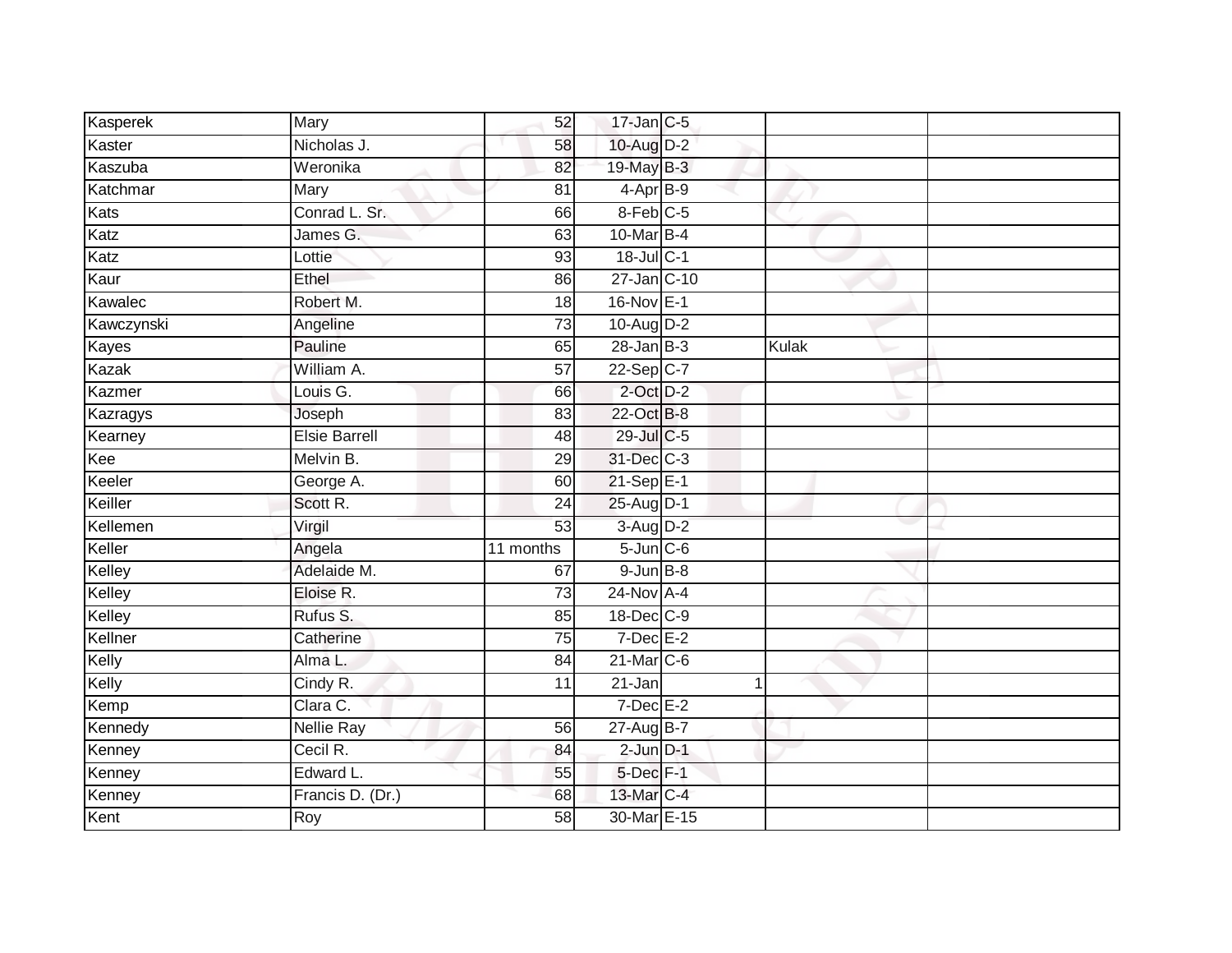| | | | | | | |
|---|---|---|---|---|---|---|
| Kasperek | Mary | 52 | 17-Jan | C-5 | | |
| Kaster | Nicholas J. | 58 | 10-Aug | D-2 | | |
| Kaszuba | Weronika | 82 | 19-May | B-3 | | |
| Katchmar | Mary | 81 | 4-Apr | B-9 | | |
| Kats | Conrad L. Sr. | 66 | 8-Feb | C-5 | | |
| Katz | James G. | 63 | 10-Mar | B-4 | | |
| Katz | Lottie | 93 | 18-Jul | C-1 | | |
| Kaur | Ethel | 86 | 27-Jan | C-10 | | |
| Kawalec | Robert M. | 18 | 16-Nov | E-1 | | |
| Kawczynski | Angeline | 73 | 10-Aug | D-2 | | |
| Kayes | Pauline | 65 | 28-Jan | B-3 | Kulak | |
| Kazak | William A. | 57 | 22-Sep | C-7 | | |
| Kazmer | Louis G. | 66 | 2-Oct | D-2 | | |
| Kazragys | Joseph | 83 | 22-Oct | B-8 | | |
| Kearney | Elsie Barrell | 48 | 29-Jul | C-5 | | |
| Kee | Melvin B. | 29 | 31-Dec | C-3 | | |
| Keeler | George A. | 60 | 21-Sep | E-1 | | |
| Keiller | Scott R. | 24 | 25-Aug | D-1 | | |
| Kellemen | Virgil | 53 | 3-Aug | D-2 | | |
| Keller | Angela | 11 months | 5-Jun | C-6 | | |
| Kelley | Adelaide M. | 67 | 9-Jun | B-8 | | |
| Kelley | Eloise R. | 73 | 24-Nov | A-4 | | |
| Kelley | Rufus S. | 85 | 18-Dec | C-9 | | |
| Kellner | Catherine | 75 | 7-Dec | E-2 | | |
| Kelly | Alma L. | 84 | 21-Mar | C-6 | | |
| Kelly | Cindy R. | 11 | 21-Jan | 1 | | |
| Kemp | Clara C. | | 7-Dec | E-2 | | |
| Kennedy | Nellie Ray | 56 | 27-Aug | B-7 | | |
| Kenney | Cecil R. | 84 | 2-Jun | D-1 | | |
| Kenney | Edward L. | 55 | 5-Dec | F-1 | | |
| Kenney | Francis D. (Dr.) | 68 | 13-Mar | C-4 | | |
| Kent | Roy | 58 | 30-Mar | E-15 | | |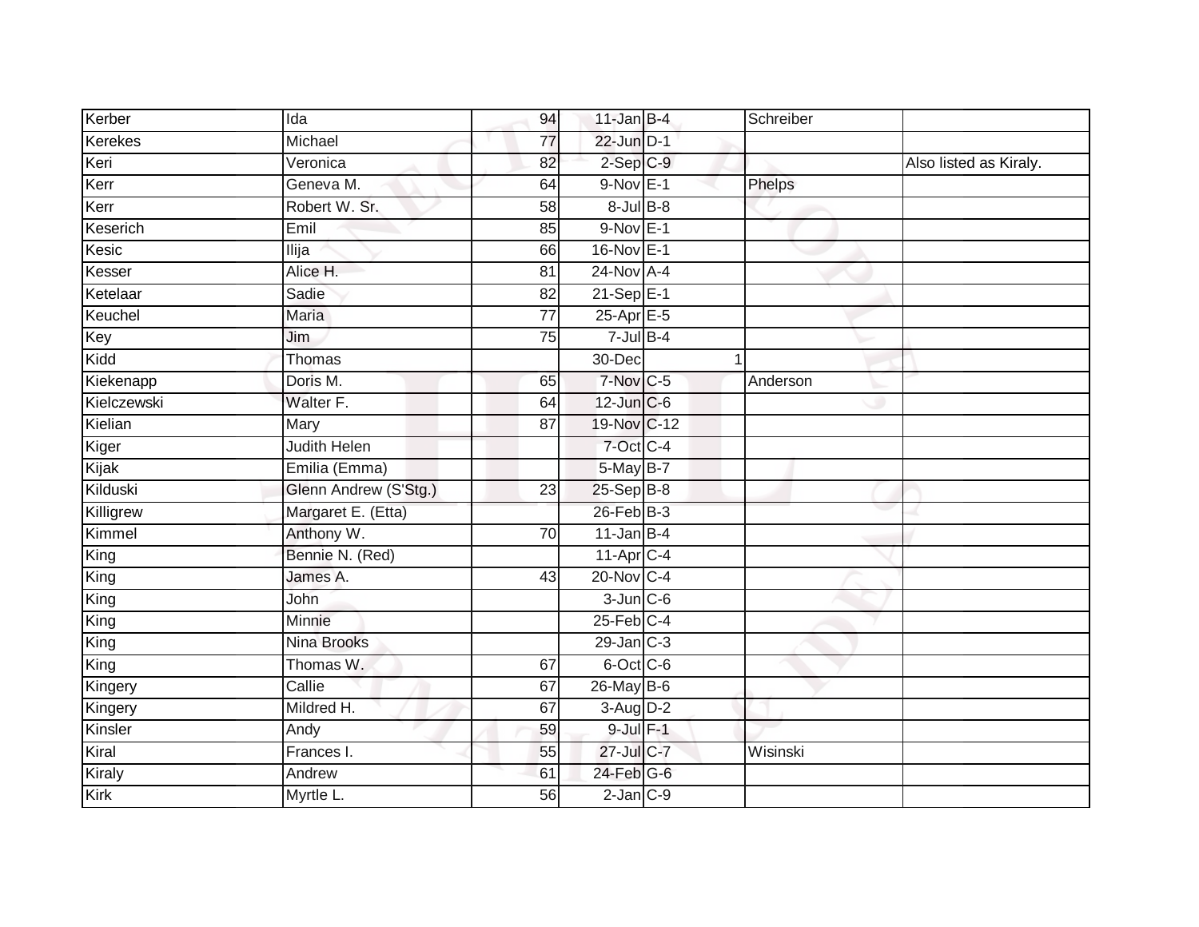| | | | | | | | |
|---|---|---|---|---|---|---|---|
| Kerber | Ida | 94 | 11-Jan | B-4 | | Schreiber | |
| Kerekes | Michael | 77 | 22-Jun | D-1 | | | |
| Keri | Veronica | 82 | 2-Sep | C-9 | | | Also listed as Kiraly. |
| Kerr | Geneva M. | 64 | 9-Nov | E-1 | | Phelps | |
| Kerr | Robert W. Sr. | 58 | 8-Jul | B-8 | | | |
| Keserich | Emil | 85 | 9-Nov | E-1 | | | |
| Kesic | Ilija | 66 | 16-Nov | E-1 | | | |
| Kesser | Alice H. | 81 | 24-Nov | A-4 | | | |
| Ketelaar | Sadie | 82 | 21-Sep | E-1 | | | |
| Keuchel | Maria | 77 | 25-Apr | E-5 | | | |
| Key | Jim | 75 | 7-Jul | B-4 | | | |
| Kidd | Thomas | | 30-Dec | | 1 | | |
| Kiekenapp | Doris M. | 65 | 7-Nov | C-5 | | Anderson | |
| Kielczewski | Walter F. | 64 | 12-Jun | C-6 | | | |
| Kielian | Mary | 87 | 19-Nov | C-12 | | | |
| Kiger | Judith Helen | | 7-Oct | C-4 | | | |
| Kijak | Emilia (Emma) | | 5-May | B-7 | | | |
| Kilduski | Glenn Andrew (S'Stg.) | 23 | 25-Sep | B-8 | | | |
| Killigrew | Margaret E. (Etta) | | 26-Feb | B-3 | | | |
| Kimmel | Anthony W. | 70 | 11-Jan | B-4 | | | |
| King | Bennie N. (Red) | | 11-Apr | C-4 | | | |
| King | James A. | 43 | 20-Nov | C-4 | | | |
| King | John | | 3-Jun | C-6 | | | |
| King | Minnie | | 25-Feb | C-4 | | | |
| King | Nina Brooks | | 29-Jan | C-3 | | | |
| King | Thomas W. | 67 | 6-Oct | C-6 | | | |
| Kingery | Callie | 67 | 26-May | B-6 | | | |
| Kingery | Mildred H. | 67 | 3-Aug | D-2 | | | |
| Kinsler | Andy | 59 | 9-Jul | F-1 | | | |
| Kiral | Frances I. | 55 | 27-Jul | C-7 | | Wisinski | |
| Kiraly | Andrew | 61 | 24-Feb | G-6 | | | |
| Kirk | Myrtle L. | 56 | 2-Jan | C-9 | | | |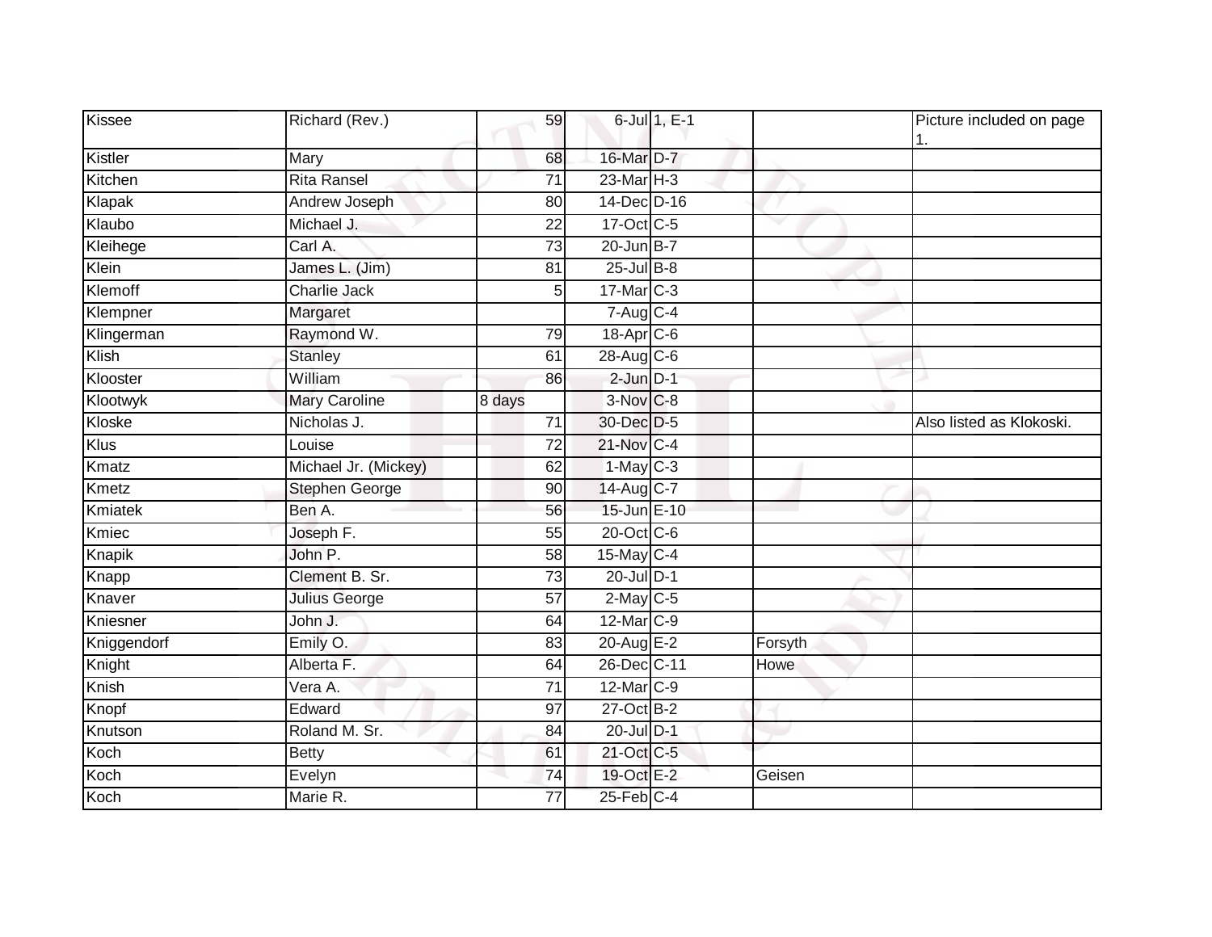| Kissee | Richard (Rev.) | 59 | 6-Jul | 1, E-1 | | Picture included on page 1. |
|---|---|---|---|---|---|---|
| Kistler | Mary | 68 | 16-Mar | D-7 | | |
| Kitchen | Rita Ransel | 71 | 23-Mar | H-3 | | |
| Klapak | Andrew Joseph | 80 | 14-Dec | D-16 | | |
| Klaubo | Michael J. | 22 | 17-Oct | C-5 | | |
| Kleihege | Carl A. | 73 | 20-Jun | B-7 | | |
| Klein | James L. (Jim) | 81 | 25-Jul | B-8 | | |
| Klemoff | Charlie Jack | 5 | 17-Mar | C-3 | | |
| Klempner | Margaret | | 7-Aug | C-4 | | |
| Klingerman | Raymond W. | 79 | 18-Apr | C-6 | | |
| Klish | Stanley | 61 | 28-Aug | C-6 | | |
| Klooster | William | 86 | 2-Jun | D-1 | | |
| Klootwyk | Mary Caroline | 8 days | 3-Nov | C-8 | | |
| Kloske | Nicholas J. | 71 | 30-Dec | D-5 | | Also listed as Klokoski. |
| Klus | Louise | 72 | 21-Nov | C-4 | | |
| Kmatz | Michael Jr. (Mickey) | 62 | 1-May | C-3 | | |
| Kmetz | Stephen George | 90 | 14-Aug | C-7 | | |
| Kmiatek | Ben A. | 56 | 15-Jun | E-10 | | |
| Kmiec | Joseph F. | 55 | 20-Oct | C-6 | | |
| Knapik | John P. | 58 | 15-May | C-4 | | |
| Knapp | Clement B. Sr. | 73 | 20-Jul | D-1 | | |
| Knaver | Julius George | 57 | 2-May | C-5 | | |
| Kniesner | John J. | 64 | 12-Mar | C-9 | | |
| Kniggendorf | Emily O. | 83 | 20-Aug | E-2 | Forsyth | |
| Knight | Alberta F. | 64 | 26-Dec | C-11 | Howe | |
| Knish | Vera A. | 71 | 12-Mar | C-9 | | |
| Knopf | Edward | 97 | 27-Oct | B-2 | | |
| Knutson | Roland M. Sr. | 84 | 20-Jul | D-1 | | |
| Koch | Betty | 61 | 21-Oct | C-5 | | |
| Koch | Evelyn | 74 | 19-Oct | E-2 | Geisen | |
| Koch | Marie R. | 77 | 25-Feb | C-4 | | |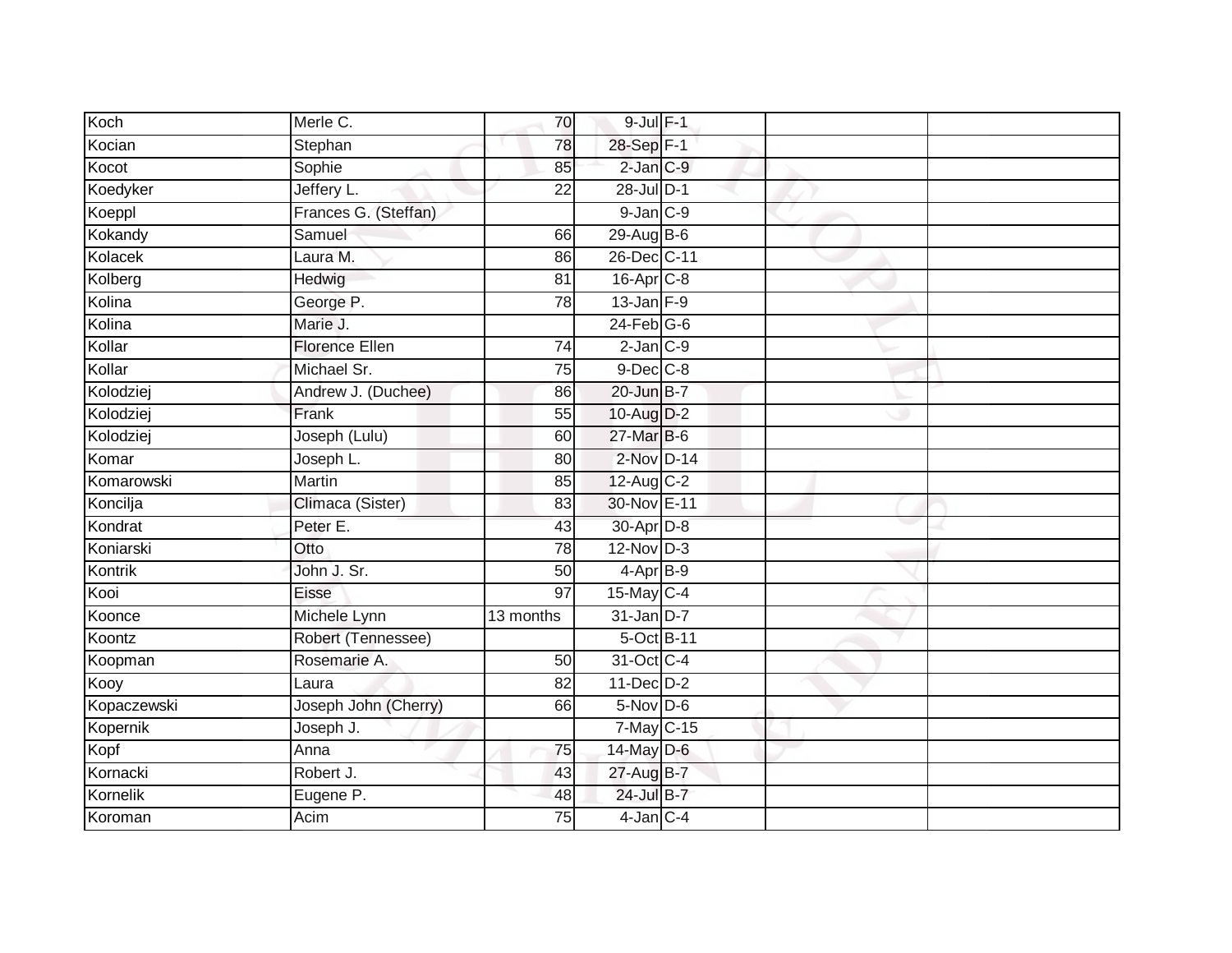| | | | | | | |
|---|---|---|---|---|---|---|
| Koch | Merle C. | 70 | 9-Jul | F-1 | | |
| Kocian | Stephan | 78 | 28-Sep | F-1 | | |
| Kocot | Sophie | 85 | 2-Jan | C-9 | | |
| Koedyker | Jeffery L. | 22 | 28-Jul | D-1 | | |
| Koeppl | Frances G. (Steffan) | | 9-Jan | C-9 | | |
| Kokandy | Samuel | 66 | 29-Aug | B-6 | | |
| Kolacek | Laura M. | 86 | 26-Dec | C-11 | | |
| Kolberg | Hedwig | 81 | 16-Apr | C-8 | | |
| Kolina | George P. | 78 | 13-Jan | F-9 | | |
| Kolina | Marie J. | | 24-Feb | G-6 | | |
| Kollar | Florence Ellen | 74 | 2-Jan | C-9 | | |
| Kollar | Michael Sr. | 75 | 9-Dec | C-8 | | |
| Kolodziej | Andrew J. (Duchee) | 86 | 20-Jun | B-7 | | |
| Kolodziej | Frank | 55 | 10-Aug | D-2 | | |
| Kolodziej | Joseph (Lulu) | 60 | 27-Mar | B-6 | | |
| Komar | Joseph L. | 80 | 2-Nov | D-14 | | |
| Komarowski | Martin | 85 | 12-Aug | C-2 | | |
| Koncilja | Climaca (Sister) | 83 | 30-Nov | E-11 | | |
| Kondrat | Peter E. | 43 | 30-Apr | D-8 | | |
| Koniarski | Otto | 78 | 12-Nov | D-3 | | |
| Kontrik | John J. Sr. | 50 | 4-Apr | B-9 | | |
| Kooi | Eisse | 97 | 15-May | C-4 | | |
| Koonce | Michele Lynn | 13 months | 31-Jan | D-7 | | |
| Koontz | Robert (Tennessee) | | 5-Oct | B-11 | | |
| Koopman | Rosemarie A. | 50 | 31-Oct | C-4 | | |
| Kooy | Laura | 82 | 11-Dec | D-2 | | |
| Kopaczewski | Joseph John (Cherry) | 66 | 5-Nov | D-6 | | |
| Kopernik | Joseph J. | | 7-May | C-15 | | |
| Kopf | Anna | 75 | 14-May | D-6 | | |
| Kornacki | Robert J. | 43 | 27-Aug | B-7 | | |
| Kornelik | Eugene P. | 48 | 24-Jul | B-7 | | |
| Koroman | Acim | 75 | 4-Jan | C-4 | | |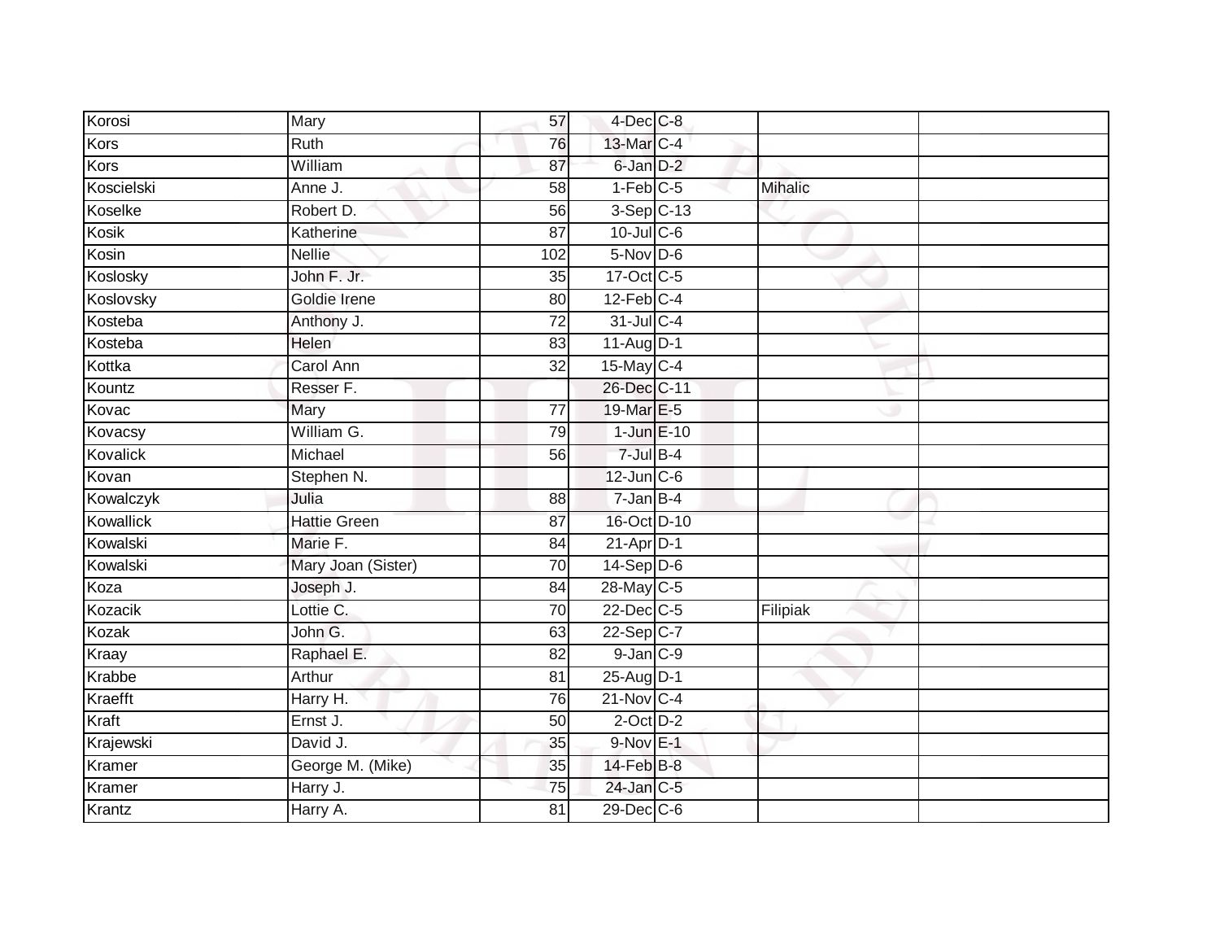| | | | | | | |
|---|---|---|---|---|---|---|
| Korosi | Mary | 57 | 4-Dec | C-8 | | |
| Kors | Ruth | 76 | 13-Mar | C-4 | | |
| Kors | William | 87 | 6-Jan | D-2 | | |
| Koscielski | Anne J. | 58 | 1-Feb | C-5 | Mihalic | |
| Koselke | Robert D. | 56 | 3-Sep | C-13 | | |
| Kosik | Katherine | 87 | 10-Jul | C-6 | | |
| Kosin | Nellie | 102 | 5-Nov | D-6 | | |
| Koslosky | John F. Jr. | 35 | 17-Oct | C-5 | | |
| Koslovsky | Goldie Irene | 80 | 12-Feb | C-4 | | |
| Kosteba | Anthony J. | 72 | 31-Jul | C-4 | | |
| Kosteba | Helen | 83 | 11-Aug | D-1 | | |
| Kottka | Carol Ann | 32 | 15-May | C-4 | | |
| Kountz | Resser F. | | 26-Dec | C-11 | | |
| Kovac | Mary | 77 | 19-Mar | E-5 | | |
| Kovacsy | William G. | 79 | 1-Jun | E-10 | | |
| Kovalick | Michael | 56 | 7-Jul | B-4 | | |
| Kovan | Stephen N. | | 12-Jun | C-6 | | |
| Kowalczyk | Julia | 88 | 7-Jan | B-4 | | |
| Kowallick | Hattie Green | 87 | 16-Oct | D-10 | | |
| Kowalski | Marie F. | 84 | 21-Apr | D-1 | | |
| Kowalski | Mary Joan (Sister) | 70 | 14-Sep | D-6 | | |
| Koza | Joseph J. | 84 | 28-May | C-5 | | |
| Kozacik | Lottie C. | 70 | 22-Dec | C-5 | Filipiak | |
| Kozak | John G. | 63 | 22-Sep | C-7 | | |
| Kraay | Raphael E. | 82 | 9-Jan | C-9 | | |
| Krabbe | Arthur | 81 | 25-Aug | D-1 | | |
| Kraefft | Harry H. | 76 | 21-Nov | C-4 | | |
| Kraft | Ernst J. | 50 | 2-Oct | D-2 | | |
| Krajewski | David J. | 35 | 9-Nov | E-1 | | |
| Kramer | George M. (Mike) | 35 | 14-Feb | B-8 | | |
| Kramer | Harry J. | 75 | 24-Jan | C-5 | | |
| Krantz | Harry A. | 81 | 29-Dec | C-6 | | |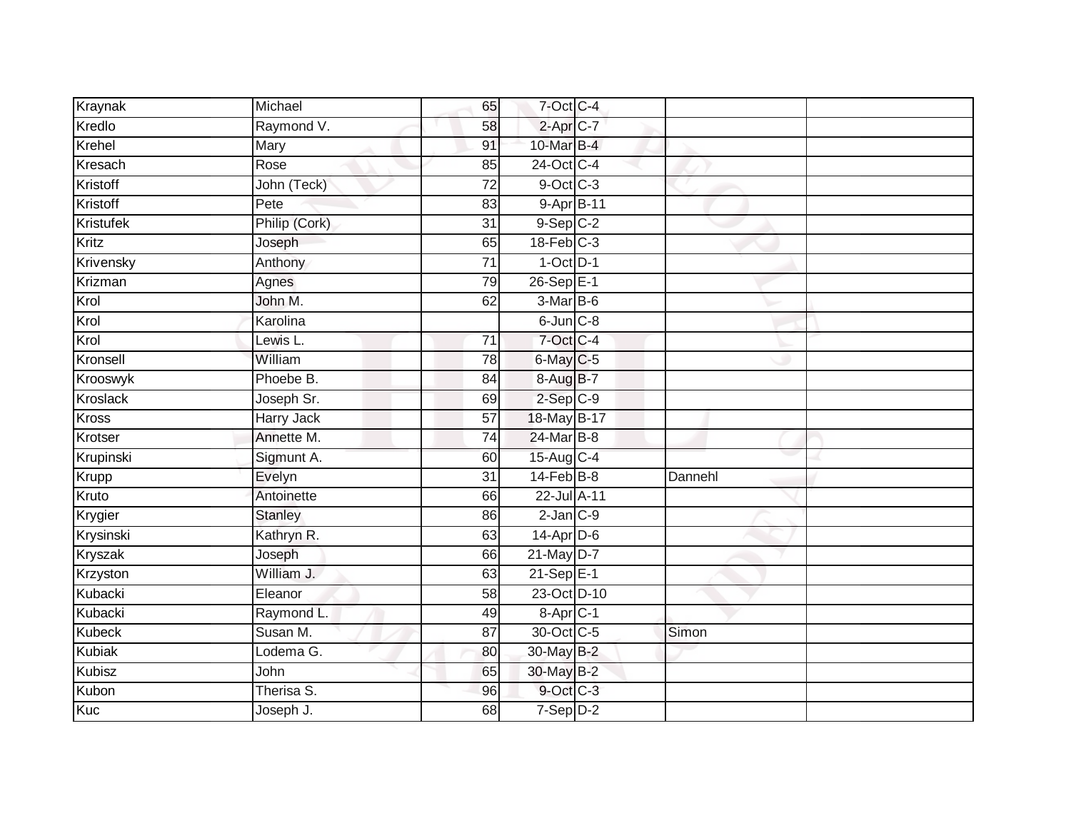| | | | | | | |
|---|---|---|---|---|---|---|
| Kraynak | Michael | 65 | 7-Oct | C-4 | | |
| Kredlo | Raymond V. | 58 | 2-Apr | C-7 | | |
| Krehel | Mary | 91 | 10-Mar | B-4 | | |
| Kresach | Rose | 85 | 24-Oct | C-4 | | |
| Kristoff | John (Teck) | 72 | 9-Oct | C-3 | | |
| Kristoff | Pete | 83 | 9-Apr | B-11 | | |
| Kristufek | Philip (Cork) | 31 | 9-Sep | C-2 | | |
| Kritz | Joseph | 65 | 18-Feb | C-3 | | |
| Krivensky | Anthony | 71 | 1-Oct | D-1 | | |
| Krizman | Agnes | 79 | 26-Sep | E-1 | | |
| Krol | John M. | 62 | 3-Mar | B-6 | | |
| Krol | Karolina | | 6-Jun | C-8 | | |
| Krol | Lewis L. | 71 | 7-Oct | C-4 | | |
| Kronsell | William | 78 | 6-May | C-5 | | |
| Krooswyk | Phoebe B. | 84 | 8-Aug | B-7 | | |
| Kroslack | Joseph Sr. | 69 | 2-Sep | C-9 | | |
| Kross | Harry Jack | 57 | 18-May | B-17 | | |
| Krotser | Annette M. | 74 | 24-Mar | B-8 | | |
| Krupinski | Sigmunt A. | 60 | 15-Aug | C-4 | | |
| Krupp | Evelyn | 31 | 14-Feb | B-8 | Dannehl | |
| Kruto | Antoinette | 66 | 22-Jul | A-11 | | |
| Krygier | Stanley | 86 | 2-Jan | C-9 | | |
| Krysinski | Kathryn R. | 63 | 14-Apr | D-6 | | |
| Kryszak | Joseph | 66 | 21-May | D-7 | | |
| Krzyston | William J. | 63 | 21-Sep | E-1 | | |
| Kubacki | Eleanor | 58 | 23-Oct | D-10 | | |
| Kubacki | Raymond L. | 49 | 8-Apr | C-1 | | |
| Kubeck | Susan M. | 87 | 30-Oct | C-5 | Simon | |
| Kubiak | Lodema G. | 80 | 30-May | B-2 | | |
| Kubisz | John | 65 | 30-May | B-2 | | |
| Kubon | Therisa S. | 96 | 9-Oct | C-3 | | |
| Kuc | Joseph J. | 68 | 7-Sep | D-2 | | |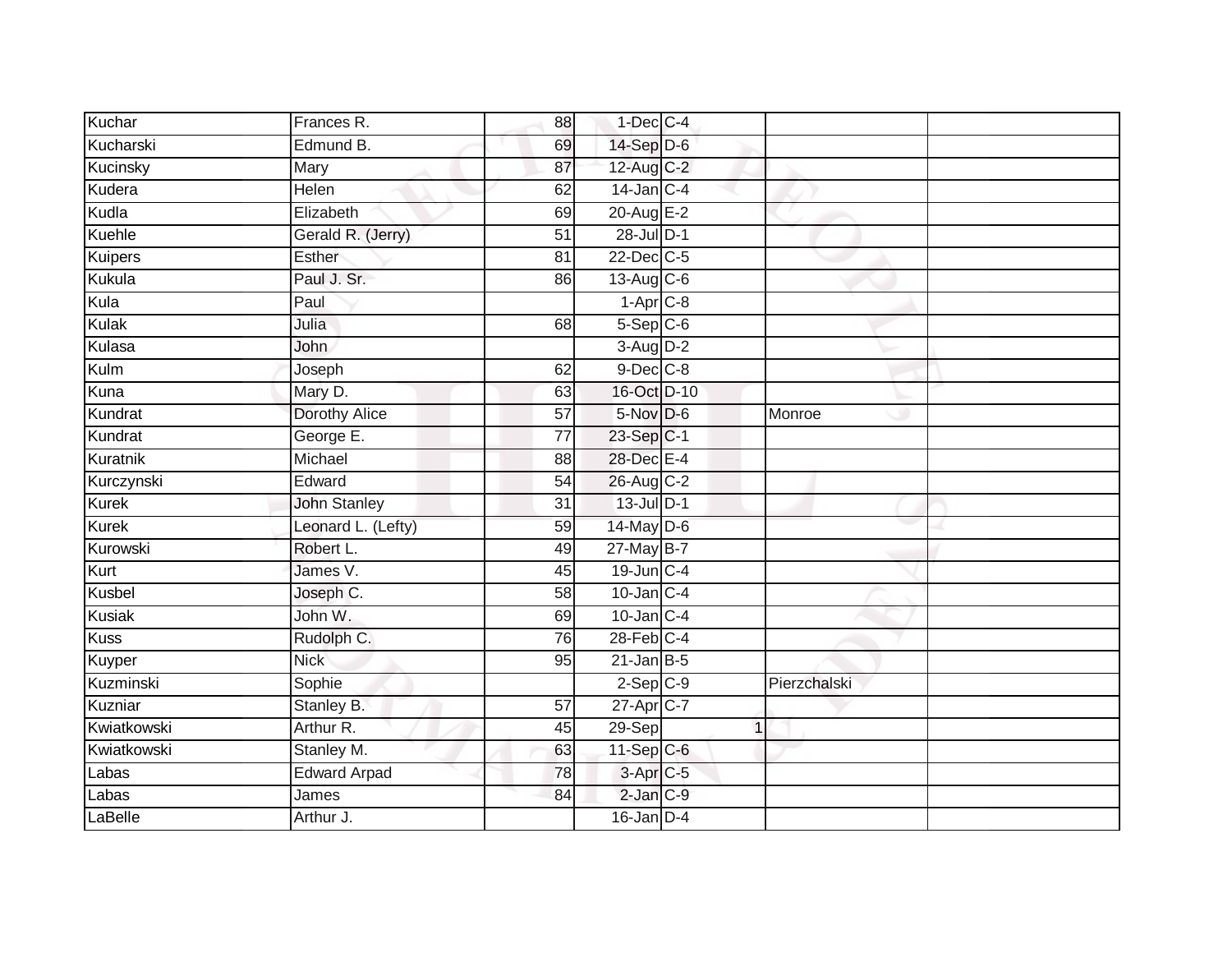| | | | | | | |
|---|---|---|---|---|---|---|
| Kuchar | Frances R. | 88 | 1-Dec | C-4 | | |
| Kucharski | Edmund B. | 69 | 14-Sep | D-6 | | |
| Kucinsky | Mary | 87 | 12-Aug | C-2 | | |
| Kudera | Helen | 62 | 14-Jan | C-4 | | |
| Kudla | Elizabeth | 69 | 20-Aug | E-2 | | |
| Kuehle | Gerald R. (Jerry) | 51 | 28-Jul | D-1 | | |
| Kuipers | Esther | 81 | 22-Dec | C-5 | | |
| Kukula | Paul J. Sr. | 86 | 13-Aug | C-6 | | |
| Kula | Paul | | 1-Apr | C-8 | | |
| Kulak | Julia | 68 | 5-Sep | C-6 | | |
| Kulasa | John | | 3-Aug | D-2 | | |
| Kulm | Joseph | 62 | 9-Dec | C-8 | | |
| Kuna | Mary D. | 63 | 16-Oct | D-10 | | |
| Kundrat | Dorothy Alice | 57 | 5-Nov | D-6 | Monroe | |
| Kundrat | George E. | 77 | 23-Sep | C-1 | | |
| Kuratnik | Michael | 88 | 28-Dec | E-4 | | |
| Kurczynski | Edward | 54 | 26-Aug | C-2 | | |
| Kurek | John Stanley | 31 | 13-Jul | D-1 | | |
| Kurek | Leonard L. (Lefty) | 59 | 14-May | D-6 | | |
| Kurowski | Robert L. | 49 | 27-May | B-7 | | |
| Kurt | James V. | 45 | 19-Jun | C-4 | | |
| Kusbel | Joseph C. | 58 | 10-Jan | C-4 | | |
| Kusiak | John W. | 69 | 10-Jan | C-4 | | |
| Kuss | Rudolph C. | 76 | 28-Feb | C-4 | | |
| Kuyper | Nick | 95 | 21-Jan | B-5 | | |
| Kuzminski | Sophie | | 2-Sep | C-9 | Pierzchalski | |
| Kuzniar | Stanley B. | 57 | 27-Apr | C-7 | | |
| Kwiatkowski | Arthur R. | 45 | 29-Sep | 1 | | |
| Kwiatkowski | Stanley M. | 63 | 11-Sep | C-6 | | |
| Labas | Edward Arpad | 78 | 3-Apr | C-5 | | |
| Labas | James | 84 | 2-Jan | C-9 | | |
| LaBelle | Arthur J. | | 16-Jan | D-4 | | |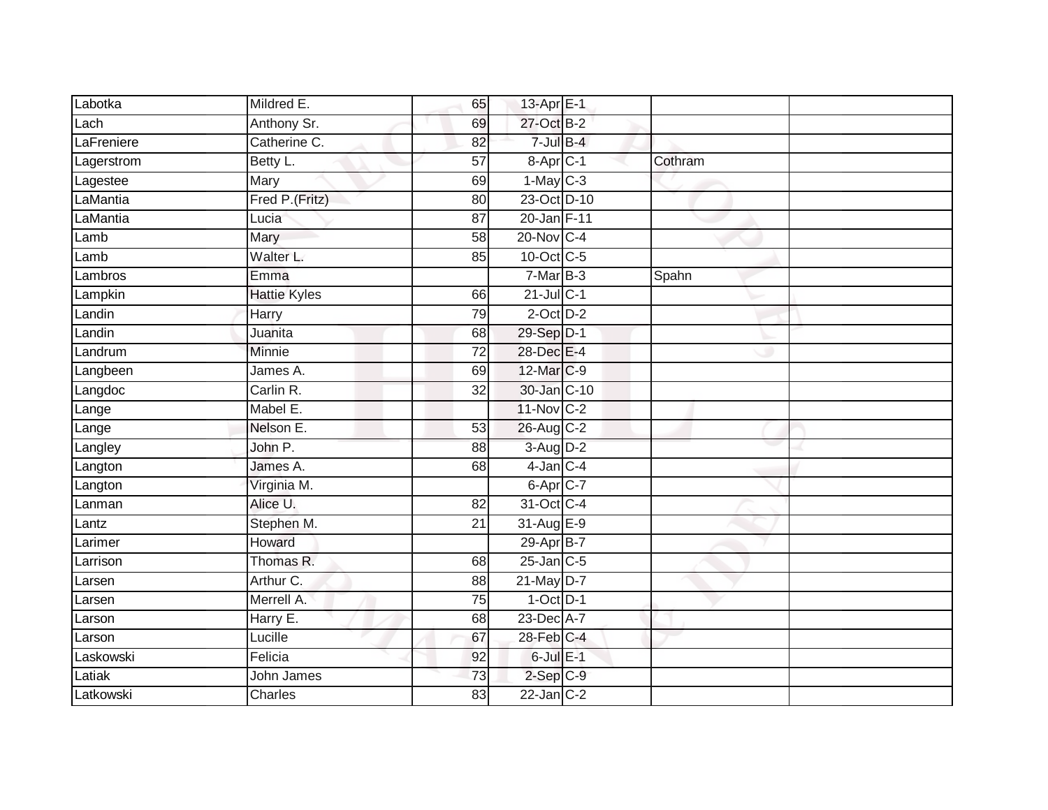| | | | | | | |
|---|---|---|---|---|---|---|
| Labotka | Mildred E. | 65 | 13-Apr | E-1 | | |
| Lach | Anthony Sr. | 69 | 27-Oct | B-2 | | |
| LaFreniere | Catherine C. | 82 | 7-Jul | B-4 | | |
| Lagerstrom | Betty L. | 57 | 8-Apr | C-1 | Cothram | |
| Lagestee | Mary | 69 | 1-May | C-3 | | |
| LaMantia | Fred P.(Fritz) | 80 | 23-Oct | D-10 | | |
| LaMantia | Lucia | 87 | 20-Jan | F-11 | | |
| Lamb | Mary | 58 | 20-Nov | C-4 | | |
| Lamb | Walter L. | 85 | 10-Oct | C-5 | | |
| Lambros | Emma | | 7-Mar | B-3 | Spahn | |
| Lampkin | Hattie Kyles | 66 | 21-Jul | C-1 | | |
| Landin | Harry | 79 | 2-Oct | D-2 | | |
| Landin | Juanita | 68 | 29-Sep | D-1 | | |
| Landrum | Minnie | 72 | 28-Dec | E-4 | | |
| Langbeen | James A. | 69 | 12-Mar | C-9 | | |
| Langdoc | Carlin R. | 32 | 30-Jan | C-10 | | |
| Lange | Mabel E. | | 11-Nov | C-2 | | |
| Lange | Nelson E. | 53 | 26-Aug | C-2 | | |
| Langley | John P. | 88 | 3-Aug | D-2 | | |
| Langton | James A. | 68 | 4-Jan | C-4 | | |
| Langton | Virginia M. | | 6-Apr | C-7 | | |
| Lanman | Alice U. | 82 | 31-Oct | C-4 | | |
| Lantz | Stephen M. | 21 | 31-Aug | E-9 | | |
| Larimer | Howard | | 29-Apr | B-7 | | |
| Larrison | Thomas R. | 68 | 25-Jan | C-5 | | |
| Larsen | Arthur C. | 88 | 21-May | D-7 | | |
| Larsen | Merrell A. | 75 | 1-Oct | D-1 | | |
| Larson | Harry E. | 68 | 23-Dec | A-7 | | |
| Larson | Lucille | 67 | 28-Feb | C-4 | | |
| Laskowski | Felicia | 92 | 6-Jul | E-1 | | |
| Latiak | John James | 73 | 2-Sep | C-9 | | |
| Latkowski | Charles | 83 | 22-Jan | C-2 | | |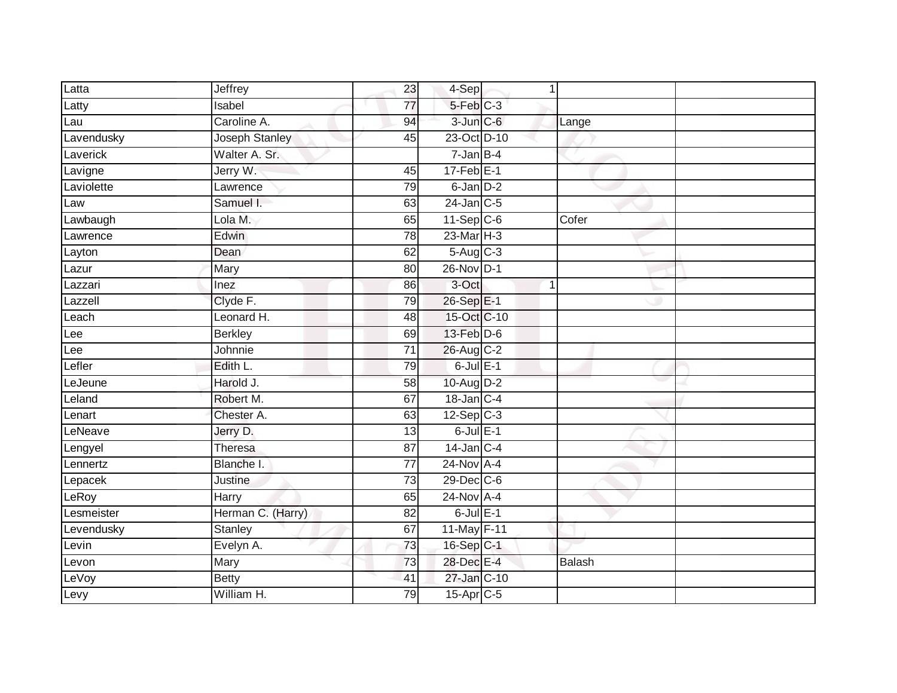| | | | | | | | |
|---|---|---|---|---|---|---|---|
| Latta | Jeffrey | 23 | 4-Sep | | 1 | | |
| Latty | Isabel | 77 | 5-Feb | C-3 | | | |
| Lau | Caroline A. | 94 | 3-Jun | C-6 | | Lange | |
| Lavendusky | Joseph Stanley | 45 | 23-Oct | D-10 | | | |
| Laverick | Walter A. Sr. | | 7-Jan | B-4 | | | |
| Lavigne | Jerry W. | 45 | 17-Feb | E-1 | | | |
| Laviolette | Lawrence | 79 | 6-Jan | D-2 | | | |
| Law | Samuel I. | 63 | 24-Jan | C-5 | | | |
| Lawbaugh | Lola M. | 65 | 11-Sep | C-6 | | Cofer | |
| Lawrence | Edwin | 78 | 23-Mar | H-3 | | | |
| Layton | Dean | 62 | 5-Aug | C-3 | | | |
| Lazur | Mary | 80 | 26-Nov | D-1 | | | |
| Lazzari | Inez | 86 | 3-Oct | | 1 | | |
| Lazzell | Clyde F. | 79 | 26-Sep | E-1 | | | |
| Leach | Leonard H. | 48 | 15-Oct | C-10 | | | |
| Lee | Berkley | 69 | 13-Feb | D-6 | | | |
| Lee | Johnnie | 71 | 26-Aug | C-2 | | | |
| Lefler | Edith L. | 79 | 6-Jul | E-1 | | | |
| LeJeune | Harold J. | 58 | 10-Aug | D-2 | | | |
| Leland | Robert M. | 67 | 18-Jan | C-4 | | | |
| Lenart | Chester A. | 63 | 12-Sep | C-3 | | | |
| LeNeave | Jerry D. | 13 | 6-Jul | E-1 | | | |
| Lengyel | Theresa | 87 | 14-Jan | C-4 | | | |
| Lennertz | Blanche I. | 77 | 24-Nov | A-4 | | | |
| Lepacek | Justine | 73 | 29-Dec | C-6 | | | |
| LeRoy | Harry | 65 | 24-Nov | A-4 | | | |
| Lesmeister | Herman C. (Harry) | 82 | 6-Jul | E-1 | | | |
| Levendusky | Stanley | 67 | 11-May | F-11 | | | |
| Levin | Evelyn A. | 73 | 16-Sep | C-1 | | | |
| Levon | Mary | 73 | 28-Dec | E-4 | | Balash | |
| LeVoy | Betty | 41 | 27-Jan | C-10 | | | |
| Levy | William H. | 79 | 15-Apr | C-5 | | | |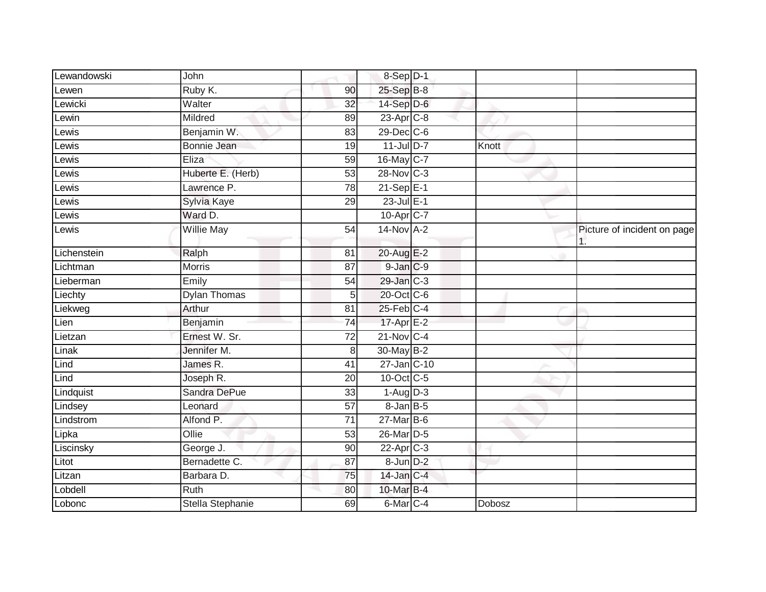| | | | | | | |
|---|---|---|---|---|---|---|
| Lewandowski | John | | 8-Sep | D-1 | | |
| Lewen | Ruby K. | 90 | 25-Sep | B-8 | | |
| Lewicki | Walter | 32 | 14-Sep | D-6 | | |
| Lewin | Mildred | 89 | 23-Apr | C-8 | | |
| Lewis | Benjamin W. | 83 | 29-Dec | C-6 | | |
| Lewis | Bonnie Jean | 19 | 11-Jul | D-7 | Knott | |
| Lewis | Eliza | 59 | 16-May | C-7 | | |
| Lewis | Huberte E. (Herb) | 53 | 28-Nov | C-3 | | |
| Lewis | Lawrence P. | 78 | 21-Sep | E-1 | | |
| Lewis | Sylvia Kaye | 29 | 23-Jul | E-1 | | |
| Lewis | Ward D. | | 10-Apr | C-7 | | |
| Lewis | Willie May | 54 | 14-Nov | A-2 | | Picture of incident on page 1. |
| Lichenstein | Ralph | 81 | 20-Aug | E-2 | | |
| Lichtman | Morris | 87 | 9-Jan | C-9 | | |
| Lieberman | Emily | 54 | 29-Jan | C-3 | | |
| Liechty | Dylan Thomas | 5 | 20-Oct | C-6 | | |
| Liekweg | Arthur | 81 | 25-Feb | C-4 | | |
| Lien | Benjamin | 74 | 17-Apr | E-2 | | |
| Lietzan | Ernest W. Sr. | 72 | 21-Nov | C-4 | | |
| Linak | Jennifer M. | 8 | 30-May | B-2 | | |
| Lind | James R. | 41 | 27-Jan | C-10 | | |
| Lind | Joseph R. | 20 | 10-Oct | C-5 | | |
| Lindquist | Sandra DePue | 33 | 1-Aug | D-3 | | |
| Lindsey | Leonard | 57 | 8-Jan | B-5 | | |
| Lindstrom | Alfond P. | 71 | 27-Mar | B-6 | | |
| Lipka | Ollie | 53 | 26-Mar | D-5 | | |
| Liscinsky | George J. | 90 | 22-Apr | C-3 | | |
| Litot | Bernadette C. | 87 | 8-Jun | D-2 | | |
| Litzan | Barbara D. | 75 | 14-Jan | C-4 | | |
| Lobdell | Ruth | 80 | 10-Mar | B-4 | | |
| Lobonc | Stella Stephanie | 69 | 6-Mar | C-4 | Dobosz | |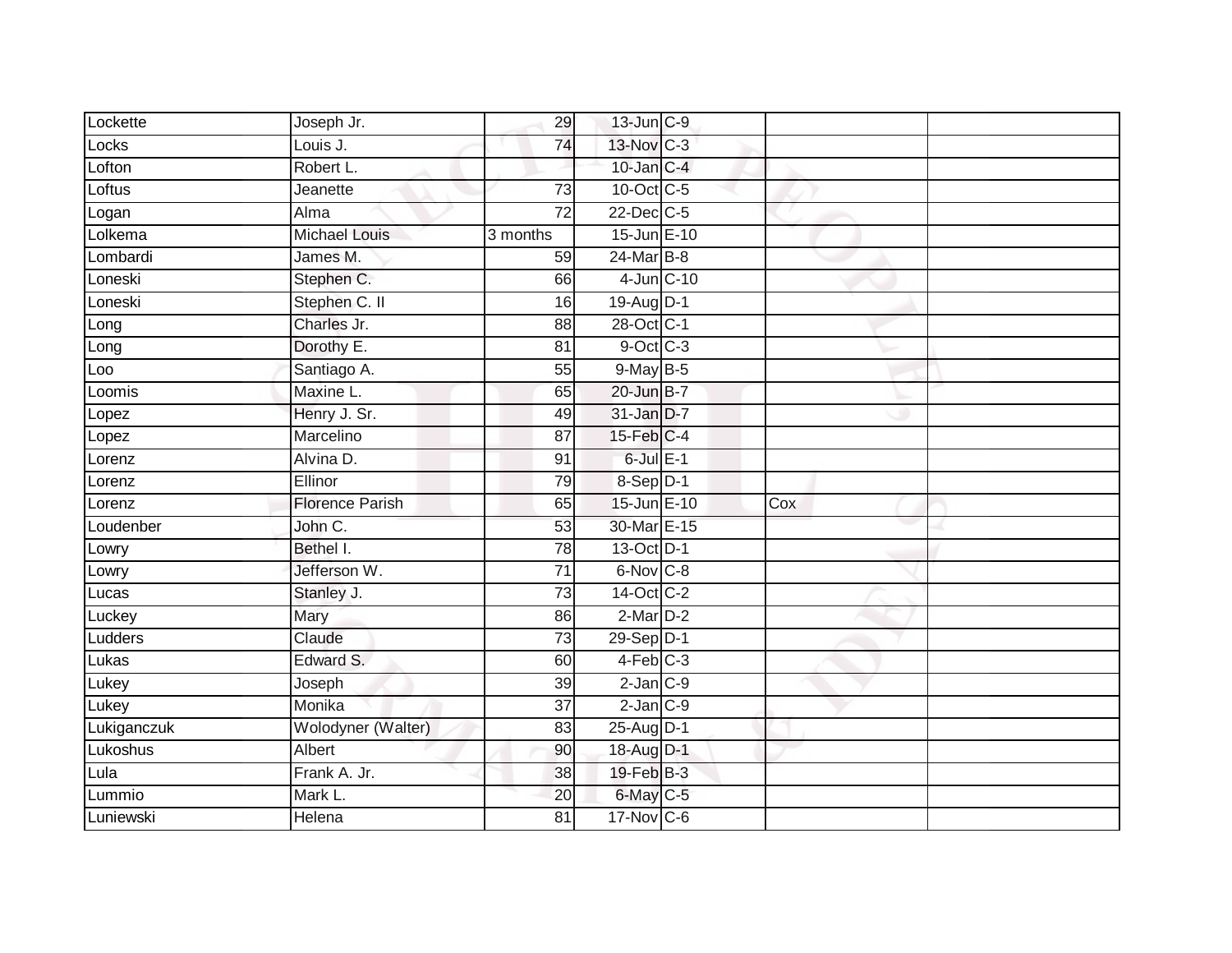| | | | | | | |
|---|---|---|---|---|---|---|
| Lockette | Joseph Jr. | 29 | 13-Jun | C-9 | | |
| Locks | Louis J. | 74 | 13-Nov | C-3 | | |
| Lofton | Robert L. | | 10-Jan | C-4 | | |
| Loftus | Jeanette | 73 | 10-Oct | C-5 | | |
| Logan | Alma | 72 | 22-Dec | C-5 | | |
| Lolkema | Michael Louis | 3 months | 15-Jun | E-10 | | |
| Lombardi | James M. | 59 | 24-Mar | B-8 | | |
| Loneski | Stephen C. | 66 | 4-Jun | C-10 | | |
| Loneski | Stephen C. II | 16 | 19-Aug | D-1 | | |
| Long | Charles Jr. | 88 | 28-Oct | C-1 | | |
| Long | Dorothy E. | 81 | 9-Oct | C-3 | | |
| Loo | Santiago A. | 55 | 9-May | B-5 | | |
| Loomis | Maxine L. | 65 | 20-Jun | B-7 | | |
| Lopez | Henry J. Sr. | 49 | 31-Jan | D-7 | | |
| Lopez | Marcelino | 87 | 15-Feb | C-4 | | |
| Lorenz | Alvina D. | 91 | 6-Jul | E-1 | | |
| Lorenz | Ellinor | 79 | 8-Sep | D-1 | | |
| Lorenz | Florence Parish | 65 | 15-Jun | E-10 | Cox | |
| Loudenber | John C. | 53 | 30-Mar | E-15 | | |
| Lowry | Bethel I. | 78 | 13-Oct | D-1 | | |
| Lowry | Jefferson W. | 71 | 6-Nov | C-8 | | |
| Lucas | Stanley J. | 73 | 14-Oct | C-2 | | |
| Luckey | Mary | 86 | 2-Mar | D-2 | | |
| Ludders | Claude | 73 | 29-Sep | D-1 | | |
| Lukas | Edward S. | 60 | 4-Feb | C-3 | | |
| Lukey | Joseph | 39 | 2-Jan | C-9 | | |
| Lukey | Monika | 37 | 2-Jan | C-9 | | |
| Lukiganczuk | Wolodyner (Walter) | 83 | 25-Aug | D-1 | | |
| Lukoshus | Albert | 90 | 18-Aug | D-1 | | |
| Lula | Frank A. Jr. | 38 | 19-Feb | B-3 | | |
| Lummio | Mark L. | 20 | 6-May | C-5 | | |
| Luniewski | Helena | 81 | 17-Nov | C-6 | | |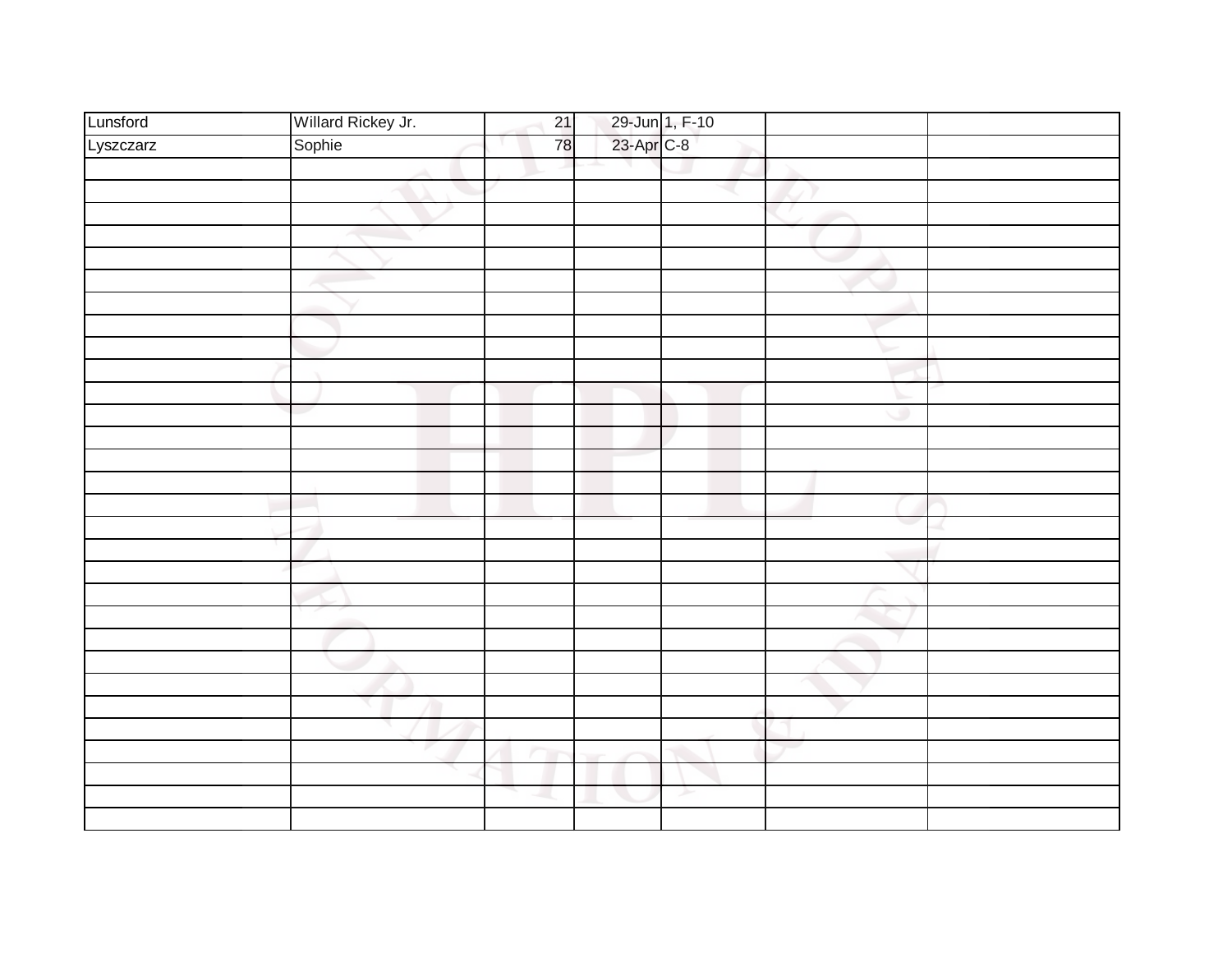| | | | | | | |
|---|---|---|---|---|---|---|
| Lunsford | Willard Rickey Jr. | 21 | 29-Jun | 1, F-10 | | |
| Lyszczarz | Sophie | 78 | 23-Apr | C-8 | | |
| | | | | | | |
| | | | | | | |
| | | | | | | |
| | | | | | | |
| | | | | | | |
| | | | | | | |
| | | | | | | |
| | | | | | | |
| | | | | | | |
| | | | | | | |
| | | | | | | |
| | | | | | | |
| | | | | | | |
| | | | | | | |
| | | | | | | |
| | | | | | | |
| | | | | | | |
| | | | | | | |
| | | | | | | |
| | | | | | | |
| | | | | | | |
| | | | | | | |
| | | | | | | |
| | | | | | | |
| | | | | | | |
| | | | | | | |
| | | | | | | |
| | | | | | | |
| | | | | | | |
| | | | | | | |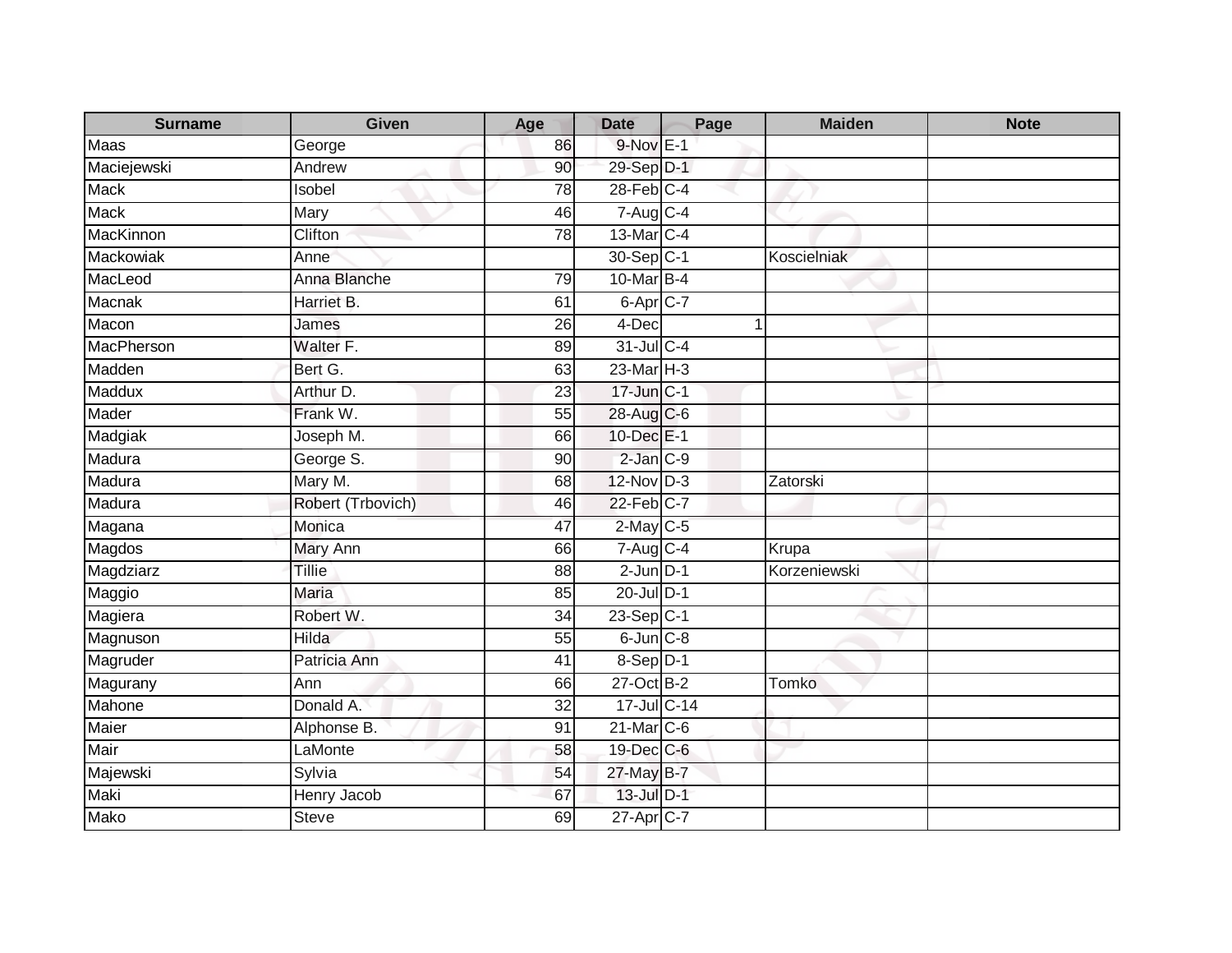| Surname | Given | Age | Date | Page | Maiden | Note |
|---|---|---|---|---|---|---|
| Maas | George | 86 | 9-Nov | E-1 | | |
| Maciejewski | Andrew | 90 | 29-Sep | D-1 | | |
| Mack | Isobel | 78 | 28-Feb | C-4 | | |
| Mack | Mary | 46 | 7-Aug | C-4 | | |
| MacKinnon | Clifton | 78 | 13-Mar | C-4 | | |
| Mackowiak | Anne | | 30-Sep | C-1 | Koscielniak | |
| MacLeod | Anna Blanche | 79 | 10-Mar | B-4 | | |
| Macnak | Harriet B. | 61 | 6-Apr | C-7 | | |
| Macon | James | 26 | 4-Dec | 1 | | |
| MacPherson | Walter F. | 89 | 31-Jul | C-4 | | |
| Madden | Bert G. | 63 | 23-Mar | H-3 | | |
| Maddux | Arthur D. | 23 | 17-Jun | C-1 | | |
| Mader | Frank W. | 55 | 28-Aug | C-6 | | |
| Madgiak | Joseph M. | 66 | 10-Dec | E-1 | | |
| Madura | George S. | 90 | 2-Jan | C-9 | | |
| Madura | Mary M. | 68 | 12-Nov | D-3 | Zatorski | |
| Madura | Robert (Trbovich) | 46 | 22-Feb | C-7 | | |
| Magana | Monica | 47 | 2-May | C-5 | | |
| Magdos | Mary Ann | 66 | 7-Aug | C-4 | Krupa | |
| Magdziarz | Tillie | 88 | 2-Jun | D-1 | Korzeniewski | |
| Maggio | Maria | 85 | 20-Jul | D-1 | | |
| Magiera | Robert W. | 34 | 23-Sep | C-1 | | |
| Magnuson | Hilda | 55 | 6-Jun | C-8 | | |
| Magruder | Patricia Ann | 41 | 8-Sep | D-1 | | |
| Magurany | Ann | 66 | 27-Oct | B-2 | Tomko | |
| Mahone | Donald A. | 32 | 17-Jul | C-14 | | |
| Maier | Alphonse B. | 91 | 21-Mar | C-6 | | |
| Mair | LaMonte | 58 | 19-Dec | C-6 | | |
| Majewski | Sylvia | 54 | 27-May | B-7 | | |
| Maki | Henry Jacob | 67 | 13-Jul | D-1 | | |
| Mako | Steve | 69 | 27-Apr | C-7 | | |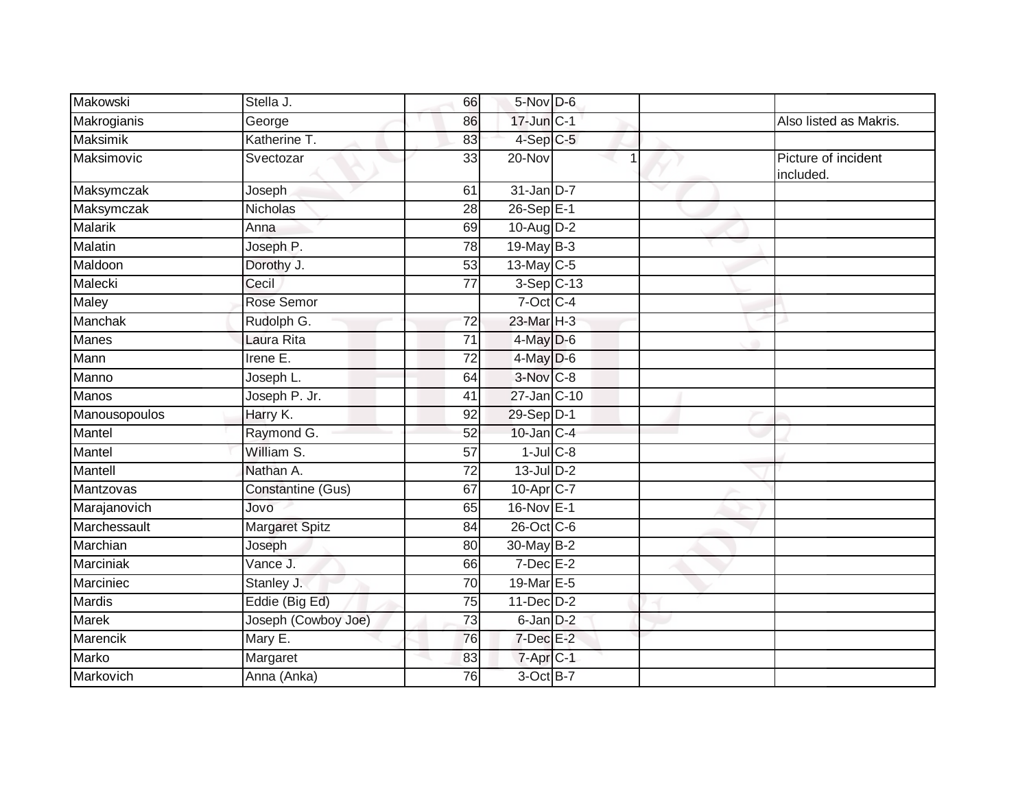| | | | | | | | |
|---|---|---|---|---|---|---|---|
| Makowski | Stella J. | 66 | 5-Nov | D-6 | | | |
| Makrogianis | George | 86 | 17-Jun | C-1 | | | Also listed as Makris. |
| Maksimik | Katherine T. | 83 | 4-Sep | C-5 | | | |
| Maksimovic | Svectozar | 33 | 20-Nov | | 1 | | Picture of incident included. |
| Maksymczak | Joseph | 61 | 31-Jan | D-7 | | | |
| Maksymczak | Nicholas | 28 | 26-Sep | E-1 | | | |
| Malarik | Anna | 69 | 10-Aug | D-2 | | | |
| Malatin | Joseph P. | 78 | 19-May | B-3 | | | |
| Maldoon | Dorothy J. | 53 | 13-May | C-5 | | | |
| Malecki | Cecil | 77 | 3-Sep | C-13 | | | |
| Maley | Rose Semor | | 7-Oct | C-4 | | | |
| Manchak | Rudolph G. | 72 | 23-Mar | H-3 | | | |
| Manes | Laura Rita | 71 | 4-May | D-6 | | | |
| Mann | Irene E. | 72 | 4-May | D-6 | | | |
| Manno | Joseph L. | 64 | 3-Nov | C-8 | | | |
| Manos | Joseph P. Jr. | 41 | 27-Jan | C-10 | | | |
| Manousopoulos | Harry K. | 92 | 29-Sep | D-1 | | | |
| Mantel | Raymond G. | 52 | 10-Jan | C-4 | | | |
| Mantel | William S. | 57 | 1-Jul | C-8 | | | |
| Mantell | Nathan A. | 72 | 13-Jul | D-2 | | | |
| Mantzovas | Constantine (Gus) | 67 | 10-Apr | C-7 | | | |
| Marajanovich | Jovo | 65 | 16-Nov | E-1 | | | |
| Marchessault | Margaret Spitz | 84 | 26-Oct | C-6 | | | |
| Marchian | Joseph | 80 | 30-May | B-2 | | | |
| Marciniak | Vance J. | 66 | 7-Dec | E-2 | | | |
| Marciniec | Stanley J. | 70 | 19-Mar | E-5 | | | |
| Mardis | Eddie (Big Ed) | 75 | 11-Dec | D-2 | | | |
| Marek | Joseph (Cowboy Joe) | 73 | 6-Jan | D-2 | | | |
| Marencik | Mary E. | 76 | 7-Dec | E-2 | | | |
| Marko | Margaret | 83 | 7-Apr | C-1 | | | |
| Markovich | Anna (Anka) | 76 | 3-Oct | B-7 | | | |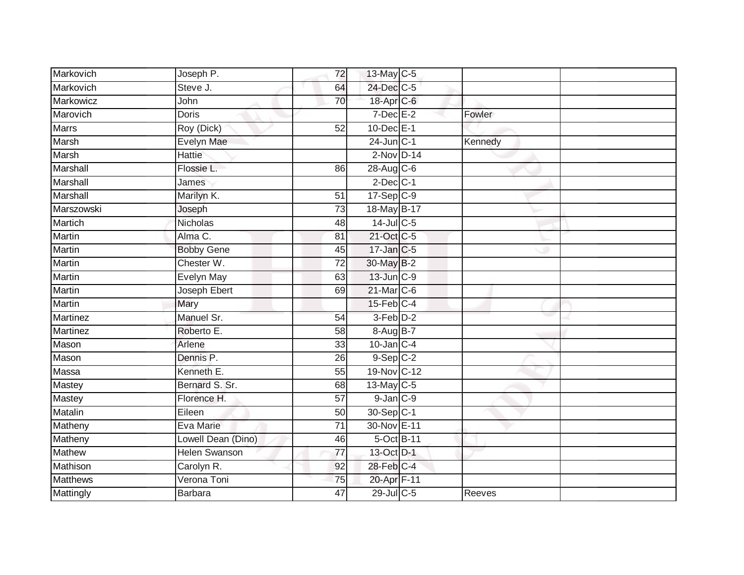| | | | | | | |
|---|---|---|---|---|---|---|
| Markovich | Joseph P. | 72 | 13-May | C-5 | | |
| Markovich | Steve J. | 64 | 24-Dec | C-5 | | |
| Markowicz | John | 70 | 18-Apr | C-6 | | |
| Marovich | Doris | | 7-Dec | E-2 | Fowler | |
| Marrs | Roy (Dick) | 52 | 10-Dec | E-1 | | |
| Marsh | Evelyn Mae | | 24-Jun | C-1 | Kennedy | |
| Marsh | Hattie | | 2-Nov | D-14 | | |
| Marshall | Flossie L. | 86 | 28-Aug | C-6 | | |
| Marshall | James | | 2-Dec | C-1 | | |
| Marshall | Marilyn K. | 51 | 17-Sep | C-9 | | |
| Marszowski | Joseph | 73 | 18-May | B-17 | | |
| Martich | Nicholas | 48 | 14-Jul | C-5 | | |
| Martin | Alma C. | 81 | 21-Oct | C-5 | | |
| Martin | Bobby Gene | 45 | 17-Jan | C-5 | | |
| Martin | Chester W. | 72 | 30-May | B-2 | | |
| Martin | Evelyn May | 63 | 13-Jun | C-9 | | |
| Martin | Joseph Ebert | 69 | 21-Mar | C-6 | | |
| Martin | Mary | | 15-Feb | C-4 | | |
| Martinez | Manuel Sr. | 54 | 3-Feb | D-2 | | |
| Martinez | Roberto E. | 58 | 8-Aug | B-7 | | |
| Mason | Arlene | 33 | 10-Jan | C-4 | | |
| Mason | Dennis P. | 26 | 9-Sep | C-2 | | |
| Massa | Kenneth E. | 55 | 19-Nov | C-12 | | |
| Mastey | Bernard S. Sr. | 68 | 13-May | C-5 | | |
| Mastey | Florence H. | 57 | 9-Jan | C-9 | | |
| Matalin | Eileen | 50 | 30-Sep | C-1 | | |
| Matheny | Eva Marie | 71 | 30-Nov | E-11 | | |
| Matheny | Lowell Dean (Dino) | 46 | 5-Oct | B-11 | | |
| Mathew | Helen Swanson | 77 | 13-Oct | D-1 | | |
| Mathison | Carolyn R. | 92 | 28-Feb | C-4 | | |
| Matthews | Verona Toni | 75 | 20-Apr | F-11 | | |
| Mattingly | Barbara | 47 | 29-Jul | C-5 | Reeves | |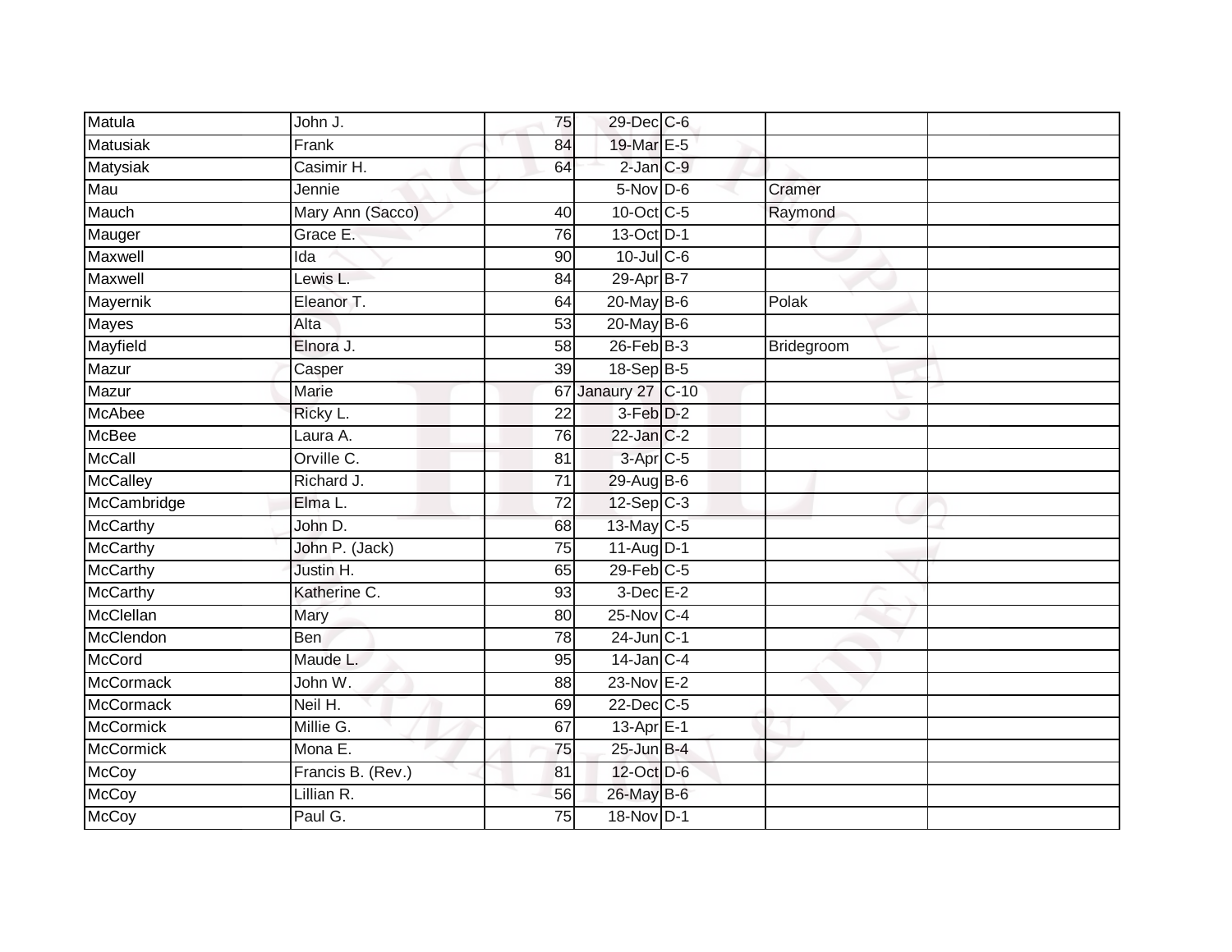| | | | | | | |
|---|---|---|---|---|---|---|
| Matula | John J. | 75 | 29-Dec | C-6 | | |
| Matusiak | Frank | 84 | 19-Mar | E-5 | | |
| Matysiak | Casimir H. | 64 | 2-Jan | C-9 | | |
| Mau | Jennie | | 5-Nov | D-6 | Cramer | |
| Mauch | Mary Ann (Sacco) | 40 | 10-Oct | C-5 | Raymond | |
| Mauger | Grace E. | 76 | 13-Oct | D-1 | | |
| Maxwell | Ida | 90 | 10-Jul | C-6 | | |
| Maxwell | Lewis L. | 84 | 29-Apr | B-7 | | |
| Mayernik | Eleanor T. | 64 | 20-May | B-6 | Polak | |
| Mayes | Alta | 53 | 20-May | B-6 | | |
| Mayfield | Elnora J. | 58 | 26-Feb | B-3 | Bridegroom | |
| Mazur | Casper | 39 | 18-Sep | B-5 | | |
| Mazur | Marie | 67 | Janaury 27 | C-10 | | |
| McAbee | Ricky L. | 22 | 3-Feb | D-2 | | |
| McBee | Laura A. | 76 | 22-Jan | C-2 | | |
| McCall | Orville C. | 81 | 3-Apr | C-5 | | |
| McCalley | Richard J. | 71 | 29-Aug | B-6 | | |
| McCambridge | Elma L. | 72 | 12-Sep | C-3 | | |
| McCarthy | John D. | 68 | 13-May | C-5 | | |
| McCarthy | John P. (Jack) | 75 | 11-Aug | D-1 | | |
| McCarthy | Justin H. | 65 | 29-Feb | C-5 | | |
| McCarthy | Katherine C. | 93 | 3-Dec | E-2 | | |
| McClellan | Mary | 80 | 25-Nov | C-4 | | |
| McClendon | Ben | 78 | 24-Jun | C-1 | | |
| McCord | Maude L. | 95 | 14-Jan | C-4 | | |
| McCormack | John W. | 88 | 23-Nov | E-2 | | |
| McCormack | Neil H. | 69 | 22-Dec | C-5 | | |
| McCormick | Millie G. | 67 | 13-Apr | E-1 | | |
| McCormick | Mona E. | 75 | 25-Jun | B-4 | | |
| McCoy | Francis B. (Rev.) | 81 | 12-Oct | D-6 | | |
| McCoy | Lillian R. | 56 | 26-May | B-6 | | |
| McCoy | Paul G. | 75 | 18-Nov | D-1 | | |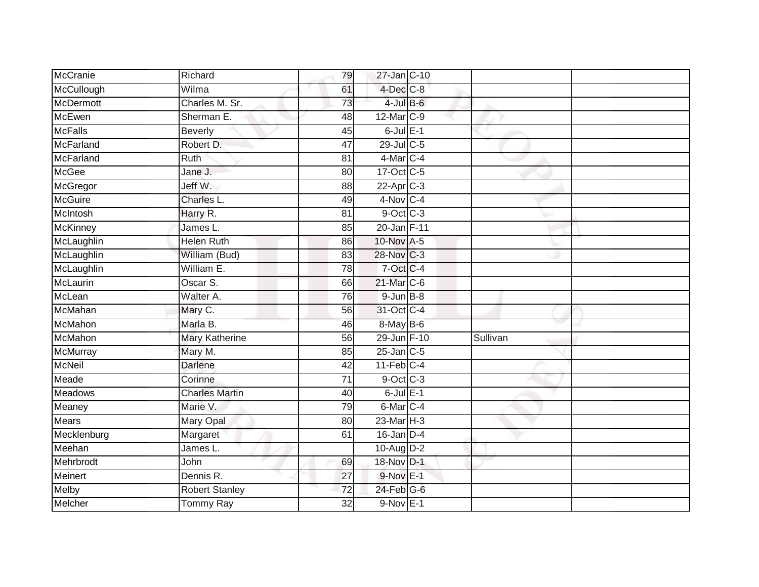| | | | | | | |
|---|---|---|---|---|---|---|
| McCranie | Richard | 79 | 27-Jan | C-10 | | |
| McCullough | Wilma | 61 | 4-Dec | C-8 | | |
| McDermott | Charles M. Sr. | 73 | 4-Jul | B-6 | | |
| McEwen | Sherman E. | 48 | 12-Mar | C-9 | | |
| McFalls | Beverly | 45 | 6-Jul | E-1 | | |
| McFarland | Robert D. | 47 | 29-Jul | C-5 | | |
| McFarland | Ruth | 81 | 4-Mar | C-4 | | |
| McGee | Jane J. | 80 | 17-Oct | C-5 | | |
| McGregor | Jeff W. | 88 | 22-Apr | C-3 | | |
| McGuire | Charles L. | 49 | 4-Nov | C-4 | | |
| McIntosh | Harry R. | 81 | 9-Oct | C-3 | | |
| McKinney | James L. | 85 | 20-Jan | F-11 | | |
| McLaughlin | Helen Ruth | 86 | 10-Nov | A-5 | | |
| McLaughlin | William (Bud) | 83 | 28-Nov | C-3 | | |
| McLaughlin | William E. | 78 | 7-Oct | C-4 | | |
| McLaurin | Oscar S. | 66 | 21-Mar | C-6 | | |
| McLean | Walter A. | 76 | 9-Jun | B-8 | | |
| McMahan | Mary C. | 56 | 31-Oct | C-4 | | |
| McMahon | Marla B. | 46 | 8-May | B-6 | | |
| McMahon | Mary Katherine | 56 | 29-Jun | F-10 | Sullivan | |
| McMurray | Mary M. | 85 | 25-Jan | C-5 | | |
| McNeil | Darlene | 42 | 11-Feb | C-4 | | |
| Meade | Corinne | 71 | 9-Oct | C-3 | | |
| Meadows | Charles Martin | 40 | 6-Jul | E-1 | | |
| Meaney | Marie V. | 79 | 6-Mar | C-4 | | |
| Mears | Mary Opal | 80 | 23-Mar | H-3 | | |
| Mecklenburg | Margaret | 61 | 16-Jan | D-4 | | |
| Meehan | James L. | | 10-Aug | D-2 | | |
| Mehrbrodt | John | 69 | 18-Nov | D-1 | | |
| Meinert | Dennis R. | 27 | 9-Nov | E-1 | | |
| Melby | Robert Stanley | 72 | 24-Feb | G-6 | | |
| Melcher | Tommy Ray | 32 | 9-Nov | E-1 | | |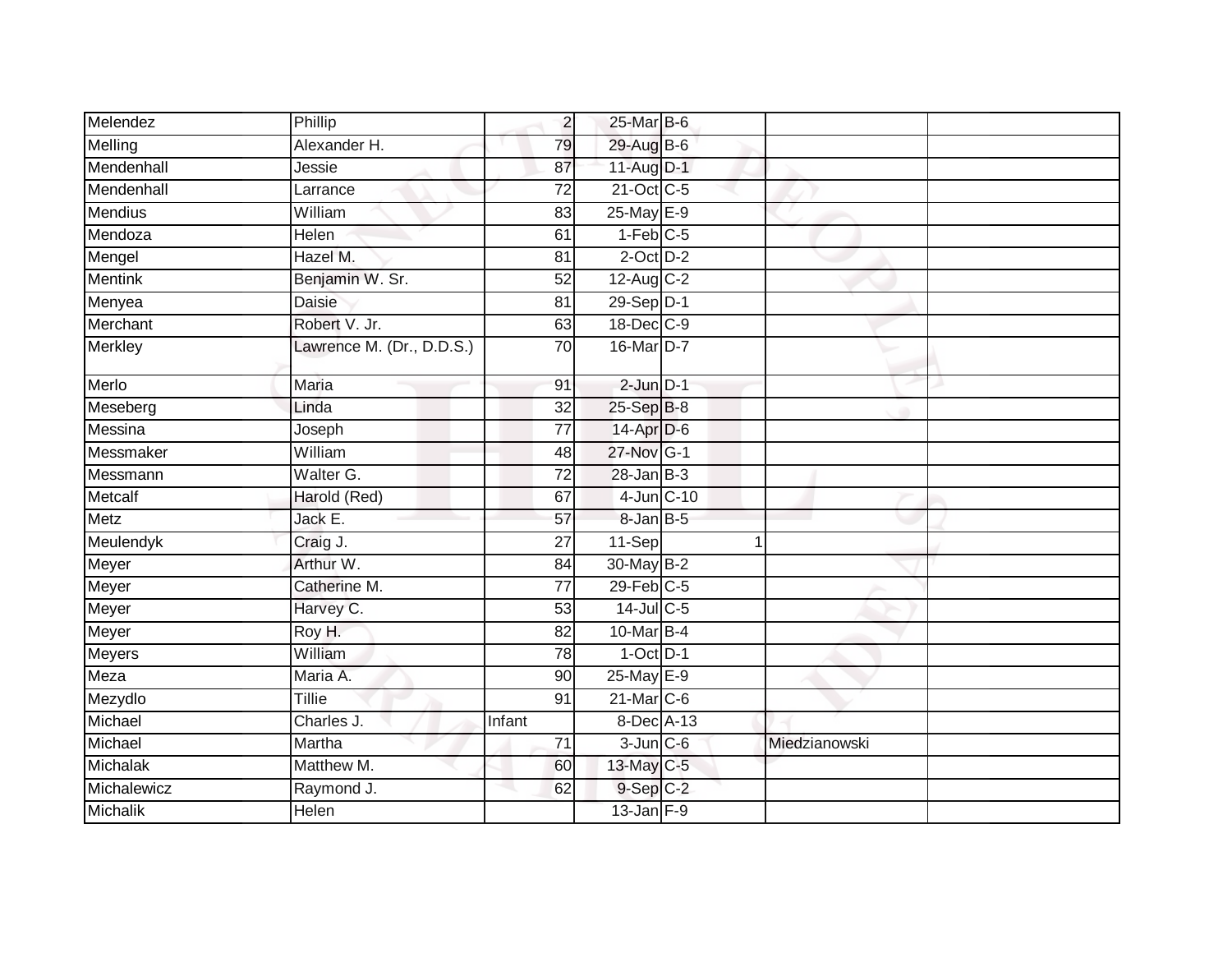| | | | | | | | |
|---|---|---|---|---|---|---|---|
| Melendez | Phillip | 2 | 25-Mar | B-6 | | | |
| Melling | Alexander H. | 79 | 29-Aug | B-6 | | | |
| Mendenhall | Jessie | 87 | 11-Aug | D-1 | | | |
| Mendenhall | Larrance | 72 | 21-Oct | C-5 | | | |
| Mendius | William | 83 | 25-May | E-9 | | | |
| Mendoza | Helen | 61 | 1-Feb | C-5 | | | |
| Mengel | Hazel M. | 81 | 2-Oct | D-2 | | | |
| Mentink | Benjamin W. Sr. | 52 | 12-Aug | C-2 | | | |
| Menyea | Daisie | 81 | 29-Sep | D-1 | | | |
| Merchant | Robert V. Jr. | 63 | 18-Dec | C-9 | | | |
| Merkley | Lawrence M. (Dr., D.D.S.) | 70 | 16-Mar | D-7 | | | |
| Merlo | Maria | 91 | 2-Jun | D-1 | | | |
| Meseberg | Linda | 32 | 25-Sep | B-8 | | | |
| Messina | Joseph | 77 | 14-Apr | D-6 | | | |
| Messmaker | William | 48 | 27-Nov | G-1 | | | |
| Messmann | Walter G. | 72 | 28-Jan | B-3 | | | |
| Metcalf | Harold (Red) | 67 | 4-Jun | C-10 | | | |
| Metz | Jack E. | 57 | 8-Jan | B-5 | | | |
| Meulendyk | Craig J. | 27 | 11-Sep | | 1 | | |
| Meyer | Arthur W. | 84 | 30-May | B-2 | | | |
| Meyer | Catherine M. | 77 | 29-Feb | C-5 | | | |
| Meyer | Harvey C. | 53 | 14-Jul | C-5 | | | |
| Meyer | Roy H. | 82 | 10-Mar | B-4 | | | |
| Meyers | William | 78 | 1-Oct | D-1 | | | |
| Meza | Maria A. | 90 | 25-May | E-9 | | | |
| Mezydlo | Tillie | 91 | 21-Mar | C-6 | | | |
| Michael | Charles J. | Infant | 8-Dec | A-13 | | | |
| Michael | Martha | 71 | 3-Jun | C-6 | | Miedzianowski | |
| Michalak | Matthew M. | 60 | 13-May | C-5 | | | |
| Michalewicz | Raymond J. | 62 | 9-Sep | C-2 | | | |
| Michalik | Helen | | 13-Jan | F-9 | | | |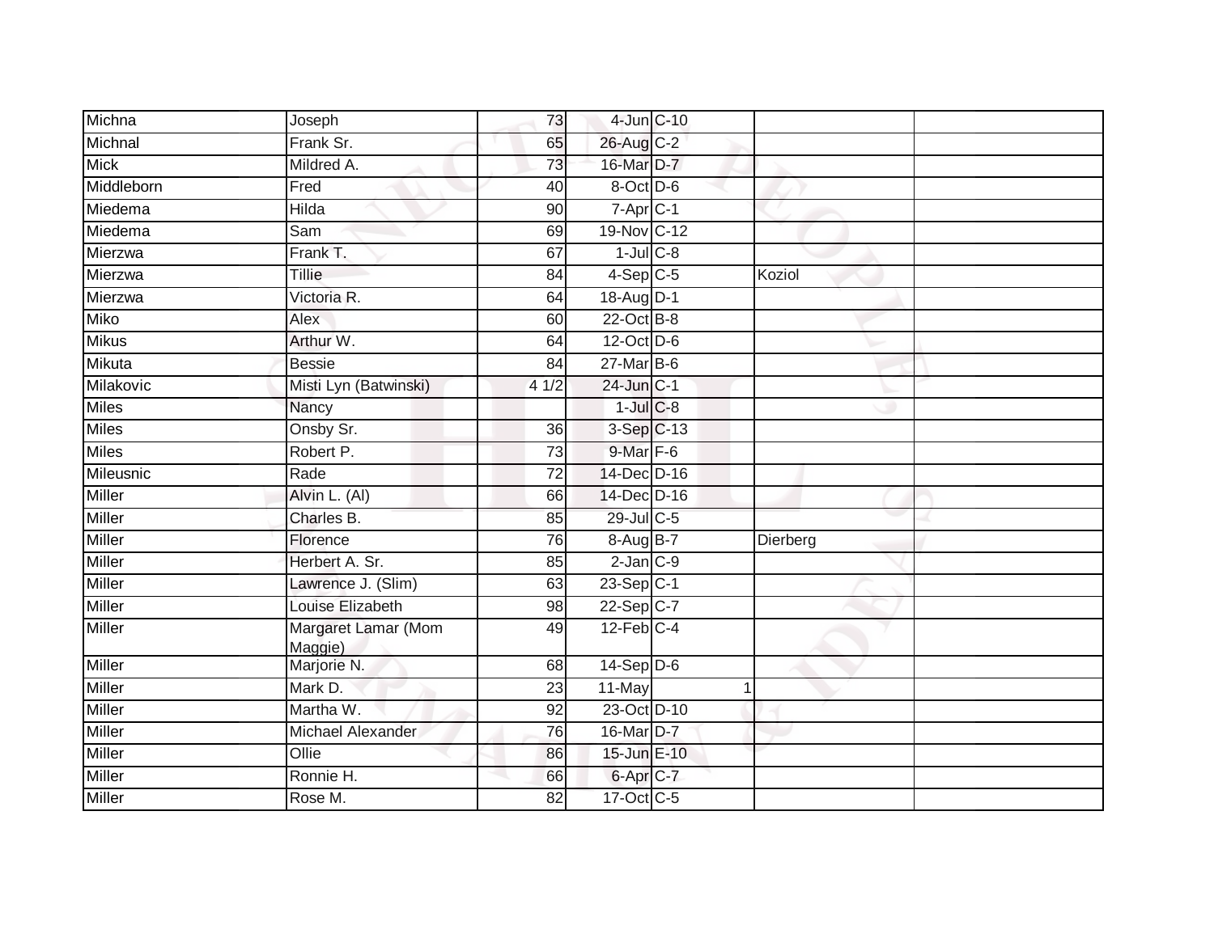| | | | | | | | |
|---|---|---|---|---|---|---|---|
| Michna | Joseph | 73 | 4-Jun | C-10 | | | |
| Michnal | Frank Sr. | 65 | 26-Aug | C-2 | | | |
| Mick | Mildred A. | 73 | 16-Mar | D-7 | | | |
| Middleborn | Fred | 40 | 8-Oct | D-6 | | | |
| Miedema | Hilda | 90 | 7-Apr | C-1 | | | |
| Miedema | Sam | 69 | 19-Nov | C-12 | | | |
| Mierzwa | Frank T. | 67 | 1-Jul | C-8 | | | |
| Mierzwa | Tillie | 84 | 4-Sep | C-5 | | Koziol | |
| Mierzwa | Victoria R. | 64 | 18-Aug | D-1 | | | |
| Miko | Alex | 60 | 22-Oct | B-8 | | | |
| Mikus | Arthur W. | 64 | 12-Oct | D-6 | | | |
| Mikuta | Bessie | 84 | 27-Mar | B-6 | | | |
| Milakovic | Misti Lyn (Batwinski) | 4 1/2 | 24-Jun | C-1 | | | |
| Miles | Nancy | | 1-Jul | C-8 | | | |
| Miles | Onsby Sr. | 36 | 3-Sep | C-13 | | | |
| Miles | Robert P. | 73 | 9-Mar | F-6 | | | |
| Mileusnic | Rade | 72 | 14-Dec | D-16 | | | |
| Miller | Alvin L. (Al) | 66 | 14-Dec | D-16 | | | |
| Miller | Charles B. | 85 | 29-Jul | C-5 | | | |
| Miller | Florence | 76 | 8-Aug | B-7 | | Dierberg | |
| Miller | Herbert A. Sr. | 85 | 2-Jan | C-9 | | | |
| Miller | Lawrence J. (Slim) | 63 | 23-Sep | C-1 | | | |
| Miller | Louise Elizabeth | 98 | 22-Sep | C-7 | | | |
| Miller | Margaret Lamar (Mom Maggie) | 49 | 12-Feb | C-4 | | | |
| Miller | Marjorie N. | 68 | 14-Sep | D-6 | | | |
| Miller | Mark D. | 23 | 11-May | | 1 | | |
| Miller | Martha W. | 92 | 23-Oct | D-10 | | | |
| Miller | Michael Alexander | 76 | 16-Mar | D-7 | | | |
| Miller | Ollie | 86 | 15-Jun | E-10 | | | |
| Miller | Ronnie H. | 66 | 6-Apr | C-7 | | | |
| Miller | Rose M. | 82 | 17-Oct | C-5 | | | |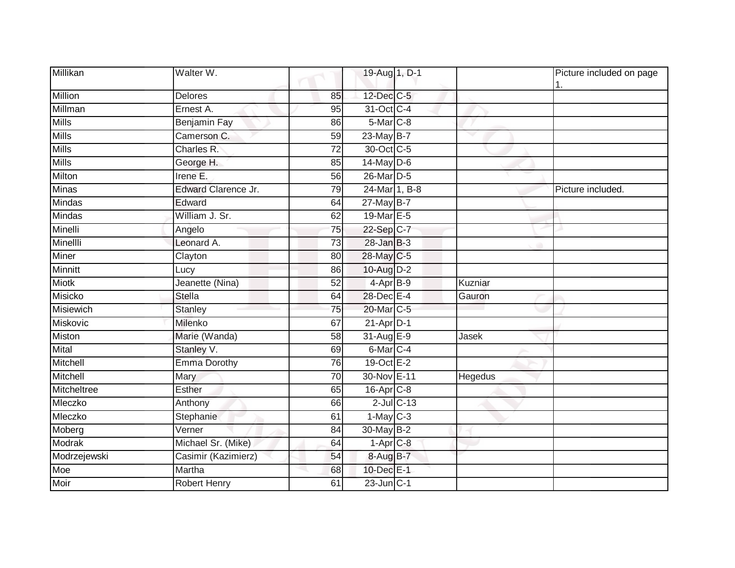| | | | | | | |
|---|---|---|---|---|---|---|
| Millikan | Walter W. | | 19-Aug | 1, D-1 | | Picture included on page 1. |
| Million | Delores | 85 | 12-Dec | C-5 | | |
| Millman | Ernest A. | 95 | 31-Oct | C-4 | | |
| Mills | Benjamin Fay | 86 | 5-Mar | C-8 | | |
| Mills | Camerson C. | 59 | 23-May | B-7 | | |
| Mills | Charles R. | 72 | 30-Oct | C-5 | | |
| Mills | George H. | 85 | 14-May | D-6 | | |
| Milton | Irene E. | 56 | 26-Mar | D-5 | | |
| Minas | Edward Clarence Jr. | 79 | 24-Mar | 1, B-8 | | Picture included. |
| Mindas | Edward | 64 | 27-May | B-7 | | |
| Mindas | William J. Sr. | 62 | 19-Mar | E-5 | | |
| Minelli | Angelo | 75 | 22-Sep | C-7 | | |
| Minellli | Leonard A. | 73 | 28-Jan | B-3 | | |
| Miner | Clayton | 80 | 28-May | C-5 | | |
| Minnitt | Lucy | 86 | 10-Aug | D-2 | | |
| Miotk | Jeanette (Nina) | 52 | 4-Apr | B-9 | Kuzniar | |
| Misicko | Stella | 64 | 28-Dec | E-4 | Gauron | |
| Misiewich | Stanley | 75 | 20-Mar | C-5 | | |
| Miskovic | Milenko | 67 | 21-Apr | D-1 | | |
| Miston | Marie (Wanda) | 58 | 31-Aug | E-9 | Jasek | |
| Mital | Stanley V. | 69 | 6-Mar | C-4 | | |
| Mitchell | Emma Dorothy | 76 | 19-Oct | E-2 | | |
| Mitchell | Mary | 70 | 30-Nov | E-11 | Hegedus | |
| Mitcheltree | Esther | 65 | 16-Apr | C-8 | | |
| Mleczko | Anthony | 66 | 2-Jul | C-13 | | |
| Mleczko | Stephanie | 61 | 1-May | C-3 | | |
| Moberg | Verner | 84 | 30-May | B-2 | | |
| Modrak | Michael Sr. (Mike) | 64 | 1-Apr | C-8 | | |
| Modrzejewski | Casimir (Kazimierz) | 54 | 8-Aug | B-7 | | |
| Moe | Martha | 68 | 10-Dec | E-1 | | |
| Moir | Robert Henry | 61 | 23-Jun | C-1 | | |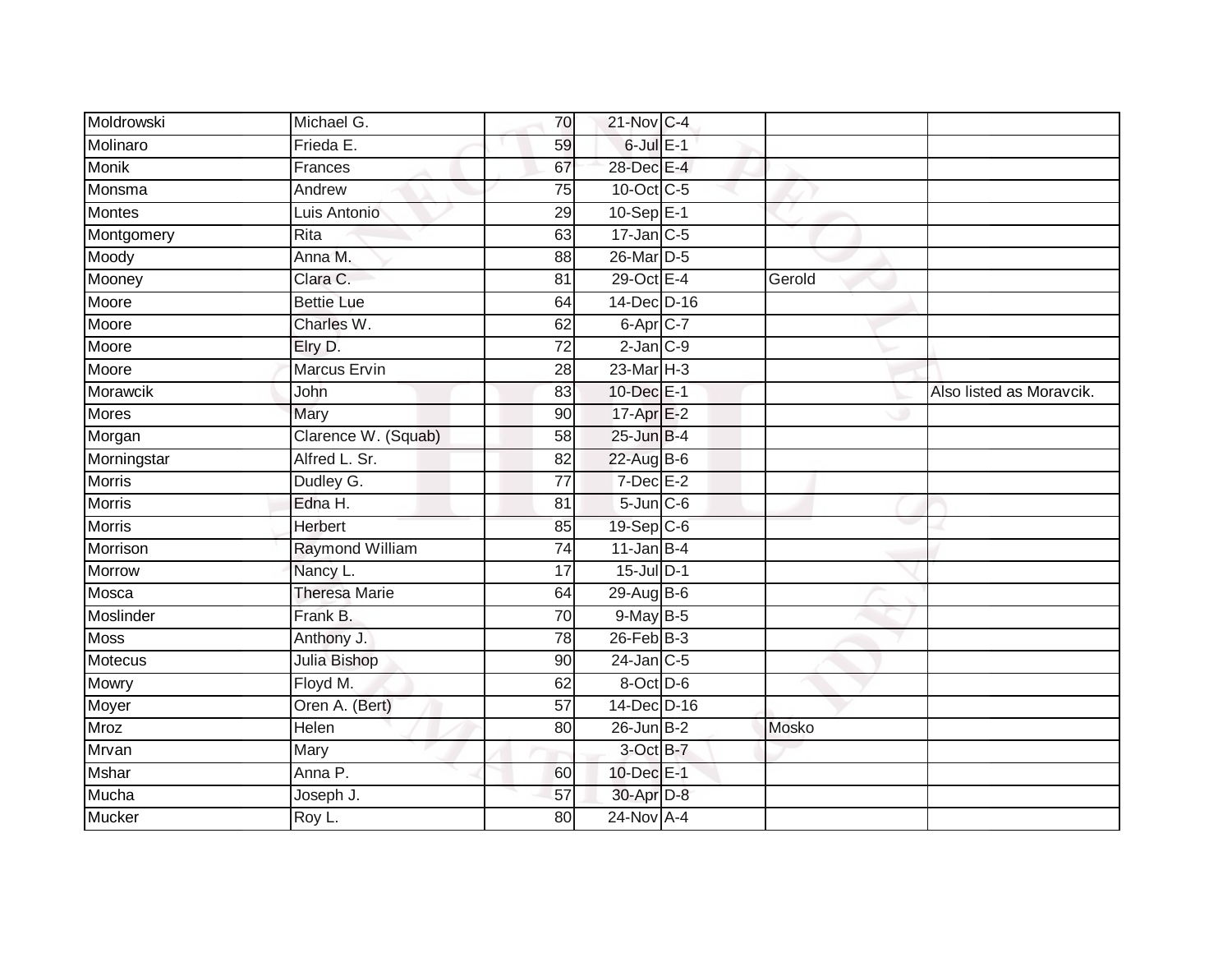| | | | | | | |
|---|---|---|---|---|---|---|
| Moldrowski | Michael G. | 70 | 21-Nov | C-4 | | |
| Molinaro | Frieda E. | 59 | 6-Jul | E-1 | | |
| Monik | Frances | 67 | 28-Dec | E-4 | | |
| Monsma | Andrew | 75 | 10-Oct | C-5 | | |
| Montes | Luis Antonio | 29 | 10-Sep | E-1 | | |
| Montgomery | Rita | 63 | 17-Jan | C-5 | | |
| Moody | Anna M. | 88 | 26-Mar | D-5 | | |
| Mooney | Clara C. | 81 | 29-Oct | E-4 | Gerold | |
| Moore | Bettie Lue | 64 | 14-Dec | D-16 | | |
| Moore | Charles W. | 62 | 6-Apr | C-7 | | |
| Moore | Elry D. | 72 | 2-Jan | C-9 | | |
| Moore | Marcus Ervin | 28 | 23-Mar | H-3 | | |
| Morawcik | John | 83 | 10-Dec | E-1 | | Also listed as Moravcik. |
| Mores | Mary | 90 | 17-Apr | E-2 | | |
| Morgan | Clarence W. (Squab) | 58 | 25-Jun | B-4 | | |
| Morningstar | Alfred L. Sr. | 82 | 22-Aug | B-6 | | |
| Morris | Dudley G. | 77 | 7-Dec | E-2 | | |
| Morris | Edna H. | 81 | 5-Jun | C-6 | | |
| Morris | Herbert | 85 | 19-Sep | C-6 | | |
| Morrison | Raymond William | 74 | 11-Jan | B-4 | | |
| Morrow | Nancy L. | 17 | 15-Jul | D-1 | | |
| Mosca | Theresa Marie | 64 | 29-Aug | B-6 | | |
| Moslinder | Frank B. | 70 | 9-May | B-5 | | |
| Moss | Anthony J. | 78 | 26-Feb | B-3 | | |
| Motecus | Julia Bishop | 90 | 24-Jan | C-5 | | |
| Mowry | Floyd M. | 62 | 8-Oct | D-6 | | |
| Moyer | Oren A. (Bert) | 57 | 14-Dec | D-16 | | |
| Mroz | Helen | 80 | 26-Jun | B-2 | Mosko | |
| Mrvan | Mary | | 3-Oct | B-7 | | |
| Mshar | Anna P. | 60 | 10-Dec | E-1 | | |
| Mucha | Joseph J. | 57 | 30-Apr | D-8 | | |
| Mucker | Roy L. | 80 | 24-Nov | A-4 | | |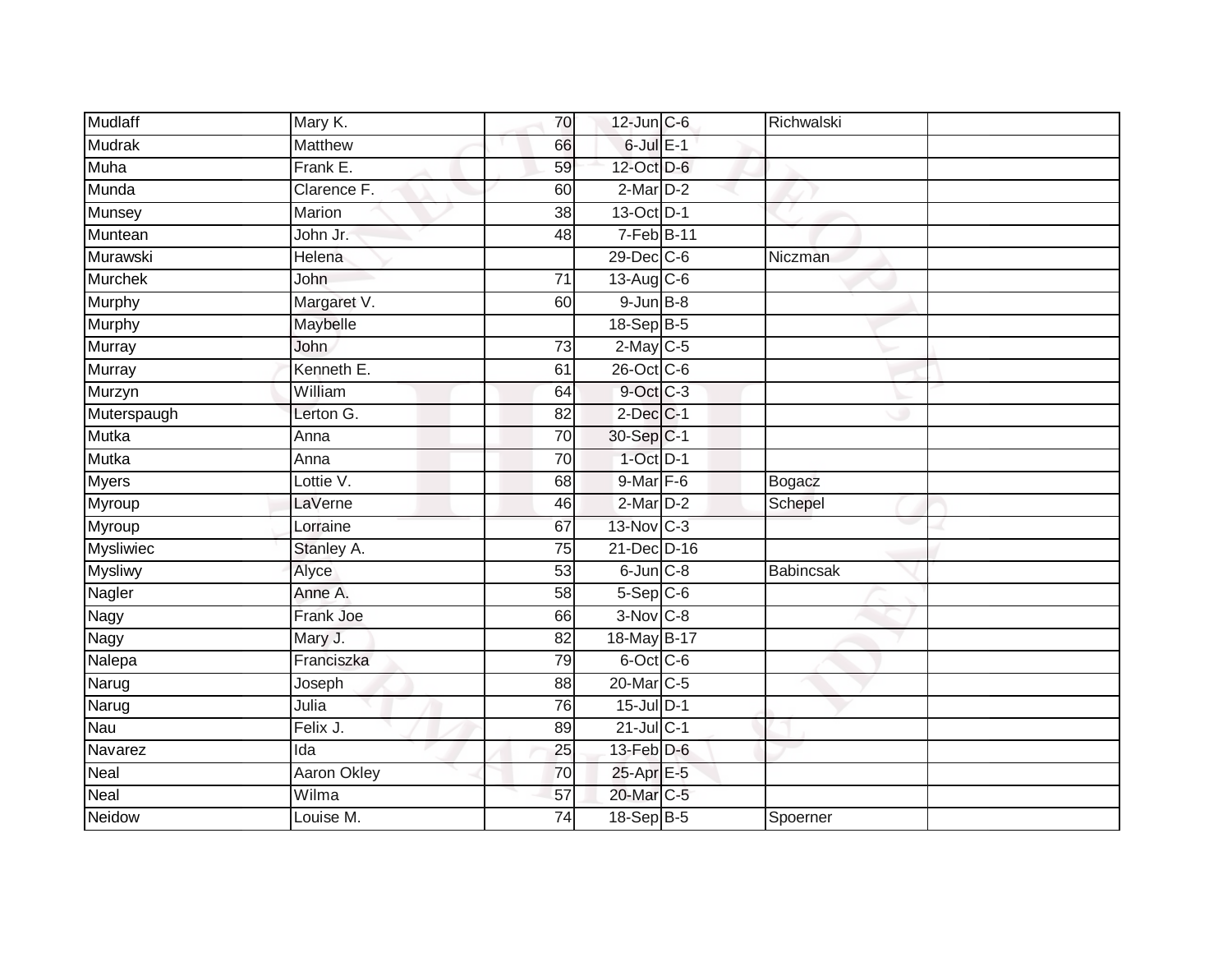| | | | | | | |
|---|---|---|---|---|---|---|
| Mudlaff | Mary K. | 70 | 12-Jun | C-6 | Richwalski | |
| Mudrak | Matthew | 66 | 6-Jul | E-1 | | |
| Muha | Frank E. | 59 | 12-Oct | D-6 | | |
| Munda | Clarence F. | 60 | 2-Mar | D-2 | | |
| Munsey | Marion | 38 | 13-Oct | D-1 | | |
| Muntean | John Jr. | 48 | 7-Feb | B-11 | | |
| Murawski | Helena | | 29-Dec | C-6 | Niczman | |
| Murchek | John | 71 | 13-Aug | C-6 | | |
| Murphy | Margaret V. | 60 | 9-Jun | B-8 | | |
| Murphy | Maybelle | | 18-Sep | B-5 | | |
| Murray | John | 73 | 2-May | C-5 | | |
| Murray | Kenneth E. | 61 | 26-Oct | C-6 | | |
| Murzyn | William | 64 | 9-Oct | C-3 | | |
| Muterspaugh | Lerton G. | 82 | 2-Dec | C-1 | | |
| Mutka | Anna | 70 | 30-Sep | C-1 | | |
| Mutka | Anna | 70 | 1-Oct | D-1 | | |
| Myers | Lottie V. | 68 | 9-Mar | F-6 | Bogacz | |
| Myroup | LaVerne | 46 | 2-Mar | D-2 | Schepel | |
| Myroup | Lorraine | 67 | 13-Nov | C-3 | | |
| Mysliwiec | Stanley A. | 75 | 21-Dec | D-16 | | |
| Mysliwy | Alyce | 53 | 6-Jun | C-8 | Babincsak | |
| Nagler | Anne A. | 58 | 5-Sep | C-6 | | |
| Nagy | Frank Joe | 66 | 3-Nov | C-8 | | |
| Nagy | Mary J. | 82 | 18-May | B-17 | | |
| Nalepa | Franciszka | 79 | 6-Oct | C-6 | | |
| Narug | Joseph | 88 | 20-Mar | C-5 | | |
| Narug | Julia | 76 | 15-Jul | D-1 | | |
| Nau | Felix J. | 89 | 21-Jul | C-1 | | |
| Navarez | Ida | 25 | 13-Feb | D-6 | | |
| Neal | Aaron Okley | 70 | 25-Apr | E-5 | | |
| Neal | Wilma | 57 | 20-Mar | C-5 | | |
| Neidow | Louise M. | 74 | 18-Sep | B-5 | Spoerner | |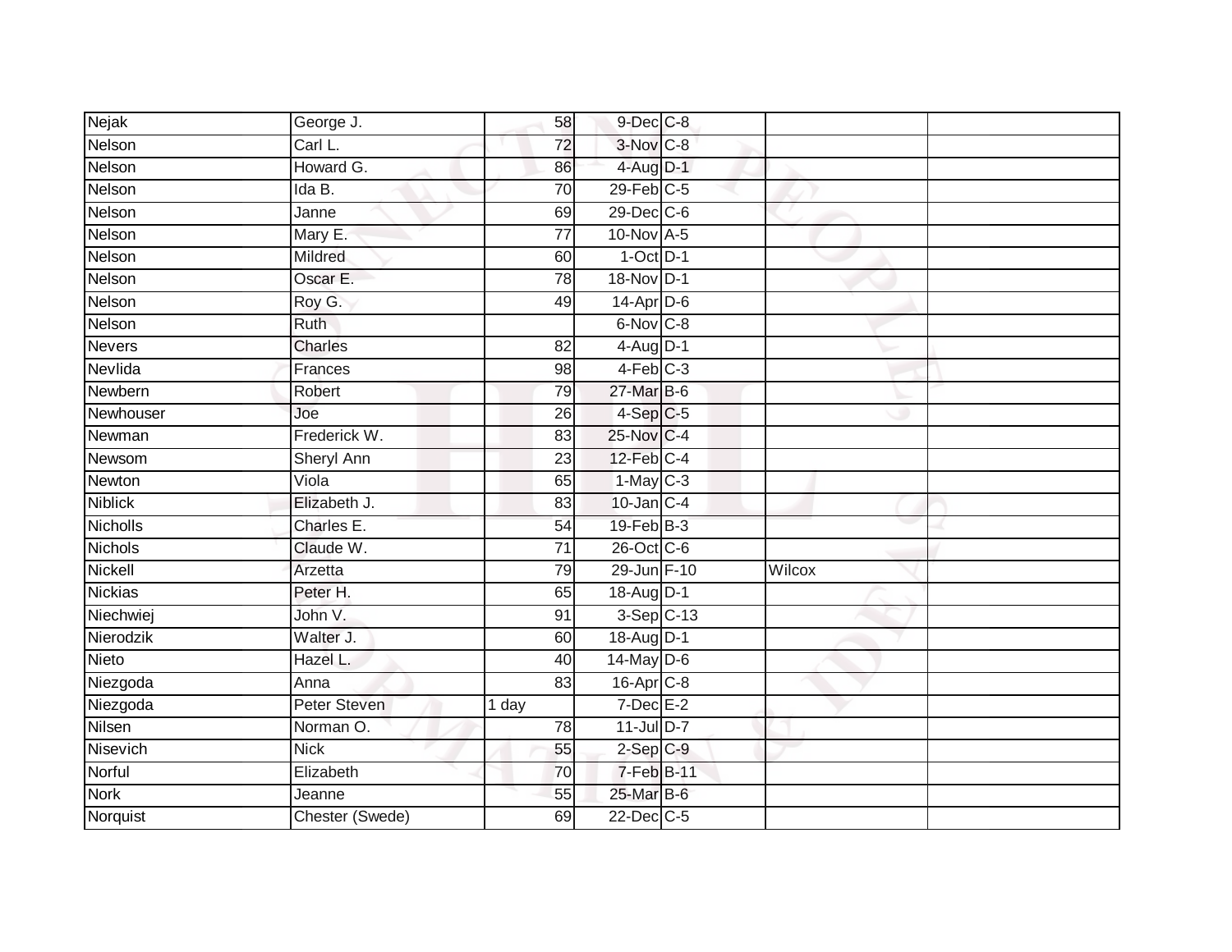| | | | | | | |
|---|---|---|---|---|---|---|
| Nejak | George J. | 58 | 9-Dec | C-8 | | |
| Nelson | Carl L. | 72 | 3-Nov | C-8 | | |
| Nelson | Howard G. | 86 | 4-Aug | D-1 | | |
| Nelson | Ida B. | 70 | 29-Feb | C-5 | | |
| Nelson | Janne | 69 | 29-Dec | C-6 | | |
| Nelson | Mary E. | 77 | 10-Nov | A-5 | | |
| Nelson | Mildred | 60 | 1-Oct | D-1 | | |
| Nelson | Oscar E. | 78 | 18-Nov | D-1 | | |
| Nelson | Roy G. | 49 | 14-Apr | D-6 | | |
| Nelson | Ruth | | 6-Nov | C-8 | | |
| Nevers | Charles | 82 | 4-Aug | D-1 | | |
| Nevlida | Frances | 98 | 4-Feb | C-3 | | |
| Newbern | Robert | 79 | 27-Mar | B-6 | | |
| Newhouser | Joe | 26 | 4-Sep | C-5 | | |
| Newman | Frederick W. | 83 | 25-Nov | C-4 | | |
| Newsom | Sheryl Ann | 23 | 12-Feb | C-4 | | |
| Newton | Viola | 65 | 1-May | C-3 | | |
| Niblick | Elizabeth J. | 83 | 10-Jan | C-4 | | |
| Nicholls | Charles E. | 54 | 19-Feb | B-3 | | |
| Nichols | Claude W. | 71 | 26-Oct | C-6 | | |
| Nickell | Arzetta | 79 | 29-Jun | F-10 | Wilcox | |
| Nickias | Peter H. | 65 | 18-Aug | D-1 | | |
| Niechwiej | John V. | 91 | 3-Sep | C-13 | | |
| Nierodzik | Walter J. | 60 | 18-Aug | D-1 | | |
| Nieto | Hazel L. | 40 | 14-May | D-6 | | |
| Niezgoda | Anna | 83 | 16-Apr | C-8 | | |
| Niezgoda | Peter Steven | 1 day | 7-Dec | E-2 | | |
| Nilsen | Norman O. | 78 | 11-Jul | D-7 | | |
| Nisevich | Nick | 55 | 2-Sep | C-9 | | |
| Norful | Elizabeth | 70 | 7-Feb | B-11 | | |
| Nork | Jeanne | 55 | 25-Mar | B-6 | | |
| Norquist | Chester (Swede) | 69 | 22-Dec | C-5 | | |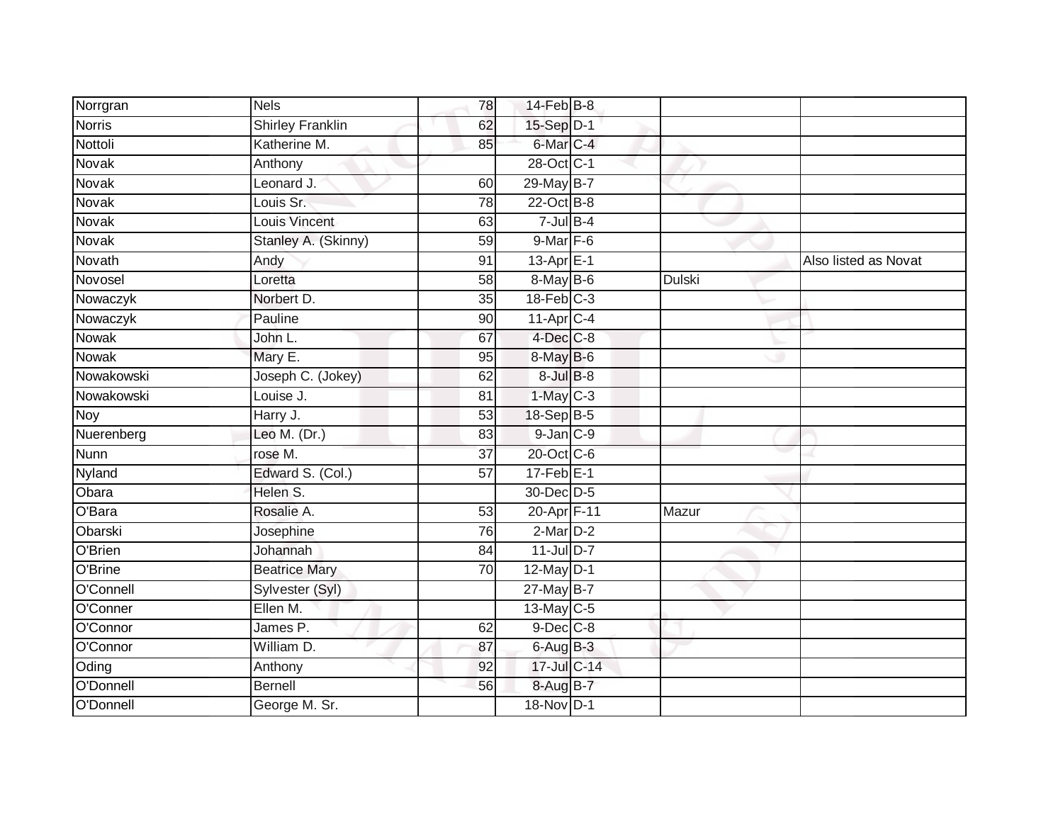| | | | | | | |
|---|---|---|---|---|---|---|
| Norrgran | Nels | 78 | 14-Feb | B-8 | | |
| Norris | Shirley Franklin | 62 | 15-Sep | D-1 | | |
| Nottoli | Katherine M. | 85 | 6-Mar | C-4 | | |
| Novak | Anthony | | 28-Oct | C-1 | | |
| Novak | Leonard J. | 60 | 29-May | B-7 | | |
| Novak | Louis Sr. | 78 | 22-Oct | B-8 | | |
| Novak | Louis Vincent | 63 | 7-Jul | B-4 | | |
| Novak | Stanley A. (Skinny) | 59 | 9-Mar | F-6 | | |
| Novath | Andy | 91 | 13-Apr | E-1 | | Also listed as Novat |
| Novosel | Loretta | 58 | 8-May | B-6 | Dulski | |
| Nowaczyk | Norbert D. | 35 | 18-Feb | C-3 | | |
| Nowaczyk | Pauline | 90 | 11-Apr | C-4 | | |
| Nowak | John L. | 67 | 4-Dec | C-8 | | |
| Nowak | Mary E. | 95 | 8-May | B-6 | | |
| Nowakowski | Joseph C. (Jokey) | 62 | 8-Jul | B-8 | | |
| Nowakowski | Louise J. | 81 | 1-May | C-3 | | |
| Noy | Harry J. | 53 | 18-Sep | B-5 | | |
| Nuerenberg | Leo M. (Dr.) | 83 | 9-Jan | C-9 | | |
| Nunn | rose M. | 37 | 20-Oct | C-6 | | |
| Nyland | Edward S. (Col.) | 57 | 17-Feb | E-1 | | |
| Obara | Helen S. | | 30-Dec | D-5 | | |
| O'Bara | Rosalie A. | 53 | 20-Apr | F-11 | Mazur | |
| Obarski | Josephine | 76 | 2-Mar | D-2 | | |
| O'Brien | Johannah | 84 | 11-Jul | D-7 | | |
| O'Brine | Beatrice Mary | 70 | 12-May | D-1 | | |
| O'Connell | Sylvester (Syl) | | 27-May | B-7 | | |
| O'Conner | Ellen M. | | 13-May | C-5 | | |
| O'Connor | James P. | 62 | 9-Dec | C-8 | | |
| O'Connor | William D. | 87 | 6-Aug | B-3 | | |
| Oding | Anthony | 92 | 17-Jul | C-14 | | |
| O'Donnell | Bernell | 56 | 8-Aug | B-7 | | |
| O'Donnell | George M. Sr. | | 18-Nov | D-1 | | |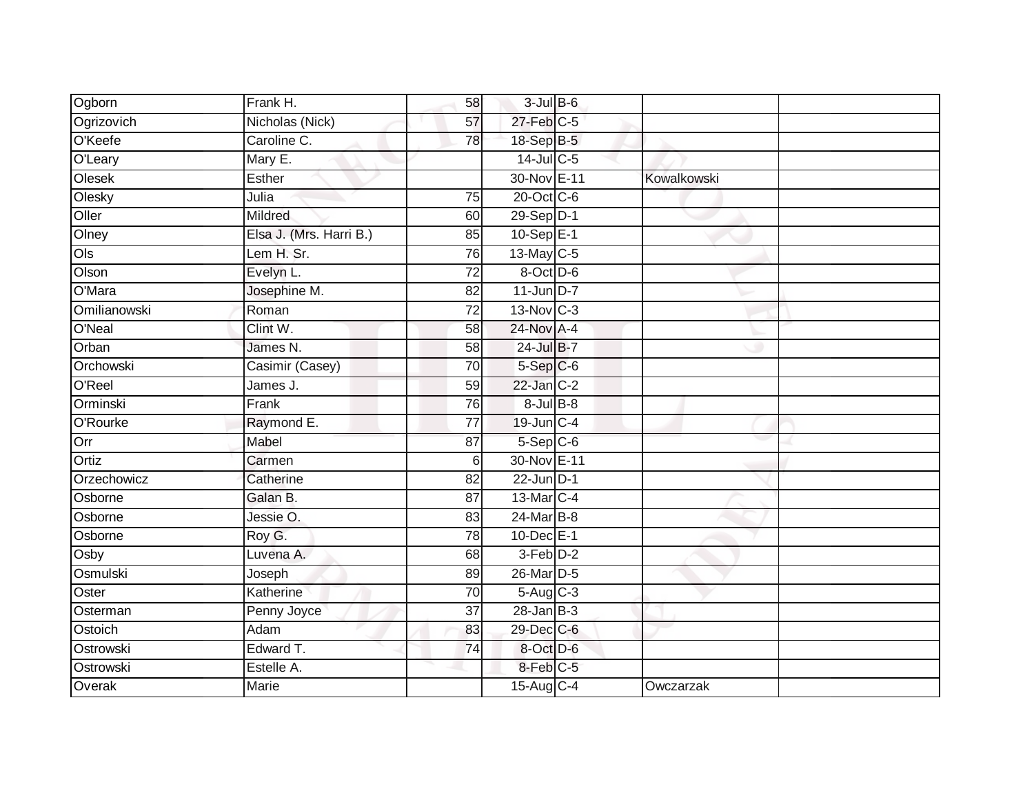| | | | | | | |
|---|---|---|---|---|---|---|
| Ogborn | Frank H. | 58 | 3-Jul | B-6 | | |
| Ogrizovich | Nicholas (Nick) | 57 | 27-Feb | C-5 | | |
| O'Keefe | Caroline C. | 78 | 18-Sep | B-5 | | |
| O'Leary | Mary E. | | 14-Jul | C-5 | | |
| Olesek | Esther | | 30-Nov | E-11 | Kowalkowski | |
| Olesky | Julia | 75 | 20-Oct | C-6 | | |
| Oller | Mildred | 60 | 29-Sep | D-1 | | |
| Olney | Elsa J. (Mrs. Harri B.) | 85 | 10-Sep | E-1 | | |
| Ols | Lem H. Sr. | 76 | 13-May | C-5 | | |
| Olson | Evelyn L. | 72 | 8-Oct | D-6 | | |
| O'Mara | Josephine M. | 82 | 11-Jun | D-7 | | |
| Omilianowski | Roman | 72 | 13-Nov | C-3 | | |
| O'Neal | Clint W. | 58 | 24-Nov | A-4 | | |
| Orban | James N. | 58 | 24-Jul | B-7 | | |
| Orchowski | Casimir (Casey) | 70 | 5-Sep | C-6 | | |
| O'Reel | James J. | 59 | 22-Jan | C-2 | | |
| Orminski | Frank | 76 | 8-Jul | B-8 | | |
| O'Rourke | Raymond E. | 77 | 19-Jun | C-4 | | |
| Orr | Mabel | 87 | 5-Sep | C-6 | | |
| Ortiz | Carmen | 6 | 30-Nov | E-11 | | |
| Orzechowicz | Catherine | 82 | 22-Jun | D-1 | | |
| Osborne | Galan B. | 87 | 13-Mar | C-4 | | |
| Osborne | Jessie O. | 83 | 24-Mar | B-8 | | |
| Osborne | Roy G. | 78 | 10-Dec | E-1 | | |
| Osby | Luvena A. | 68 | 3-Feb | D-2 | | |
| Osmulski | Joseph | 89 | 26-Mar | D-5 | | |
| Oster | Katherine | 70 | 5-Aug | C-3 | | |
| Osterman | Penny Joyce | 37 | 28-Jan | B-3 | | |
| Ostoich | Adam | 83 | 29-Dec | C-6 | | |
| Ostrowski | Edward T. | 74 | 8-Oct | D-6 | | |
| Ostrowski | Estelle A. | | 8-Feb | C-5 | | |
| Overak | Marie | | 15-Aug | C-4 | Owczarzak | |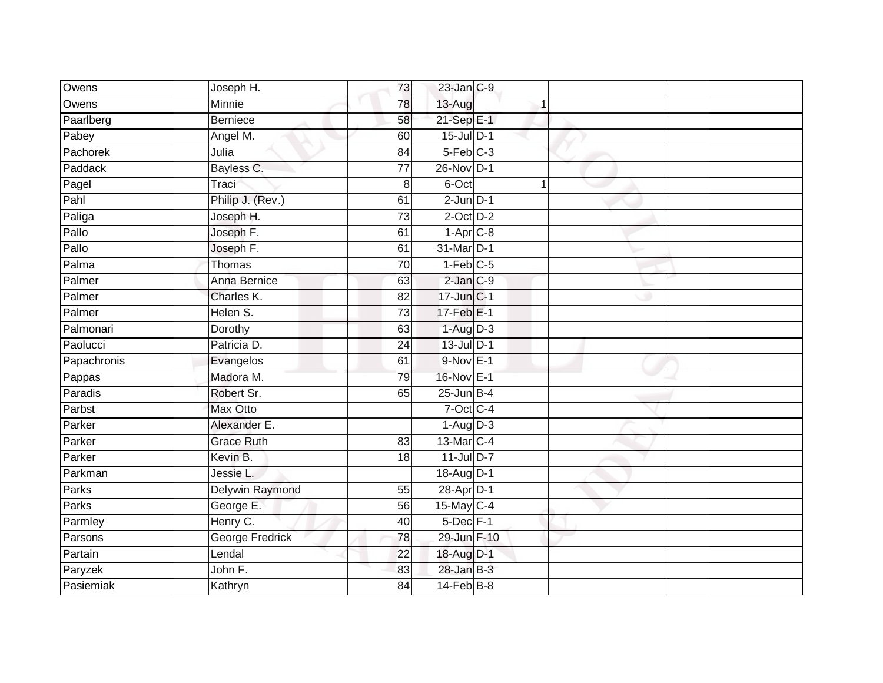| | | | | | | | |
|---|---|---|---|---|---|---|---|
| Owens | Joseph H. | 73 | 23-Jan | C-9 | | | |
| Owens | Minnie | 78 | 13-Aug | | 1 | | |
| Paarlberg | Berniece | 58 | 21-Sep | E-1 | | | |
| Pabey | Angel M. | 60 | 15-Jul | D-1 | | | |
| Pachorek | Julia | 84 | 5-Feb | C-3 | | | |
| Paddack | Bayless C. | 77 | 26-Nov | D-1 | | | |
| Pagel | Traci | 8 | 6-Oct | | 1 | | |
| Pahl | Philip J. (Rev.) | 61 | 2-Jun | D-1 | | | |
| Paliga | Joseph H. | 73 | 2-Oct | D-2 | | | |
| Pallo | Joseph F. | 61 | 1-Apr | C-8 | | | |
| Pallo | Joseph F. | 61 | 31-Mar | D-1 | | | |
| Palma | Thomas | 70 | 1-Feb | C-5 | | | |
| Palmer | Anna Bernice | 63 | 2-Jan | C-9 | | | |
| Palmer | Charles K. | 82 | 17-Jun | C-1 | | | |
| Palmer | Helen S. | 73 | 17-Feb | E-1 | | | |
| Palmonari | Dorothy | 63 | 1-Aug | D-3 | | | |
| Paolucci | Patricia D. | 24 | 13-Jul | D-1 | | | |
| Papachronis | Evangelos | 61 | 9-Nov | E-1 | | | |
| Pappas | Madora M. | 79 | 16-Nov | E-1 | | | |
| Paradis | Robert Sr. | 65 | 25-Jun | B-4 | | | |
| Parbst | Max Otto | | 7-Oct | C-4 | | | |
| Parker | Alexander E. | | 1-Aug | D-3 | | | |
| Parker | Grace Ruth | 83 | 13-Mar | C-4 | | | |
| Parker | Kevin B. | 18 | 11-Jul | D-7 | | | |
| Parkman | Jessie L. | | 18-Aug | D-1 | | | |
| Parks | Delywin Raymond | 55 | 28-Apr | D-1 | | | |
| Parks | George E. | 56 | 15-May | C-4 | | | |
| Parmley | Henry C. | 40 | 5-Dec | F-1 | | | |
| Parsons | George Fredrick | 78 | 29-Jun | F-10 | | | |
| Partain | Lendal | 22 | 18-Aug | D-1 | | | |
| Paryzek | John F. | 83 | 28-Jan | B-3 | | | |
| Pasiemiak | Kathryn | 84 | 14-Feb | B-8 | | | |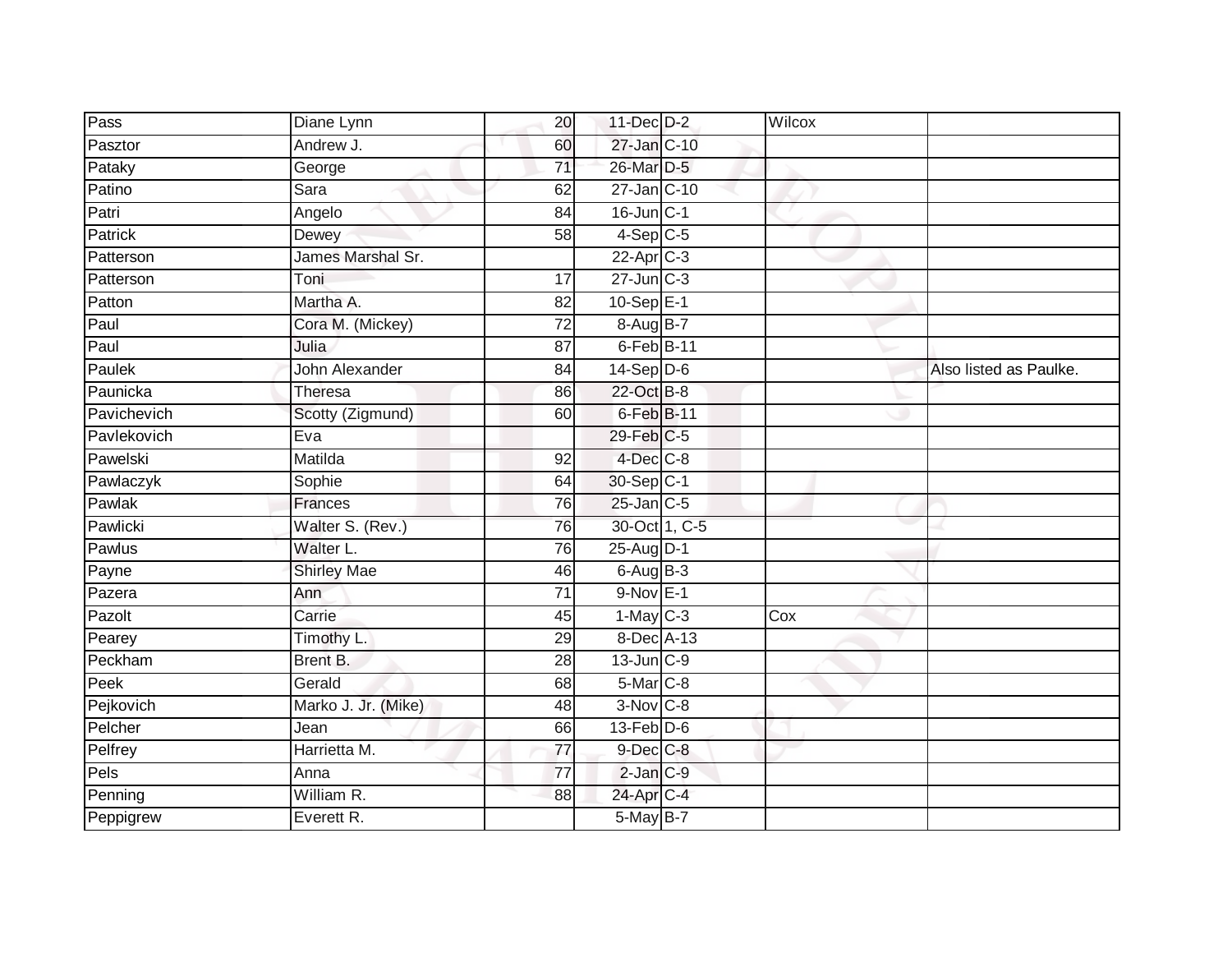| | | | | | | |
|---|---|---|---|---|---|---|
| Pass | Diane Lynn | 20 | 11-Dec | D-2 | Wilcox | |
| Pasztor | Andrew J. | 60 | 27-Jan | C-10 | | |
| Pataky | George | 71 | 26-Mar | D-5 | | |
| Patino | Sara | 62 | 27-Jan | C-10 | | |
| Patri | Angelo | 84 | 16-Jun | C-1 | | |
| Patrick | Dewey | 58 | 4-Sep | C-5 | | |
| Patterson | James Marshal Sr. | | 22-Apr | C-3 | | |
| Patterson | Toni | 17 | 27-Jun | C-3 | | |
| Patton | Martha A. | 82 | 10-Sep | E-1 | | |
| Paul | Cora M. (Mickey) | 72 | 8-Aug | B-7 | | |
| Paul | Julia | 87 | 6-Feb | B-11 | | |
| Paulek | John Alexander | 84 | 14-Sep | D-6 | | Also listed as Paulke. |
| Paunicka | Theresa | 86 | 22-Oct | B-8 | | |
| Pavichevich | Scotty (Zigmund) | 60 | 6-Feb | B-11 | | |
| Pavlekovich | Eva | | 29-Feb | C-5 | | |
| Pawelski | Matilda | 92 | 4-Dec | C-8 | | |
| Pawlaczyk | Sophie | 64 | 30-Sep | C-1 | | |
| Pawlak | Frances | 76 | 25-Jan | C-5 | | |
| Pawlicki | Walter S. (Rev.) | 76 | 30-Oct | 1, C-5 | | |
| Pawlus | Walter L. | 76 | 25-Aug | D-1 | | |
| Payne | Shirley Mae | 46 | 6-Aug | B-3 | | |
| Pazera | Ann | 71 | 9-Nov | E-1 | | |
| Pazolt | Carrie | 45 | 1-May | C-3 | Cox | |
| Pearey | Timothy L. | 29 | 8-Dec | A-13 | | |
| Peckham | Brent B. | 28 | 13-Jun | C-9 | | |
| Peek | Gerald | 68 | 5-Mar | C-8 | | |
| Pejkovich | Marko J. Jr. (Mike) | 48 | 3-Nov | C-8 | | |
| Pelcher | Jean | 66 | 13-Feb | D-6 | | |
| Pelfrey | Harrietta M. | 77 | 9-Dec | C-8 | | |
| Pels | Anna | 77 | 2-Jan | C-9 | | |
| Penning | William R. | 88 | 24-Apr | C-4 | | |
| Peppigrew | Everett R. | | 5-May | B-7 | | |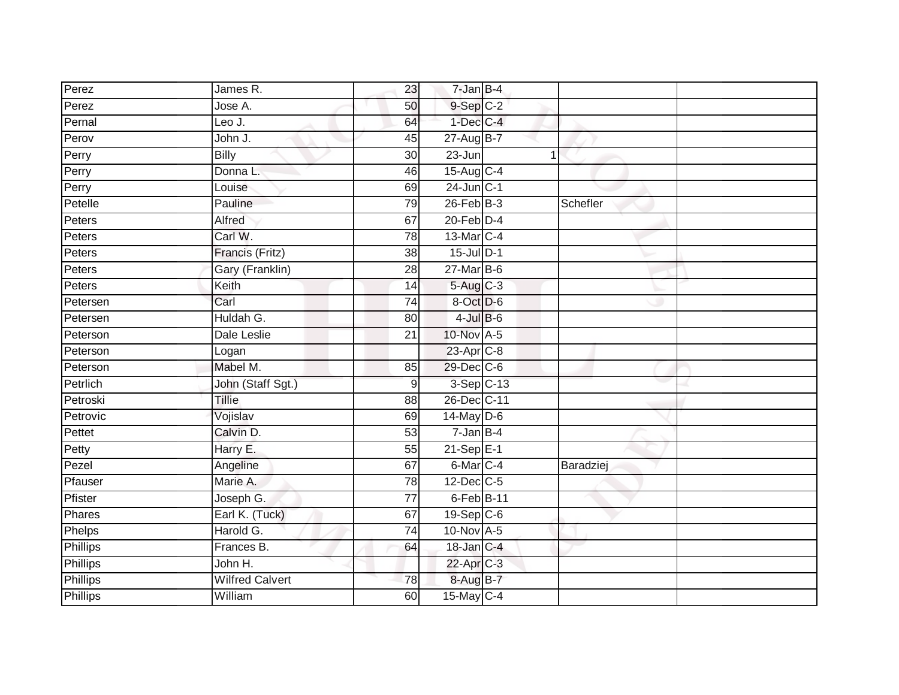| | | | | | | | |
|---|---|---|---|---|---|---|---|
| Perez | James R. | 23 | 7-Jan | B-4 | | | |
| Perez | Jose A. | 50 | 9-Sep | C-2 | | | |
| Pernal | Leo J. | 64 | 1-Dec | C-4 | | | |
| Perov | John J. | 45 | 27-Aug | B-7 | | | |
| Perry | Billy | 30 | 23-Jun | | 1 | | |
| Perry | Donna L. | 46 | 15-Aug | C-4 | | | |
| Perry | Louise | 69 | 24-Jun | C-1 | | | |
| Petelle | Pauline | 79 | 26-Feb | B-3 | | Schefler | |
| Peters | Alfred | 67 | 20-Feb | D-4 | | | |
| Peters | Carl W. | 78 | 13-Mar | C-4 | | | |
| Peters | Francis (Fritz) | 38 | 15-Jul | D-1 | | | |
| Peters | Gary (Franklin) | 28 | 27-Mar | B-6 | | | |
| Peters | Keith | 14 | 5-Aug | C-3 | | | |
| Petersen | Carl | 74 | 8-Oct | D-6 | | | |
| Petersen | Huldah G. | 80 | 4-Jul | B-6 | | | |
| Peterson | Dale Leslie | 21 | 10-Nov | A-5 | | | |
| Peterson | Logan | | 23-Apr | C-8 | | | |
| Peterson | Mabel M. | 85 | 29-Dec | C-6 | | | |
| Petrlich | John (Staff Sgt.) | 9 | 3-Sep | C-13 | | | |
| Petroski | Tillie | 88 | 26-Dec | C-11 | | | |
| Petrovic | Vojislav | 69 | 14-May | D-6 | | | |
| Pettet | Calvin D. | 53 | 7-Jan | B-4 | | | |
| Petty | Harry E. | 55 | 21-Sep | E-1 | | | |
| Pezel | Angeline | 67 | 6-Mar | C-4 | | Baradziej | |
| Pfauser | Marie A. | 78 | 12-Dec | C-5 | | | |
| Pfister | Joseph G. | 77 | 6-Feb | B-11 | | | |
| Phares | Earl K. (Tuck) | 67 | 19-Sep | C-6 | | | |
| Phelps | Harold G. | 74 | 10-Nov | A-5 | | | |
| Phillips | Frances B. | 64 | 18-Jan | C-4 | | | |
| Phillips | John H. | | 22-Apr | C-3 | | | |
| Phillips | Wilfred Calvert | 78 | 8-Aug | B-7 | | | |
| Phillips | William | 60 | 15-May | C-4 | | | |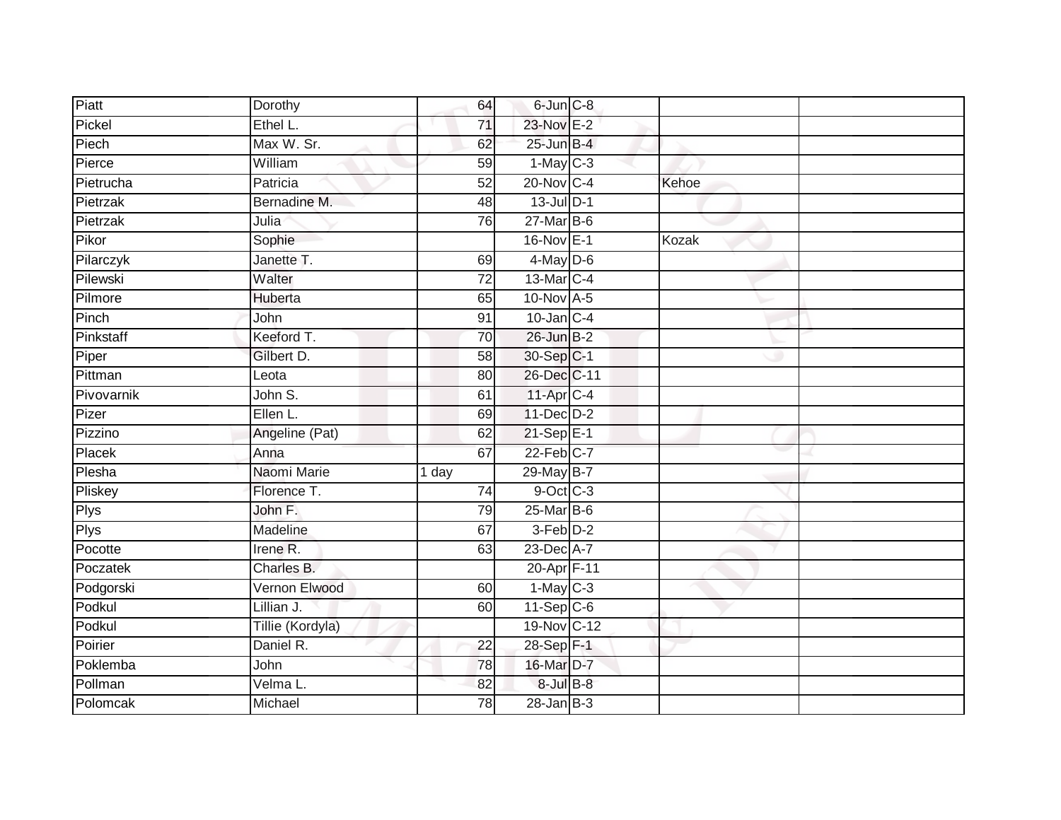| Piatt | Dorothy | 64 | 6-Jun | C-8 | | |
|---|---|---|---|---|---|---|
| Pickel | Ethel L. | 71 | 23-Nov | E-2 | | |
| Piech | Max W. Sr. | 62 | 25-Jun | B-4 | | |
| Pierce | William | 59 | 1-May | C-3 | | |
| Pietrucha | Patricia | 52 | 20-Nov | C-4 | Kehoe | |
| Pietrzak | Bernadine M. | 48 | 13-Jul | D-1 | | |
| Pietrzak | Julia | 76 | 27-Mar | B-6 | | |
| Pikor | Sophie | | 16-Nov | E-1 | Kozak | |
| Pilarczyk | Janette T. | 69 | 4-May | D-6 | | |
| Pilewski | Walter | 72 | 13-Mar | C-4 | | |
| Pilmore | Huberta | 65 | 10-Nov | A-5 | | |
| Pinch | John | 91 | 10-Jan | C-4 | | |
| Pinkstaff | Keeford T. | 70 | 26-Jun | B-2 | | |
| Piper | Gilbert D. | 58 | 30-Sep | C-1 | | |
| Pittman | Leota | 80 | 26-Dec | C-11 | | |
| Pivovarnik | John S. | 61 | 11-Apr | C-4 | | |
| Pizer | Ellen L. | 69 | 11-Dec | D-2 | | |
| Pizzino | Angeline (Pat) | 62 | 21-Sep | E-1 | | |
| Placek | Anna | 67 | 22-Feb | C-7 | | |
| Plesha | Naomi Marie | 1 day | 29-May | B-7 | | |
| Pliskey | Florence T. | 74 | 9-Oct | C-3 | | |
| Plys | John F. | 79 | 25-Mar | B-6 | | |
| Plys | Madeline | 67 | 3-Feb | D-2 | | |
| Pocotte | Irene R. | 63 | 23-Dec | A-7 | | |
| Poczatek | Charles B. | | 20-Apr | F-11 | | |
| Podgorski | Vernon Elwood | 60 | 1-May | C-3 | | |
| Podkul | Lillian J. | 60 | 11-Sep | C-6 | | |
| Podkul | Tillie (Kordyla) | | 19-Nov | C-12 | | |
| Poirier | Daniel R. | 22 | 28-Sep | F-1 | | |
| Poklemba | John | 78 | 16-Mar | D-7 | | |
| Pollman | Velma L. | 82 | 8-Jul | B-8 | | |
| Polomcak | Michael | 78 | 28-Jan | B-3 | | |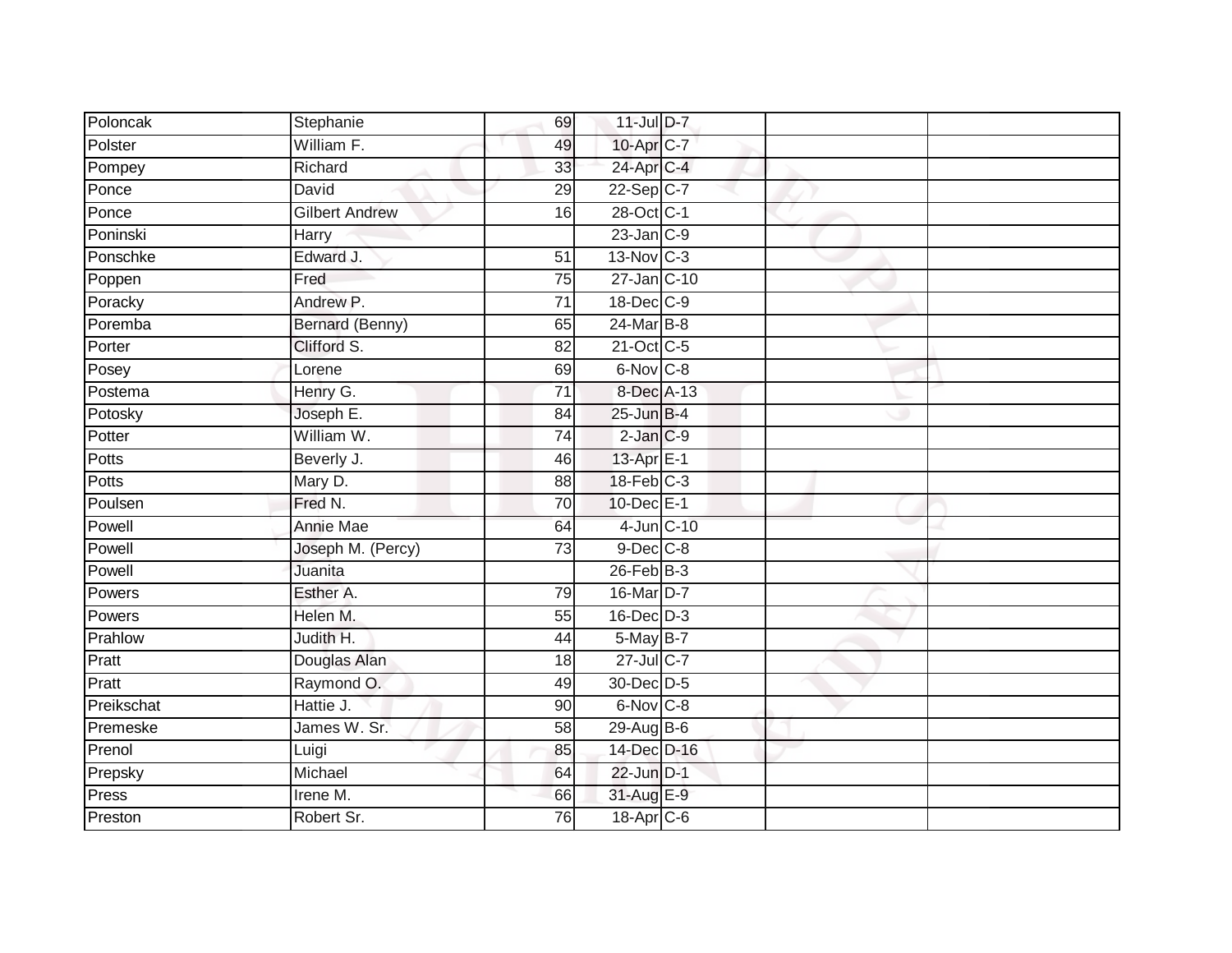| | | | | | | |
|---|---|---|---|---|---|---|
| Poloncak | Stephanie | 69 | 11-Jul | D-7 | | |
| Polster | William F. | 49 | 10-Apr | C-7 | | |
| Pompey | Richard | 33 | 24-Apr | C-4 | | |
| Ponce | David | 29 | 22-Sep | C-7 | | |
| Ponce | Gilbert Andrew | 16 | 28-Oct | C-1 | | |
| Poninski | Harry | | 23-Jan | C-9 | | |
| Ponschke | Edward J. | 51 | 13-Nov | C-3 | | |
| Poppen | Fred | 75 | 27-Jan | C-10 | | |
| Poracky | Andrew P. | 71 | 18-Dec | C-9 | | |
| Poremba | Bernard (Benny) | 65 | 24-Mar | B-8 | | |
| Porter | Clifford S. | 82 | 21-Oct | C-5 | | |
| Posey | Lorene | 69 | 6-Nov | C-8 | | |
| Postema | Henry G. | 71 | 8-Dec | A-13 | | |
| Potosky | Joseph E. | 84 | 25-Jun | B-4 | | |
| Potter | William W. | 74 | 2-Jan | C-9 | | |
| Potts | Beverly J. | 46 | 13-Apr | E-1 | | |
| Potts | Mary D. | 88 | 18-Feb | C-3 | | |
| Poulsen | Fred N. | 70 | 10-Dec | E-1 | | |
| Powell | Annie Mae | 64 | 4-Jun | C-10 | | |
| Powell | Joseph M. (Percy) | 73 | 9-Dec | C-8 | | |
| Powell | Juanita | | 26-Feb | B-3 | | |
| Powers | Esther A. | 79 | 16-Mar | D-7 | | |
| Powers | Helen M. | 55 | 16-Dec | D-3 | | |
| Prahlow | Judith H. | 44 | 5-May | B-7 | | |
| Pratt | Douglas Alan | 18 | 27-Jul | C-7 | | |
| Pratt | Raymond O. | 49 | 30-Dec | D-5 | | |
| Preikschat | Hattie J. | 90 | 6-Nov | C-8 | | |
| Premeske | James W. Sr. | 58 | 29-Aug | B-6 | | |
| Prenol | Luigi | 85 | 14-Dec | D-16 | | |
| Prepsky | Michael | 64 | 22-Jun | D-1 | | |
| Press | Irene M. | 66 | 31-Aug | E-9 | | |
| Preston | Robert Sr. | 76 | 18-Apr | C-6 | | |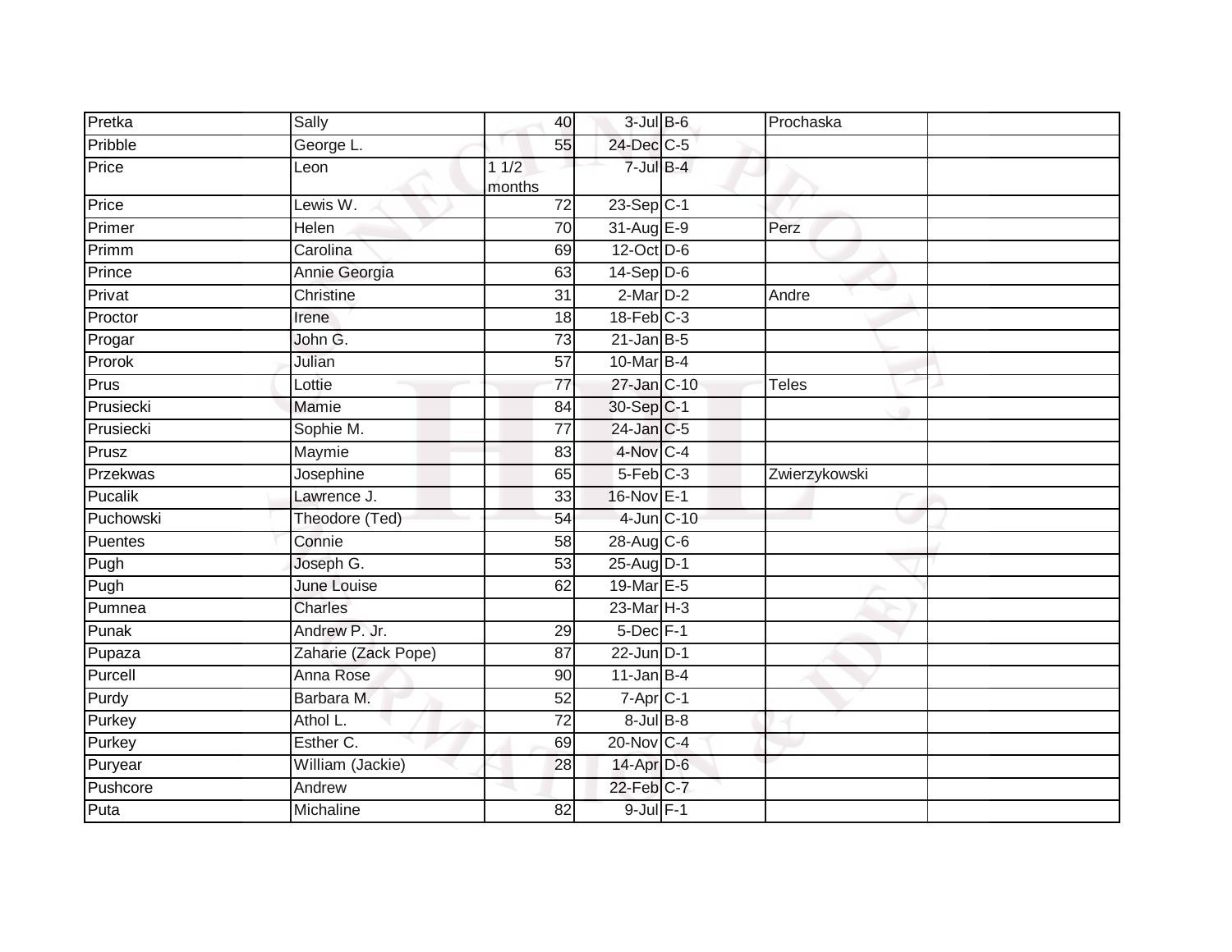| | | | | | | |
|---|---|---|---|---|---|---|
| Pretka | Sally | 40 | 3-Jul | B-6 | Prochaska | |
| Pribble | George L. | 55 | 24-Dec | C-5 | | |
| Price | Leon | 1 1/2 months | 7-Jul | B-4 | | |
| Price | Lewis W. | 72 | 23-Sep | C-1 | | |
| Primer | Helen | 70 | 31-Aug | E-9 | Perz | |
| Primm | Carolina | 69 | 12-Oct | D-6 | | |
| Prince | Annie Georgia | 63 | 14-Sep | D-6 | | |
| Privat | Christine | 31 | 2-Mar | D-2 | Andre | |
| Proctor | Irene | 18 | 18-Feb | C-3 | | |
| Progar | John G. | 73 | 21-Jan | B-5 | | |
| Prorok | Julian | 57 | 10-Mar | B-4 | | |
| Prus | Lottie | 77 | 27-Jan | C-10 | Teles | |
| Prusiecki | Mamie | 84 | 30-Sep | C-1 | | |
| Prusiecki | Sophie M. | 77 | 24-Jan | C-5 | | |
| Prusz | Maymie | 83 | 4-Nov | C-4 | | |
| Przekwas | Josephine | 65 | 5-Feb | C-3 | Zwierzykowski | |
| Pucalik | Lawrence J. | 33 | 16-Nov | E-1 | | |
| Puchowski | Theodore (Ted) | 54 | 4-Jun | C-10 | | |
| Puentes | Connie | 58 | 28-Aug | C-6 | | |
| Pugh | Joseph G. | 53 | 25-Aug | D-1 | | |
| Pugh | June Louise | 62 | 19-Mar | E-5 | | |
| Pumnea | Charles | | 23-Mar | H-3 | | |
| Punak | Andrew P. Jr. | 29 | 5-Dec | F-1 | | |
| Pupaza | Zaharie (Zack Pope) | 87 | 22-Jun | D-1 | | |
| Purcell | Anna Rose | 90 | 11-Jan | B-4 | | |
| Purdy | Barbara M. | 52 | 7-Apr | C-1 | | |
| Purkey | Athol L. | 72 | 8-Jul | B-8 | | |
| Purkey | Esther C. | 69 | 20-Nov | C-4 | | |
| Puryear | William (Jackie) | 28 | 14-Apr | D-6 | | |
| Pushcore | Andrew | | 22-Feb | C-7 | | |
| Puta | Michaline | 82 | 9-Jul | F-1 | | |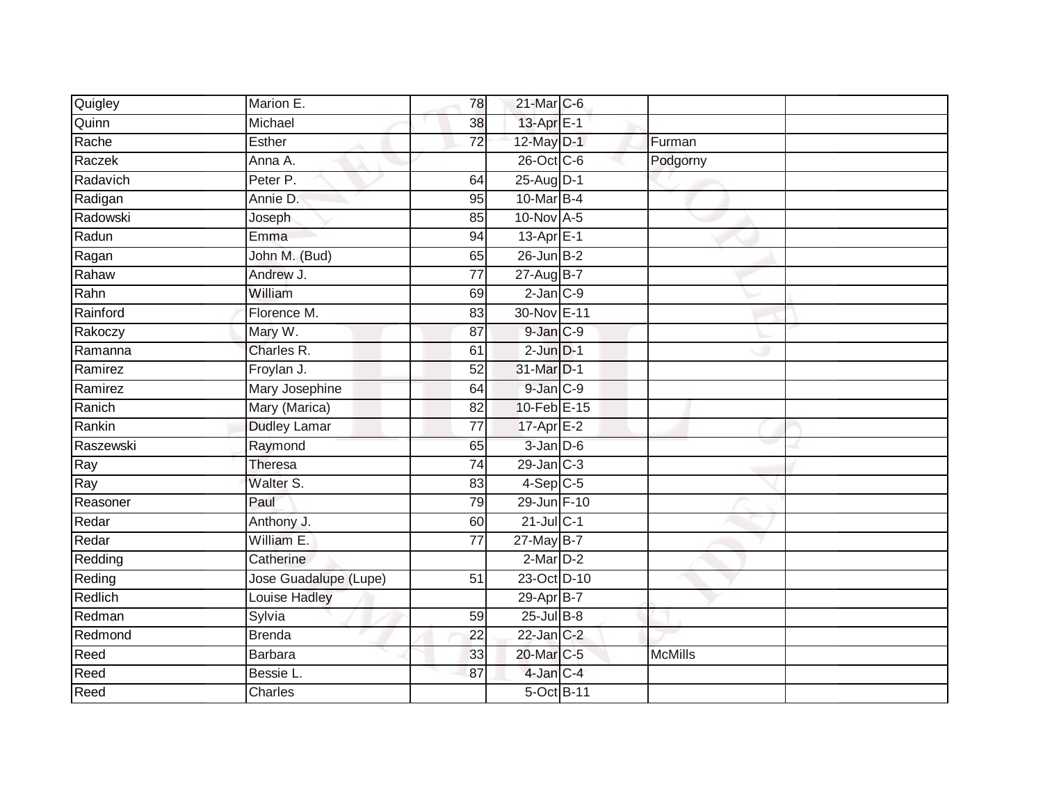| | | | | | | |
|---|---|---|---|---|---|---|
| Quigley | Marion E. | 78 | 21-Mar | C-6 | | |
| Quinn | Michael | 38 | 13-Apr | E-1 | | |
| Rache | Esther | 72 | 12-May | D-1 | Furman | |
| Raczek | Anna A. | | 26-Oct | C-6 | Podgorny | |
| Radavich | Peter P. | 64 | 25-Aug | D-1 | | |
| Radigan | Annie D. | 95 | 10-Mar | B-4 | | |
| Radowski | Joseph | 85 | 10-Nov | A-5 | | |
| Radun | Emma | 94 | 13-Apr | E-1 | | |
| Ragan | John M. (Bud) | 65 | 26-Jun | B-2 | | |
| Rahaw | Andrew J. | 77 | 27-Aug | B-7 | | |
| Rahn | William | 69 | 2-Jan | C-9 | | |
| Rainford | Florence M. | 83 | 30-Nov | E-11 | | |
| Rakoczy | Mary W. | 87 | 9-Jan | C-9 | | |
| Ramanna | Charles R. | 61 | 2-Jun | D-1 | | |
| Ramirez | Froylan J. | 52 | 31-Mar | D-1 | | |
| Ramirez | Mary Josephine | 64 | 9-Jan | C-9 | | |
| Ranich | Mary (Marica) | 82 | 10-Feb | E-15 | | |
| Rankin | Dudley Lamar | 77 | 17-Apr | E-2 | | |
| Raszewski | Raymond | 65 | 3-Jan | D-6 | | |
| Ray | Theresa | 74 | 29-Jan | C-3 | | |
| Ray | Walter S. | 83 | 4-Sep | C-5 | | |
| Reasoner | Paul | 79 | 29-Jun | F-10 | | |
| Redar | Anthony J. | 60 | 21-Jul | C-1 | | |
| Redar | William E. | 77 | 27-May | B-7 | | |
| Redding | Catherine | | 2-Mar | D-2 | | |
| Reding | Jose Guadalupe (Lupe) | 51 | 23-Oct | D-10 | | |
| Redlich | Louise Hadley | | 29-Apr | B-7 | | |
| Redman | Sylvia | 59 | 25-Jul | B-8 | | |
| Redmond | Brenda | 22 | 22-Jan | C-2 | | |
| Reed | Barbara | 33 | 20-Mar | C-5 | McMills | |
| Reed | Bessie L. | 87 | 4-Jan | C-4 | | |
| Reed | Charles | | 5-Oct | B-11 | | |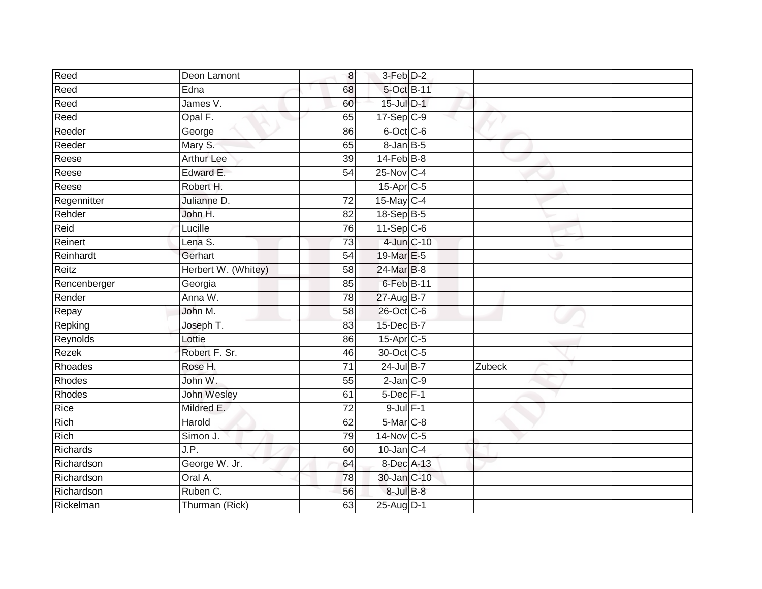| | | | | | | |
|---|---|---|---|---|---|---|
| Reed | Deon Lamont | 8 | 3-Feb | D-2 | | |
| Reed | Edna | 68 | 5-Oct | B-11 | | |
| Reed | James V. | 60 | 15-Jul | D-1 | | |
| Reed | Opal F. | 65 | 17-Sep | C-9 | | |
| Reeder | George | 86 | 6-Oct | C-6 | | |
| Reeder | Mary S. | 65 | 8-Jan | B-5 | | |
| Reese | Arthur Lee | 39 | 14-Feb | B-8 | | |
| Reese | Edward E. | 54 | 25-Nov | C-4 | | |
| Reese | Robert H. | | 15-Apr | C-5 | | |
| Regennitter | Julianne D. | 72 | 15-May | C-4 | | |
| Rehder | John H. | 82 | 18-Sep | B-5 | | |
| Reid | Lucille | 76 | 11-Sep | C-6 | | |
| Reinert | Lena S. | 73 | 4-Jun | C-10 | | |
| Reinhardt | Gerhart | 54 | 19-Mar | E-5 | | |
| Reitz | Herbert W. (Whitey) | 58 | 24-Mar | B-8 | | |
| Rencenberger | Georgia | 85 | 6-Feb | B-11 | | |
| Render | Anna W. | 78 | 27-Aug | B-7 | | |
| Repay | John M. | 58 | 26-Oct | C-6 | | |
| Repking | Joseph T. | 83 | 15-Dec | B-7 | | |
| Reynolds | Lottie | 86 | 15-Apr | C-5 | | |
| Rezek | Robert F. Sr. | 46 | 30-Oct | C-5 | | |
| Rhoades | Rose H. | 71 | 24-Jul | B-7 | Zubeck | |
| Rhodes | John W. | 55 | 2-Jan | C-9 | | |
| Rhodes | John Wesley | 61 | 5-Dec | F-1 | | |
| Rice | Mildred E. | 72 | 9-Jul | F-1 | | |
| Rich | Harold | 62 | 5-Mar | C-8 | | |
| Rich | Simon J. | 79 | 14-Nov | C-5 | | |
| Richards | J.P. | 60 | 10-Jan | C-4 | | |
| Richardson | George W. Jr. | 64 | 8-Dec | A-13 | | |
| Richardson | Oral A. | 78 | 30-Jan | C-10 | | |
| Richardson | Ruben C. | 56 | 8-Jul | B-8 | | |
| Rickelman | Thurman (Rick) | 63 | 25-Aug | D-1 | | |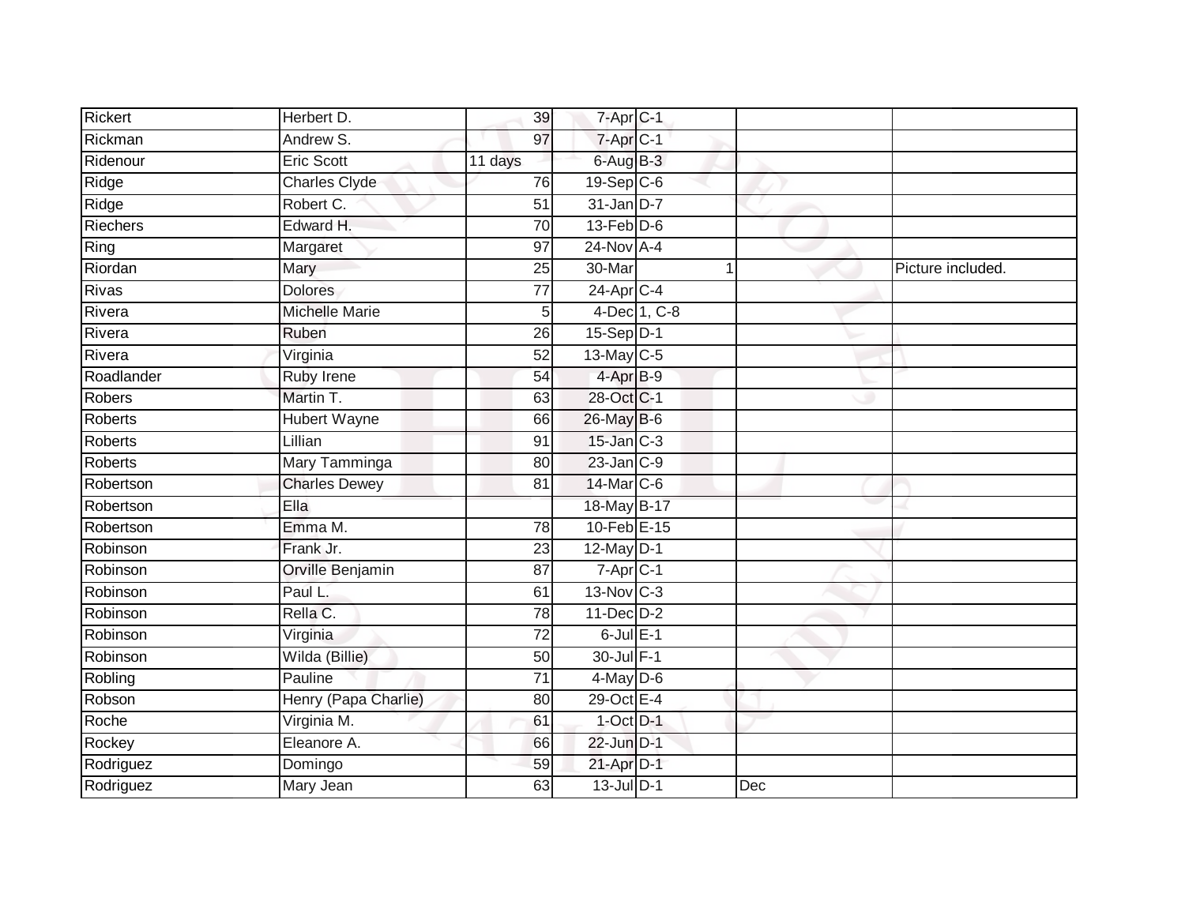| | | | | | | |
|---|---|---|---|---|---|---|
| Rickert | Herbert D. | 39 | 7-Apr | C-1 | | |
| Rickman | Andrew S. | 97 | 7-Apr | C-1 | | |
| Ridenour | Eric Scott | 11 days | 6-Aug | B-3 | | |
| Ridge | Charles Clyde | 76 | 19-Sep | C-6 | | |
| Ridge | Robert C. | 51 | 31-Jan | D-7 | | |
| Riechers | Edward H. | 70 | 13-Feb | D-6 | | |
| Ring | Margaret | 97 | 24-Nov | A-4 | | |
| Riordan | Mary | 25 | 30-Mar | 1 | | Picture included. |
| Rivas | Dolores | 77 | 24-Apr | C-4 | | |
| Rivera | Michelle Marie | 5 | 4-Dec | 1, C-8 | | |
| Rivera | Ruben | 26 | 15-Sep | D-1 | | |
| Rivera | Virginia | 52 | 13-May | C-5 | | |
| Roadlander | Ruby Irene | 54 | 4-Apr | B-9 | | |
| Robers | Martin T. | 63 | 28-Oct | C-1 | | |
| Roberts | Hubert Wayne | 66 | 26-May | B-6 | | |
| Roberts | Lillian | 91 | 15-Jan | C-3 | | |
| Roberts | Mary Tamminga | 80 | 23-Jan | C-9 | | |
| Robertson | Charles Dewey | 81 | 14-Mar | C-6 | | |
| Robertson | Ella | | 18-May | B-17 | | |
| Robertson | Emma M. | 78 | 10-Feb | E-15 | | |
| Robinson | Frank Jr. | 23 | 12-May | D-1 | | |
| Robinson | Orville Benjamin | 87 | 7-Apr | C-1 | | |
| Robinson | Paul L. | 61 | 13-Nov | C-3 | | |
| Robinson | Rella C. | 78 | 11-Dec | D-2 | | |
| Robinson | Virginia | 72 | 6-Jul | E-1 | | |
| Robinson | Wilda (Billie) | 50 | 30-Jul | F-1 | | |
| Robling | Pauline | 71 | 4-May | D-6 | | |
| Robson | Henry (Papa Charlie) | 80 | 29-Oct | E-4 | | |
| Roche | Virginia M. | 61 | 1-Oct | D-1 | | |
| Rockey | Eleanore A. | 66 | 22-Jun | D-1 | | |
| Rodriguez | Domingo | 59 | 21-Apr | D-1 | | |
| Rodriguez | Mary Jean | 63 | 13-Jul | D-1 | Dec | |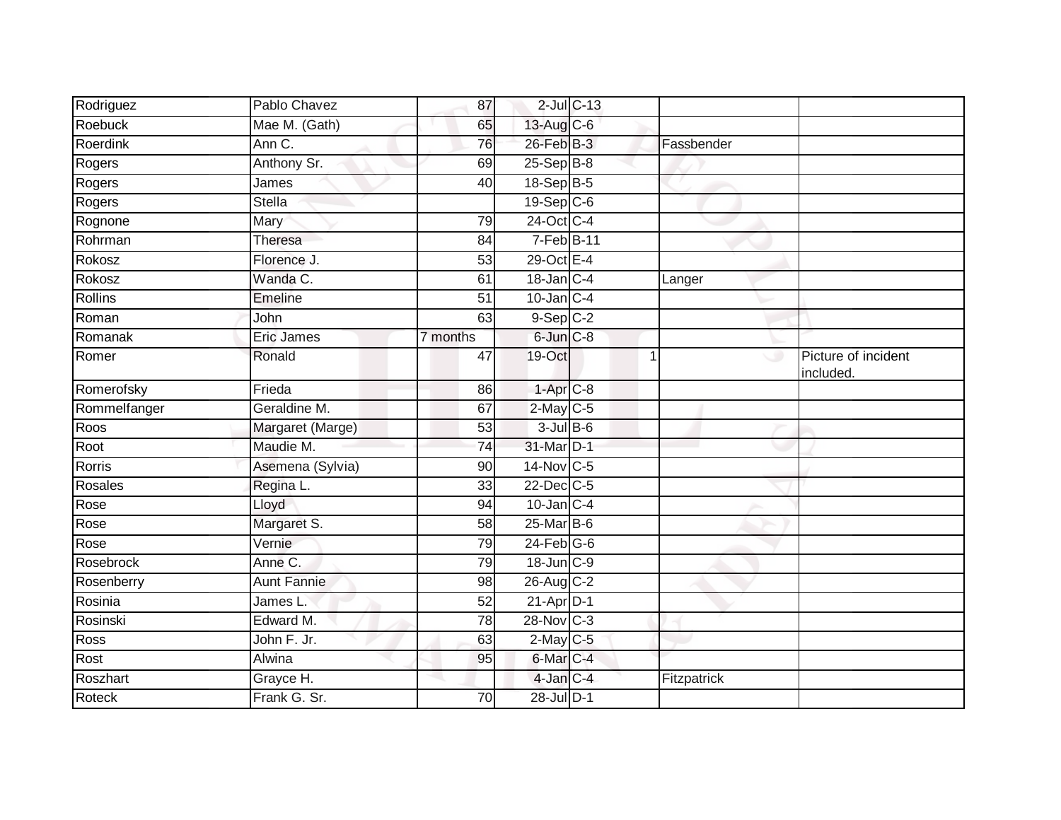| | | | | | | | |
|---|---|---|---|---|---|---|---|
| Rodriguez | Pablo Chavez | 87 | 2-Jul | C-13 | | | |
| Roebuck | Mae M. (Gath) | 65 | 13-Aug | C-6 | | | |
| Roerdink | Ann C. | 76 | 26-Feb | B-3 | | Fassbender | |
| Rogers | Anthony Sr. | 69 | 25-Sep | B-8 | | | |
| Rogers | James | 40 | 18-Sep | B-5 | | | |
| Rogers | Stella | | 19-Sep | C-6 | | | |
| Rognone | Mary | 79 | 24-Oct | C-4 | | | |
| Rohrman | Theresa | 84 | 7-Feb | B-11 | | | |
| Rokosz | Florence J. | 53 | 29-Oct | E-4 | | | |
| Rokosz | Wanda C. | 61 | 18-Jan | C-4 | | Langer | |
| Rollins | Emeline | 51 | 10-Jan | C-4 | | | |
| Roman | John | 63 | 9-Sep | C-2 | | | |
| Romanak | Eric James | 7 months | 6-Jun | C-8 | | | |
| Romer | Ronald | 47 | 19-Oct | | 1 | | Picture of incident included. |
| Romerofsky | Frieda | 86 | 1-Apr | C-8 | | | |
| Rommelfanger | Geraldine M. | 67 | 2-May | C-5 | | | |
| Roos | Margaret (Marge) | 53 | 3-Jul | B-6 | | | |
| Root | Maudie M. | 74 | 31-Mar | D-1 | | | |
| Rorris | Asemena (Sylvia) | 90 | 14-Nov | C-5 | | | |
| Rosales | Regina L. | 33 | 22-Dec | C-5 | | | |
| Rose | Lloyd | 94 | 10-Jan | C-4 | | | |
| Rose | Margaret S. | 58 | 25-Mar | B-6 | | | |
| Rose | Vernie | 79 | 24-Feb | G-6 | | | |
| Rosebrock | Anne C. | 79 | 18-Jun | C-9 | | | |
| Rosenberry | Aunt Fannie | 98 | 26-Aug | C-2 | | | |
| Rosinia | James L. | 52 | 21-Apr | D-1 | | | |
| Rosinski | Edward M. | 78 | 28-Nov | C-3 | | | |
| Ross | John F. Jr. | 63 | 2-May | C-5 | | | |
| Rost | Alwina | 95 | 6-Mar | C-4 | | | |
| Roszhart | Grayce H. | | 4-Jan | C-4 | | Fitzpatrick | |
| Roteck | Frank G. Sr. | 70 | 28-Jul | D-1 | | | |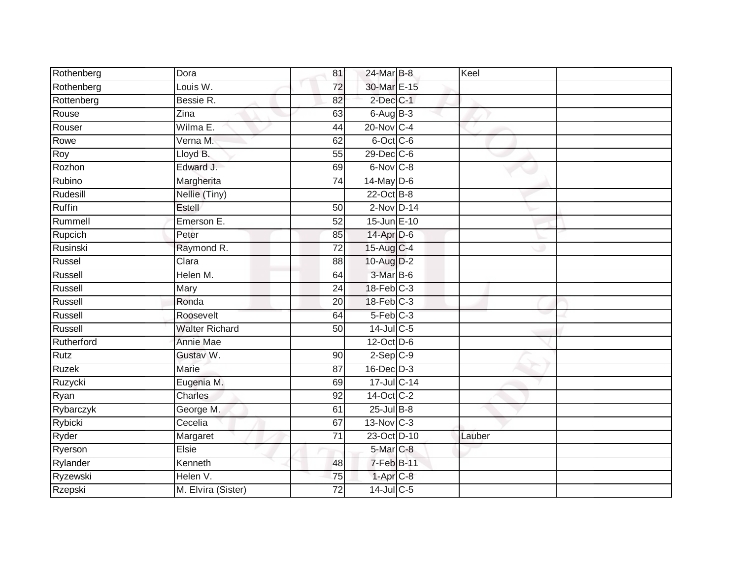| | | | | | | |
|---|---|---|---|---|---|---|
| Rothenberg | Dora | 81 | 24-Mar | B-8 | Keel | |
| Rothenberg | Louis W. | 72 | 30-Mar | E-15 | | |
| Rottenberg | Bessie R. | 82 | 2-Dec | C-1 | | |
| Rouse | Zina | 63 | 6-Aug | B-3 | | |
| Rouser | Wilma E. | 44 | 20-Nov | C-4 | | |
| Rowe | Verna M. | 62 | 6-Oct | C-6 | | |
| Roy | Lloyd B. | 55 | 29-Dec | C-6 | | |
| Rozhon | Edward J. | 69 | 6-Nov | C-8 | | |
| Rubino | Margherita | 74 | 14-May | D-6 | | |
| Rudesill | Nellie (Tiny) | | 22-Oct | B-8 | | |
| Ruffin | Estell | 50 | 2-Nov | D-14 | | |
| Rummell | Emerson E. | 52 | 15-Jun | E-10 | | |
| Rupcich | Peter | 85 | 14-Apr | D-6 | | |
| Rusinski | Raymond R. | 72 | 15-Aug | C-4 | | |
| Russel | Clara | 88 | 10-Aug | D-2 | | |
| Russell | Helen M. | 64 | 3-Mar | B-6 | | |
| Russell | Mary | 24 | 18-Feb | C-3 | | |
| Russell | Ronda | 20 | 18-Feb | C-3 | | |
| Russell | Roosevelt | 64 | 5-Feb | C-3 | | |
| Russell | Walter Richard | 50 | 14-Jul | C-5 | | |
| Rutherford | Annie Mae | | 12-Oct | D-6 | | |
| Rutz | Gustav W. | 90 | 2-Sep | C-9 | | |
| Ruzek | Marie | 87 | 16-Dec | D-3 | | |
| Ruzycki | Eugenia M. | 69 | 17-Jul | C-14 | | |
| Ryan | Charles | 92 | 14-Oct | C-2 | | |
| Rybarczyk | George M. | 61 | 25-Jul | B-8 | | |
| Rybicki | Cecelia | 67 | 13-Nov | C-3 | | |
| Ryder | Margaret | 71 | 23-Oct | D-10 | Lauber | |
| Ryerson | Elsie | | 5-Mar | C-8 | | |
| Rylander | Kenneth | 48 | 7-Feb | B-11 | | |
| Ryzewski | Helen V. | 75 | 1-Apr | C-8 | | |
| Rzepski | M. Elvira (Sister) | 72 | 14-Jul | C-5 | | |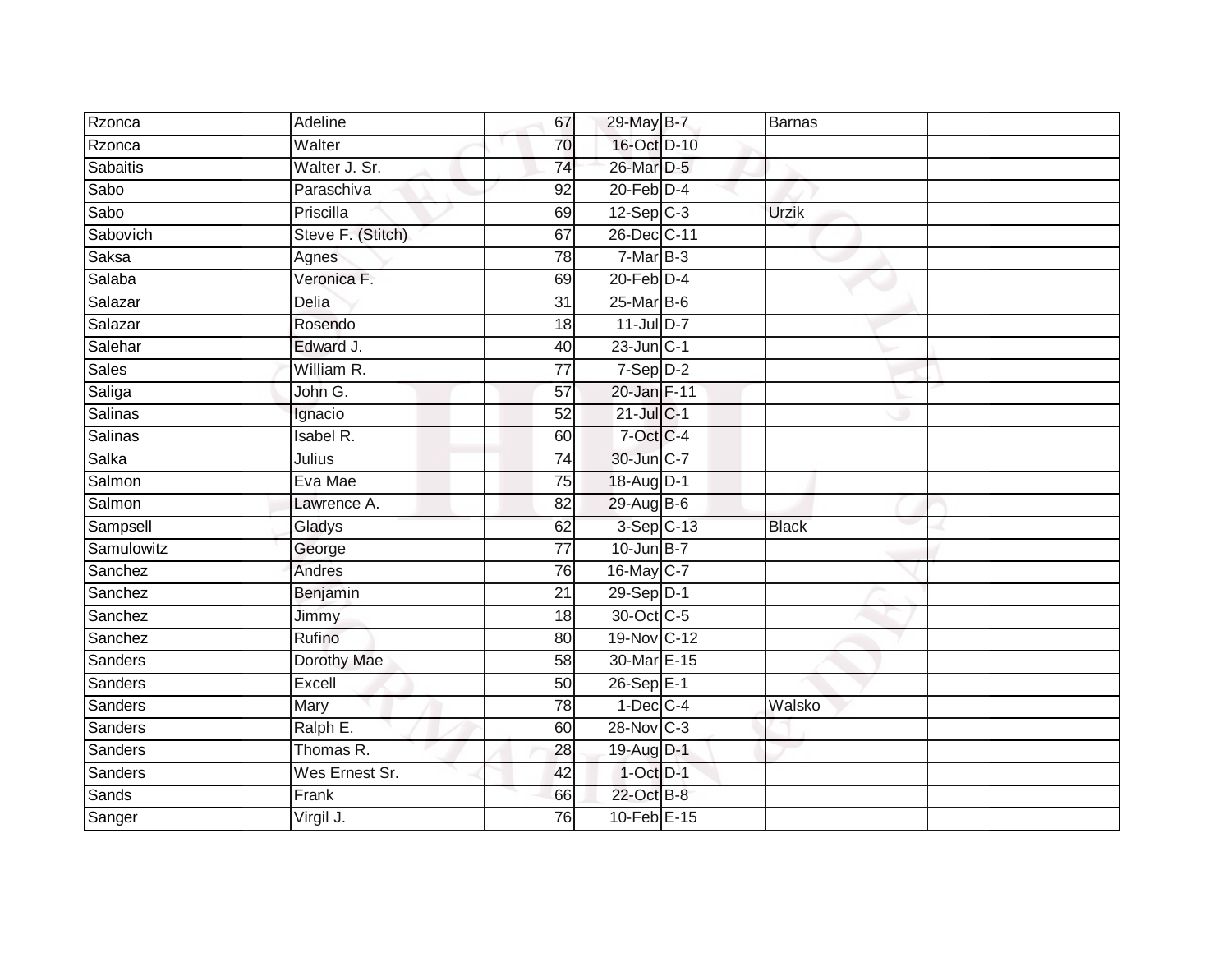| | | | | | | |
|---|---|---|---|---|---|---|
| Rzonca | Adeline | 67 | 29-May | B-7 | Barnas | |
| Rzonca | Walter | 70 | 16-Oct | D-10 | | |
| Sabaitis | Walter J. Sr. | 74 | 26-Mar | D-5 | | |
| Sabo | Paraschiva | 92 | 20-Feb | D-4 | | |
| Sabo | Priscilla | 69 | 12-Sep | C-3 | Urzik | |
| Sabovich | Steve F. (Stitch) | 67 | 26-Dec | C-11 | | |
| Saksa | Agnes | 78 | 7-Mar | B-3 | | |
| Salaba | Veronica F. | 69 | 20-Feb | D-4 | | |
| Salazar | Delia | 31 | 25-Mar | B-6 | | |
| Salazar | Rosendo | 18 | 11-Jul | D-7 | | |
| Salehar | Edward J. | 40 | 23-Jun | C-1 | | |
| Sales | William R. | 77 | 7-Sep | D-2 | | |
| Saliga | John G. | 57 | 20-Jan | F-11 | | |
| Salinas | Ignacio | 52 | 21-Jul | C-1 | | |
| Salinas | Isabel R. | 60 | 7-Oct | C-4 | | |
| Salka | Julius | 74 | 30-Jun | C-7 | | |
| Salmon | Eva Mae | 75 | 18-Aug | D-1 | | |
| Salmon | Lawrence A. | 82 | 29-Aug | B-6 | | |
| Sampsell | Gladys | 62 | 3-Sep | C-13 | Black | |
| Samulowitz | George | 77 | 10-Jun | B-7 | | |
| Sanchez | Andres | 76 | 16-May | C-7 | | |
| Sanchez | Benjamin | 21 | 29-Sep | D-1 | | |
| Sanchez | Jimmy | 18 | 30-Oct | C-5 | | |
| Sanchez | Rufino | 80 | 19-Nov | C-12 | | |
| Sanders | Dorothy Mae | 58 | 30-Mar | E-15 | | |
| Sanders | Excell | 50 | 26-Sep | E-1 | | |
| Sanders | Mary | 78 | 1-Dec | C-4 | Walsko | |
| Sanders | Ralph E. | 60 | 28-Nov | C-3 | | |
| Sanders | Thomas R. | 28 | 19-Aug | D-1 | | |
| Sanders | Wes Ernest Sr. | 42 | 1-Oct | D-1 | | |
| Sands | Frank | 66 | 22-Oct | B-8 | | |
| Sanger | Virgil J. | 76 | 10-Feb | E-15 | | |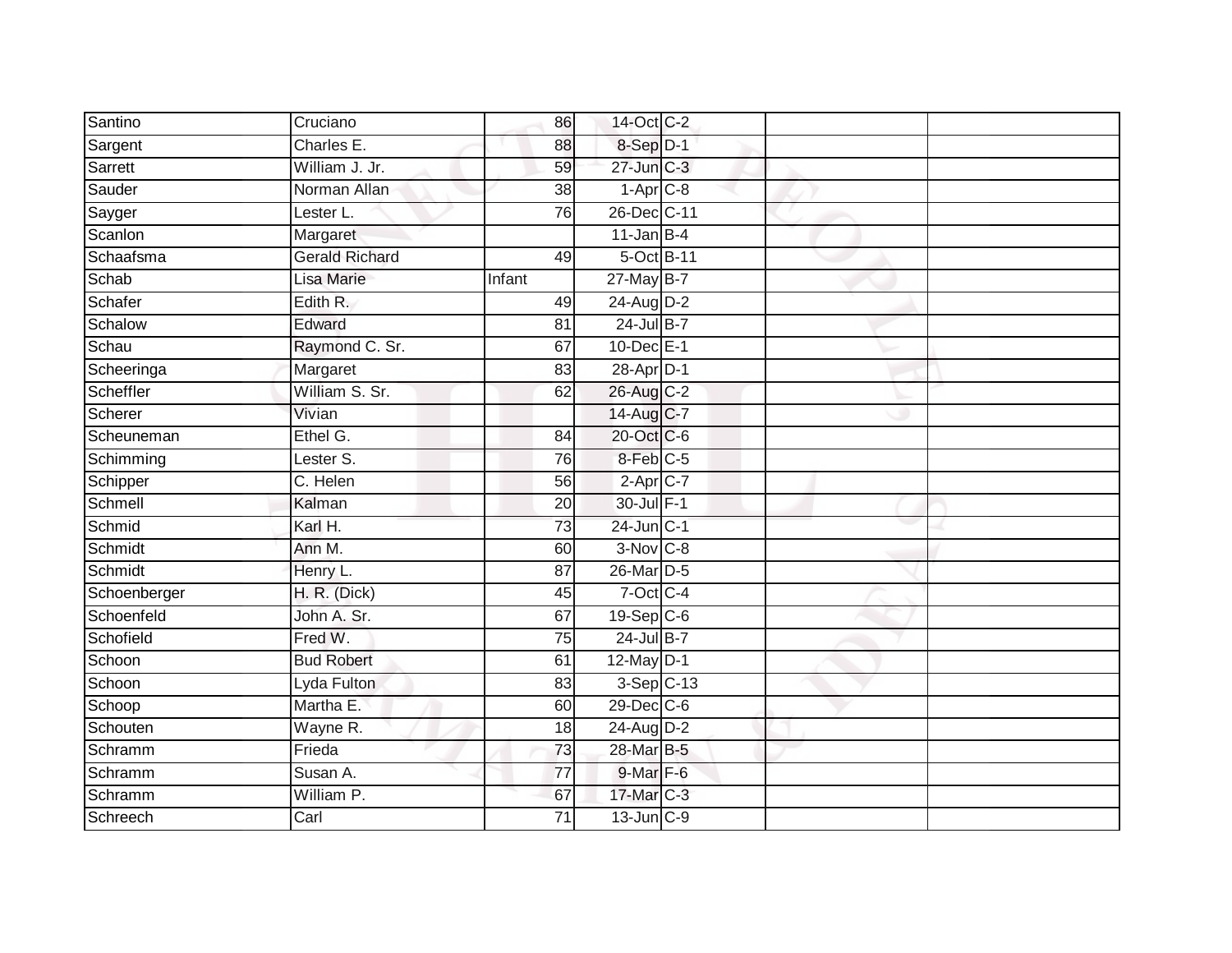| | | | | | | |
|---|---|---|---|---|---|---|
| Santino | Cruciano | 86 | 14-Oct | C-2 | | |
| Sargent | Charles E. | 88 | 8-Sep | D-1 | | |
| Sarrett | William J. Jr. | 59 | 27-Jun | C-3 | | |
| Sauder | Norman Allan | 38 | 1-Apr | C-8 | | |
| Sayger | Lester L. | 76 | 26-Dec | C-11 | | |
| Scanlon | Margaret | | 11-Jan | B-4 | | |
| Schaafsma | Gerald Richard | 49 | 5-Oct | B-11 | | |
| Schab | Lisa Marie | Infant | 27-May | B-7 | | |
| Schafer | Edith R. | 49 | 24-Aug | D-2 | | |
| Schalow | Edward | 81 | 24-Jul | B-7 | | |
| Schau | Raymond C. Sr. | 67 | 10-Dec | E-1 | | |
| Scheeringa | Margaret | 83 | 28-Apr | D-1 | | |
| Scheffler | William S. Sr. | 62 | 26-Aug | C-2 | | |
| Scherer | Vivian | | 14-Aug | C-7 | | |
| Scheuneman | Ethel G. | 84 | 20-Oct | C-6 | | |
| Schimming | Lester S. | 76 | 8-Feb | C-5 | | |
| Schipper | C. Helen | 56 | 2-Apr | C-7 | | |
| Schmell | Kalman | 20 | 30-Jul | F-1 | | |
| Schmid | Karl H. | 73 | 24-Jun | C-1 | | |
| Schmidt | Ann M. | 60 | 3-Nov | C-8 | | |
| Schmidt | Henry L. | 87 | 26-Mar | D-5 | | |
| Schoenberger | H. R. (Dick) | 45 | 7-Oct | C-4 | | |
| Schoenfeld | John A. Sr. | 67 | 19-Sep | C-6 | | |
| Schofield | Fred W. | 75 | 24-Jul | B-7 | | |
| Schoon | Bud Robert | 61 | 12-May | D-1 | | |
| Schoon | Lyda Fulton | 83 | 3-Sep | C-13 | | |
| Schoop | Martha E. | 60 | 29-Dec | C-6 | | |
| Schouten | Wayne R. | 18 | 24-Aug | D-2 | | |
| Schramm | Frieda | 73 | 28-Mar | B-5 | | |
| Schramm | Susan A. | 77 | 9-Mar | F-6 | | |
| Schramm | William P. | 67 | 17-Mar | C-3 | | |
| Schreech | Carl | 71 | 13-Jun | C-9 | | |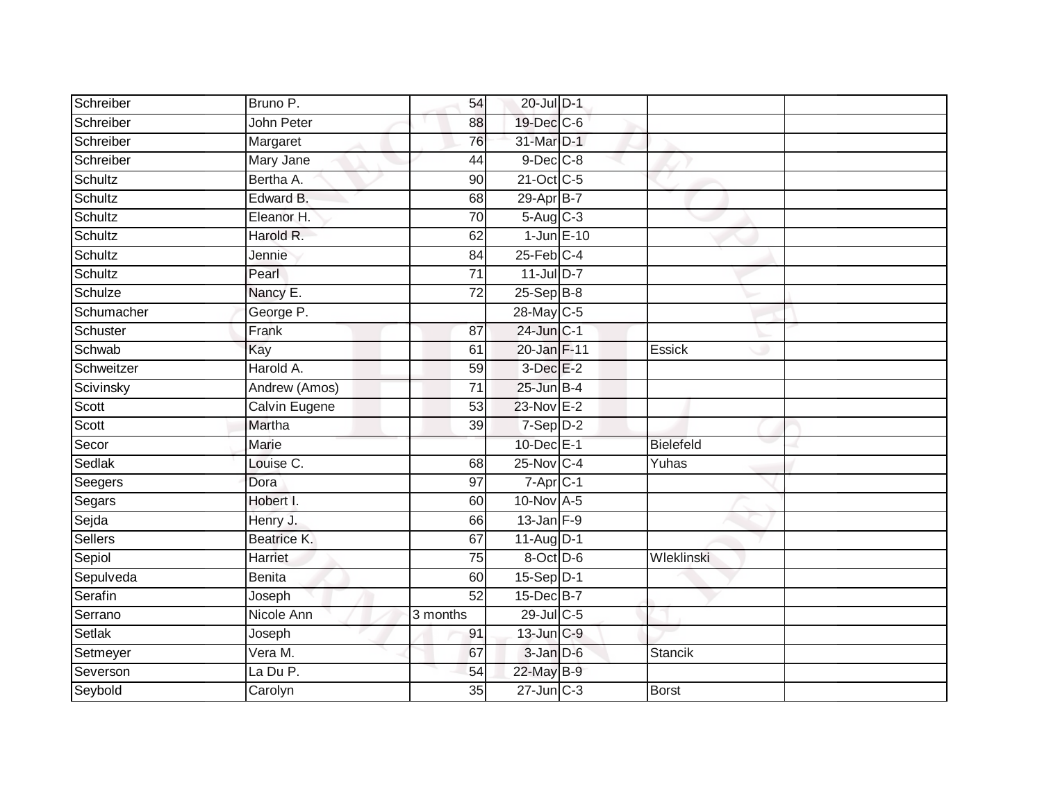| | | | | | | |
|---|---|---|---|---|---|---|
| Schreiber | Bruno P. | 54 | 20-Jul | D-1 | | |
| Schreiber | John Peter | 88 | 19-Dec | C-6 | | |
| Schreiber | Margaret | 76 | 31-Mar | D-1 | | |
| Schreiber | Mary Jane | 44 | 9-Dec | C-8 | | |
| Schultz | Bertha A. | 90 | 21-Oct | C-5 | | |
| Schultz | Edward B. | 68 | 29-Apr | B-7 | | |
| Schultz | Eleanor H. | 70 | 5-Aug | C-3 | | |
| Schultz | Harold R. | 62 | 1-Jun | E-10 | | |
| Schultz | Jennie | 84 | 25-Feb | C-4 | | |
| Schultz | Pearl | 71 | 11-Jul | D-7 | | |
| Schulze | Nancy E. | 72 | 25-Sep | B-8 | | |
| Schumacher | George P. | | 28-May | C-5 | | |
| Schuster | Frank | 87 | 24-Jun | C-1 | | |
| Schwab | Kay | 61 | 20-Jan | F-11 | Essick | |
| Schweitzer | Harold A. | 59 | 3-Dec | E-2 | | |
| Scivinsky | Andrew (Amos) | 71 | 25-Jun | B-4 | | |
| Scott | Calvin Eugene | 53 | 23-Nov | E-2 | | |
| Scott | Martha | 39 | 7-Sep | D-2 | | |
| Secor | Marie | | 10-Dec | E-1 | Bielefeld | |
| Sedlak | Louise C. | 68 | 25-Nov | C-4 | Yuhas | |
| Seegers | Dora | 97 | 7-Apr | C-1 | | |
| Segars | Hobert I. | 60 | 10-Nov | A-5 | | |
| Sejda | Henry J. | 66 | 13-Jan | F-9 | | |
| Sellers | Beatrice K. | 67 | 11-Aug | D-1 | | |
| Sepiol | Harriet | 75 | 8-Oct | D-6 | Wleklinski | |
| Sepulveda | Benita | 60 | 15-Sep | D-1 | | |
| Serafin | Joseph | 52 | 15-Dec | B-7 | | |
| Serrano | Nicole Ann | 3 months | 29-Jul | C-5 | | |
| Setlak | Joseph | 91 | 13-Jun | C-9 | | |
| Setmeyer | Vera M. | 67 | 3-Jan | D-6 | Stancik | |
| Severson | La Du P. | 54 | 22-May | B-9 | | |
| Seybold | Carolyn | 35 | 27-Jun | C-3 | Borst | |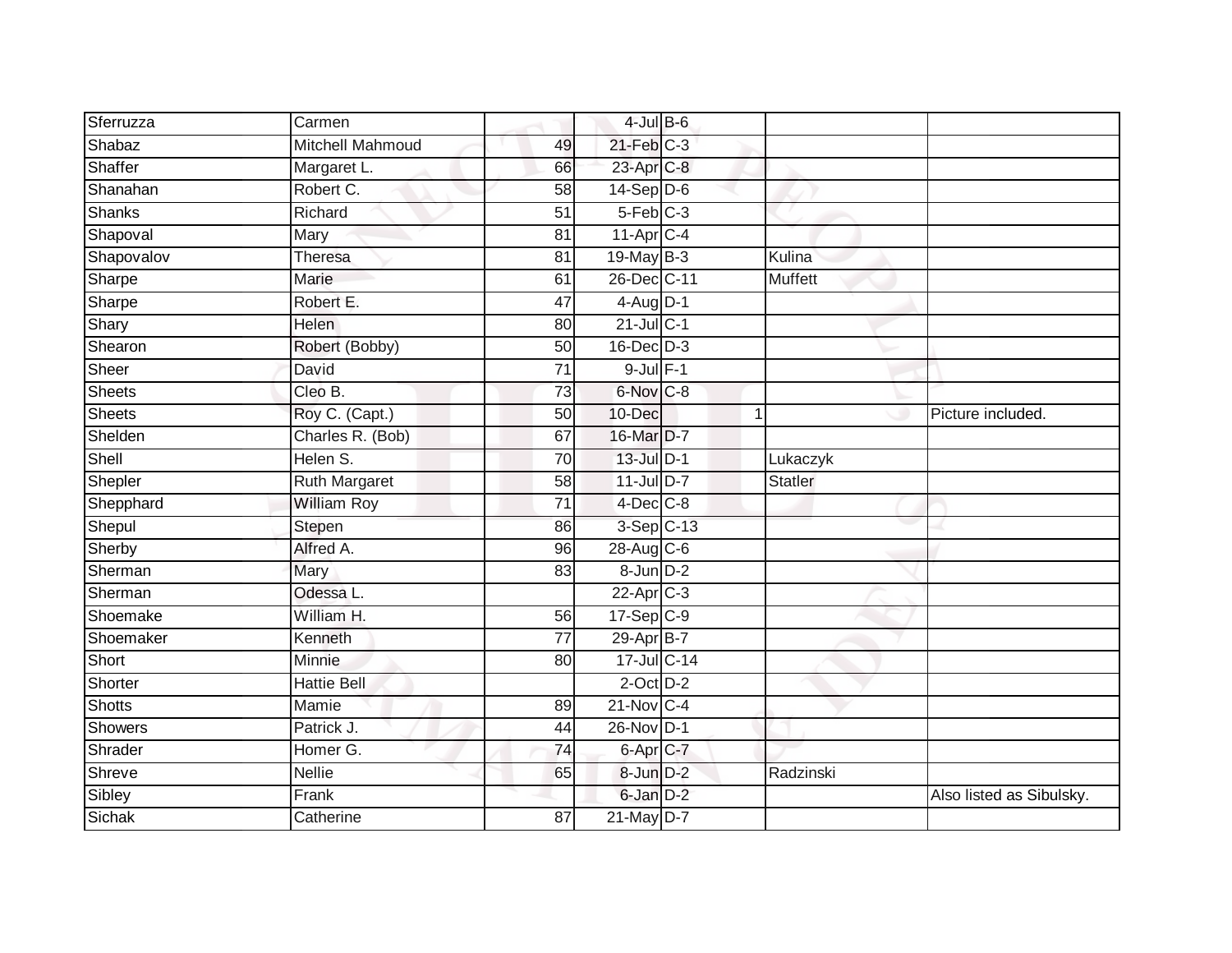| | | | | | | | |
|---|---|---|---|---|---|---|---|
| Sferruzza | Carmen | | 4-Jul | B-6 | | | |
| Shabaz | Mitchell Mahmoud | 49 | 21-Feb | C-3 | | | |
| Shaffer | Margaret L. | 66 | 23-Apr | C-8 | | | |
| Shanahan | Robert C. | 58 | 14-Sep | D-6 | | | |
| Shanks | Richard | 51 | 5-Feb | C-3 | | | |
| Shapoval | Mary | 81 | 11-Apr | C-4 | | | |
| Shapovalov | Theresa | 81 | 19-May | B-3 | | Kulina | |
| Sharpe | Marie | 61 | 26-Dec | C-11 | | Muffett | |
| Sharpe | Robert E. | 47 | 4-Aug | D-1 | | | |
| Shary | Helen | 80 | 21-Jul | C-1 | | | |
| Shearon | Robert (Bobby) | 50 | 16-Dec | D-3 | | | |
| Sheer | David | 71 | 9-Jul | F-1 | | | |
| Sheets | Cleo B. | 73 | 6-Nov | C-8 | | | |
| Sheets | Roy C. (Capt.) | 50 | 10-Dec | | 1 | | Picture included. |
| Shelden | Charles R. (Bob) | 67 | 16-Mar | D-7 | | | |
| Shell | Helen S. | 70 | 13-Jul | D-1 | | Lukaczyk | |
| Shepler | Ruth Margaret | 58 | 11-Jul | D-7 | | Statler | |
| Shepphard | William Roy | 71 | 4-Dec | C-8 | | | |
| Shepul | Stepen | 86 | 3-Sep | C-13 | | | |
| Sherby | Alfred A. | 96 | 28-Aug | C-6 | | | |
| Sherman | Mary | 83 | 8-Jun | D-2 | | | |
| Sherman | Odessa L. | | 22-Apr | C-3 | | | |
| Shoemake | William H. | 56 | 17-Sep | C-9 | | | |
| Shoemaker | Kenneth | 77 | 29-Apr | B-7 | | | |
| Short | Minnie | 80 | 17-Jul | C-14 | | | |
| Shorter | Hattie Bell | | 2-Oct | D-2 | | | |
| Shotts | Mamie | 89 | 21-Nov | C-4 | | | |
| Showers | Patrick J. | 44 | 26-Nov | D-1 | | | |
| Shrader | Homer G. | 74 | 6-Apr | C-7 | | | |
| Shreve | Nellie | 65 | 8-Jun | D-2 | | Radzinski | |
| Sibley | Frank | | 6-Jan | D-2 | | | Also listed as Sibulsky. |
| Sichak | Catherine | 87 | 21-May | D-7 | | | |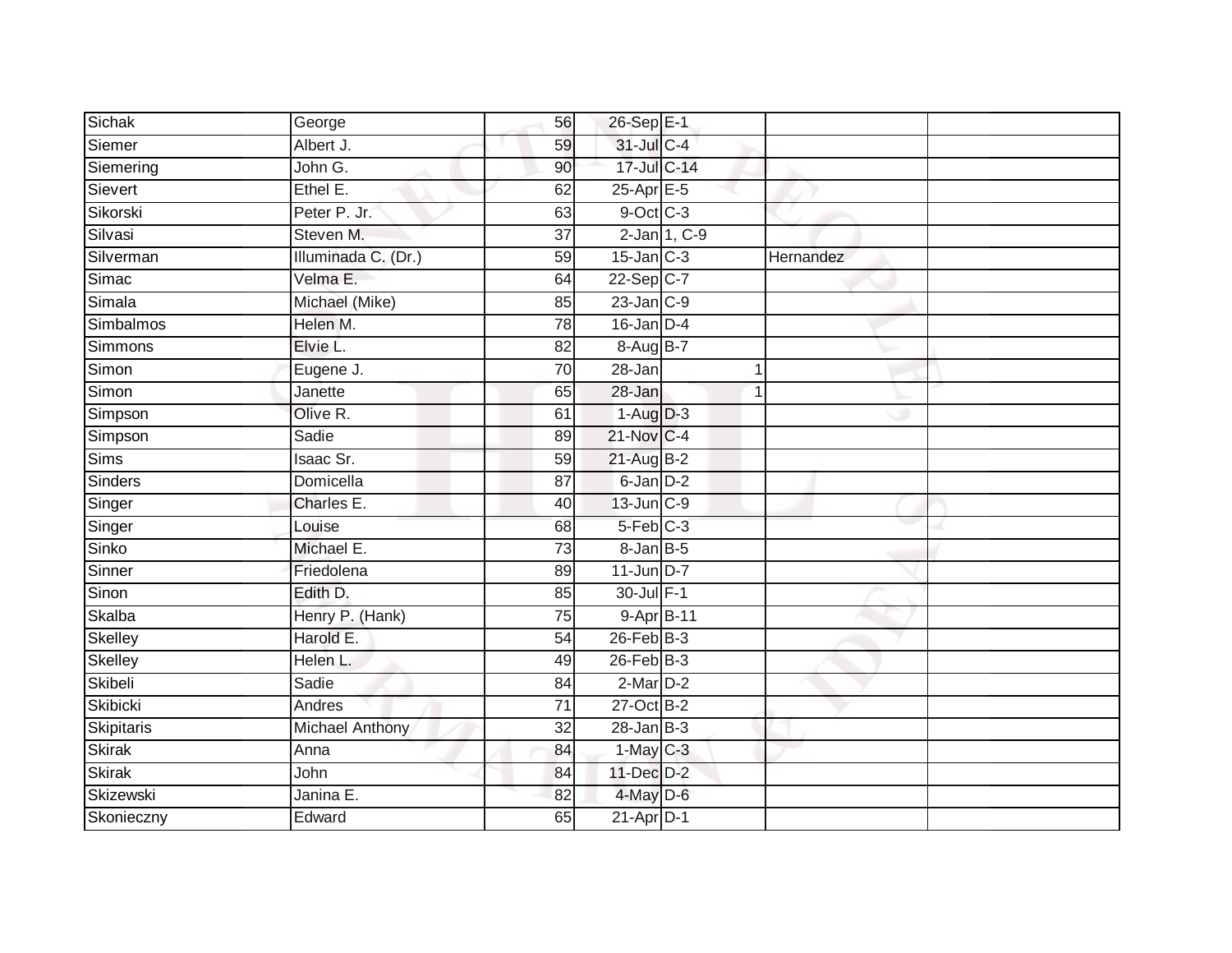| | | | | | | |
|---|---|---|---|---|---|---|
| Sichak | George | 56 | 26-Sep | E-1 | | |
| Siemer | Albert J. | 59 | 31-Jul | C-4 | | |
| Siemering | John G. | 90 | 17-Jul | C-14 | | |
| Sievert | Ethel E. | 62 | 25-Apr | E-5 | | |
| Sikorski | Peter P. Jr. | 63 | 9-Oct | C-3 | | |
| Silvasi | Steven M. | 37 | 2-Jan | 1, C-9 | | |
| Silverman | Illuminada C. (Dr.) | 59 | 15-Jan | C-3 | Hernandez | |
| Simac | Velma E. | 64 | 22-Sep | C-7 | | |
| Simala | Michael (Mike) | 85 | 23-Jan | C-9 | | |
| Simbalmos | Helen M. | 78 | 16-Jan | D-4 | | |
| Simmons | Elvie L. | 82 | 8-Aug | B-7 | | |
| Simon | Eugene J. | 70 | 28-Jan | 1 | | |
| Simon | Janette | 65 | 28-Jan | 1 | | |
| Simpson | Olive R. | 61 | 1-Aug | D-3 | | |
| Simpson | Sadie | 89 | 21-Nov | C-4 | | |
| Sims | Isaac Sr. | 59 | 21-Aug | B-2 | | |
| Sinders | Domicella | 87 | 6-Jan | D-2 | | |
| Singer | Charles E. | 40 | 13-Jun | C-9 | | |
| Singer | Louise | 68 | 5-Feb | C-3 | | |
| Sinko | Michael E. | 73 | 8-Jan | B-5 | | |
| Sinner | Friedolena | 89 | 11-Jun | D-7 | | |
| Sinon | Edith D. | 85 | 30-Jul | F-1 | | |
| Skalba | Henry P. (Hank) | 75 | 9-Apr | B-11 | | |
| Skelley | Harold E. | 54 | 26-Feb | B-3 | | |
| Skelley | Helen L. | 49 | 26-Feb | B-3 | | |
| Skibeli | Sadie | 84 | 2-Mar | D-2 | | |
| Skibicki | Andres | 71 | 27-Oct | B-2 | | |
| Skipitaris | Michael Anthony | 32 | 28-Jan | B-3 | | |
| Skirak | Anna | 84 | 1-May | C-3 | | |
| Skirak | John | 84 | 11-Dec | D-2 | | |
| Skizewski | Janina E. | 82 | 4-May | D-6 | | |
| Skonieczny | Edward | 65 | 21-Apr | D-1 | | |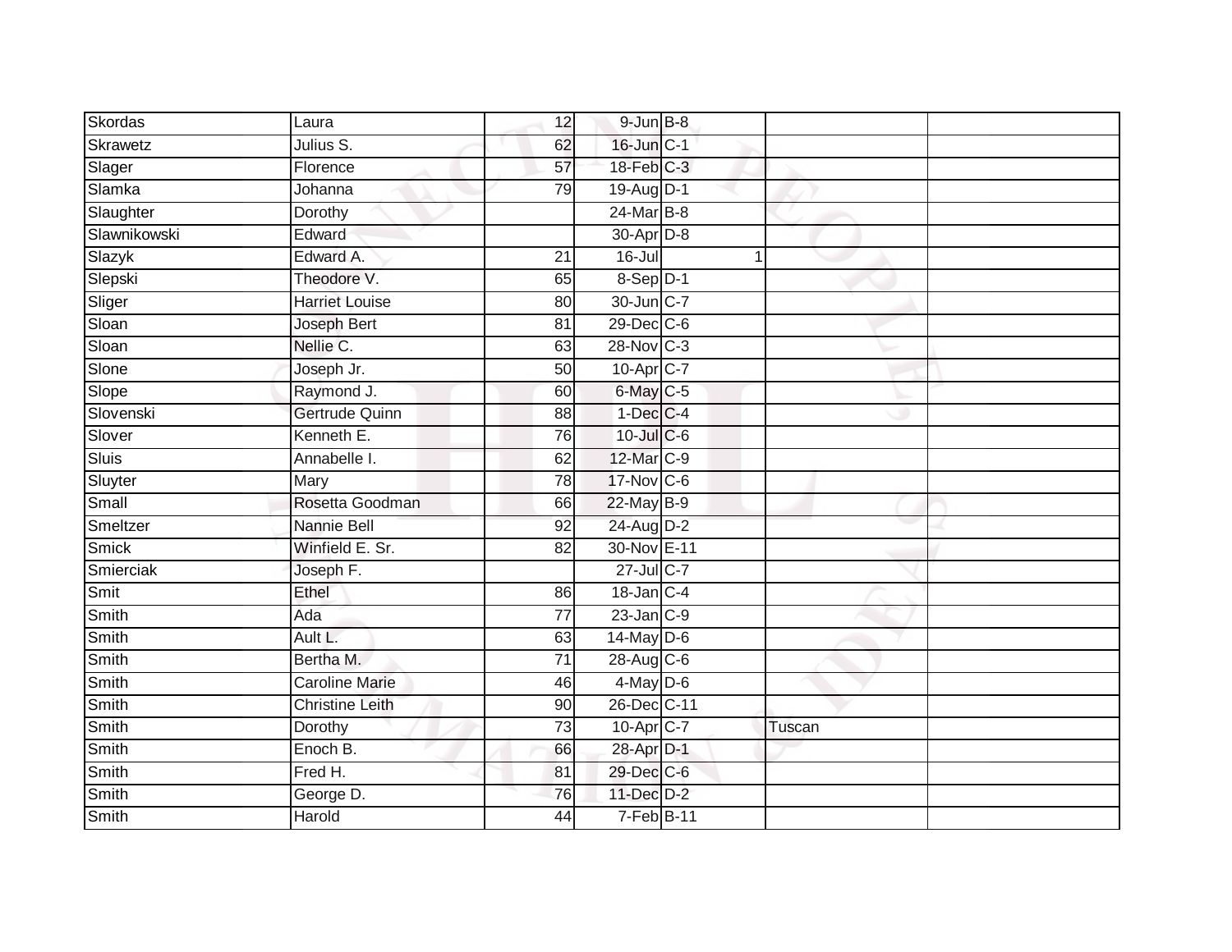| | | | | | | | |
|---|---|---|---|---|---|---|---|
| Skordas | Laura | 12 | 9-Jun | B-8 | | | |
| Skrawetz | Julius S. | 62 | 16-Jun | C-1 | | | |
| Slager | Florence | 57 | 18-Feb | C-3 | | | |
| Slamka | Johanna | 79 | 19-Aug | D-1 | | | |
| Slaughter | Dorothy | | 24-Mar | B-8 | | | |
| Slawnikowski | Edward | | 30-Apr | D-8 | | | |
| Slazyk | Edward A. | 21 | 16-Jul | | 1 | | |
| Slepski | Theodore V. | 65 | 8-Sep | D-1 | | | |
| Sliger | Harriet Louise | 80 | 30-Jun | C-7 | | | |
| Sloan | Joseph Bert | 81 | 29-Dec | C-6 | | | |
| Sloan | Nellie C. | 63 | 28-Nov | C-3 | | | |
| Slone | Joseph Jr. | 50 | 10-Apr | C-7 | | | |
| Slope | Raymond J. | 60 | 6-May | C-5 | | | |
| Slovenski | Gertrude Quinn | 88 | 1-Dec | C-4 | | | |
| Slover | Kenneth E. | 76 | 10-Jul | C-6 | | | |
| Sluis | Annabelle I. | 62 | 12-Mar | C-9 | | | |
| Sluyter | Mary | 78 | 17-Nov | C-6 | | | |
| Small | Rosetta Goodman | 66 | 22-May | B-9 | | | |
| Smeltzer | Nannie Bell | 92 | 24-Aug | D-2 | | | |
| Smick | Winfield E. Sr. | 82 | 30-Nov | E-11 | | | |
| Smierciak | Joseph F. | | 27-Jul | C-7 | | | |
| Smit | Ethel | 86 | 18-Jan | C-4 | | | |
| Smith | Ada | 77 | 23-Jan | C-9 | | | |
| Smith | Ault L. | 63 | 14-May | D-6 | | | |
| Smith | Bertha M. | 71 | 28-Aug | C-6 | | | |
| Smith | Caroline Marie | 46 | 4-May | D-6 | | | |
| Smith | Christine Leith | 90 | 26-Dec | C-11 | | | |
| Smith | Dorothy | 73 | 10-Apr | C-7 | | Tuscan | |
| Smith | Enoch B. | 66 | 28-Apr | D-1 | | | |
| Smith | Fred H. | 81 | 29-Dec | C-6 | | | |
| Smith | George D. | 76 | 11-Dec | D-2 | | | |
| Smith | Harold | 44 | 7-Feb | B-11 | | | |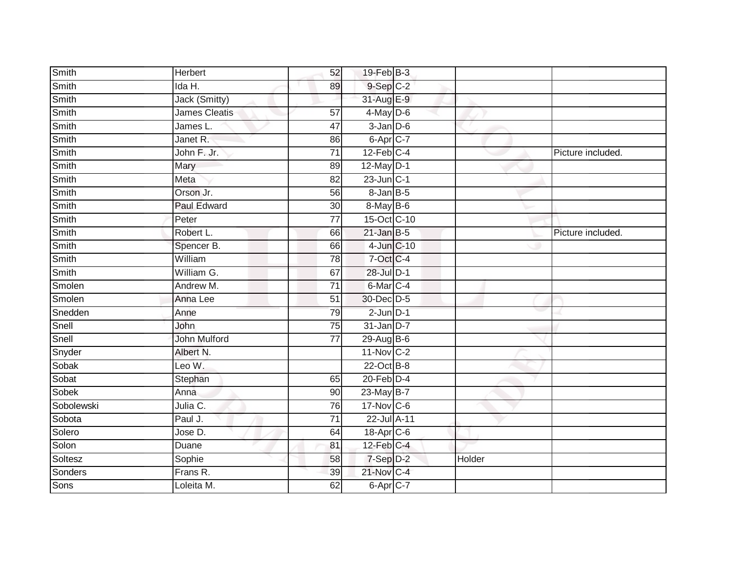| | | | | | | |
|---|---|---|---|---|---|---|
| Smith | Herbert | 52 | 19-Feb | B-3 | | |
| Smith | Ida H. | 89 | 9-Sep | C-2 | | |
| Smith | Jack (Smitty) | | 31-Aug | E-9 | | |
| Smith | James Cleatis | 57 | 4-May | D-6 | | |
| Smith | James L. | 47 | 3-Jan | D-6 | | |
| Smith | Janet R. | 86 | 6-Apr | C-7 | | |
| Smith | John F. Jr. | 71 | 12-Feb | C-4 | | Picture included. |
| Smith | Mary | 89 | 12-May | D-1 | | |
| Smith | Meta | 82 | 23-Jun | C-1 | | |
| Smith | Orson Jr. | 56 | 8-Jan | B-5 | | |
| Smith | Paul Edward | 30 | 8-May | B-6 | | |
| Smith | Peter | 77 | 15-Oct | C-10 | | |
| Smith | Robert L. | 66 | 21-Jan | B-5 | | Picture included. |
| Smith | Spencer B. | 66 | 4-Jun | C-10 | | |
| Smith | William | 78 | 7-Oct | C-4 | | |
| Smith | William G. | 67 | 28-Jul | D-1 | | |
| Smolen | Andrew M. | 71 | 6-Mar | C-4 | | |
| Smolen | Anna Lee | 51 | 30-Dec | D-5 | | |
| Snedden | Anne | 79 | 2-Jun | D-1 | | |
| Snell | John | 75 | 31-Jan | D-7 | | |
| Snell | John Mulford | 77 | 29-Aug | B-6 | | |
| Snyder | Albert N. | | 11-Nov | C-2 | | |
| Sobak | Leo W. | | 22-Oct | B-8 | | |
| Sobat | Stephan | 65 | 20-Feb | D-4 | | |
| Sobek | Anna | 90 | 23-May | B-7 | | |
| Sobolewski | Julia C. | 76 | 17-Nov | C-6 | | |
| Sobota | Paul J. | 71 | 22-Jul | A-11 | | |
| Solero | Jose D. | 64 | 18-Apr | C-6 | | |
| Solon | Duane | 81 | 12-Feb | C-4 | | |
| Soltesz | Sophie | 58 | 7-Sep | D-2 | Holder | |
| Sonders | Frans R. | 39 | 21-Nov | C-4 | | |
| Sons | Loleita M. | 62 | 6-Apr | C-7 | | |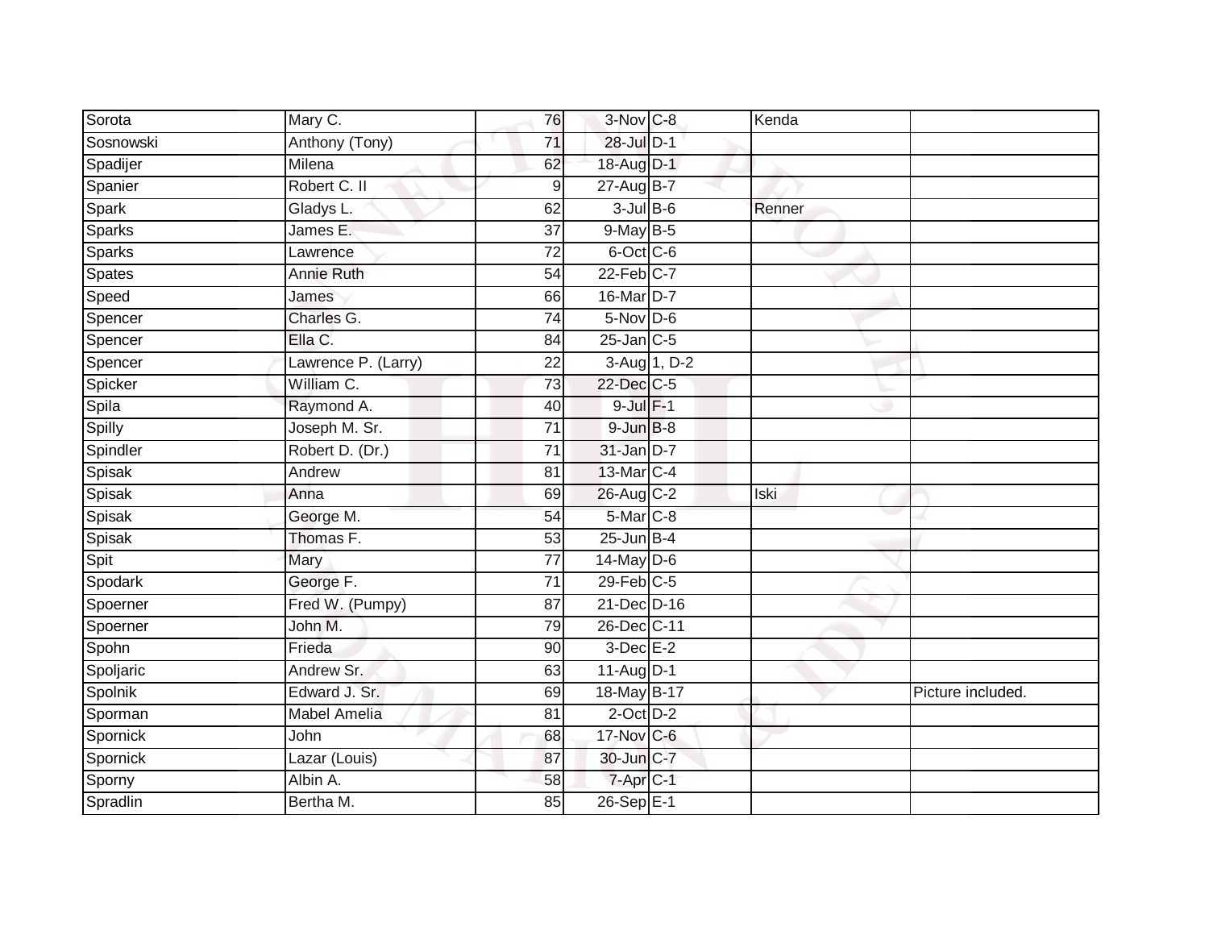| | | | | | | |
|---|---|---|---|---|---|---|
| Sorota | Mary C. | 76 | 3-Nov | C-8 | Kenda | |
| Sosnowski | Anthony (Tony) | 71 | 28-Jul | D-1 | | |
| Spadijer | Milena | 62 | 18-Aug | D-1 | | |
| Spanier | Robert C. II | 9 | 27-Aug | B-7 | | |
| Spark | Gladys L. | 62 | 3-Jul | B-6 | Renner | |
| Sparks | James E. | 37 | 9-May | B-5 | | |
| Sparks | Lawrence | 72 | 6-Oct | C-6 | | |
| Spates | Annie Ruth | 54 | 22-Feb | C-7 | | |
| Speed | James | 66 | 16-Mar | D-7 | | |
| Spencer | Charles G. | 74 | 5-Nov | D-6 | | |
| Spencer | Ella C. | 84 | 25-Jan | C-5 | | |
| Spencer | Lawrence P. (Larry) | 22 | 3-Aug | 1, D-2 | | |
| Spicker | William C. | 73 | 22-Dec | C-5 | | |
| Spila | Raymond A. | 40 | 9-Jul | F-1 | | |
| Spilly | Joseph M. Sr. | 71 | 9-Jun | B-8 | | |
| Spindler | Robert D. (Dr.) | 71 | 31-Jan | D-7 | | |
| Spisak | Andrew | 81 | 13-Mar | C-4 | | |
| Spisak | Anna | 69 | 26-Aug | C-2 | Iski | |
| Spisak | George M. | 54 | 5-Mar | C-8 | | |
| Spisak | Thomas F. | 53 | 25-Jun | B-4 | | |
| Spit | Mary | 77 | 14-May | D-6 | | |
| Spodark | George F. | 71 | 29-Feb | C-5 | | |
| Spoerner | Fred W. (Pumpy) | 87 | 21-Dec | D-16 | | |
| Spoerner | John M. | 79 | 26-Dec | C-11 | | |
| Spohn | Frieda | 90 | 3-Dec | E-2 | | |
| Spoljaric | Andrew Sr. | 63 | 11-Aug | D-1 | | |
| Spolnik | Edward J. Sr. | 69 | 18-May | B-17 | | Picture included. |
| Sporman | Mabel Amelia | 81 | 2-Oct | D-2 | | |
| Spornick | John | 68 | 17-Nov | C-6 | | |
| Spornick | Lazar (Louis) | 87 | 30-Jun | C-7 | | |
| Sporny | Albin A. | 58 | 7-Apr | C-1 | | |
| Spradlin | Bertha M. | 85 | 26-Sep | E-1 | | |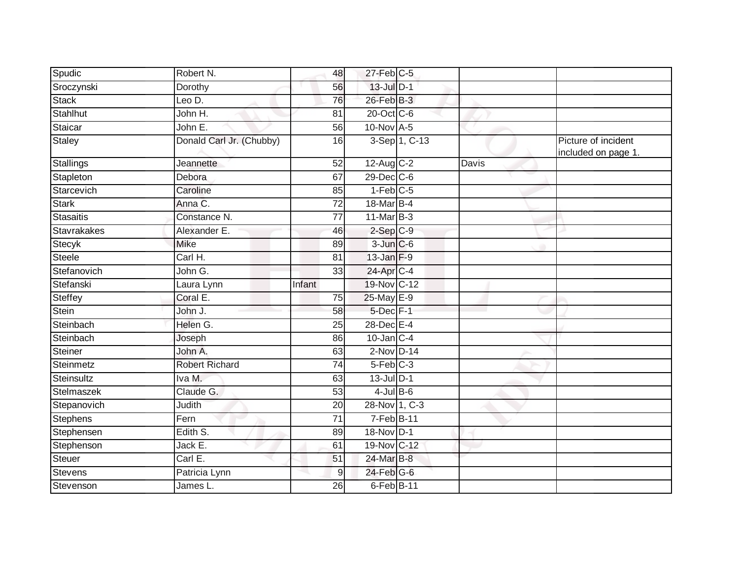| | | | | | | |
|---|---|---|---|---|---|---|
| Spudic | Robert N. | 48 | 27-Feb | C-5 | | |
| Sroczynski | Dorothy | 56 | 13-Jul | D-1 | | |
| Stack | Leo D. | 76 | 26-Feb | B-3 | | |
| Stahlhut | John H. | 81 | 20-Oct | C-6 | | |
| Staicar | John E. | 56 | 10-Nov | A-5 | | |
| Staley | Donald Carl Jr. (Chubby) | 16 | 3-Sep | 1, C-13 | | Picture of incident included on page 1. |
| Stallings | Jeannette | 52 | 12-Aug | C-2 | Davis | |
| Stapleton | Debora | 67 | 29-Dec | C-6 | | |
| Starcevich | Caroline | 85 | 1-Feb | C-5 | | |
| Stark | Anna C. | 72 | 18-Mar | B-4 | | |
| Stasaitis | Constance N. | 77 | 11-Mar | B-3 | | |
| Stavrakakes | Alexander E. | 46 | 2-Sep | C-9 | | |
| Stecyk | Mike | 89 | 3-Jun | C-6 | | |
| Steele | Carl H. | 81 | 13-Jan | F-9 | | |
| Stefanovich | John G. | 33 | 24-Apr | C-4 | | |
| Stefanski | Laura Lynn | Infant | 19-Nov | C-12 | | |
| Steffey | Coral E. | 75 | 25-May | E-9 | | |
| Stein | John J. | 58 | 5-Dec | F-1 | | |
| Steinbach | Helen G. | 25 | 28-Dec | E-4 | | |
| Steinbach | Joseph | 86 | 10-Jan | C-4 | | |
| Steiner | John A. | 63 | 2-Nov | D-14 | | |
| Steinmetz | Robert Richard | 74 | 5-Feb | C-3 | | |
| Steinsultz | Iva M. | 63 | 13-Jul | D-1 | | |
| Stelmaszek | Claude G. | 53 | 4-Jul | B-6 | | |
| Stepanovich | Judith | 20 | 28-Nov | 1, C-3 | | |
| Stephens | Fern | 71 | 7-Feb | B-11 | | |
| Stephensen | Edith S. | 89 | 18-Nov | D-1 | | |
| Stephenson | Jack E. | 61 | 19-Nov | C-12 | | |
| Steuer | Carl E. | 51 | 24-Mar | B-8 | | |
| Stevens | Patricia Lynn | 9 | 24-Feb | G-6 | | |
| Stevenson | James L. | 26 | 6-Feb | B-11 | | |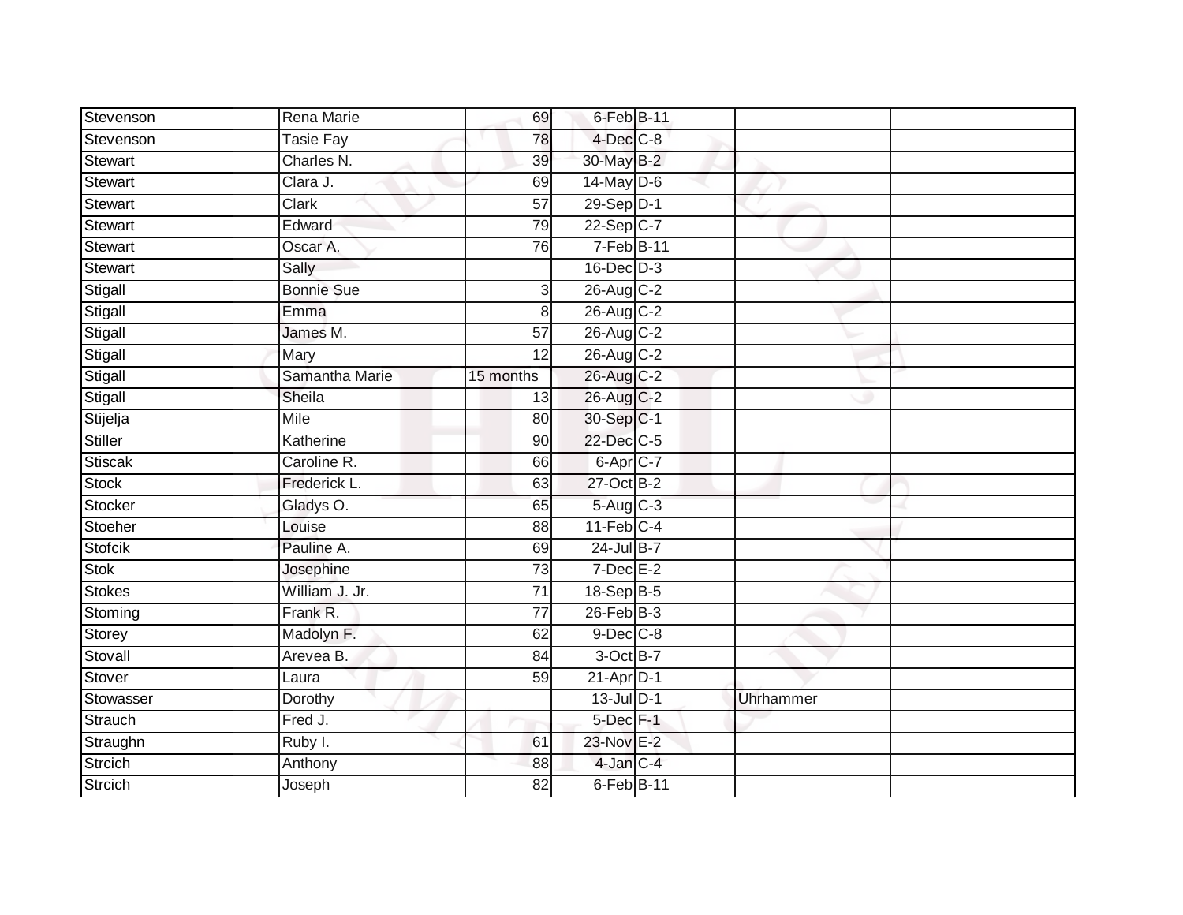| | | | | | | |
|---|---|---|---|---|---|---|
| Stevenson | Rena Marie | 69 | 6-Feb | B-11 | | |
| Stevenson | Tasie Fay | 78 | 4-Dec | C-8 | | |
| Stewart | Charles N. | 39 | 30-May | B-2 | | |
| Stewart | Clara J. | 69 | 14-May | D-6 | | |
| Stewart | Clark | 57 | 29-Sep | D-1 | | |
| Stewart | Edward | 79 | 22-Sep | C-7 | | |
| Stewart | Oscar A. | 76 | 7-Feb | B-11 | | |
| Stewart | Sally | | 16-Dec | D-3 | | |
| Stigall | Bonnie Sue | 3 | 26-Aug | C-2 | | |
| Stigall | Emma | 8 | 26-Aug | C-2 | | |
| Stigall | James M. | 57 | 26-Aug | C-2 | | |
| Stigall | Mary | 12 | 26-Aug | C-2 | | |
| Stigall | Samantha Marie | 15 months | 26-Aug | C-2 | | |
| Stigall | Sheila | 13 | 26-Aug | C-2 | | |
| Stijelja | Mile | 80 | 30-Sep | C-1 | | |
| Stiller | Katherine | 90 | 22-Dec | C-5 | | |
| Stiscak | Caroline R. | 66 | 6-Apr | C-7 | | |
| Stock | Frederick L. | 63 | 27-Oct | B-2 | | |
| Stocker | Gladys O. | 65 | 5-Aug | C-3 | | |
| Stoeher | Louise | 88 | 11-Feb | C-4 | | |
| Stofcik | Pauline A. | 69 | 24-Jul | B-7 | | |
| Stok | Josephine | 73 | 7-Dec | E-2 | | |
| Stokes | William J. Jr. | 71 | 18-Sep | B-5 | | |
| Stoming | Frank R. | 77 | 26-Feb | B-3 | | |
| Storey | Madolyn F. | 62 | 9-Dec | C-8 | | |
| Stovall | Arevea B. | 84 | 3-Oct | B-7 | | |
| Stover | Laura | 59 | 21-Apr | D-1 | | |
| Stowasser | Dorothy | | 13-Jul | D-1 | Uhrhammer | |
| Strauch | Fred J. | | 5-Dec | F-1 | | |
| Straughn | Ruby I. | 61 | 23-Nov | E-2 | | |
| Strcich | Anthony | 88 | 4-Jan | C-4 | | |
| Strcich | Joseph | 82 | 6-Feb | B-11 | | |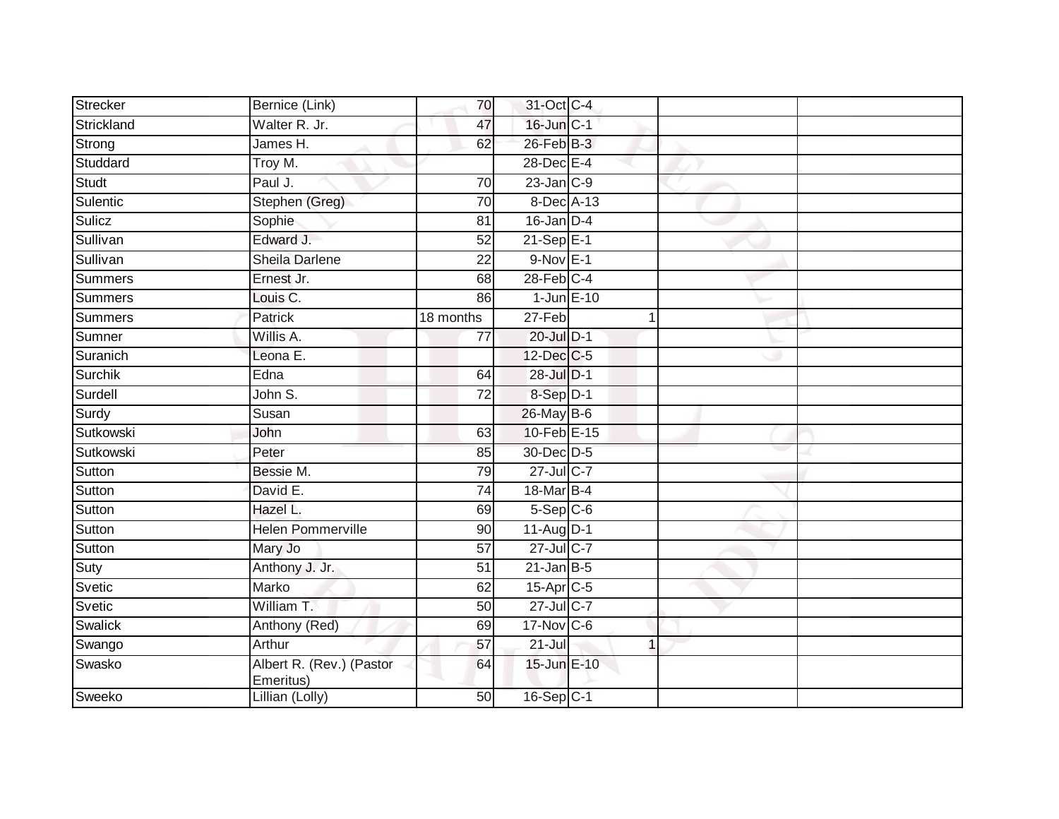| | | | | | | | |
|---|---|---|---|---|---|---|---|
| Strecker | Bernice (Link) | 70 | 31-Oct | C-4 | | | |
| Strickland | Walter R. Jr. | 47 | 16-Jun | C-1 | | | |
| Strong | James H. | 62 | 26-Feb | B-3 | | | |
| Studdard | Troy M. | | 28-Dec | E-4 | | | |
| Studt | Paul J. | 70 | 23-Jan | C-9 | | | |
| Sulentic | Stephen (Greg) | 70 | 8-Dec | A-13 | | | |
| Sulicz | Sophie | 81 | 16-Jan | D-4 | | | |
| Sullivan | Edward J. | 52 | 21-Sep | E-1 | | | |
| Sullivan | Sheila Darlene | 22 | 9-Nov | E-1 | | | |
| Summers | Ernest Jr. | 68 | 28-Feb | C-4 | | | |
| Summers | Louis C. | 86 | 1-Jun | E-10 | | | |
| Summers | Patrick | 18 months | 27-Feb | | 1 | | |
| Sumner | Willis A. | 77 | 20-Jul | D-1 | | | |
| Suranich | Leona E. | | 12-Dec | C-5 | | | |
| Surchik | Edna | 64 | 28-Jul | D-1 | | | |
| Surdell | John S. | 72 | 8-Sep | D-1 | | | |
| Surdy | Susan | | 26-May | B-6 | | | |
| Sutkowski | John | 63 | 10-Feb | E-15 | | | |
| Sutkowski | Peter | 85 | 30-Dec | D-5 | | | |
| Sutton | Bessie M. | 79 | 27-Jul | C-7 | | | |
| Sutton | David E. | 74 | 18-Mar | B-4 | | | |
| Sutton | Hazel L. | 69 | 5-Sep | C-6 | | | |
| Sutton | Helen Pommerville | 90 | 11-Aug | D-1 | | | |
| Sutton | Mary Jo | 57 | 27-Jul | C-7 | | | |
| Suty | Anthony J. Jr. | 51 | 21-Jan | B-5 | | | |
| Svetic | Marko | 62 | 15-Apr | C-5 | | | |
| Svetic | William T. | 50 | 27-Jul | C-7 | | | |
| Swalick | Anthony (Red) | 69 | 17-Nov | C-6 | | | |
| Swango | Arthur | 57 | 21-Jul | | 1 | | |
| Swasko | Albert R. (Rev.) (Pastor Emeritus) | 64 | 15-Jun | E-10 | | | |
| Sweeko | Lillian (Lolly) | 50 | 16-Sep | C-1 | | | |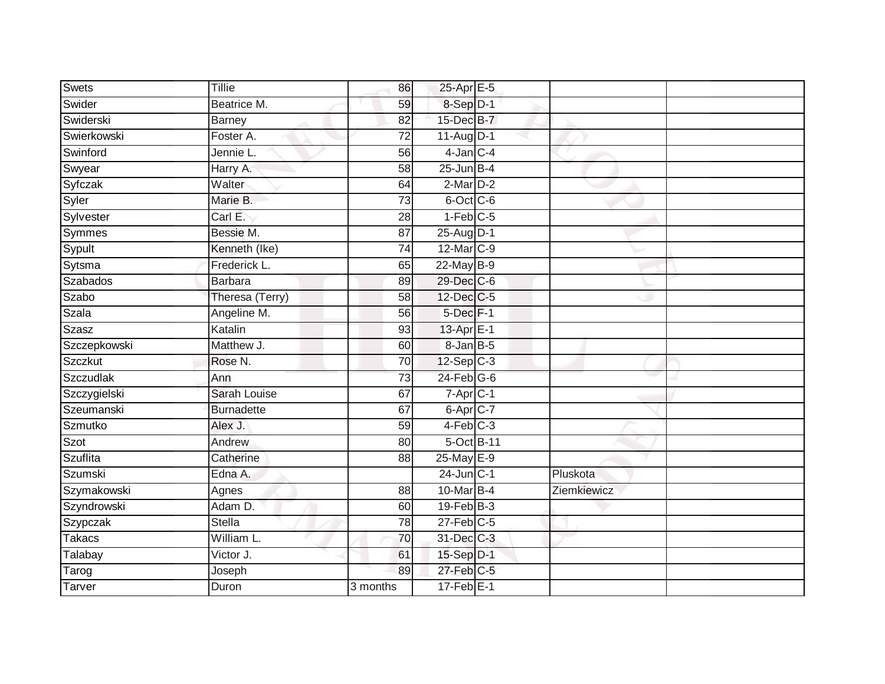| | | | | | | |
|---|---|---|---|---|---|---|
| Swets | Tillie | 86 | 25-Apr | E-5 | | |
| Swider | Beatrice M. | 59 | 8-Sep | D-1 | | |
| Swiderski | Barney | 82 | 15-Dec | B-7 | | |
| Swierkowski | Foster A. | 72 | 11-Aug | D-1 | | |
| Swinford | Jennie L. | 56 | 4-Jan | C-4 | | |
| Swyear | Harry A. | 58 | 25-Jun | B-4 | | |
| Syfczak | Walter | 64 | 2-Mar | D-2 | | |
| Syler | Marie B. | 73 | 6-Oct | C-6 | | |
| Sylvester | Carl E. | 28 | 1-Feb | C-5 | | |
| Symmes | Bessie M. | 87 | 25-Aug | D-1 | | |
| Sypult | Kenneth (Ike) | 74 | 12-Mar | C-9 | | |
| Sytsma | Frederick L. | 65 | 22-May | B-9 | | |
| Szabados | Barbara | 89 | 29-Dec | C-6 | | |
| Szabo | Theresa (Terry) | 58 | 12-Dec | C-5 | | |
| Szala | Angeline M. | 56 | 5-Dec | F-1 | | |
| Szasz | Katalin | 93 | 13-Apr | E-1 | | |
| Szczepkowski | Matthew J. | 60 | 8-Jan | B-5 | | |
| Szczkut | Rose N. | 70 | 12-Sep | C-3 | | |
| Szczudlak | Ann | 73 | 24-Feb | G-6 | | |
| Szczygielski | Sarah Louise | 67 | 7-Apr | C-1 | | |
| Szeumanski | Burnadette | 67 | 6-Apr | C-7 | | |
| Szmutko | Alex J. | 59 | 4-Feb | C-3 | | |
| Szot | Andrew | 80 | 5-Oct | B-11 | | |
| Szuflita | Catherine | 88 | 25-May | E-9 | | |
| Szumski | Edna A. | | 24-Jun | C-1 | Pluskota | |
| Szymakowski | Agnes | 88 | 10-Mar | B-4 | Ziemkiewicz | |
| Szyndrowski | Adam D. | 60 | 19-Feb | B-3 | | |
| Szypczak | Stella | 78 | 27-Feb | C-5 | | |
| Takacs | William L. | 70 | 31-Dec | C-3 | | |
| Talabay | Victor J. | 61 | 15-Sep | D-1 | | |
| Tarog | Joseph | 89 | 27-Feb | C-5 | | |
| Tarver | Duron | 3 months | 17-Feb | E-1 | | |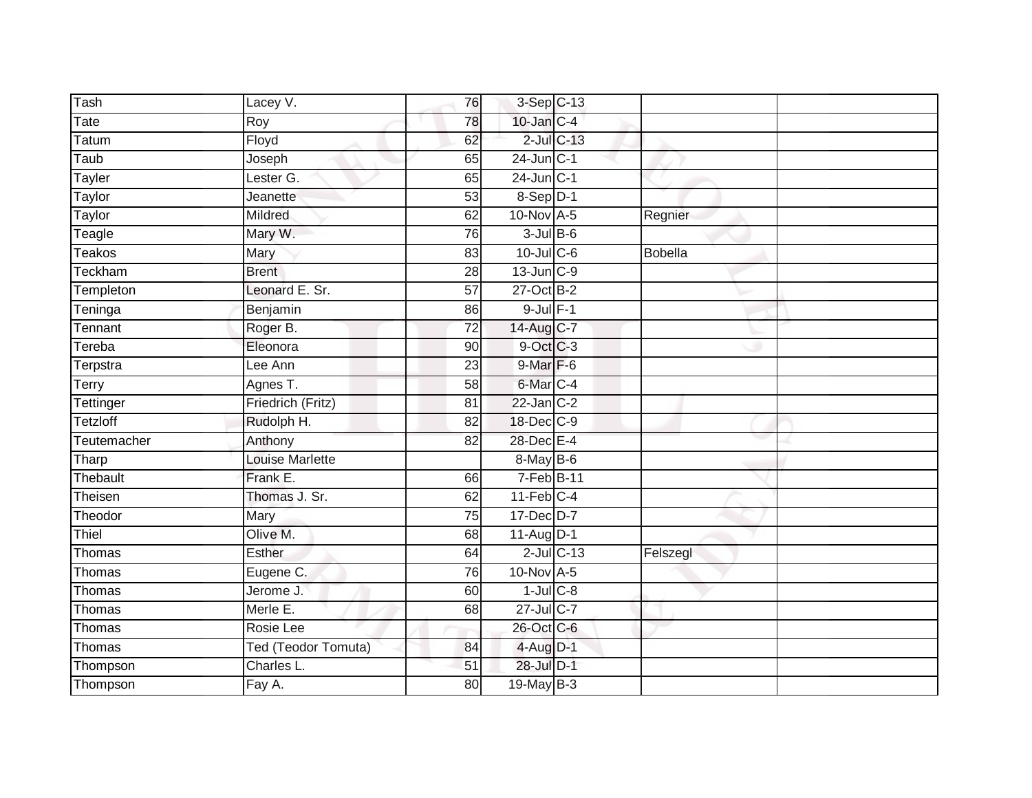| | | | | | | |
|---|---|---|---|---|---|---|
| Tash | Lacey V. | 76 | 3-Sep | C-13 | | |
| Tate | Roy | 78 | 10-Jan | C-4 | | |
| Tatum | Floyd | 62 | 2-Jul | C-13 | | |
| Taub | Joseph | 65 | 24-Jun | C-1 | | |
| Tayler | Lester G. | 65 | 24-Jun | C-1 | | |
| Taylor | Jeanette | 53 | 8-Sep | D-1 | | |
| Taylor | Mildred | 62 | 10-Nov | A-5 | Regnier | |
| Teagle | Mary W. | 76 | 3-Jul | B-6 | | |
| Teakos | Mary | 83 | 10-Jul | C-6 | Bobella | |
| Teckham | Brent | 28 | 13-Jun | C-9 | | |
| Templeton | Leonard E. Sr. | 57 | 27-Oct | B-2 | | |
| Teninga | Benjamin | 86 | 9-Jul | F-1 | | |
| Tennant | Roger B. | 72 | 14-Aug | C-7 | | |
| Tereba | Eleonora | 90 | 9-Oct | C-3 | | |
| Terpstra | Lee Ann | 23 | 9-Mar | F-6 | | |
| Terry | Agnes T. | 58 | 6-Mar | C-4 | | |
| Tettinger | Friedrich (Fritz) | 81 | 22-Jan | C-2 | | |
| Tetzloff | Rudolph H. | 82 | 18-Dec | C-9 | | |
| Teutemacher | Anthony | 82 | 28-Dec | E-4 | | |
| Tharp | Louise Marlette | | 8-May | B-6 | | |
| Thebault | Frank E. | 66 | 7-Feb | B-11 | | |
| Theisen | Thomas J. Sr. | 62 | 11-Feb | C-4 | | |
| Theodor | Mary | 75 | 17-Dec | D-7 | | |
| Thiel | Olive M. | 68 | 11-Aug | D-1 | | |
| Thomas | Esther | 64 | 2-Jul | C-13 | Felszegl | |
| Thomas | Eugene C. | 76 | 10-Nov | A-5 | | |
| Thomas | Jerome J. | 60 | 1-Jul | C-8 | | |
| Thomas | Merle E. | 68 | 27-Jul | C-7 | | |
| Thomas | Rosie Lee | | 26-Oct | C-6 | | |
| Thomas | Ted (Teodor Tomuta) | 84 | 4-Aug | D-1 | | |
| Thompson | Charles L. | 51 | 28-Jul | D-1 | | |
| Thompson | Fay A. | 80 | 19-May | B-3 | | |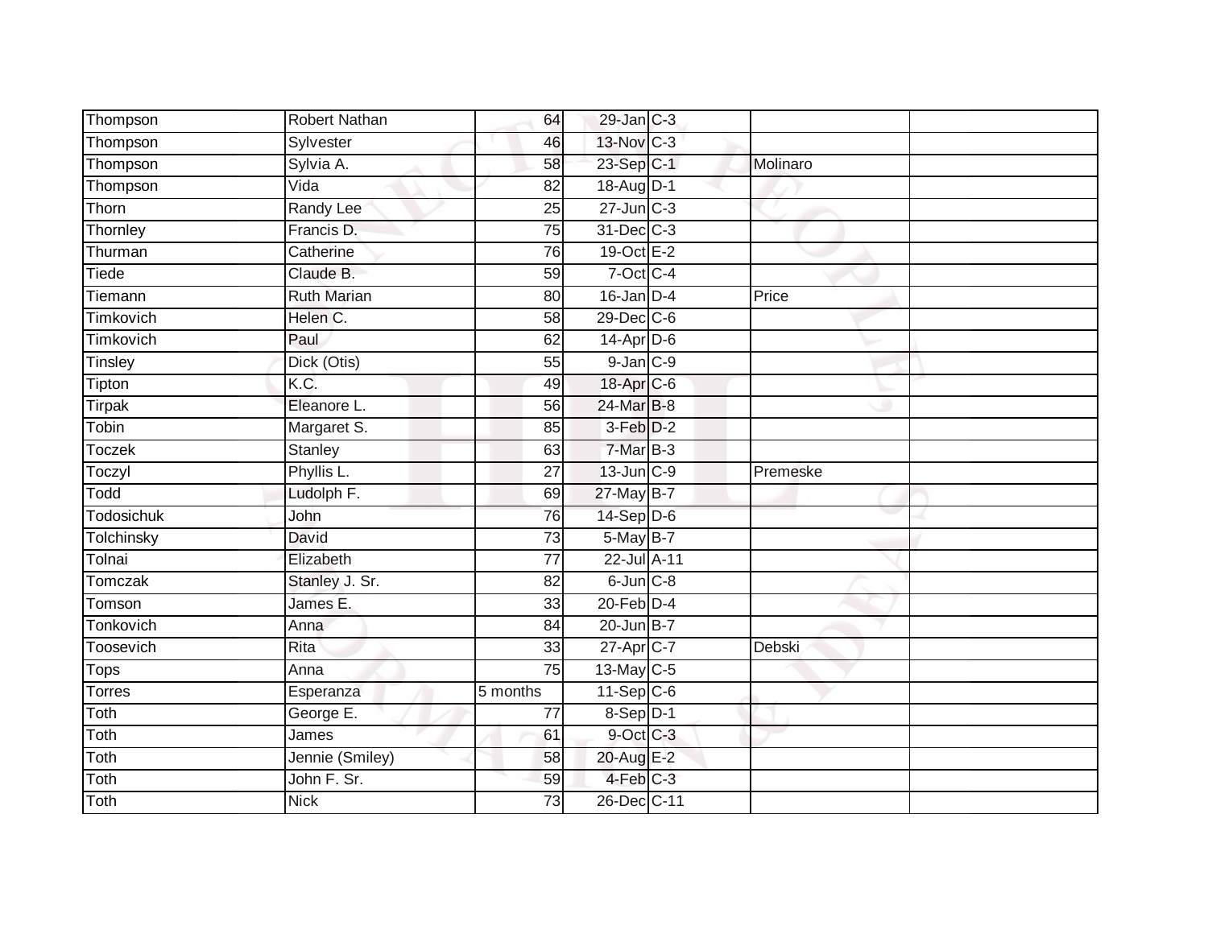| | | | | | | |
|---|---|---|---|---|---|---|
| Thompson | Robert Nathan | 64 | 29-Jan | C-3 | | |
| Thompson | Sylvester | 46 | 13-Nov | C-3 | | |
| Thompson | Sylvia A. | 58 | 23-Sep | C-1 | Molinaro | |
| Thompson | Vida | 82 | 18-Aug | D-1 | | |
| Thorn | Randy Lee | 25 | 27-Jun | C-3 | | |
| Thornley | Francis D. | 75 | 31-Dec | C-3 | | |
| Thurman | Catherine | 76 | 19-Oct | E-2 | | |
| Tiede | Claude B. | 59 | 7-Oct | C-4 | | |
| Tiemann | Ruth Marian | 80 | 16-Jan | D-4 | Price | |
| Timkovich | Helen C. | 58 | 29-Dec | C-6 | | |
| Timkovich | Paul | 62 | 14-Apr | D-6 | | |
| Tinsley | Dick (Otis) | 55 | 9-Jan | C-9 | | |
| Tipton | K.C. | 49 | 18-Apr | C-6 | | |
| Tirpak | Eleanore L. | 56 | 24-Mar | B-8 | | |
| Tobin | Margaret S. | 85 | 3-Feb | D-2 | | |
| Toczek | Stanley | 63 | 7-Mar | B-3 | | |
| Toczyl | Phyllis L. | 27 | 13-Jun | C-9 | Premeske | |
| Todd | Ludolph F. | 69 | 27-May | B-7 | | |
| Todosichuk | John | 76 | 14-Sep | D-6 | | |
| Tolchinsky | David | 73 | 5-May | B-7 | | |
| Tolnai | Elizabeth | 77 | 22-Jul | A-11 | | |
| Tomczak | Stanley J. Sr. | 82 | 6-Jun | C-8 | | |
| Tomson | James E. | 33 | 20-Feb | D-4 | | |
| Tonkovich | Anna | 84 | 20-Jun | B-7 | | |
| Toosevich | Rita | 33 | 27-Apr | C-7 | Debski | |
| Tops | Anna | 75 | 13-May | C-5 | | |
| Torres | Esperanza | 5 months | 11-Sep | C-6 | | |
| Toth | George E. | 77 | 8-Sep | D-1 | | |
| Toth | James | 61 | 9-Oct | C-3 | | |
| Toth | Jennie (Smiley) | 58 | 20-Aug | E-2 | | |
| Toth | John F. Sr. | 59 | 4-Feb | C-3 | | |
| Toth | Nick | 73 | 26-Dec | C-11 | | |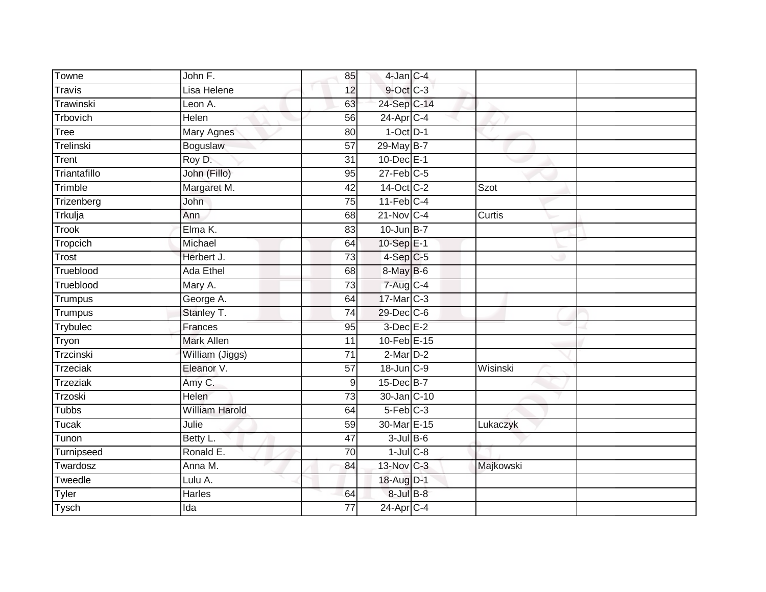| | | | | | | |
|---|---|---|---|---|---|---|
| Towne | John F. | 85 | 4-Jan | C-4 | | |
| Travis | Lisa Helene | 12 | 9-Oct | C-3 | | |
| Trawinski | Leon A. | 63 | 24-Sep | C-14 | | |
| Trbovich | Helen | 56 | 24-Apr | C-4 | | |
| Tree | Mary Agnes | 80 | 1-Oct | D-1 | | |
| Trelinski | Boguslaw | 57 | 29-May | B-7 | | |
| Trent | Roy D. | 31 | 10-Dec | E-1 | | |
| Triantafillo | John (Fillo) | 95 | 27-Feb | C-5 | | |
| Trimble | Margaret M. | 42 | 14-Oct | C-2 | Szot | |
| Trizenberg | John | 75 | 11-Feb | C-4 | | |
| Trkulja | Ann | 68 | 21-Nov | C-4 | Curtis | |
| Trook | Elma K. | 83 | 10-Jun | B-7 | | |
| Tropcich | Michael | 64 | 10-Sep | E-1 | | |
| Trost | Herbert J. | 73 | 4-Sep | C-5 | | |
| Trueblood | Ada Ethel | 68 | 8-May | B-6 | | |
| Trueblood | Mary A. | 73 | 7-Aug | C-4 | | |
| Trumpus | George A. | 64 | 17-Mar | C-3 | | |
| Trumpus | Stanley T. | 74 | 29-Dec | C-6 | | |
| Trybulec | Frances | 95 | 3-Dec | E-2 | | |
| Tryon | Mark Allen | 11 | 10-Feb | E-15 | | |
| Trzcinski | William (Jiggs) | 71 | 2-Mar | D-2 | | |
| Trzeciak | Eleanor V. | 57 | 18-Jun | C-9 | Wisinski | |
| Trzeziak | Amy C. | 9 | 15-Dec | B-7 | | |
| Trzoski | Helen | 73 | 30-Jan | C-10 | | |
| Tubbs | William Harold | 64 | 5-Feb | C-3 | | |
| Tucak | Julie | 59 | 30-Mar | E-15 | Lukaczyk | |
| Tunon | Betty L. | 47 | 3-Jul | B-6 | | |
| Turnipseed | Ronald E. | 70 | 1-Jul | C-8 | | |
| Twardosz | Anna M. | 84 | 13-Nov | C-3 | Majkowski | |
| Tweedle | Lulu A. | | 18-Aug | D-1 | | |
| Tyler | Harles | 64 | 8-Jul | B-8 | | |
| Tysch | Ida | 77 | 24-Apr | C-4 | | |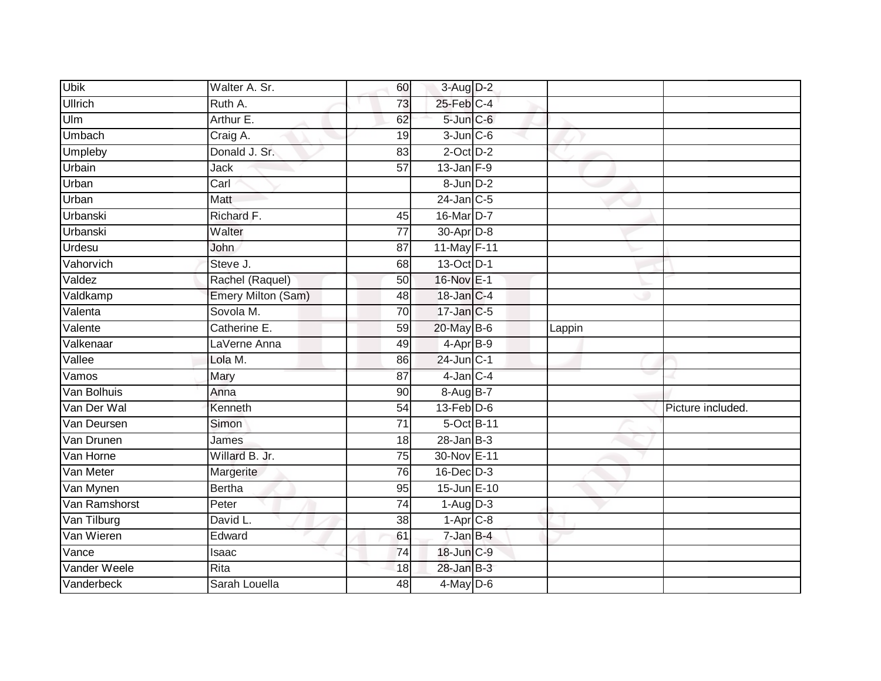| | | | | | | |
|---|---|---|---|---|---|---|
| Ubik | Walter A. Sr. | 60 | 3-Aug | D-2 | | |
| Ullrich | Ruth A. | 73 | 25-Feb | C-4 | | |
| Ulm | Arthur E. | 62 | 5-Jun | C-6 | | |
| Umbach | Craig A. | 19 | 3-Jun | C-6 | | |
| Umpleby | Donald J. Sr. | 83 | 2-Oct | D-2 | | |
| Urbain | Jack | 57 | 13-Jan | F-9 | | |
| Urban | Carl | | 8-Jun | D-2 | | |
| Urban | Matt | | 24-Jan | C-5 | | |
| Urbanski | Richard F. | 45 | 16-Mar | D-7 | | |
| Urbanski | Walter | 77 | 30-Apr | D-8 | | |
| Urdesu | John | 87 | 11-May | F-11 | | |
| Vahorvich | Steve J. | 68 | 13-Oct | D-1 | | |
| Valdez | Rachel (Raquel) | 50 | 16-Nov | E-1 | | |
| Valdkamp | Emery Milton (Sam) | 48 | 18-Jan | C-4 | | |
| Valenta | Sovola M. | 70 | 17-Jan | C-5 | | |
| Valente | Catherine E. | 59 | 20-May | B-6 | Lappin | |
| Valkenaar | LaVerne Anna | 49 | 4-Apr | B-9 | | |
| Vallee | Lola M. | 86 | 24-Jun | C-1 | | |
| Vamos | Mary | 87 | 4-Jan | C-4 | | |
| Van Bolhuis | Anna | 90 | 8-Aug | B-7 | | |
| Van Der Wal | Kenneth | 54 | 13-Feb | D-6 | | Picture included. |
| Van Deursen | Simon | 71 | 5-Oct | B-11 | | |
| Van Drunen | James | 18 | 28-Jan | B-3 | | |
| Van Horne | Willard B. Jr. | 75 | 30-Nov | E-11 | | |
| Van Meter | Margerite | 76 | 16-Dec | D-3 | | |
| Van Mynen | Bertha | 95 | 15-Jun | E-10 | | |
| Van Ramshorst | Peter | 74 | 1-Aug | D-3 | | |
| Van Tilburg | David L. | 38 | 1-Apr | C-8 | | |
| Van Wieren | Edward | 61 | 7-Jan | B-4 | | |
| Vance | Isaac | 74 | 18-Jun | C-9 | | |
| Vander Weele | Rita | 18 | 28-Jan | B-3 | | |
| Vanderbeck | Sarah Louella | 48 | 4-May | D-6 | | |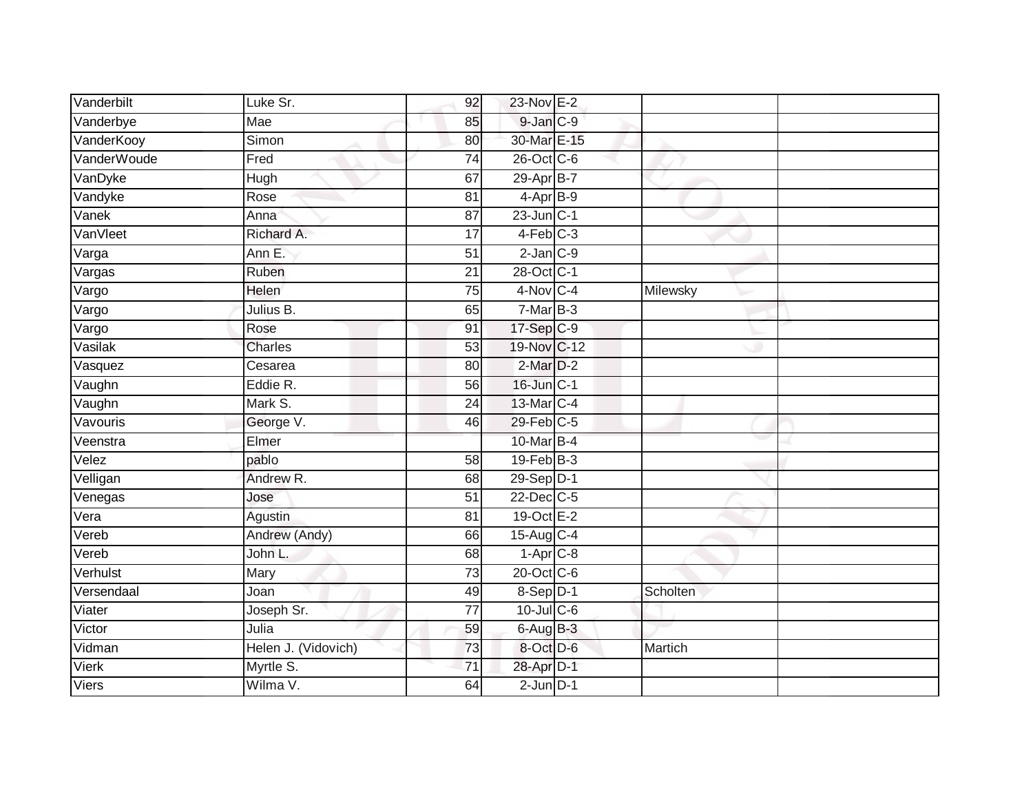| | | | | | | |
|---|---|---|---|---|---|---|
| Vanderbilt | Luke Sr. | 92 | 23-Nov | E-2 | | |
| Vanderbye | Mae | 85 | 9-Jan | C-9 | | |
| VanderKooy | Simon | 80 | 30-Mar | E-15 | | |
| VanderWoude | Fred | 74 | 26-Oct | C-6 | | |
| VanDyke | Hugh | 67 | 29-Apr | B-7 | | |
| Vandyke | Rose | 81 | 4-Apr | B-9 | | |
| Vanek | Anna | 87 | 23-Jun | C-1 | | |
| VanVleet | Richard A. | 17 | 4-Feb | C-3 | | |
| Varga | Ann E. | 51 | 2-Jan | C-9 | | |
| Vargas | Ruben | 21 | 28-Oct | C-1 | | |
| Vargo | Helen | 75 | 4-Nov | C-4 | Milewsky | |
| Vargo | Julius B. | 65 | 7-Mar | B-3 | | |
| Vargo | Rose | 91 | 17-Sep | C-9 | | |
| Vasilak | Charles | 53 | 19-Nov | C-12 | | |
| Vasquez | Cesarea | 80 | 2-Mar | D-2 | | |
| Vaughn | Eddie R. | 56 | 16-Jun | C-1 | | |
| Vaughn | Mark S. | 24 | 13-Mar | C-4 | | |
| Vavouris | George V. | 46 | 29-Feb | C-5 | | |
| Veenstra | Elmer | | 10-Mar | B-4 | | |
| Velez | pablo | 58 | 19-Feb | B-3 | | |
| Velligan | Andrew R. | 68 | 29-Sep | D-1 | | |
| Venegas | Jose | 51 | 22-Dec | C-5 | | |
| Vera | Agustin | 81 | 19-Oct | E-2 | | |
| Vereb | Andrew (Andy) | 66 | 15-Aug | C-4 | | |
| Vereb | John L. | 68 | 1-Apr | C-8 | | |
| Verhulst | Mary | 73 | 20-Oct | C-6 | | |
| Versendaal | Joan | 49 | 8-Sep | D-1 | Scholten | |
| Viater | Joseph Sr. | 77 | 10-Jul | C-6 | | |
| Victor | Julia | 59 | 6-Aug | B-3 | | |
| Vidman | Helen J. (Vidovich) | 73 | 8-Oct | D-6 | Martich | |
| Vierk | Myrtle S. | 71 | 28-Apr | D-1 | | |
| Viers | Wilma V. | 64 | 2-Jun | D-1 | | |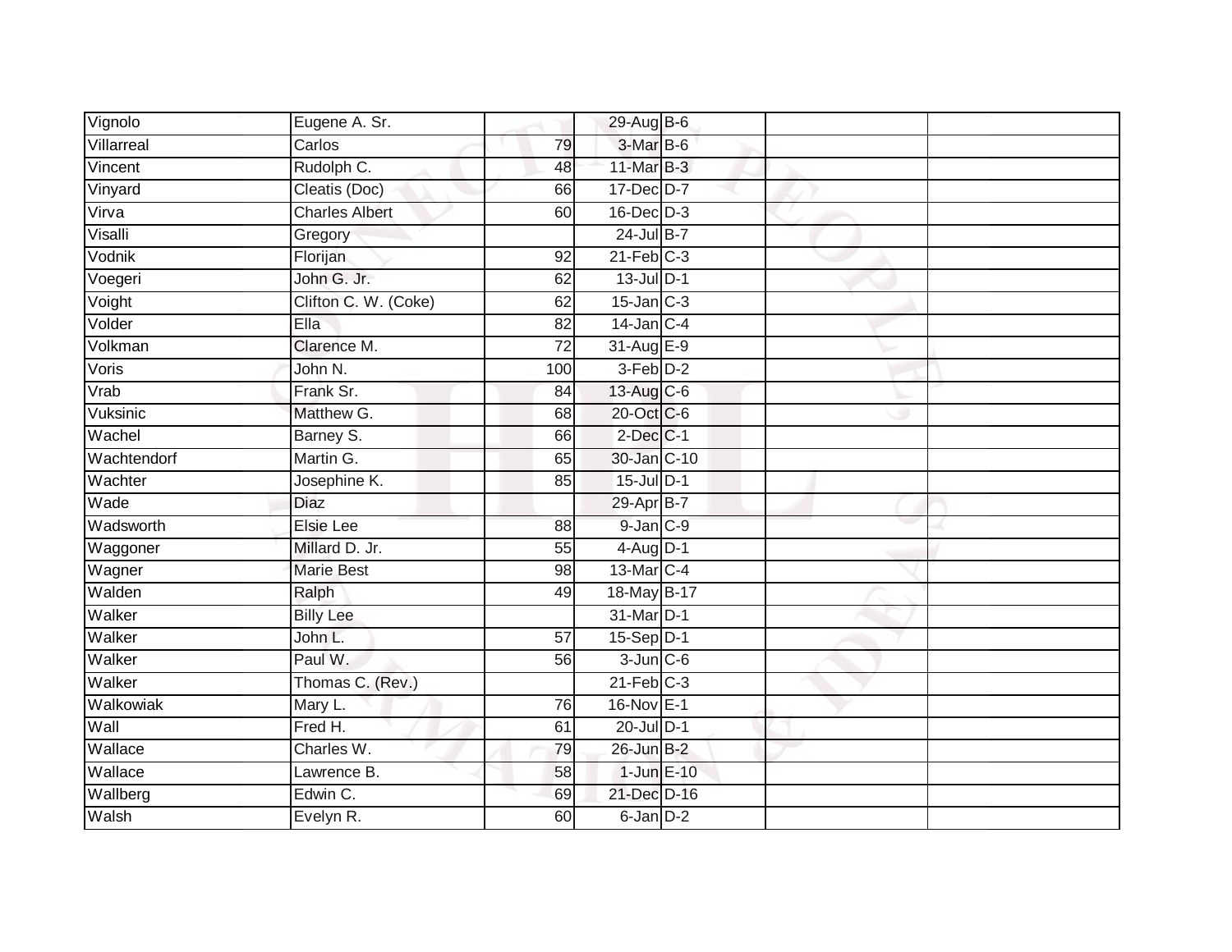| | | | | | | |
|---|---|---|---|---|---|---|
| Vignolo | Eugene A. Sr. | | 29-Aug | B-6 | | |
| Villarreal | Carlos | 79 | 3-Mar | B-6 | | |
| Vincent | Rudolph C. | 48 | 11-Mar | B-3 | | |
| Vinyard | Cleatis (Doc) | 66 | 17-Dec | D-7 | | |
| Virva | Charles Albert | 60 | 16-Dec | D-3 | | |
| Visalli | Gregory | | 24-Jul | B-7 | | |
| Vodnik | Florijan | 92 | 21-Feb | C-3 | | |
| Voegeri | John G. Jr. | 62 | 13-Jul | D-1 | | |
| Voight | Clifton C. W. (Coke) | 62 | 15-Jan | C-3 | | |
| Volder | Ella | 82 | 14-Jan | C-4 | | |
| Volkman | Clarence M. | 72 | 31-Aug | E-9 | | |
| Voris | John N. | 100 | 3-Feb | D-2 | | |
| Vrab | Frank Sr. | 84 | 13-Aug | C-6 | | |
| Vuksinic | Matthew G. | 68 | 20-Oct | C-6 | | |
| Wachel | Barney S. | 66 | 2-Dec | C-1 | | |
| Wachtendorf | Martin G. | 65 | 30-Jan | C-10 | | |
| Wachter | Josephine K. | 85 | 15-Jul | D-1 | | |
| Wade | Diaz | | 29-Apr | B-7 | | |
| Wadsworth | Elsie Lee | 88 | 9-Jan | C-9 | | |
| Waggoner | Millard D. Jr. | 55 | 4-Aug | D-1 | | |
| Wagner | Marie Best | 98 | 13-Mar | C-4 | | |
| Walden | Ralph | 49 | 18-May | B-17 | | |
| Walker | Billy Lee | | 31-Mar | D-1 | | |
| Walker | John L. | 57 | 15-Sep | D-1 | | |
| Walker | Paul W. | 56 | 3-Jun | C-6 | | |
| Walker | Thomas C. (Rev.) | | 21-Feb | C-3 | | |
| Walkowiak | Mary L. | 76 | 16-Nov | E-1 | | |
| Wall | Fred H. | 61 | 20-Jul | D-1 | | |
| Wallace | Charles W. | 79 | 26-Jun | B-2 | | |
| Wallace | Lawrence B. | 58 | 1-Jun | E-10 | | |
| Wallberg | Edwin C. | 69 | 21-Dec | D-16 | | |
| Walsh | Evelyn R. | 60 | 6-Jan | D-2 | | |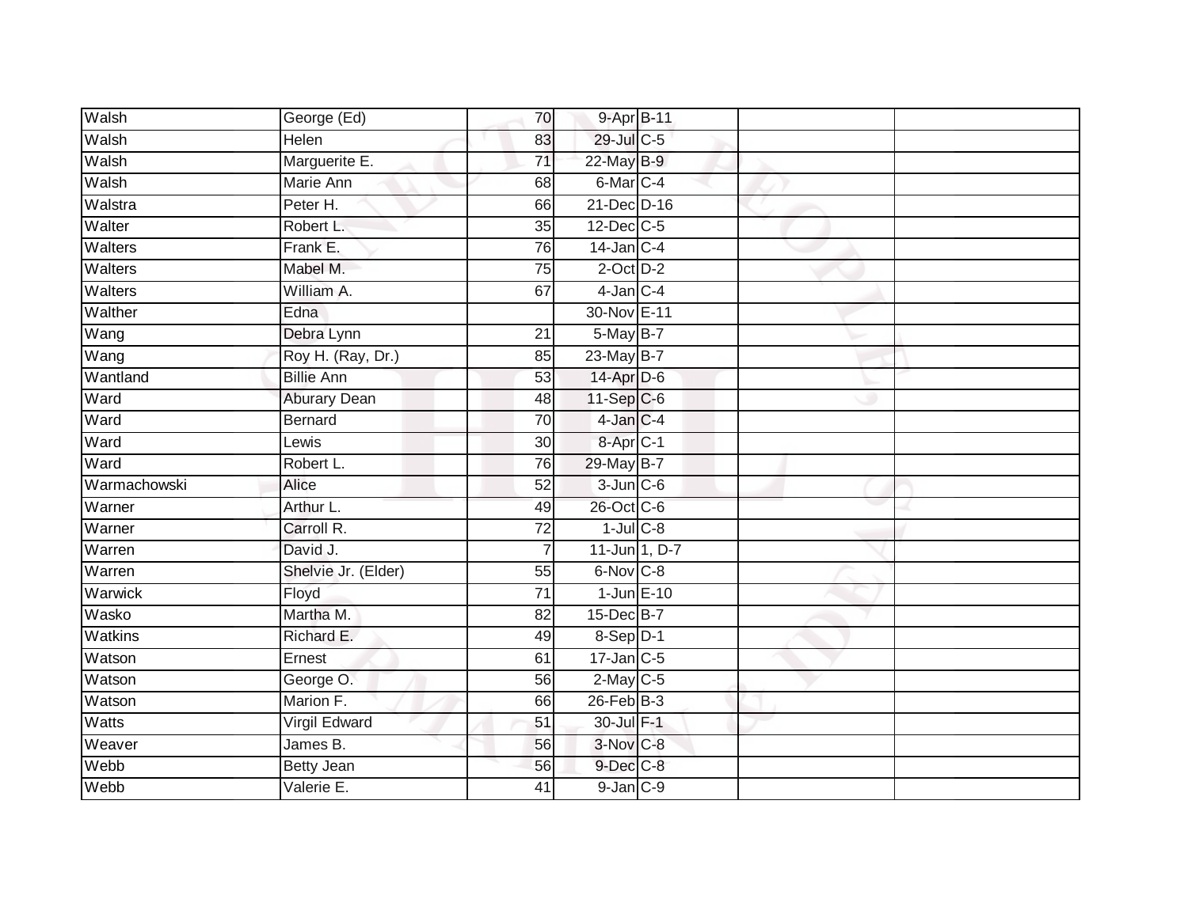| | | | | | | |
|---|---|---|---|---|---|---|
| Walsh | George (Ed) | 70 | 9-Apr | B-11 | | |
| Walsh | Helen | 83 | 29-Jul | C-5 | | |
| Walsh | Marguerite E. | 71 | 22-May | B-9 | | |
| Walsh | Marie Ann | 68 | 6-Mar | C-4 | | |
| Walstra | Peter H. | 66 | 21-Dec | D-16 | | |
| Walter | Robert L. | 35 | 12-Dec | C-5 | | |
| Walters | Frank E. | 76 | 14-Jan | C-4 | | |
| Walters | Mabel M. | 75 | 2-Oct | D-2 | | |
| Walters | William A. | 67 | 4-Jan | C-4 | | |
| Walther | Edna | | 30-Nov | E-11 | | |
| Wang | Debra Lynn | 21 | 5-May | B-7 | | |
| Wang | Roy H. (Ray, Dr.) | 85 | 23-May | B-7 | | |
| Wantland | Billie Ann | 53 | 14-Apr | D-6 | | |
| Ward | Aburary Dean | 48 | 11-Sep | C-6 | | |
| Ward | Bernard | 70 | 4-Jan | C-4 | | |
| Ward | Lewis | 30 | 8-Apr | C-1 | | |
| Ward | Robert L. | 76 | 29-May | B-7 | | |
| Warmachowski | Alice | 52 | 3-Jun | C-6 | | |
| Warner | Arthur L. | 49 | 26-Oct | C-6 | | |
| Warner | Carroll R. | 72 | 1-Jul | C-8 | | |
| Warren | David J. | 7 | 11-Jun | 1, D-7 | | |
| Warren | Shelvie Jr. (Elder) | 55 | 6-Nov | C-8 | | |
| Warwick | Floyd | 71 | 1-Jun | E-10 | | |
| Wasko | Martha M. | 82 | 15-Dec | B-7 | | |
| Watkins | Richard E. | 49 | 8-Sep | D-1 | | |
| Watson | Ernest | 61 | 17-Jan | C-5 | | |
| Watson | George O. | 56 | 2-May | C-5 | | |
| Watson | Marion F. | 66 | 26-Feb | B-3 | | |
| Watts | Virgil Edward | 51 | 30-Jul | F-1 | | |
| Weaver | James B. | 56 | 3-Nov | C-8 | | |
| Webb | Betty Jean | 56 | 9-Dec | C-8 | | |
| Webb | Valerie E. | 41 | 9-Jan | C-9 | | |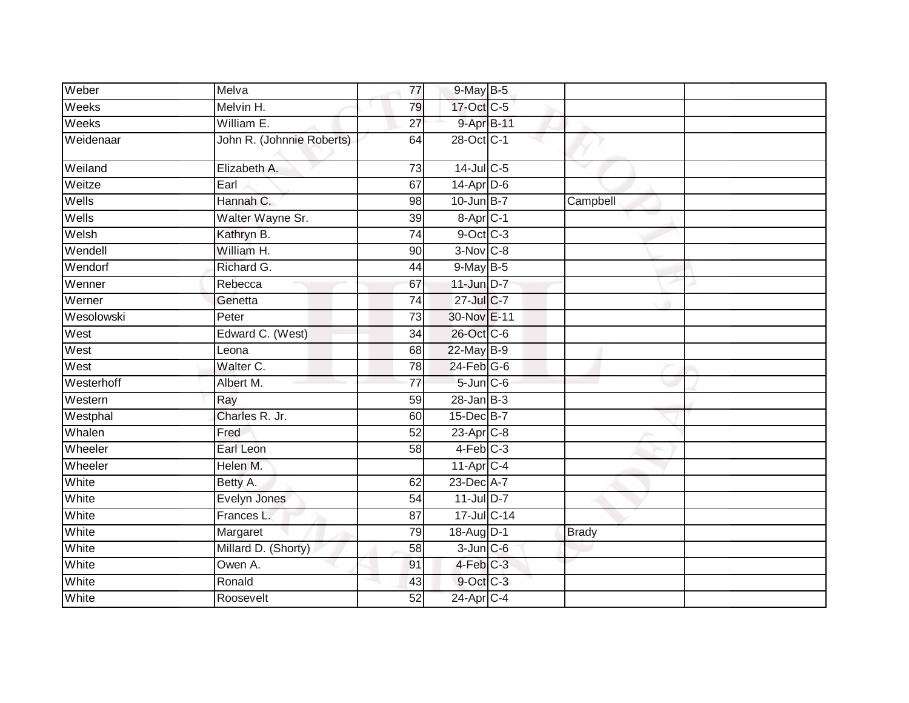| | | | | | | |
|---|---|---|---|---|---|---|
| Weber | Melva | 77 | 9-May | B-5 | | |
| Weeks | Melvin H. | 79 | 17-Oct | C-5 | | |
| Weeks | William E. | 27 | 9-Apr | B-11 | | |
| Weidenaar | John R. (Johnnie Roberts) | 64 | 28-Oct | C-1 | | |
| Weiland | Elizabeth A. | 73 | 14-Jul | C-5 | | |
| Weitze | Earl | 67 | 14-Apr | D-6 | | |
| Wells | Hannah C. | 98 | 10-Jun | B-7 | Campbell | |
| Wells | Walter Wayne Sr. | 39 | 8-Apr | C-1 | | |
| Welsh | Kathryn B. | 74 | 9-Oct | C-3 | | |
| Wendell | William H. | 90 | 3-Nov | C-8 | | |
| Wendorf | Richard G. | 44 | 9-May | B-5 | | |
| Wenner | Rebecca | 67 | 11-Jun | D-7 | | |
| Werner | Genetta | 74 | 27-Jul | C-7 | | |
| Wesolowski | Peter | 73 | 30-Nov | E-11 | | |
| West | Edward C. (West) | 34 | 26-Oct | C-6 | | |
| West | Leona | 68 | 22-May | B-9 | | |
| West | Walter C. | 78 | 24-Feb | G-6 | | |
| Westerhoff | Albert M. | 77 | 5-Jun | C-6 | | |
| Western | Ray | 59 | 28-Jan | B-3 | | |
| Westphal | Charles R. Jr. | 60 | 15-Dec | B-7 | | |
| Whalen | Fred | 52 | 23-Apr | C-8 | | |
| Wheeler | Earl Leon | 58 | 4-Feb | C-3 | | |
| Wheeler | Helen M. | | 11-Apr | C-4 | | |
| White | Betty A. | 62 | 23-Dec | A-7 | | |
| White | Evelyn Jones | 54 | 11-Jul | D-7 | | |
| White | Frances L. | 87 | 17-Jul | C-14 | | |
| White | Margaret | 79 | 18-Aug | D-1 | Brady | |
| White | Millard D. (Shorty) | 58 | 3-Jun | C-6 | | |
| White | Owen A. | 91 | 4-Feb | C-3 | | |
| White | Ronald | 43 | 9-Oct | C-3 | | |
| White | Roosevelt | 52 | 24-Apr | C-4 | | |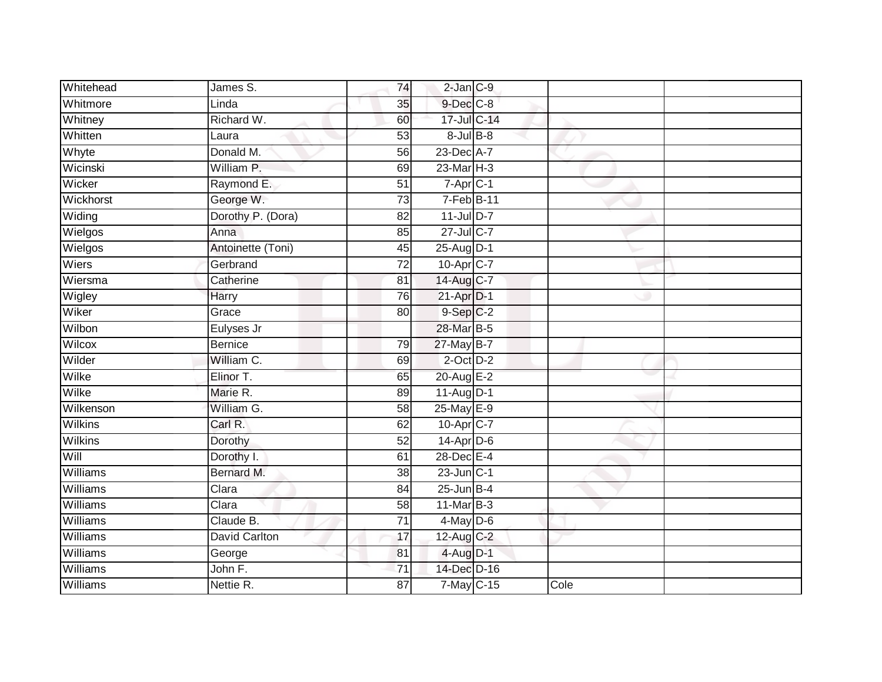| | | | | | | |
|---|---|---|---|---|---|---|
| Whitehead | James S. | 74 | 2-Jan | C-9 | | |
| Whitmore | Linda | 35 | 9-Dec | C-8 | | |
| Whitney | Richard W. | 60 | 17-Jul | C-14 | | |
| Whitten | Laura | 53 | 8-Jul | B-8 | | |
| Whyte | Donald M. | 56 | 23-Dec | A-7 | | |
| Wicinski | William P. | 69 | 23-Mar | H-3 | | |
| Wicker | Raymond E. | 51 | 7-Apr | C-1 | | |
| Wickhorst | George W. | 73 | 7-Feb | B-11 | | |
| Widing | Dorothy P. (Dora) | 82 | 11-Jul | D-7 | | |
| Wielgos | Anna | 85 | 27-Jul | C-7 | | |
| Wielgos | Antoinette (Toni) | 45 | 25-Aug | D-1 | | |
| Wiers | Gerbrand | 72 | 10-Apr | C-7 | | |
| Wiersma | Catherine | 81 | 14-Aug | C-7 | | |
| Wigley | Harry | 76 | 21-Apr | D-1 | | |
| Wiker | Grace | 80 | 9-Sep | C-2 | | |
| Wilbon | Eulyses Jr | | 28-Mar | B-5 | | |
| Wilcox | Bernice | 79 | 27-May | B-7 | | |
| Wilder | William C. | 69 | 2-Oct | D-2 | | |
| Wilke | Elinor T. | 65 | 20-Aug | E-2 | | |
| Wilke | Marie R. | 89 | 11-Aug | D-1 | | |
| Wilkenson | William G. | 58 | 25-May | E-9 | | |
| Wilkins | Carl R. | 62 | 10-Apr | C-7 | | |
| Wilkins | Dorothy | 52 | 14-Apr | D-6 | | |
| Will | Dorothy I. | 61 | 28-Dec | E-4 | | |
| Williams | Bernard M. | 38 | 23-Jun | C-1 | | |
| Williams | Clara | 84 | 25-Jun | B-4 | | |
| Williams | Clara | 58 | 11-Mar | B-3 | | |
| Williams | Claude B. | 71 | 4-May | D-6 | | |
| Williams | David Carlton | 17 | 12-Aug | C-2 | | |
| Williams | George | 81 | 4-Aug | D-1 | | |
| Williams | John F. | 71 | 14-Dec | D-16 | | |
| Williams | Nettie R. | 87 | 7-May | C-15 | Cole | |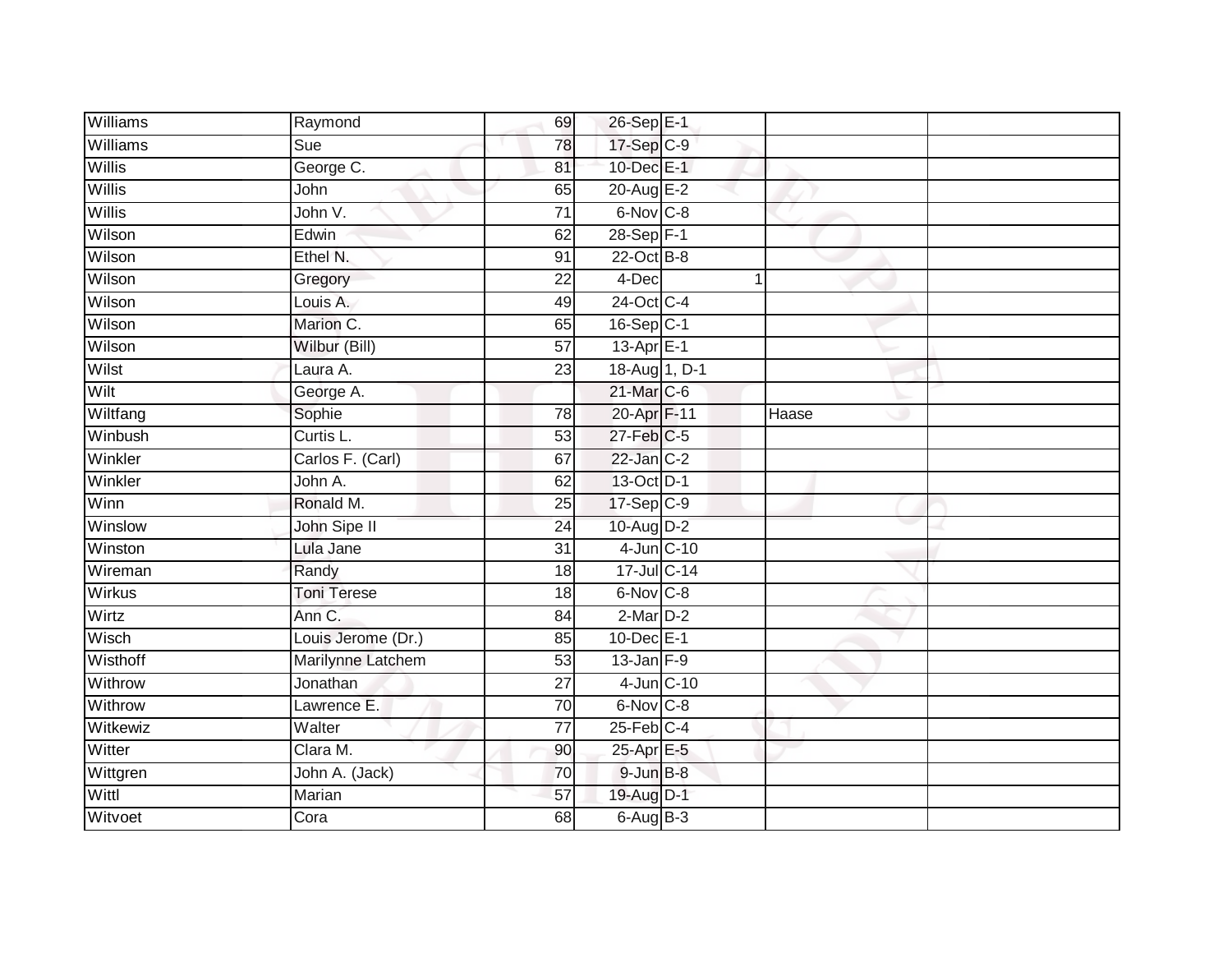| | | | | | | | |
|---|---|---|---|---|---|---|---|
| Williams | Raymond | 69 | 26-Sep | E-1 | | | |
| Williams | Sue | 78 | 17-Sep | C-9 | | | |
| Willis | George C. | 81 | 10-Dec | E-1 | | | |
| Willis | John | 65 | 20-Aug | E-2 | | | |
| Willis | John V. | 71 | 6-Nov | C-8 | | | |
| Wilson | Edwin | 62 | 28-Sep | F-1 | | | |
| Wilson | Ethel N. | 91 | 22-Oct | B-8 | | | |
| Wilson | Gregory | 22 | 4-Dec | | 1 | | |
| Wilson | Louis A. | 49 | 24-Oct | C-4 | | | |
| Wilson | Marion C. | 65 | 16-Sep | C-1 | | | |
| Wilson | Wilbur (Bill) | 57 | 13-Apr | E-1 | | | |
| Wilst | Laura A. | 23 | 18-Aug | 1, D-1 | | | |
| Wilt | George A. | | 21-Mar | C-6 | | | |
| Wiltfang | Sophie | 78 | 20-Apr | F-11 | | Haase | |
| Winbush | Curtis L. | 53 | 27-Feb | C-5 | | | |
| Winkler | Carlos F. (Carl) | 67 | 22-Jan | C-2 | | | |
| Winkler | John A. | 62 | 13-Oct | D-1 | | | |
| Winn | Ronald M. | 25 | 17-Sep | C-9 | | | |
| Winslow | John Sipe II | 24 | 10-Aug | D-2 | | | |
| Winston | Lula Jane | 31 | 4-Jun | C-10 | | | |
| Wireman | Randy | 18 | 17-Jul | C-14 | | | |
| Wirkus | Toni Terese | 18 | 6-Nov | C-8 | | | |
| Wirtz | Ann C. | 84 | 2-Mar | D-2 | | | |
| Wisch | Louis Jerome (Dr.) | 85 | 10-Dec | E-1 | | | |
| Wisthoff | Marilynne Latchem | 53 | 13-Jan | F-9 | | | |
| Withrow | Jonathan | 27 | 4-Jun | C-10 | | | |
| Withrow | Lawrence E. | 70 | 6-Nov | C-8 | | | |
| Witkewiz | Walter | 77 | 25-Feb | C-4 | | | |
| Witter | Clara M. | 90 | 25-Apr | E-5 | | | |
| Wittgren | John A. (Jack) | 70 | 9-Jun | B-8 | | | |
| Wittl | Marian | 57 | 19-Aug | D-1 | | | |
| Witvoet | Cora | 68 | 6-Aug | B-3 | | | |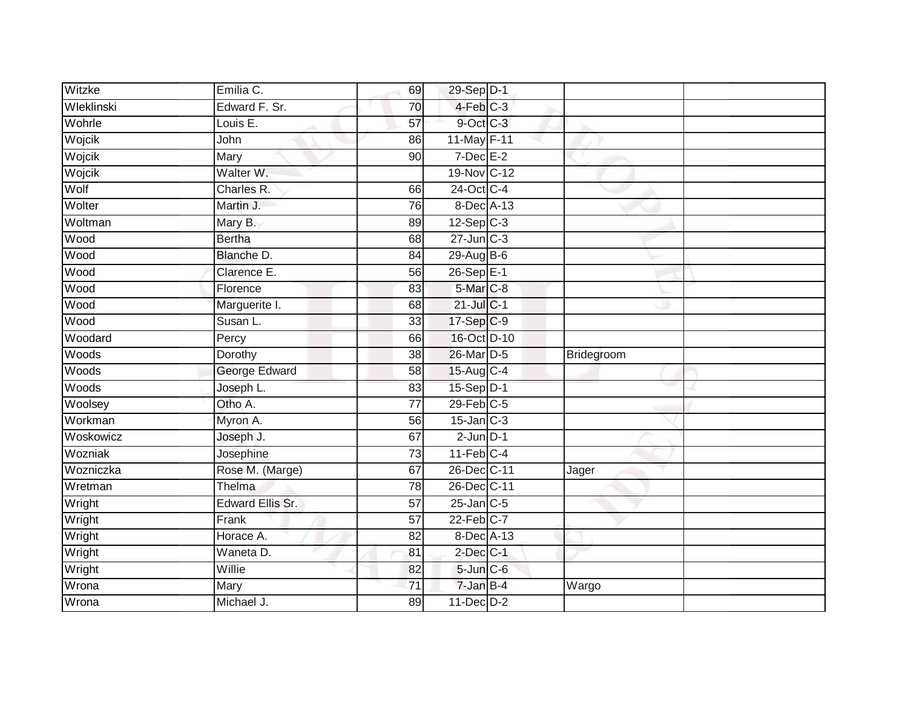| | | | | | | |
|---|---|---|---|---|---|---|
| Witzke | Emilia C. | 69 | 29-Sep | D-1 | | |
| Wleklinski | Edward F. Sr. | 70 | 4-Feb | C-3 | | |
| Wohrle | Louis E. | 57 | 9-Oct | C-3 | | |
| Wojcik | John | 86 | 11-May | F-11 | | |
| Wojcik | Mary | 90 | 7-Dec | E-2 | | |
| Wojcik | Walter W. | | 19-Nov | C-12 | | |
| Wolf | Charles R. | 66 | 24-Oct | C-4 | | |
| Wolter | Martin J. | 76 | 8-Dec | A-13 | | |
| Woltman | Mary B. | 89 | 12-Sep | C-3 | | |
| Wood | Bertha | 68 | 27-Jun | C-3 | | |
| Wood | Blanche D. | 84 | 29-Aug | B-6 | | |
| Wood | Clarence E. | 56 | 26-Sep | E-1 | | |
| Wood | Florence | 83 | 5-Mar | C-8 | | |
| Wood | Marguerite I. | 68 | 21-Jul | C-1 | | |
| Wood | Susan L. | 33 | 17-Sep | C-9 | | |
| Woodard | Percy | 66 | 16-Oct | D-10 | | |
| Woods | Dorothy | 38 | 26-Mar | D-5 | Bridegroom | |
| Woods | George Edward | 58 | 15-Aug | C-4 | | |
| Woods | Joseph L. | 83 | 15-Sep | D-1 | | |
| Woolsey | Otho A. | 77 | 29-Feb | C-5 | | |
| Workman | Myron A. | 56 | 15-Jan | C-3 | | |
| Woskowicz | Joseph J. | 67 | 2-Jun | D-1 | | |
| Wozniak | Josephine | 73 | 11-Feb | C-4 | | |
| Wozniczka | Rose M. (Marge) | 67 | 26-Dec | C-11 | Jager | |
| Wretman | Thelma | 78 | 26-Dec | C-11 | | |
| Wright | Edward Ellis Sr. | 57 | 25-Jan | C-5 | | |
| Wright | Frank | 57 | 22-Feb | C-7 | | |
| Wright | Horace A. | 82 | 8-Dec | A-13 | | |
| Wright | Waneta D. | 81 | 2-Dec | C-1 | | |
| Wright | Willie | 82 | 5-Jun | C-6 | | |
| Wrona | Mary | 71 | 7-Jan | B-4 | Wargo | |
| Wrona | Michael J. | 89 | 11-Dec | D-2 | | |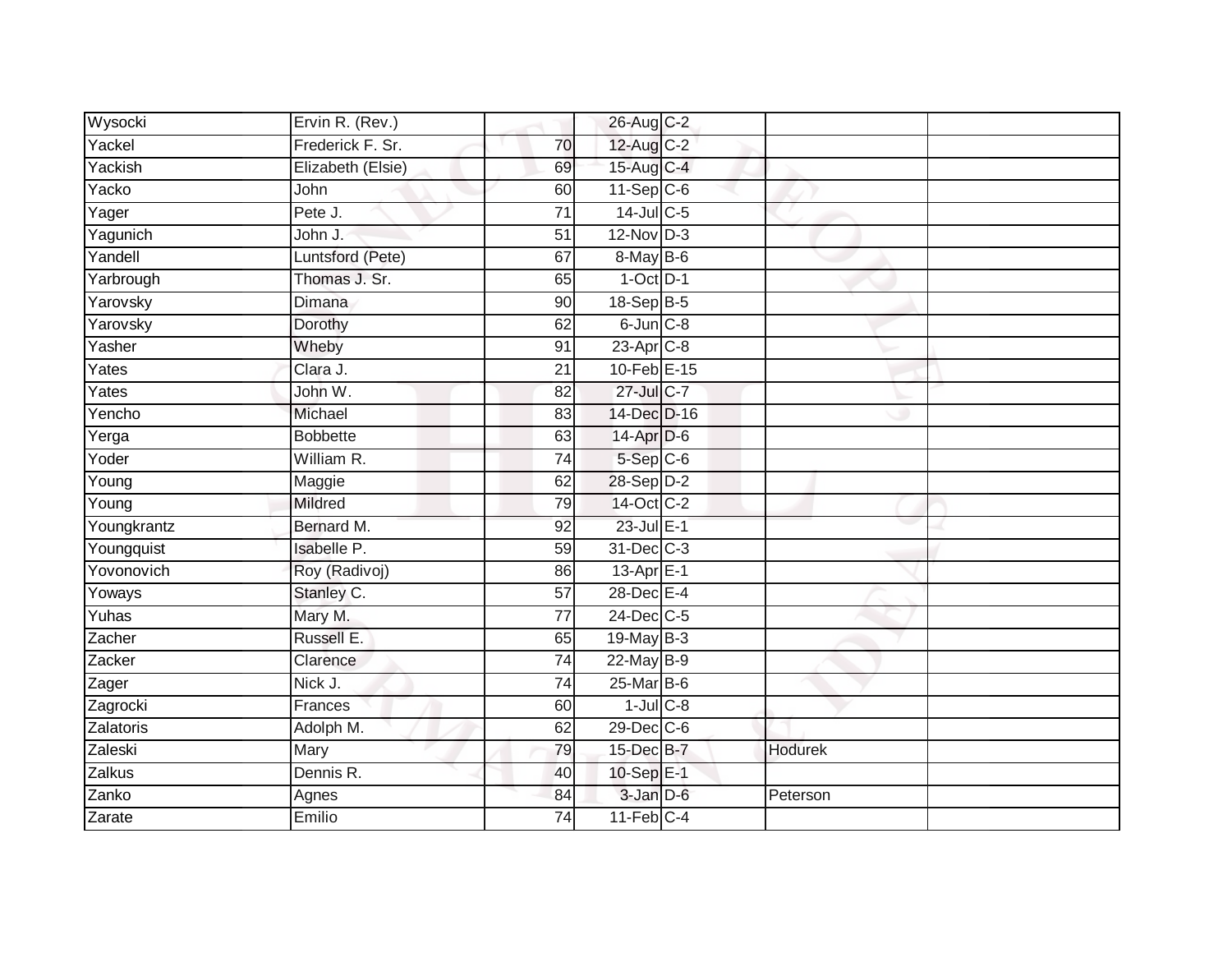| | | | | | | |
|---|---|---|---|---|---|---|
| Wysocki | Ervin R. (Rev.) | | 26-Aug | C-2 | | |
| Yackel | Frederick F. Sr. | 70 | 12-Aug | C-2 | | |
| Yackish | Elizabeth (Elsie) | 69 | 15-Aug | C-4 | | |
| Yacko | John | 60 | 11-Sep | C-6 | | |
| Yager | Pete J. | 71 | 14-Jul | C-5 | | |
| Yagunich | John J. | 51 | 12-Nov | D-3 | | |
| Yandell | Luntsford (Pete) | 67 | 8-May | B-6 | | |
| Yarbrough | Thomas J. Sr. | 65 | 1-Oct | D-1 | | |
| Yarovsky | Dimana | 90 | 18-Sep | B-5 | | |
| Yarovsky | Dorothy | 62 | 6-Jun | C-8 | | |
| Yasher | Wheby | 91 | 23-Apr | C-8 | | |
| Yates | Clara J. | 21 | 10-Feb | E-15 | | |
| Yates | John W. | 82 | 27-Jul | C-7 | | |
| Yencho | Michael | 83 | 14-Dec | D-16 | | |
| Yerga | Bobbette | 63 | 14-Apr | D-6 | | |
| Yoder | William R. | 74 | 5-Sep | C-6 | | |
| Young | Maggie | 62 | 28-Sep | D-2 | | |
| Young | Mildred | 79 | 14-Oct | C-2 | | |
| Youngkrantz | Bernard M. | 92 | 23-Jul | E-1 | | |
| Youngquist | Isabelle P. | 59 | 31-Dec | C-3 | | |
| Yovonovich | Roy (Radivoj) | 86 | 13-Apr | E-1 | | |
| Yoways | Stanley C. | 57 | 28-Dec | E-4 | | |
| Yuhas | Mary M. | 77 | 24-Dec | C-5 | | |
| Zacher | Russell E. | 65 | 19-May | B-3 | | |
| Zacker | Clarence | 74 | 22-May | B-9 | | |
| Zager | Nick J. | 74 | 25-Mar | B-6 | | |
| Zagrocki | Frances | 60 | 1-Jul | C-8 | | |
| Zalatoris | Adolph M. | 62 | 29-Dec | C-6 | | |
| Zaleski | Mary | 79 | 15-Dec | B-7 | Hodurek | |
| Zalkus | Dennis R. | 40 | 10-Sep | E-1 | | |
| Zanko | Agnes | 84 | 3-Jan | D-6 | Peterson | |
| Zarate | Emilio | 74 | 11-Feb | C-4 | | |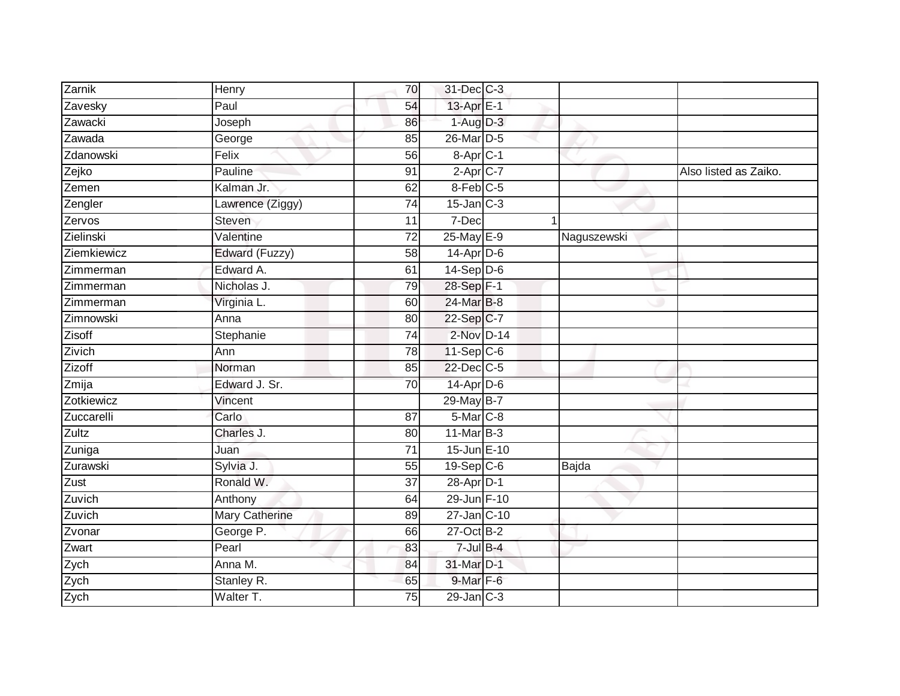| | | | | | | |
|---|---|---|---|---|---|---|
| Zarnik | Henry | 70 | 31-Dec | C-3 | | |
| Zavesky | Paul | 54 | 13-Apr | E-1 | | |
| Zawacki | Joseph | 86 | 1-Aug | D-3 | | |
| Zawada | George | 85 | 26-Mar | D-5 | | |
| Zdanowski | Felix | 56 | 8-Apr | C-1 | | |
| Zejko | Pauline | 91 | 2-Apr | C-7 | | Also listed as Zaiko. |
| Zemen | Kalman Jr. | 62 | 8-Feb | C-5 | | |
| Zengler | Lawrence (Ziggy) | 74 | 15-Jan | C-3 | | |
| Zervos | Steven | 11 | 7-Dec | 1 | | |
| Zielinski | Valentine | 72 | 25-May | E-9 | Naguszewski | |
| Ziemkiewicz | Edward (Fuzzy) | 58 | 14-Apr | D-6 | | |
| Zimmerman | Edward A. | 61 | 14-Sep | D-6 | | |
| Zimmerman | Nicholas J. | 79 | 28-Sep | F-1 | | |
| Zimmerman | Virginia L. | 60 | 24-Mar | B-8 | | |
| Zimnowski | Anna | 80 | 22-Sep | C-7 | | |
| Zisoff | Stephanie | 74 | 2-Nov | D-14 | | |
| Zivich | Ann | 78 | 11-Sep | C-6 | | |
| Zizoff | Norman | 85 | 22-Dec | C-5 | | |
| Zmija | Edward J. Sr. | 70 | 14-Apr | D-6 | | |
| Zotkiewicz | Vincent | | 29-May | B-7 | | |
| Zuccarelli | Carlo | 87 | 5-Mar | C-8 | | |
| Zultz | Charles J. | 80 | 11-Mar | B-3 | | |
| Zuniga | Juan | 71 | 15-Jun | E-10 | | |
| Zurawski | Sylvia J. | 55 | 19-Sep | C-6 | Bajda | |
| Zust | Ronald W. | 37 | 28-Apr | D-1 | | |
| Zuvich | Anthony | 64 | 29-Jun | F-10 | | |
| Zuvich | Mary Catherine | 89 | 27-Jan | C-10 | | |
| Zvonar | George P. | 66 | 27-Oct | B-2 | | |
| Zwart | Pearl | 83 | 7-Jul | B-4 | | |
| Zych | Anna M. | 84 | 31-Mar | D-1 | | |
| Zych | Stanley R. | 65 | 9-Mar | F-6 | | |
| Zych | Walter T. | 75 | 29-Jan | C-3 | | |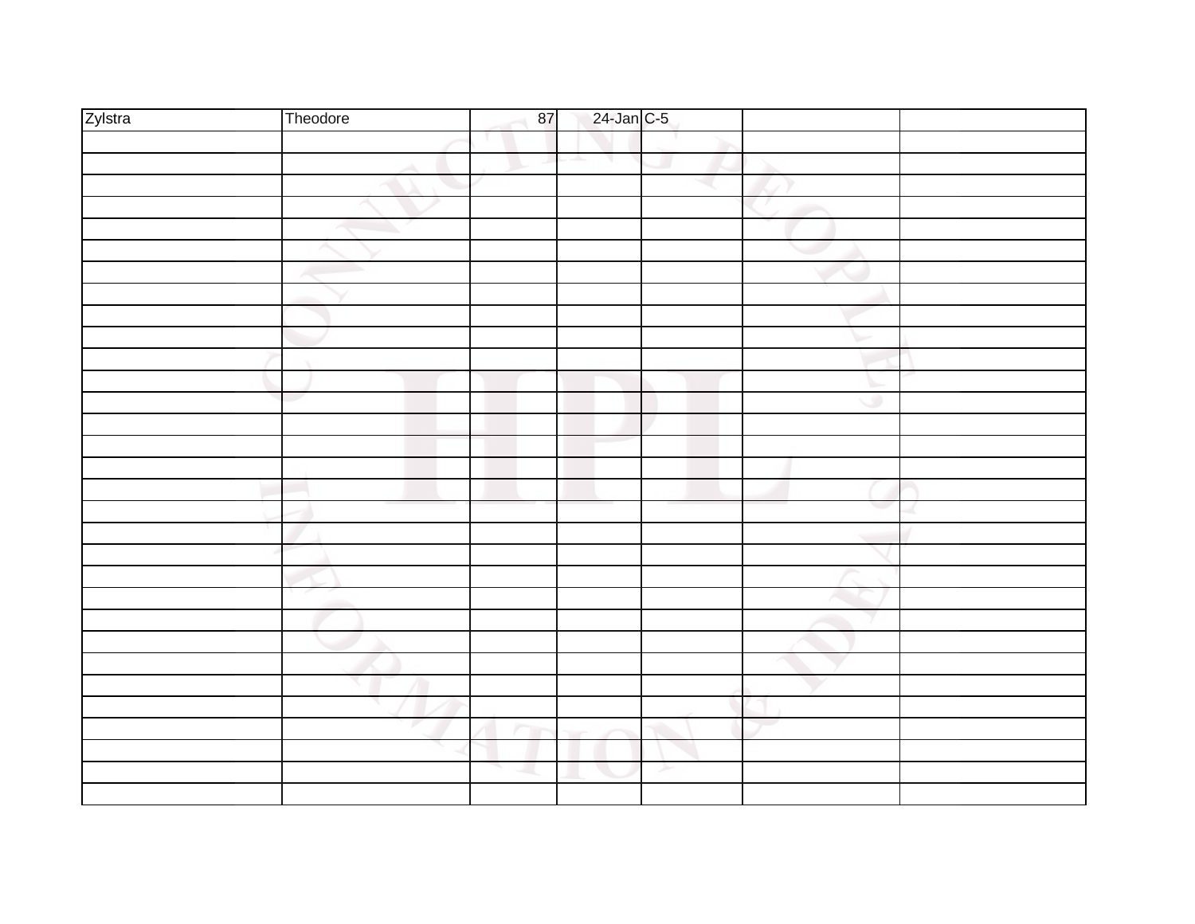| | | | | | | |
|---|---|---|---|---|---|---|
| Zylstra | Theodore | 87 | 24-Jan | C-5 | | |